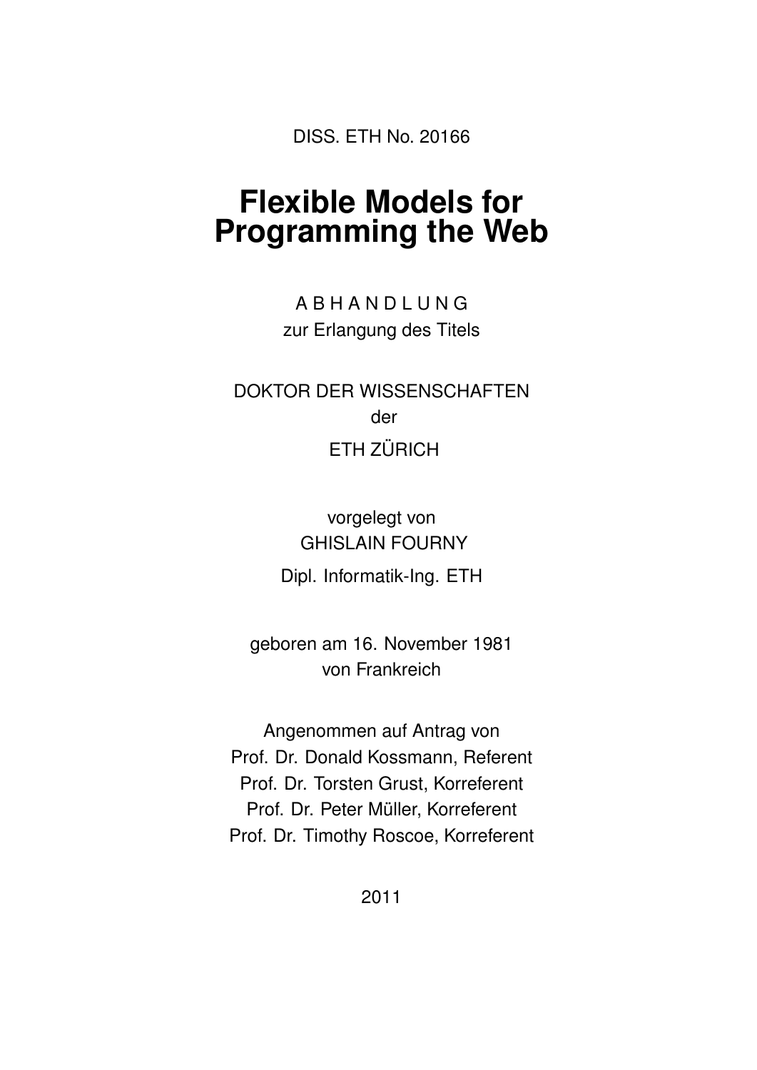DISS. ETH No. 20166

# Flexible Models for Programming the Web

A B H A N D L U N G
zur Erlangung des Titels

DOKTOR DER WISSENSCHAFTEN
der
ETH ZÜRICH

vorgelegt von
GHISLAIN FOURNY
Dipl. Informatik-Ing. ETH

geboren am 16. November 1981
von Frankreich

Angenommen auf Antrag von
Prof. Dr. Donald Kossmann, Referent
Prof. Dr. Torsten Grust, Korreferent
Prof. Dr. Peter Müller, Korreferent
Prof. Dr. Timothy Roscoe, Korreferent

2011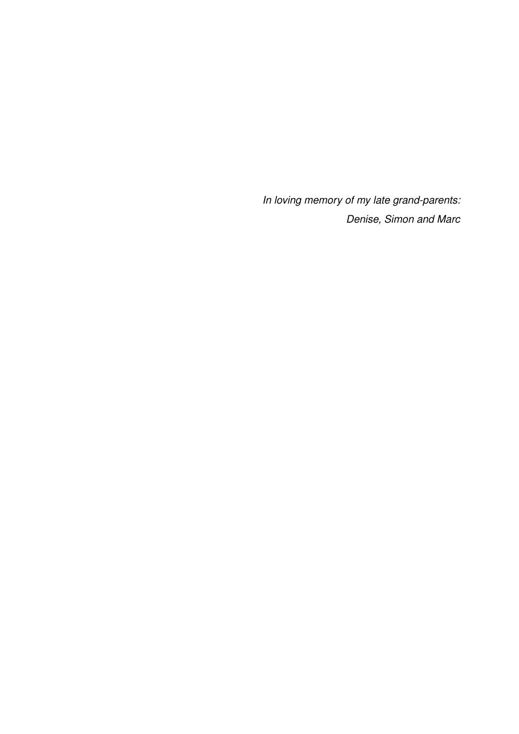*In loving memory of my late grand-parents:*

*Denise, Simon and Marc*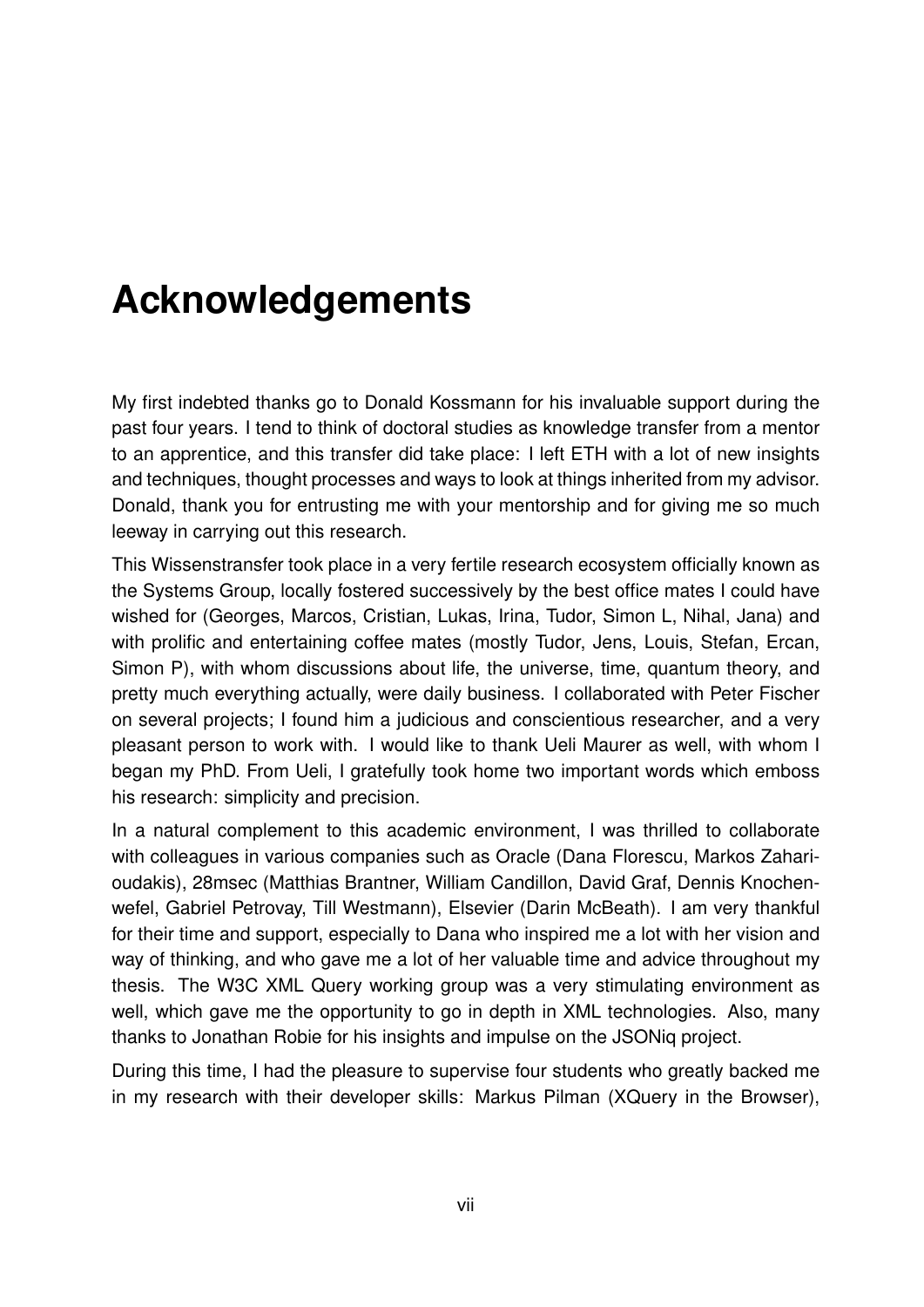# Acknowledgements

My first indebted thanks go to Donald Kossmann for his invaluable support during the past four years. I tend to think of doctoral studies as knowledge transfer from a mentor to an apprentice, and this transfer did take place: I left ETH with a lot of new insights and techniques, thought processes and ways to look at things inherited from my advisor. Donald, thank you for entrusting me with your mentorship and for giving me so much leeway in carrying out this research.

This Wissenstransfer took place in a very fertile research ecosystem officially known as the Systems Group, locally fostered successively by the best office mates I could have wished for (Georges, Marcos, Cristian, Lukas, Irina, Tudor, Simon L, Nihal, Jana) and with prolific and entertaining coffee mates (mostly Tudor, Jens, Louis, Stefan, Ercan, Simon P), with whom discussions about life, the universe, time, quantum theory, and pretty much everything actually, were daily business. I collaborated with Peter Fischer on several projects; I found him a judicious and conscientious researcher, and a very pleasant person to work with. I would like to thank Ueli Maurer as well, with whom I began my PhD. From Ueli, I gratefully took home two important words which emboss his research: simplicity and precision.

In a natural complement to this academic environment, I was thrilled to collaborate with colleagues in various companies such as Oracle (Dana Florescu, Markos Zaharioudakis), 28msec (Matthias Brantner, William Candillon, David Graf, Dennis Knochenwefel, Gabriel Petrovay, Till Westmann), Elsevier (Darin McBeath). I am very thankful for their time and support, especially to Dana who inspired me a lot with her vision and way of thinking, and who gave me a lot of her valuable time and advice throughout my thesis. The W3C XML Query working group was a very stimulating environment as well, which gave me the opportunity to go in depth in XML technologies. Also, many thanks to Jonathan Robie for his insights and impulse on the JSONiq project.

During this time, I had the pleasure to supervise four students who greatly backed me in my research with their developer skills: Markus Pilman (XQuery in the Browser),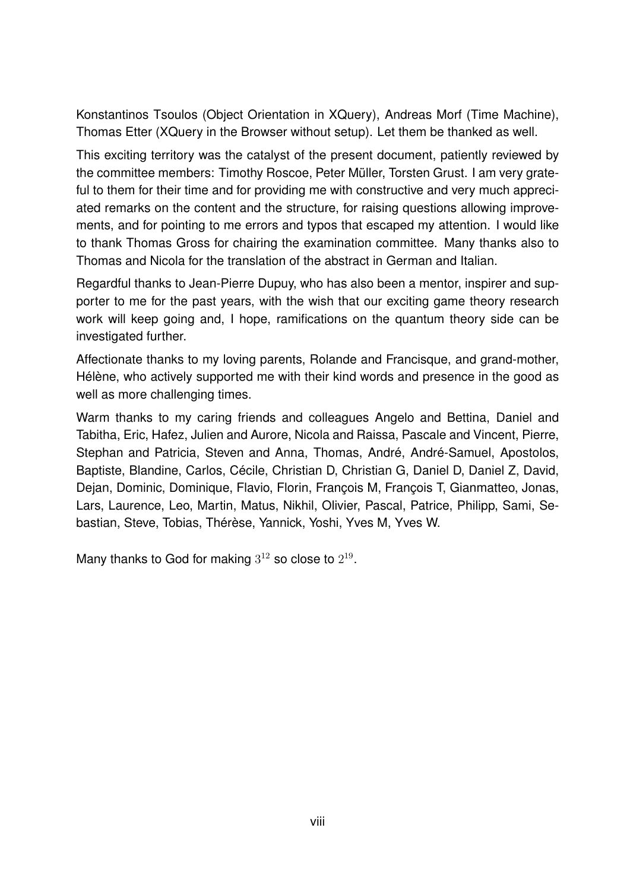Konstantinos Tsoulos (Object Orientation in XQuery), Andreas Morf (Time Machine), Thomas Etter (XQuery in the Browser without setup). Let them be thanked as well.

This exciting territory was the catalyst of the present document, patiently reviewed by the committee members: Timothy Roscoe, Peter Müller, Torsten Grust. I am very grateful to them for their time and for providing me with constructive and very much appreciated remarks on the content and the structure, for raising questions allowing improvements, and for pointing to me errors and typos that escaped my attention. I would like to thank Thomas Gross for chairing the examination committee. Many thanks also to Thomas and Nicola for the translation of the abstract in German and Italian.

Regardful thanks to Jean-Pierre Dupuy, who has also been a mentor, inspirer and supporter to me for the past years, with the wish that our exciting game theory research work will keep going and, I hope, ramifications on the quantum theory side can be investigated further.

Affectionate thanks to my loving parents, Rolande and Francisque, and grand-mother, Hélène, who actively supported me with their kind words and presence in the good as well as more challenging times.

Warm thanks to my caring friends and colleagues Angelo and Bettina, Daniel and Tabitha, Eric, Hafez, Julien and Aurore, Nicola and Raissa, Pascale and Vincent, Pierre, Stephan and Patricia, Steven and Anna, Thomas, André, André-Samuel, Apostolos, Baptiste, Blandine, Carlos, Cécile, Christian D, Christian G, Daniel D, Daniel Z, David, Dejan, Dominic, Dominique, Flavio, Florin, François M, François T, Gianmatteo, Jonas, Lars, Laurence, Leo, Martin, Matus, Nikhil, Olivier, Pascal, Patrice, Philipp, Sami, Sebastian, Steve, Tobias, Thérèse, Yannick, Yoshi, Yves M, Yves W.

Many thanks to God for making $3^{12}$ so close to $2^{19}$.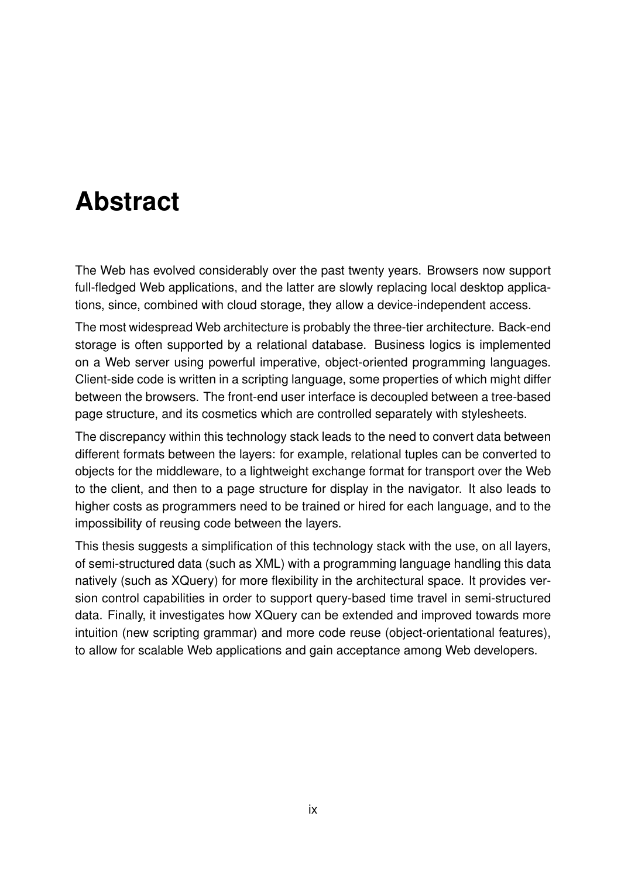# Abstract

The Web has evolved considerably over the past twenty years. Browsers now support full-fledged Web applications, and the latter are slowly replacing local desktop applications, since, combined with cloud storage, they allow a device-independent access.

The most widespread Web architecture is probably the three-tier architecture. Back-end storage is often supported by a relational database. Business logics is implemented on a Web server using powerful imperative, object-oriented programming languages. Client-side code is written in a scripting language, some properties of which might differ between the browsers. The front-end user interface is decoupled between a tree-based page structure, and its cosmetics which are controlled separately with stylesheets.

The discrepancy within this technology stack leads to the need to convert data between different formats between the layers: for example, relational tuples can be converted to objects for the middleware, to a lightweight exchange format for transport over the Web to the client, and then to a page structure for display in the navigator. It also leads to higher costs as programmers need to be trained or hired for each language, and to the impossibility of reusing code between the layers.

This thesis suggests a simplification of this technology stack with the use, on all layers, of semi-structured data (such as XML) with a programming language handling this data natively (such as XQuery) for more flexibility in the architectural space. It provides version control capabilities in order to support query-based time travel in semi-structured data. Finally, it investigates how XQuery can be extended and improved towards more intuition (new scripting grammar) and more code reuse (object-orientational features), to allow for scalable Web applications and gain acceptance among Web developers.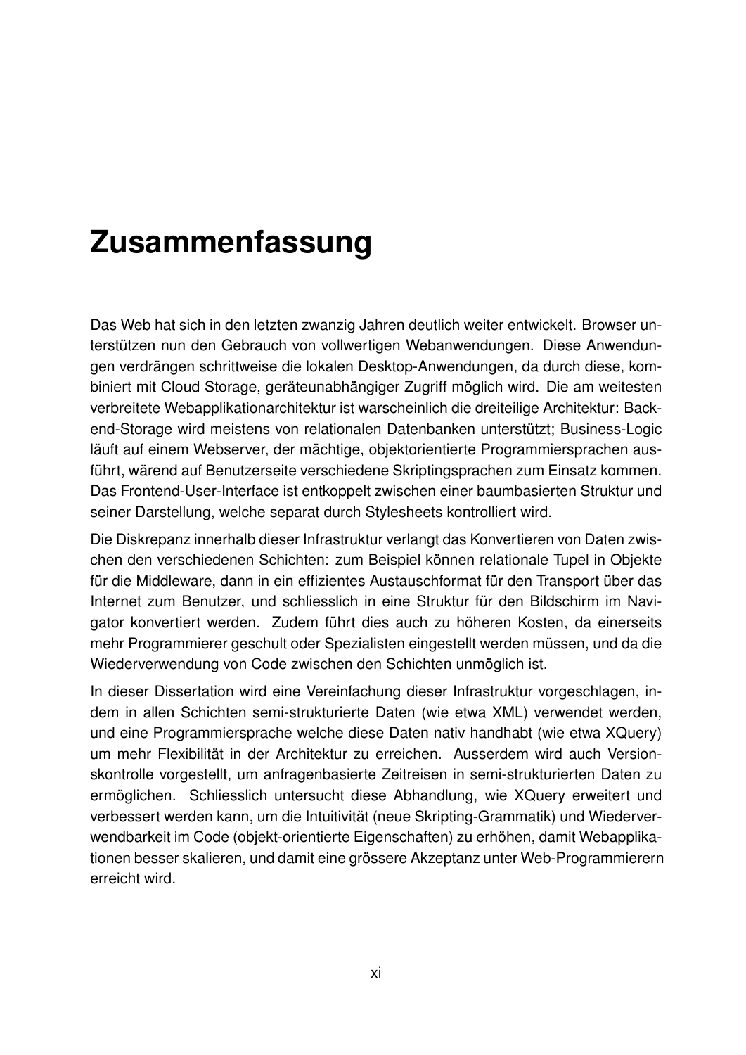# Zusammenfassung

Das Web hat sich in den letzten zwanzig Jahren deutlich weiter entwickelt. Browser unterstützen nun den Gebrauch von vollwertigen Webanwendungen. Diese Anwendungen verdrängen schrittweise die lokalen Desktop-Anwendungen, da durch diese, kombiniert mit Cloud Storage, geräteunabhängiger Zugriff möglich wird. Die am weitesten verbreitete Webapplikationarchitektur ist warscheinlich die dreiteilige Architektur: Backend-Storage wird meistens von relationalen Datenbanken unterstützt; Business-Logic läuft auf einem Webserver, der mächtige, objektorientierte Programmiersprachen ausführt, wärend auf Benutzerseite verschiedene Skriptingsprachen zum Einsatz kommen. Das Frontend-User-Interface ist entkoppelt zwischen einer baumbasierten Struktur und seiner Darstellung, welche separat durch Stylesheets kontrolliert wird.

Die Diskrepanz innerhalb dieser Infrastruktur verlangt das Konvertieren von Daten zwischen den verschiedenen Schichten: zum Beispiel können relationale Tupel in Objekte für die Middleware, dann in ein effizientes Austauschformat für den Transport über das Internet zum Benutzer, und schliesslich in eine Struktur für den Bildschirm im Navigator konvertiert werden. Zudem führt dies auch zu höheren Kosten, da einerseits mehr Programmierer geschult oder Spezialisten eingestellt werden müssen, und da die Wiederverwendung von Code zwischen den Schichten unmöglich ist.

In dieser Dissertation wird eine Vereinfachung dieser Infrastruktur vorgeschlagen, indem in allen Schichten semi-strukturierte Daten (wie etwa XML) verwendet werden, und eine Programmiersprache welche diese Daten nativ handhabt (wie etwa XQuery) um mehr Flexibilität in der Architektur zu erreichen. Ausserdem wird auch Versionskontrolle vorgestellt, um anfragenbasierte Zeitreisen in semi-strukturierten Daten zu ermöglichen. Schliesslich untersucht diese Abhandlung, wie XQuery erweitert und verbessert werden kann, um die Intuitivität (neue Skripting-Grammatik) und Wiederverwendbarkeit im Code (objekt-orientierte Eigenschaften) zu erhöhen, damit Webapplikationen besser skalieren, und damit eine grössere Akzeptanz unter Web-Programmierern erreicht wird.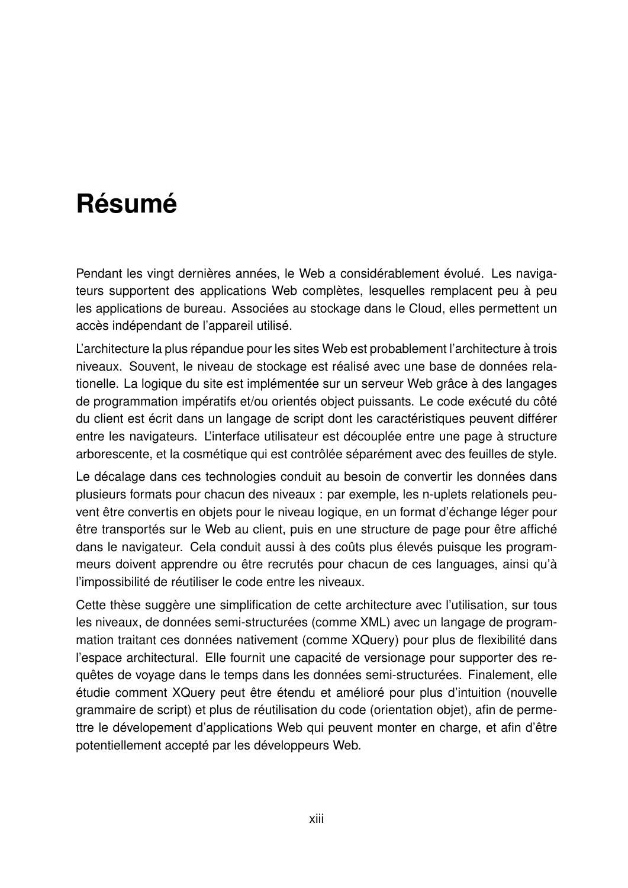# Résumé

Pendant les vingt dernières années, le Web a considérablement évolué. Les navigateurs supportent des applications Web complètes, lesquelles remplacent peu à peu les applications de bureau. Associées au stockage dans le Cloud, elles permettent un accès indépendant de l'appareil utilisé.

L'architecture la plus répandue pour les sites Web est probablement l'architecture à trois niveaux. Souvent, le niveau de stockage est réalisé avec une base de données relationelle. La logique du site est implémentée sur un serveur Web grâce à des langages de programmation impératifs et/ou orientés object puissants. Le code exécuté du côté du client est écrit dans un langage de script dont les caractéristiques peuvent différer entre les navigateurs. L'interface utilisateur est découplée entre une page à structure arborescente, et la cosmétique qui est contrôlée séparément avec des feuilles de style.

Le décalage dans ces technologies conduit au besoin de convertir les données dans plusieurs formats pour chacun des niveaux : par exemple, les n-uplets relationels peuvent être convertis en objets pour le niveau logique, en un format d'échange léger pour être transportés sur le Web au client, puis en une structure de page pour être affiché dans le navigateur. Cela conduit aussi à des coûts plus élevés puisque les programmeurs doivent apprendre ou être recrutés pour chacun de ces languages, ainsi qu'à l'impossibilité de réutiliser le code entre les niveaux.

Cette thèse suggère une simplification de cette architecture avec l'utilisation, sur tous les niveaux, de données semi-structurées (comme XML) avec un langage de programmation traitant ces données nativement (comme XQuery) pour plus de flexibilité dans l'espace architectural. Elle fournit une capacité de versionage pour supporter des requêtes de voyage dans le temps dans les données semi-structurées. Finalement, elle étudie comment XQuery peut être étendu et amélioré pour plus d'intuition (nouvelle grammaire de script) et plus de réutilisation du code (orientation objet), afin de permettre le dévelopement d'applications Web qui peuvent monter en charge, et afin d'être potentiellement accepté par les développeurs Web.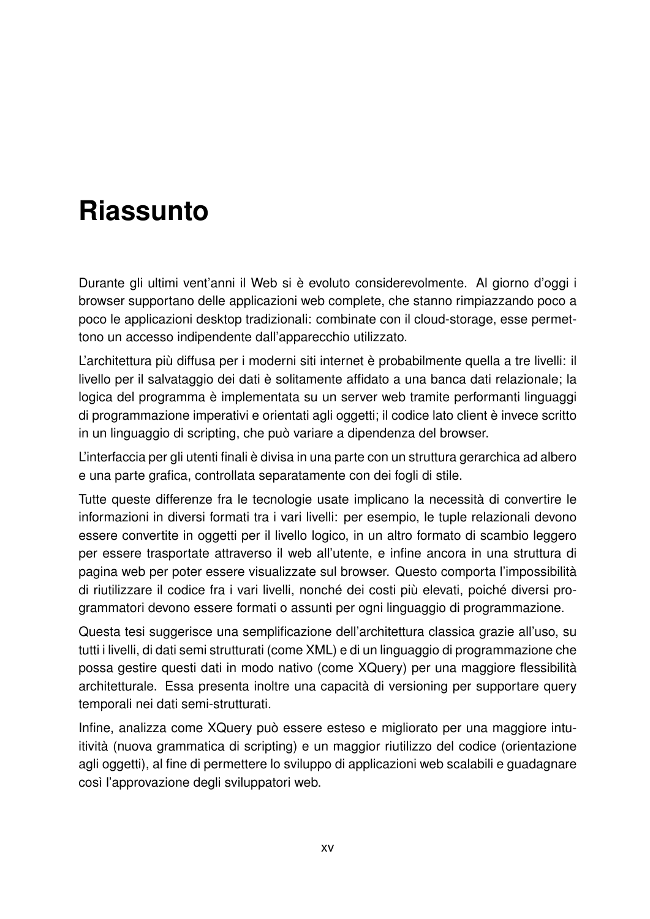# Riassunto

Durante gli ultimi vent'anni il Web si è evoluto considerevolmente. Al giorno d'oggi i browser supportano delle applicazioni web complete, che stanno rimpiazzando poco a poco le applicazioni desktop tradizionali: combinate con il cloud-storage, esse permettono un accesso indipendente dall'apparecchio utilizzato.

L'architettura più diffusa per i moderni siti internet è probabilmente quella a tre livelli: il livello per il salvataggio dei dati è solitamente affidato a una banca dati relazionale; la logica del programma è implementata su un server web tramite performanti linguaggi di programmazione imperativi e orientati agli oggetti; il codice lato client è invece scritto in un linguaggio di scripting, che può variare a dipendenza del browser.

L'interfaccia per gli utenti finali è divisa in una parte con un struttura gerarchica ad albero e una parte grafica, controllata separatamente con dei fogli di stile.

Tutte queste differenze fra le tecnologie usate implicano la necessità di convertire le informazioni in diversi formati tra i vari livelli: per esempio, le tuple relazionali devono essere convertite in oggetti per il livello logico, in un altro formato di scambio leggero per essere trasportate attraverso il web all'utente, e infine ancora in una struttura di pagina web per poter essere visualizzate sul browser. Questo comporta l'impossibilità di riutilizzare il codice fra i vari livelli, nonché dei costi più elevati, poiché diversi programmatori devono essere formati o assunti per ogni linguaggio di programmazione.

Questa tesi suggerisce una semplificazione dell'architettura classica grazie all'uso, su tutti i livelli, di dati semi strutturati (come XML) e di un linguaggio di programmazione che possa gestire questi dati in modo nativo (come XQuery) per una maggiore flessibilità architetturale. Essa presenta inoltre una capacità di versioning per supportare query temporali nei dati semi-strutturati.

Infine, analizza come XQuery può essere esteso e migliorato per una maggiore intuitività (nuova grammatica di scripting) e un maggior riutilizzo del codice (orientazione agli oggetti), al fine di permettere lo sviluppo di applicazioni web scalabili e guadagnare così l'approvazione degli sviluppatori web.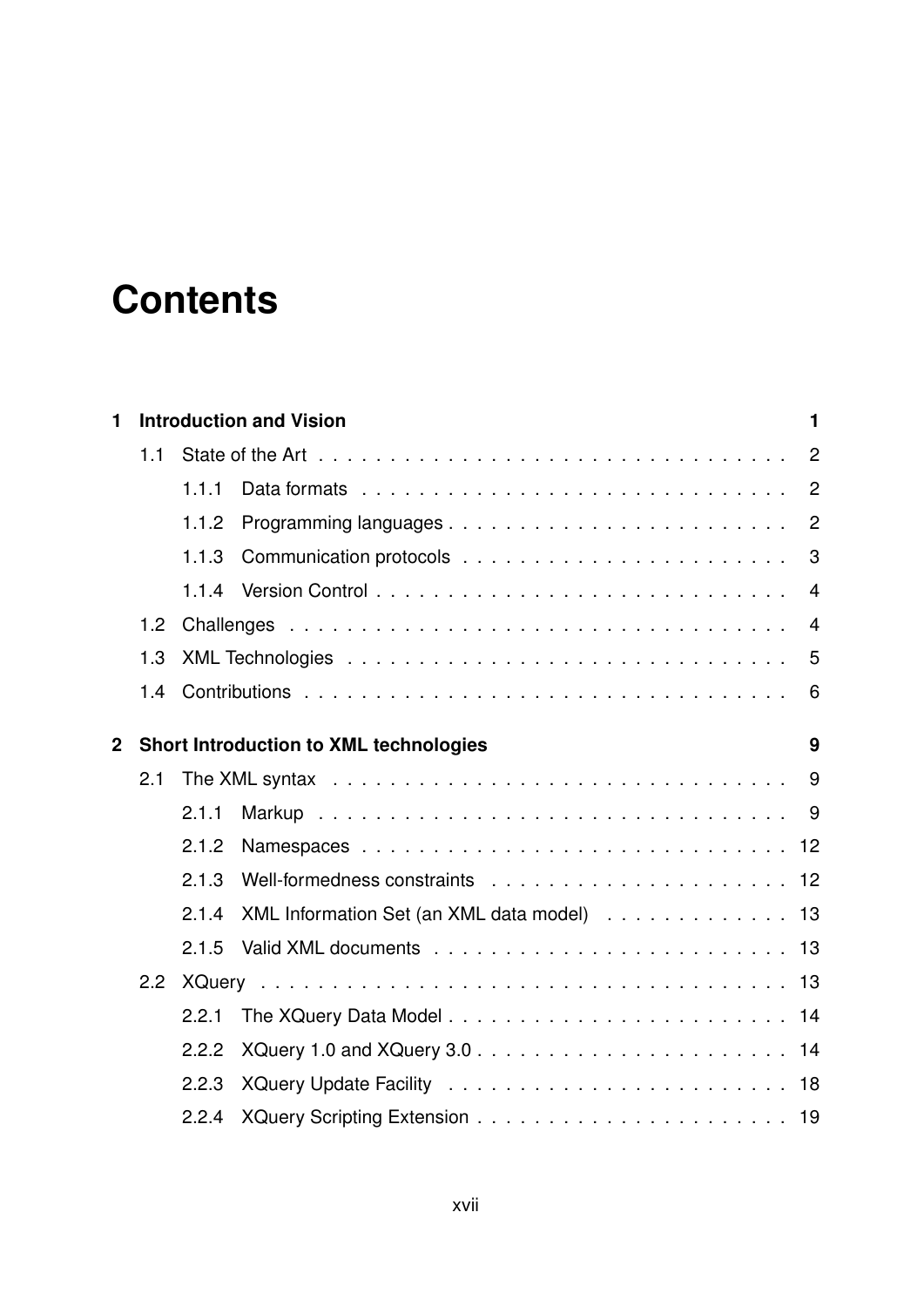# Contents

**1 Introduction and Vision** **1**

- 1.1 State of the Art . . . . . . . . . . . . . . . . . . . . . . . . . . . . . . . . 2
  - 1.1.1 Data formats . . . . . . . . . . . . . . . . . . . . . . . . . . . . . 2
  - 1.1.2 Programming languages . . . . . . . . . . . . . . . . . . . . . . . 2
  - 1.1.3 Communication protocols . . . . . . . . . . . . . . . . . . . . . . 3
  - 1.1.4 Version Control . . . . . . . . . . . . . . . . . . . . . . . . . . . 4
- 1.2 Challenges . . . . . . . . . . . . . . . . . . . . . . . . . . . . . . . . . 4
- 1.3 XML Technologies . . . . . . . . . . . . . . . . . . . . . . . . . . . . . . 5
- 1.4 Contributions . . . . . . . . . . . . . . . . . . . . . . . . . . . . . . . . 6

**2 Short Introduction to XML technologies** **9**

- 2.1 The XML syntax . . . . . . . . . . . . . . . . . . . . . . . . . . . . . . . 9
  - 2.1.1 Markup . . . . . . . . . . . . . . . . . . . . . . . . . . . . . . . . 9
  - 2.1.2 Namespaces . . . . . . . . . . . . . . . . . . . . . . . . . . . . . . 12
  - 2.1.3 Well-formedness constraints . . . . . . . . . . . . . . . . . . . . 12
  - 2.1.4 XML Information Set (an XML data model) . . . . . . . . . . . . 13
  - 2.1.5 Valid XML documents . . . . . . . . . . . . . . . . . . . . . . . . 13
- 2.2 XQuery . . . . . . . . . . . . . . . . . . . . . . . . . . . . . . . . . . . 13
  - 2.2.1 The XQuery Data Model . . . . . . . . . . . . . . . . . . . . . . . 14
  - 2.2.2 XQuery 1.0 and XQuery 3.0 . . . . . . . . . . . . . . . . . . . . . 14
  - 2.2.3 XQuery Update Facility . . . . . . . . . . . . . . . . . . . . . . . 18
  - 2.2.4 XQuery Scripting Extension . . . . . . . . . . . . . . . . . . . . . 19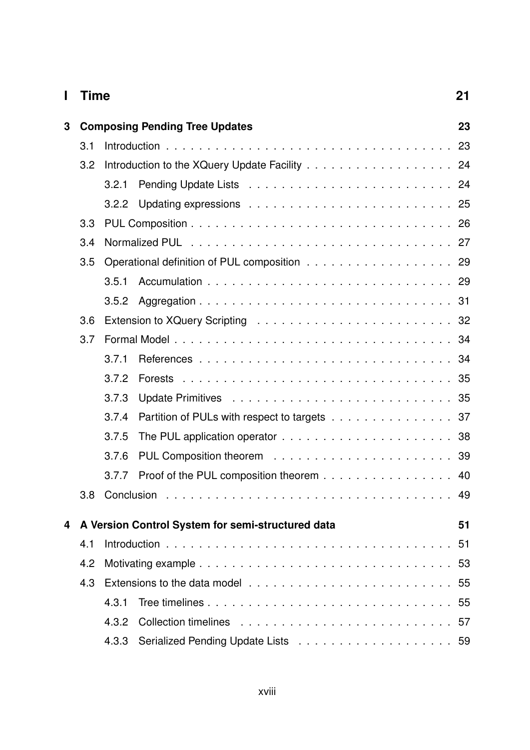**I Time** 21

**3 Composing Pending Tree Updates** 23

- 3.1 Introduction . . . . . . . . . . . . . . . . . . . . . . . . . . . . . . . . . . 23
- 3.2 Introduction to the XQuery Update Facility . . . . . . . . . . . . . . . . . . 24
  - 3.2.1 Pending Update Lists . . . . . . . . . . . . . . . . . . . . . . . . 24
  - 3.2.2 Updating expressions . . . . . . . . . . . . . . . . . . . . . . . . 25
- 3.3 PUL Composition . . . . . . . . . . . . . . . . . . . . . . . . . . . . . . . 26
- 3.4 Normalized PUL . . . . . . . . . . . . . . . . . . . . . . . . . . . . . . . 27
- 3.5 Operational definition of PUL composition . . . . . . . . . . . . . . . . . . 29
  - 3.5.1 Accumulation . . . . . . . . . . . . . . . . . . . . . . . . . . . . 29
  - 3.5.2 Aggregation . . . . . . . . . . . . . . . . . . . . . . . . . . . . . 31
- 3.6 Extension to XQuery Scripting . . . . . . . . . . . . . . . . . . . . . . . 32
- 3.7 Formal Model . . . . . . . . . . . . . . . . . . . . . . . . . . . . . . . . 34
  - 3.7.1 References . . . . . . . . . . . . . . . . . . . . . . . . . . . . . 34
  - 3.7.2 Forests . . . . . . . . . . . . . . . . . . . . . . . . . . . . . . . 35
  - 3.7.3 Update Primitives . . . . . . . . . . . . . . . . . . . . . . . . . 35
  - 3.7.4 Partition of PULs with respect to targets . . . . . . . . . . . . . . 37
  - 3.7.5 The PUL application operator . . . . . . . . . . . . . . . . . . . . 38
  - 3.7.6 PUL Composition theorem . . . . . . . . . . . . . . . . . . . . . 39
  - 3.7.7 Proof of the PUL composition theorem . . . . . . . . . . . . . . . . 40
- 3.8 Conclusion . . . . . . . . . . . . . . . . . . . . . . . . . . . . . . . . . 49

**4 A Version Control System for semi-structured data** 51

- 4.1 Introduction . . . . . . . . . . . . . . . . . . . . . . . . . . . . . . . . . . 51
- 4.2 Motivating example . . . . . . . . . . . . . . . . . . . . . . . . . . . . . . 53
- 4.3 Extensions to the data model . . . . . . . . . . . . . . . . . . . . . . . . 55
  - 4.3.1 Tree timelines . . . . . . . . . . . . . . . . . . . . . . . . . . . . 55
  - 4.3.2 Collection timelines . . . . . . . . . . . . . . . . . . . . . . . . . 57
  - 4.3.3 Serialized Pending Update Lists . . . . . . . . . . . . . . . . . . . 59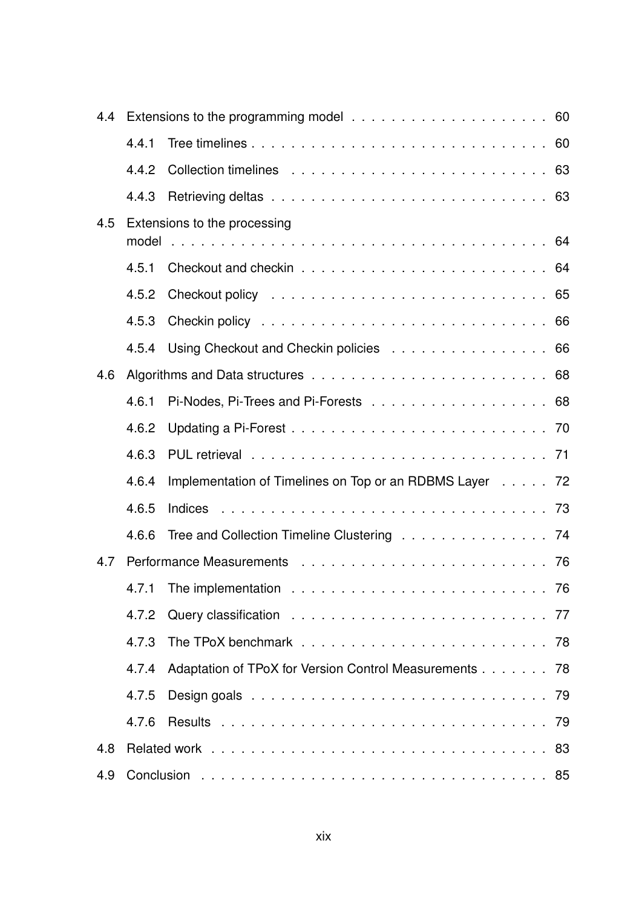- 4.4 Extensions to the programming model . . . . . . . . . . . . . . . . . . . . 60
  - 4.4.1 Tree timelines . . . . . . . . . . . . . . . . . . . . . . . . . . . . . . 60
  - 4.4.2 Collection timelines . . . . . . . . . . . . . . . . . . . . . . . . . . 63
  - 4.4.3 Retrieving deltas . . . . . . . . . . . . . . . . . . . . . . . . . . . . 63
- 4.5 Extensions to the processing model . . . . . . . . . . . . . . . . . . . . . . . . . . . . . . . . . . . . 64
  - 4.5.1 Checkout and checkin . . . . . . . . . . . . . . . . . . . . . . . . . . 64
  - 4.5.2 Checkout policy . . . . . . . . . . . . . . . . . . . . . . . . . . . . 65
  - 4.5.3 Checkin policy . . . . . . . . . . . . . . . . . . . . . . . . . . . . . 66
  - 4.5.4 Using Checkout and Checkin policies . . . . . . . . . . . . . . . . 66
- 4.6 Algorithms and Data structures . . . . . . . . . . . . . . . . . . . . . . . . 68
  - 4.6.1 Pi-Nodes, Pi-Trees and Pi-Forests . . . . . . . . . . . . . . . . . . 68
  - 4.6.2 Updating a Pi-Forest . . . . . . . . . . . . . . . . . . . . . . . . . . 70
  - 4.6.3 PUL retrieval . . . . . . . . . . . . . . . . . . . . . . . . . . . . . . 71
  - 4.6.4 Implementation of Timelines on Top or an RDBMS Layer . . . . . 72
  - 4.6.5 Indices . . . . . . . . . . . . . . . . . . . . . . . . . . . . . . . . . 73
  - 4.6.6 Tree and Collection Timeline Clustering . . . . . . . . . . . . . . . 74
- 4.7 Performance Measurements . . . . . . . . . . . . . . . . . . . . . . . . . 76
  - 4.7.1 The implementation . . . . . . . . . . . . . . . . . . . . . . . . . . 76
  - 4.7.2 Query classification . . . . . . . . . . . . . . . . . . . . . . . . . . 77
  - 4.7.3 The TPoX benchmark . . . . . . . . . . . . . . . . . . . . . . . . . 78
  - 4.7.4 Adaptation of TPoX for Version Control Measurements . . . . . . . 78
  - 4.7.5 Design goals . . . . . . . . . . . . . . . . . . . . . . . . . . . . . . 79
  - 4.7.6 Results . . . . . . . . . . . . . . . . . . . . . . . . . . . . . . . . . 79
- 4.8 Related work . . . . . . . . . . . . . . . . . . . . . . . . . . . . . . . . . . 83
- 4.9 Conclusion . . . . . . . . . . . . . . . . . . . . . . . . . . . . . . . . . . . 85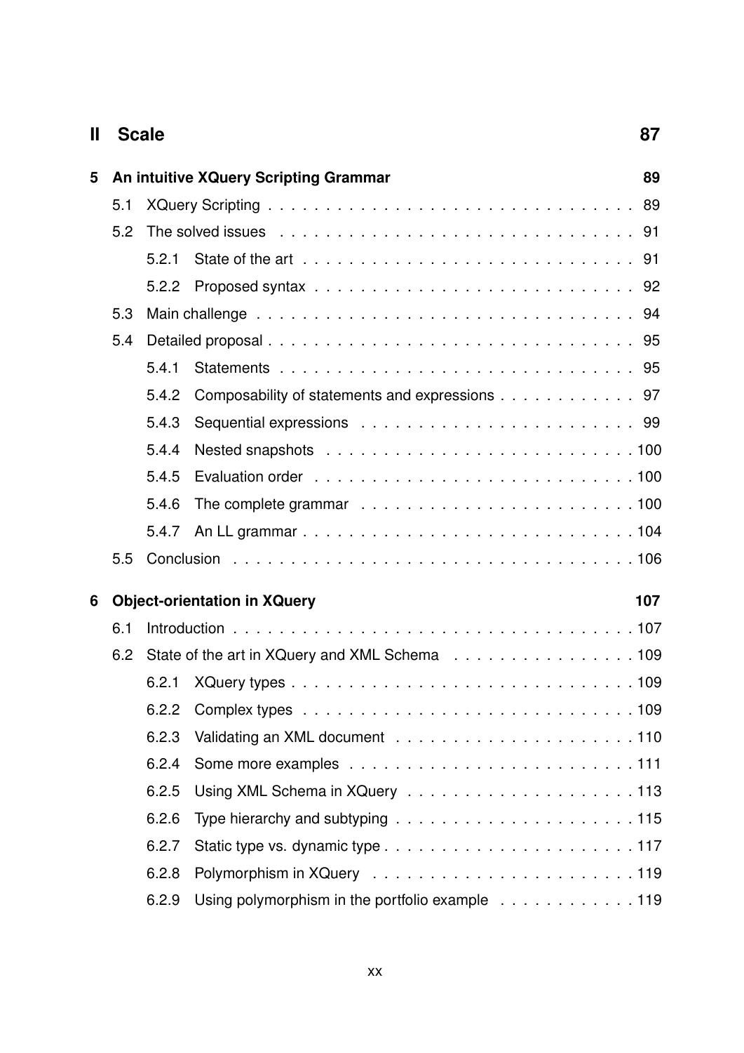**II Scale** 87

**5 An intuitive XQuery Scripting Grammar** 89

- 5.1 XQuery Scripting . . . 89
- 5.2 The solved issues . . . 91
  - 5.2.1 State of the art . . . 91
  - 5.2.2 Proposed syntax . . . 92
- 5.3 Main challenge . . . 94
- 5.4 Detailed proposal . . . 95
  - 5.4.1 Statements . . . 95
  - 5.4.2 Composability of statements and expressions . . . 97
  - 5.4.3 Sequential expressions . . . 99
  - 5.4.4 Nested snapshots . . . 100
  - 5.4.5 Evaluation order . . . 100
  - 5.4.6 The complete grammar . . . 100
  - 5.4.7 An LL grammar . . . 104
- 5.5 Conclusion . . . 106

**6 Object-orientation in XQuery** 107

- 6.1 Introduction . . . 107
- 6.2 State of the art in XQuery and XML Schema . . . 109
  - 6.2.1 XQuery types . . . 109
  - 6.2.2 Complex types . . . 109
  - 6.2.3 Validating an XML document . . . 110
  - 6.2.4 Some more examples . . . 111
  - 6.2.5 Using XML Schema in XQuery . . . 113
  - 6.2.6 Type hierarchy and subtyping . . . 115
  - 6.2.7 Static type vs. dynamic type . . . 117
  - 6.2.8 Polymorphism in XQuery . . . 119
  - 6.2.9 Using polymorphism in the portfolio example . . . 119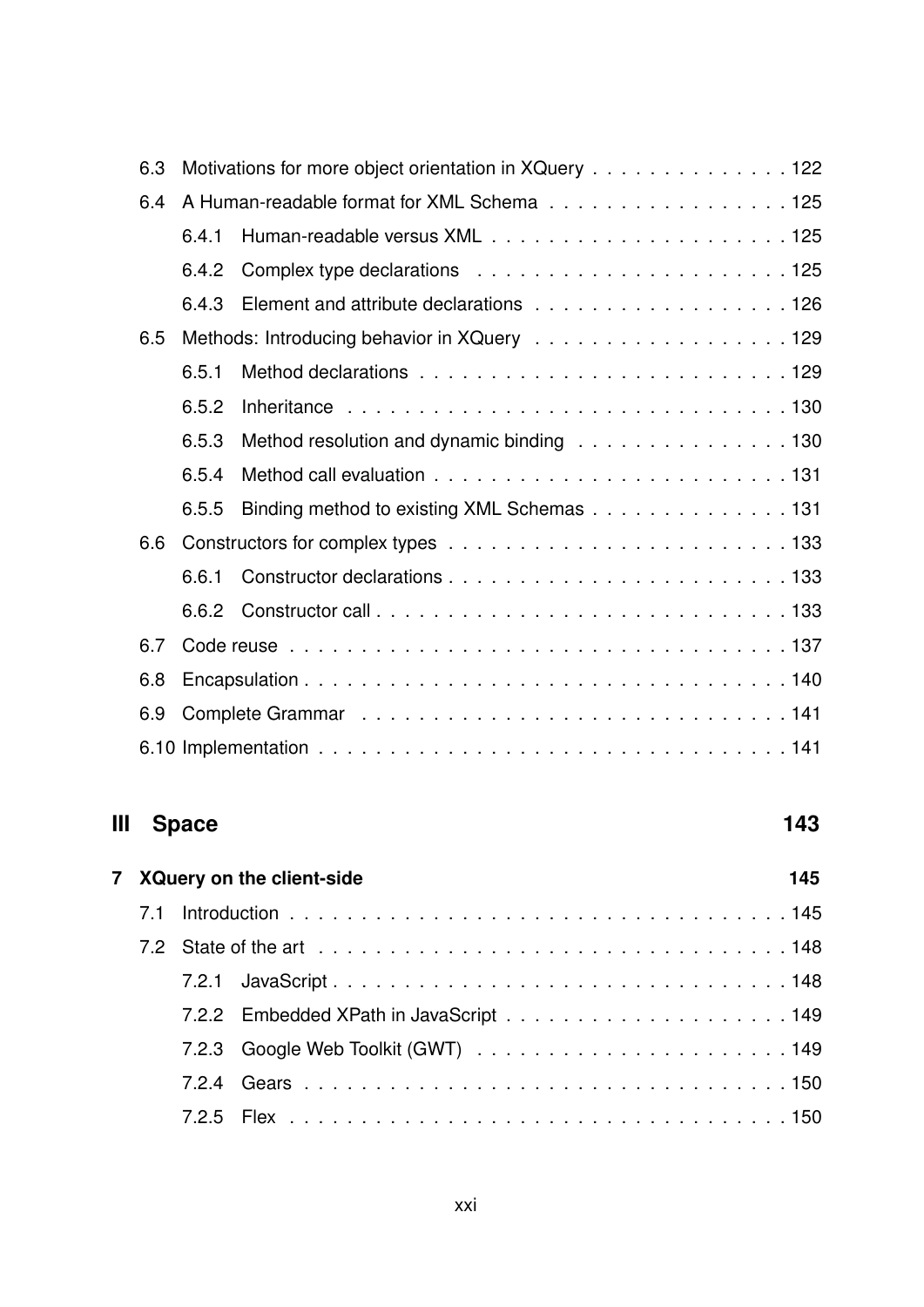6.3 Motivations for more object orientation in XQuery . . . . . . . . . . . . . . 122

6.4 A Human-readable format for XML Schema . . . . . . . . . . . . . . . . . 125

 6.4.1 Human-readable versus XML . . . . . . . . . . . . . . . . . . . . . 125

 6.4.2 Complex type declarations . . . . . . . . . . . . . . . . . . . . . . 125

 6.4.3 Element and attribute declarations . . . . . . . . . . . . . . . . . . 126

6.5 Methods: Introducing behavior in XQuery . . . . . . . . . . . . . . . . . . 129

 6.5.1 Method declarations . . . . . . . . . . . . . . . . . . . . . . . . . 129

 6.5.2 Inheritance . . . . . . . . . . . . . . . . . . . . . . . . . . . . . . 130

 6.5.3 Method resolution and dynamic binding . . . . . . . . . . . . . . . 130

 6.5.4 Method call evaluation . . . . . . . . . . . . . . . . . . . . . . . . 131

 6.5.5 Binding method to existing XML Schemas . . . . . . . . . . . . . . 131

6.6 Constructors for complex types . . . . . . . . . . . . . . . . . . . . . . . 133

 6.6.1 Constructor declarations . . . . . . . . . . . . . . . . . . . . . . . 133

 6.6.2 Constructor call . . . . . . . . . . . . . . . . . . . . . . . . . . . . 133

6.7 Code reuse . . . . . . . . . . . . . . . . . . . . . . . . . . . . . . . . . . 137

6.8 Encapsulation . . . . . . . . . . . . . . . . . . . . . . . . . . . . . . . . . 140

6.9 Complete Grammar . . . . . . . . . . . . . . . . . . . . . . . . . . . . . 141

6.10 Implementation . . . . . . . . . . . . . . . . . . . . . . . . . . . . . . . . 141

# III Space 143

## 7 XQuery on the client-side 145

7.1 Introduction . . . . . . . . . . . . . . . . . . . . . . . . . . . . . . . . . . 145

7.2 State of the art . . . . . . . . . . . . . . . . . . . . . . . . . . . . . . . . 148

 7.2.1 JavaScript . . . . . . . . . . . . . . . . . . . . . . . . . . . . . . . 148

 7.2.2 Embedded XPath in JavaScript . . . . . . . . . . . . . . . . . . . . 149

 7.2.3 Google Web Toolkit (GWT) . . . . . . . . . . . . . . . . . . . . . . 149

 7.2.4 Gears . . . . . . . . . . . . . . . . . . . . . . . . . . . . . . . . . . 150

 7.2.5 Flex . . . . . . . . . . . . . . . . . . . . . . . . . . . . . . . . . . . 150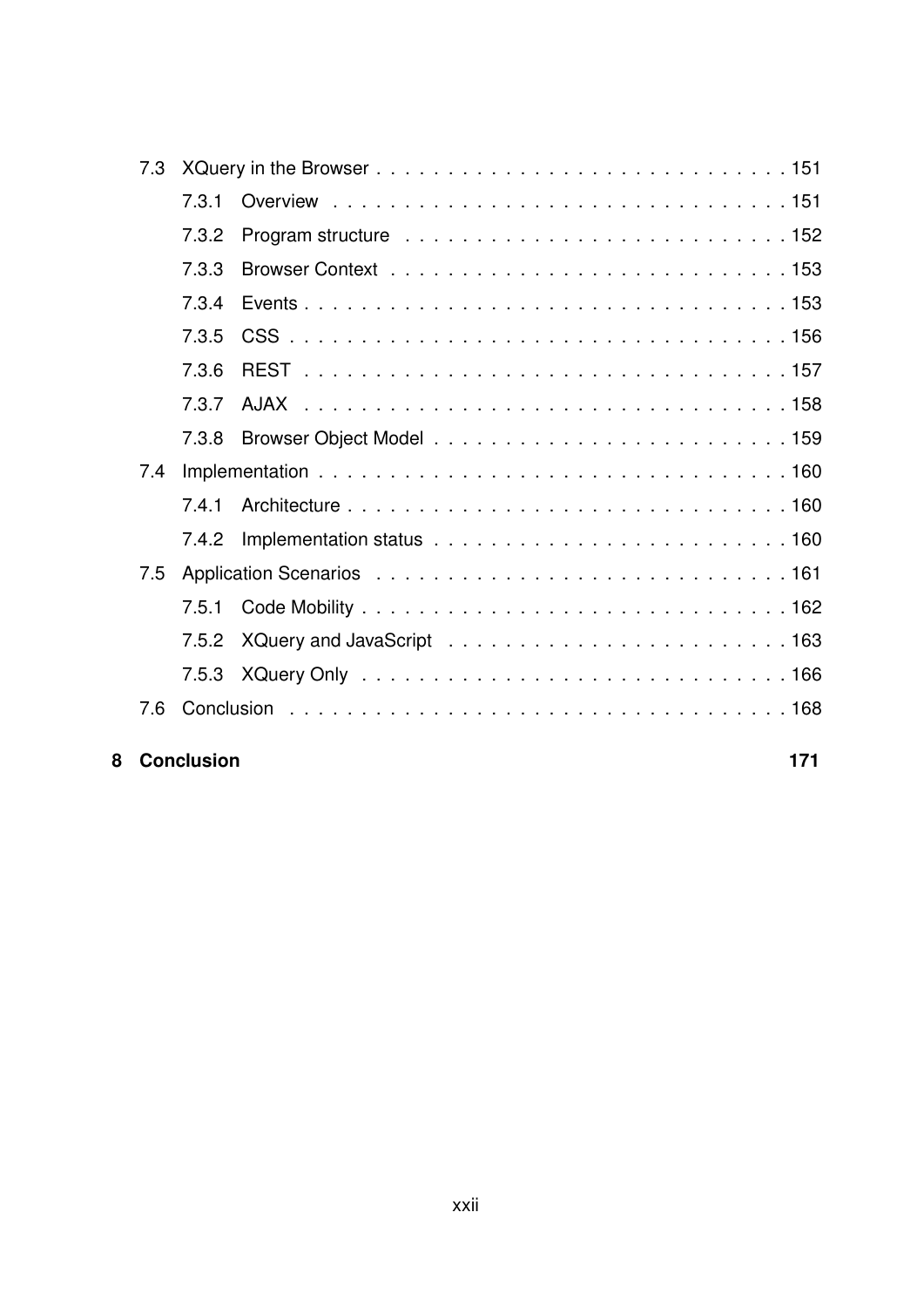- 7.3 XQuery in the Browser . . . . . . . . . . . . . . . . . . . . . . . . . . . . 151
  - 7.3.1 Overview . . . . . . . . . . . . . . . . . . . . . . . . . . . . . . . 151
  - 7.3.2 Program structure . . . . . . . . . . . . . . . . . . . . . . . . . . 152
  - 7.3.3 Browser Context . . . . . . . . . . . . . . . . . . . . . . . . . . . 153
  - 7.3.4 Events . . . . . . . . . . . . . . . . . . . . . . . . . . . . . . . . 153
  - 7.3.5 CSS . . . . . . . . . . . . . . . . . . . . . . . . . . . . . . . . . 156
  - 7.3.6 REST . . . . . . . . . . . . . . . . . . . . . . . . . . . . . . . . 157
  - 7.3.7 AJAX . . . . . . . . . . . . . . . . . . . . . . . . . . . . . . . . 158
  - 7.3.8 Browser Object Model . . . . . . . . . . . . . . . . . . . . . . . . 159
- 7.4 Implementation . . . . . . . . . . . . . . . . . . . . . . . . . . . . . . . . 160
  - 7.4.1 Architecture . . . . . . . . . . . . . . . . . . . . . . . . . . . . . 160
  - 7.4.2 Implementation status . . . . . . . . . . . . . . . . . . . . . . . . 160
- 7.5 Application Scenarios . . . . . . . . . . . . . . . . . . . . . . . . . . . . 161
  - 7.5.1 Code Mobility . . . . . . . . . . . . . . . . . . . . . . . . . . . . 162
  - 7.5.2 XQuery and JavaScript . . . . . . . . . . . . . . . . . . . . . . . 163
  - 7.5.3 XQuery Only . . . . . . . . . . . . . . . . . . . . . . . . . . . . . 166
- 7.6 Conclusion . . . . . . . . . . . . . . . . . . . . . . . . . . . . . . . . . . 168

**8 Conclusion** **171**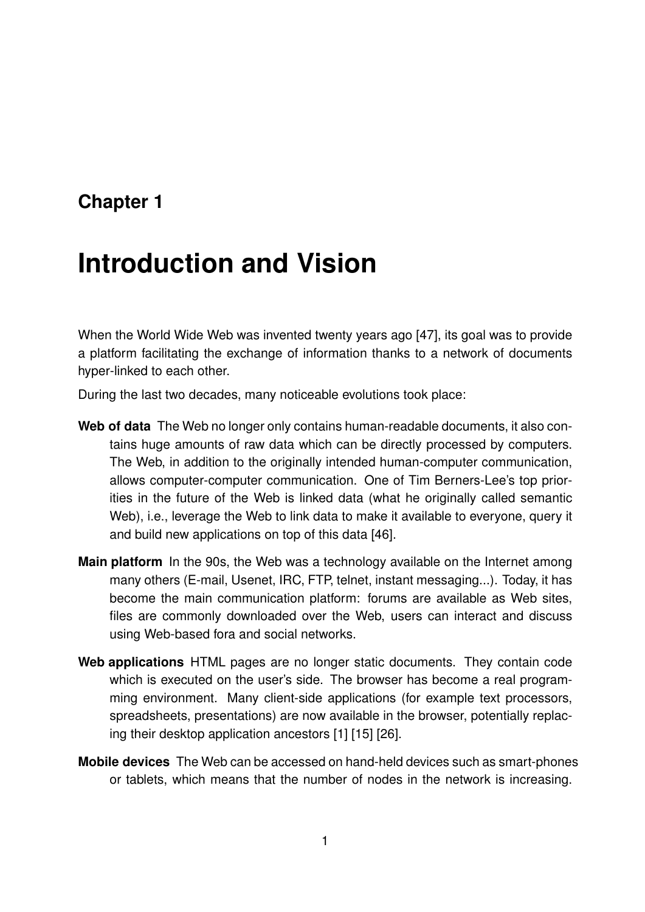# Chapter 1

# Introduction and Vision

When the World Wide Web was invented twenty years ago [47], its goal was to provide a platform facilitating the exchange of information thanks to a network of documents hyper-linked to each other.

During the last two decades, many noticeable evolutions took place:

**Web of data** The Web no longer only contains human-readable documents, it also contains huge amounts of raw data which can be directly processed by computers. The Web, in addition to the originally intended human-computer communication, allows computer-computer communication. One of Tim Berners-Lee's top priorities in the future of the Web is linked data (what he originally called semantic Web), i.e., leverage the Web to link data to make it available to everyone, query it and build new applications on top of this data [46].

**Main platform** In the 90s, the Web was a technology available on the Internet among many others (E-mail, Usenet, IRC, FTP, telnet, instant messaging...). Today, it has become the main communication platform: forums are available as Web sites, files are commonly downloaded over the Web, users can interact and discuss using Web-based fora and social networks.

**Web applications** HTML pages are no longer static documents. They contain code which is executed on the user's side. The browser has become a real programming environment. Many client-side applications (for example text processors, spreadsheets, presentations) are now available in the browser, potentially replacing their desktop application ancestors [1] [15] [26].

**Mobile devices** The Web can be accessed on hand-held devices such as smart-phones or tablets, which means that the number of nodes in the network is increasing.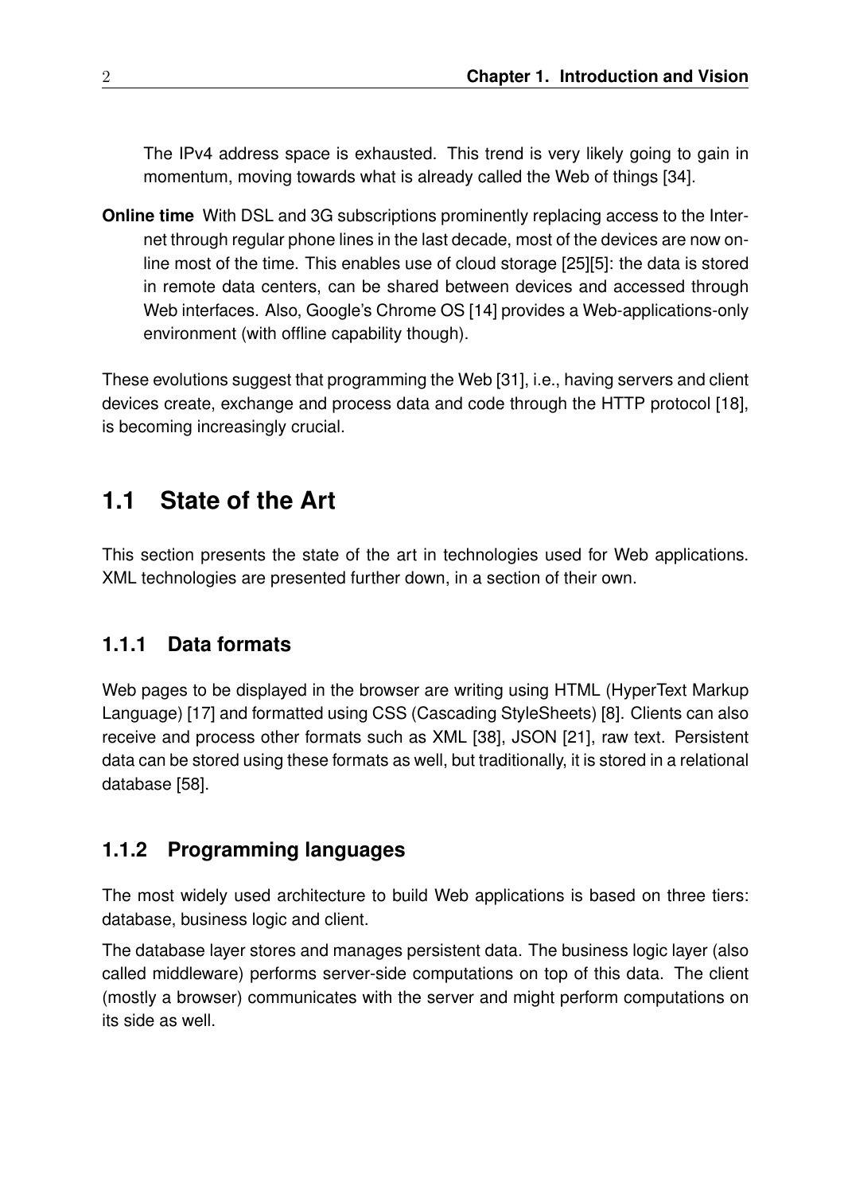The IPv4 address space is exhausted. This trend is very likely going to gain in momentum, moving towards what is already called the Web of things [34].

**Online time** With DSL and 3G subscriptions prominently replacing access to the Internet through regular phone lines in the last decade, most of the devices are now online most of the time. This enables use of cloud storage [25][5]: the data is stored in remote data centers, can be shared between devices and accessed through Web interfaces. Also, Google's Chrome OS [14] provides a Web-applications-only environment (with offline capability though).

These evolutions suggest that programming the Web [31], i.e., having servers and client devices create, exchange and process data and code through the HTTP protocol [18], is becoming increasingly crucial.

## 1.1 State of the Art

This section presents the state of the art in technologies used for Web applications. XML technologies are presented further down, in a section of their own.

### 1.1.1 Data formats

Web pages to be displayed in the browser are writing using HTML (HyperText Markup Language) [17] and formatted using CSS (Cascading StyleSheets) [8]. Clients can also receive and process other formats such as XML [38], JSON [21], raw text. Persistent data can be stored using these formats as well, but traditionally, it is stored in a relational database [58].

### 1.1.2 Programming languages

The most widely used architecture to build Web applications is based on three tiers: database, business logic and client.

The database layer stores and manages persistent data. The business logic layer (also called middleware) performs server-side computations on top of this data. The client (mostly a browser) communicates with the server and might perform computations on its side as well.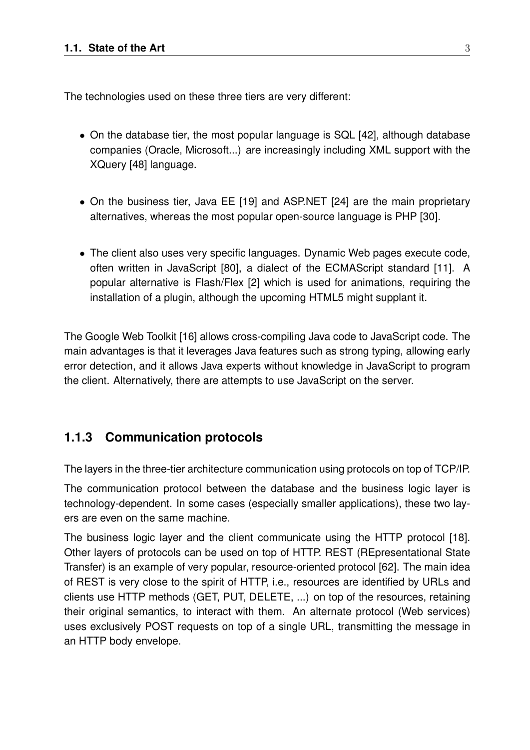The technologies used on these three tiers are very different:

- On the database tier, the most popular language is SQL [42], although database companies (Oracle, Microsoft...) are increasingly including XML support with the XQuery [48] language.
- On the business tier, Java EE [19] and ASP.NET [24] are the main proprietary alternatives, whereas the most popular open-source language is PHP [30].
- The client also uses very specific languages. Dynamic Web pages execute code, often written in JavaScript [80], a dialect of the ECMAScript standard [11]. A popular alternative is Flash/Flex [2] which is used for animations, requiring the installation of a plugin, although the upcoming HTML5 might supplant it.

The Google Web Toolkit [16] allows cross-compiling Java code to JavaScript code. The main advantages is that it leverages Java features such as strong typing, allowing early error detection, and it allows Java experts without knowledge in JavaScript to program the client. Alternatively, there are attempts to use JavaScript on the server.

### 1.1.3 Communication protocols

The layers in the three-tier architecture communication using protocols on top of TCP/IP.

The communication protocol between the database and the business logic layer is technology-dependent. In some cases (especially smaller applications), these two layers are even on the same machine.

The business logic layer and the client communicate using the HTTP protocol [18]. Other layers of protocols can be used on top of HTTP. REST (REpresentational State Transfer) is an example of very popular, resource-oriented protocol [62]. The main idea of REST is very close to the spirit of HTTP, i.e., resources are identified by URLs and clients use HTTP methods (GET, PUT, DELETE, ...) on top of the resources, retaining their original semantics, to interact with them. An alternate protocol (Web services) uses exclusively POST requests on top of a single URL, transmitting the message in an HTTP body envelope.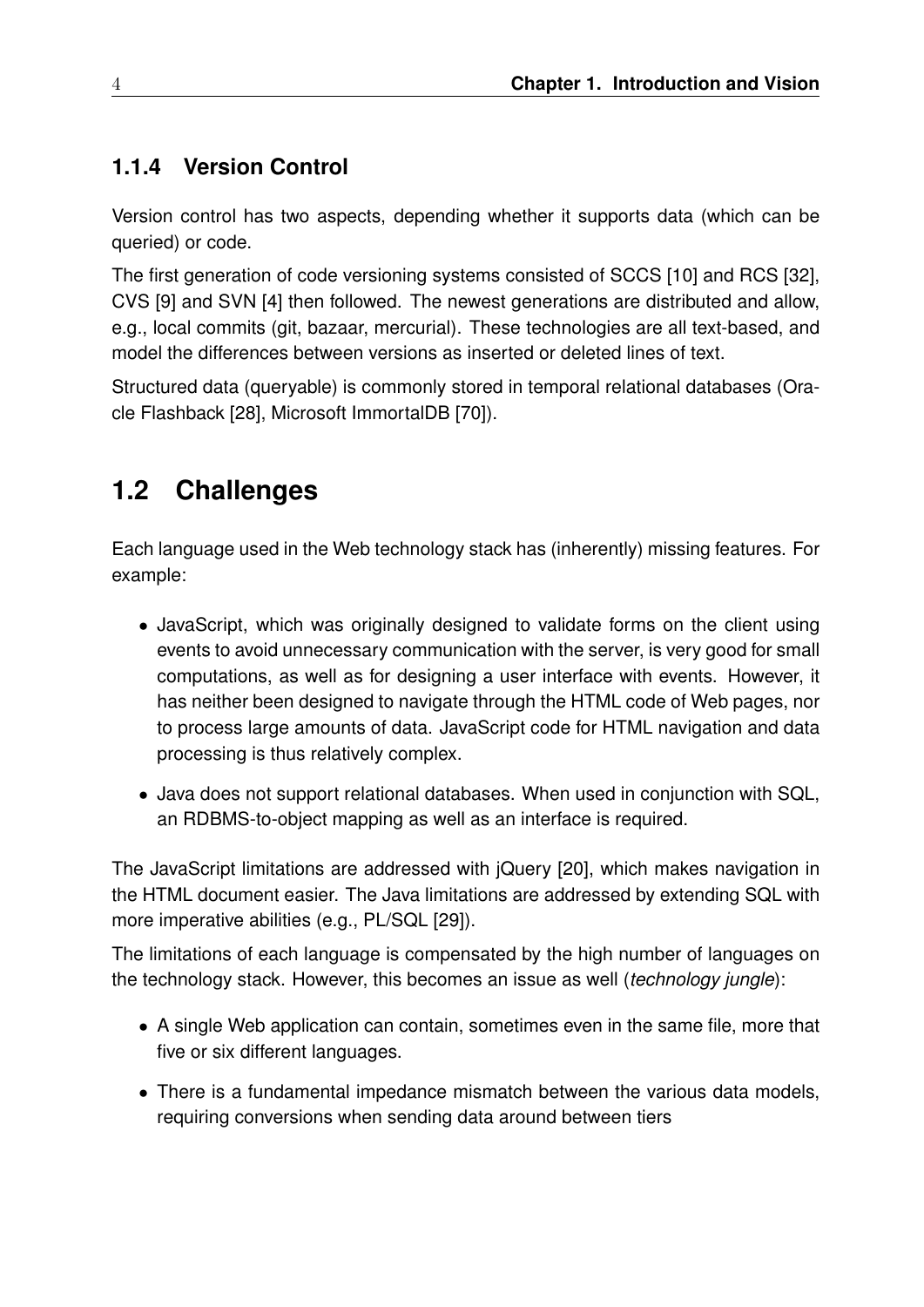### 1.1.4 Version Control

Version control has two aspects, depending whether it supports data (which can be queried) or code.

The first generation of code versioning systems consisted of SCCS [10] and RCS [32], CVS [9] and SVN [4] then followed. The newest generations are distributed and allow, e.g., local commits (git, bazaar, mercurial). These technologies are all text-based, and model the differences between versions as inserted or deleted lines of text.

Structured data (queryable) is commonly stored in temporal relational databases (Oracle Flashback [28], Microsoft ImmortalDB [70]).

## 1.2 Challenges

Each language used in the Web technology stack has (inherently) missing features. For example:

- JavaScript, which was originally designed to validate forms on the client using events to avoid unnecessary communication with the server, is very good for small computations, as well as for designing a user interface with events. However, it has neither been designed to navigate through the HTML code of Web pages, nor to process large amounts of data. JavaScript code for HTML navigation and data processing is thus relatively complex.
- Java does not support relational databases. When used in conjunction with SQL, an RDBMS-to-object mapping as well as an interface is required.

The JavaScript limitations are addressed with jQuery [20], which makes navigation in the HTML document easier. The Java limitations are addressed by extending SQL with more imperative abilities (e.g., PL/SQL [29]).

The limitations of each language is compensated by the high number of languages on the technology stack. However, this becomes an issue as well (*technology jungle*):

- A single Web application can contain, sometimes even in the same file, more that five or six different languages.
- There is a fundamental impedance mismatch between the various data models, requiring conversions when sending data around between tiers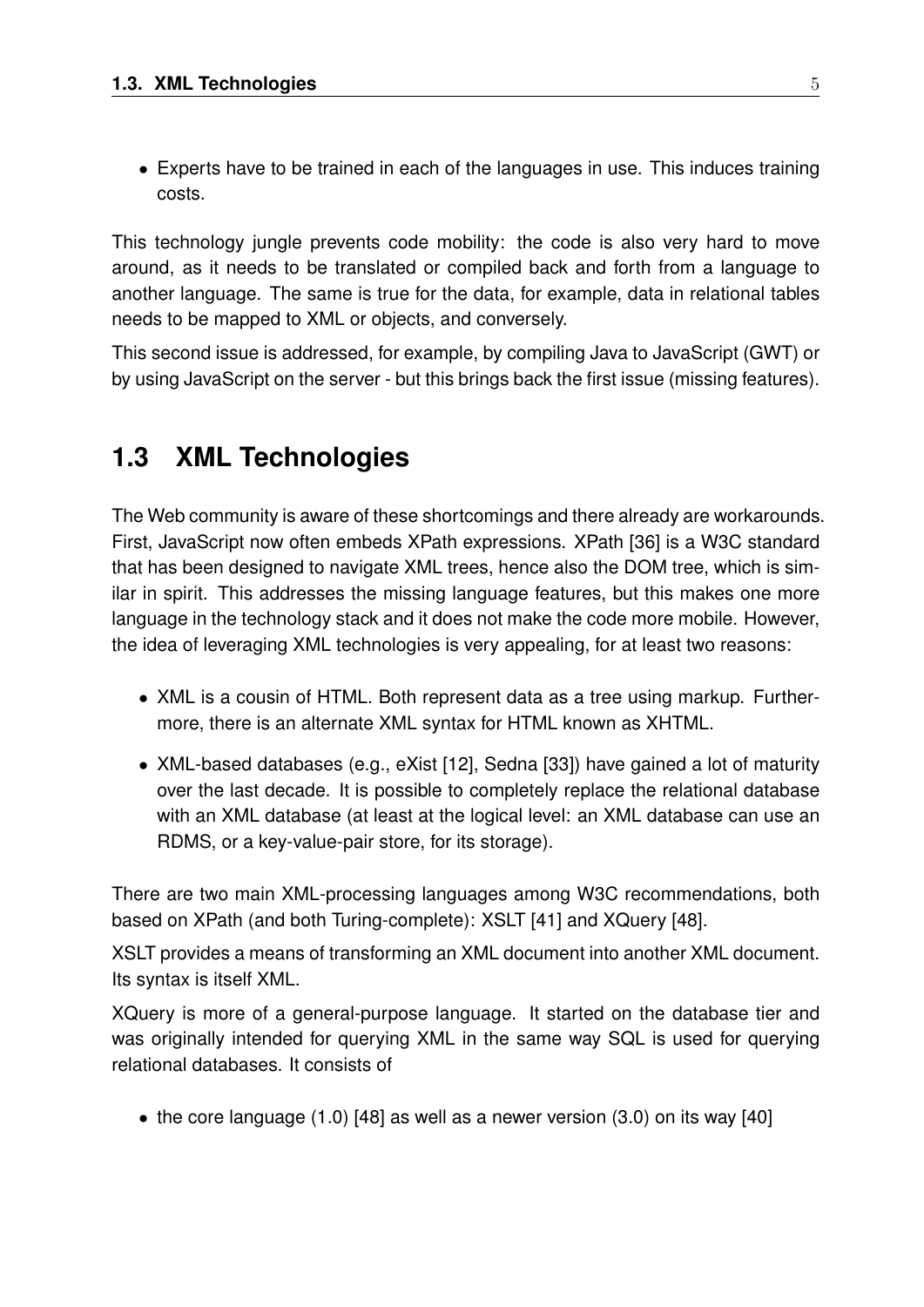- Experts have to be trained in each of the languages in use. This induces training costs.

This technology jungle prevents code mobility: the code is also very hard to move around, as it needs to be translated or compiled back and forth from a language to another language. The same is true for the data, for example, data in relational tables needs to be mapped to XML or objects, and conversely.

This second issue is addressed, for example, by compiling Java to JavaScript (GWT) or by using JavaScript on the server - but this brings back the first issue (missing features).

## 1.3 XML Technologies

The Web community is aware of these shortcomings and there already are workarounds. First, JavaScript now often embeds XPath expressions. XPath [36] is a W3C standard that has been designed to navigate XML trees, hence also the DOM tree, which is similar in spirit. This addresses the missing language features, but this makes one more language in the technology stack and it does not make the code more mobile. However, the idea of leveraging XML technologies is very appealing, for at least two reasons:

- XML is a cousin of HTML. Both represent data as a tree using markup. Furthermore, there is an alternate XML syntax for HTML known as XHTML.
- XML-based databases (e.g., eXist [12], Sedna [33]) have gained a lot of maturity over the last decade. It is possible to completely replace the relational database with an XML database (at least at the logical level: an XML database can use an RDMS, or a key-value-pair store, for its storage).

There are two main XML-processing languages among W3C recommendations, both based on XPath (and both Turing-complete): XSLT [41] and XQuery [48].

XSLT provides a means of transforming an XML document into another XML document. Its syntax is itself XML.

XQuery is more of a general-purpose language. It started on the database tier and was originally intended for querying XML in the same way SQL is used for querying relational databases. It consists of

- the core language (1.0) [48] as well as a newer version (3.0) on its way [40]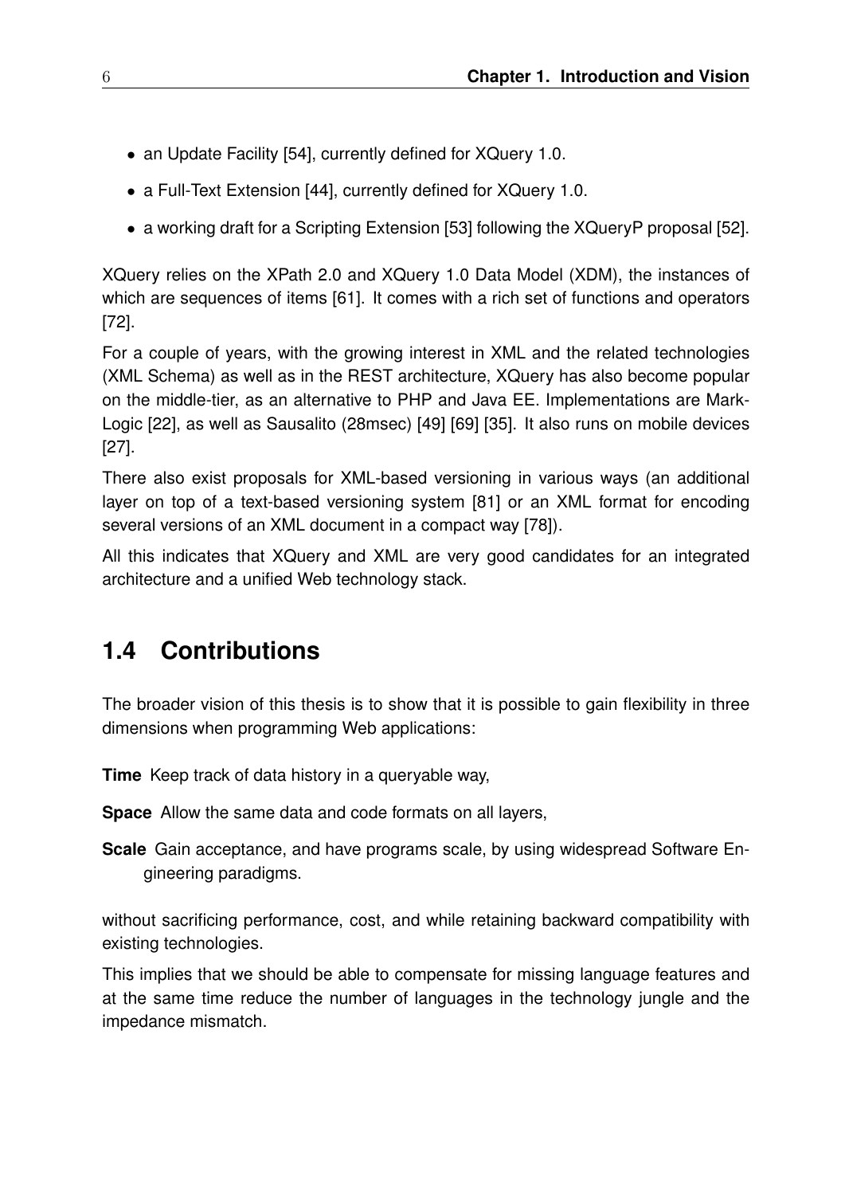- an Update Facility [54], currently defined for XQuery 1.0.
- a Full-Text Extension [44], currently defined for XQuery 1.0.
- a working draft for a Scripting Extension [53] following the XQueryP proposal [52].

XQuery relies on the XPath 2.0 and XQuery 1.0 Data Model (XDM), the instances of which are sequences of items [61]. It comes with a rich set of functions and operators [72].

For a couple of years, with the growing interest in XML and the related technologies (XML Schema) as well as in the REST architecture, XQuery has also become popular on the middle-tier, as an alternative to PHP and Java EE. Implementations are MarkLogic [22], as well as Sausalito (28msec) [49] [69] [35]. It also runs on mobile devices [27].

There also exist proposals for XML-based versioning in various ways (an additional layer on top of a text-based versioning system [81] or an XML format for encoding several versions of an XML document in a compact way [78]).

All this indicates that XQuery and XML are very good candidates for an integrated architecture and a unified Web technology stack.

## 1.4 Contributions

The broader vision of this thesis is to show that it is possible to gain flexibility in three dimensions when programming Web applications:

**Time** Keep track of data history in a queryable way,

**Space** Allow the same data and code formats on all layers,

**Scale** Gain acceptance, and have programs scale, by using widespread Software Engineering paradigms.

without sacrificing performance, cost, and while retaining backward compatibility with existing technologies.

This implies that we should be able to compensate for missing language features and at the same time reduce the number of languages in the technology jungle and the impedance mismatch.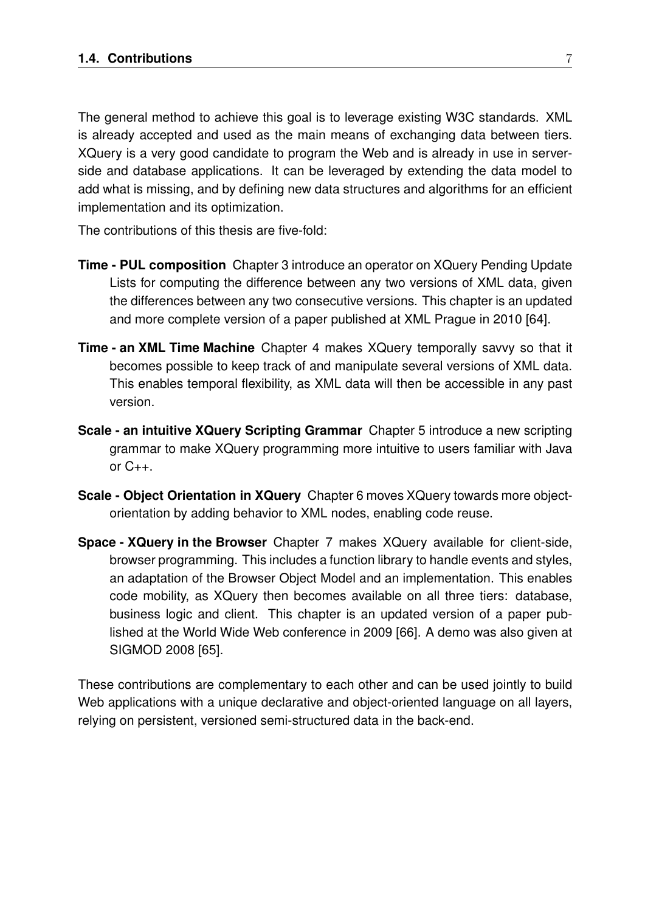The general method to achieve this goal is to leverage existing W3C standards. XML is already accepted and used as the main means of exchanging data between tiers. XQuery is a very good candidate to program the Web and is already in use in server-side and database applications. It can be leveraged by extending the data model to add what is missing, and by defining new data structures and algorithms for an efficient implementation and its optimization.

The contributions of this thesis are five-fold:

**Time - PUL composition** Chapter 3 introduce an operator on XQuery Pending Update Lists for computing the difference between any two versions of XML data, given the differences between any two consecutive versions. This chapter is an updated and more complete version of a paper published at XML Prague in 2010 [64].

**Time - an XML Time Machine** Chapter 4 makes XQuery temporally savvy so that it becomes possible to keep track of and manipulate several versions of XML data. This enables temporal flexibility, as XML data will then be accessible in any past version.

**Scale - an intuitive XQuery Scripting Grammar** Chapter 5 introduce a new scripting grammar to make XQuery programming more intuitive to users familiar with Java or C++.

**Scale - Object Orientation in XQuery** Chapter 6 moves XQuery towards more object-orientation by adding behavior to XML nodes, enabling code reuse.

**Space - XQuery in the Browser** Chapter 7 makes XQuery available for client-side, browser programming. This includes a function library to handle events and styles, an adaptation of the Browser Object Model and an implementation. This enables code mobility, as XQuery then becomes available on all three tiers: database, business logic and client. This chapter is an updated version of a paper published at the World Wide Web conference in 2009 [66]. A demo was also given at SIGMOD 2008 [65].

These contributions are complementary to each other and can be used jointly to build Web applications with a unique declarative and object-oriented language on all layers, relying on persistent, versioned semi-structured data in the back-end.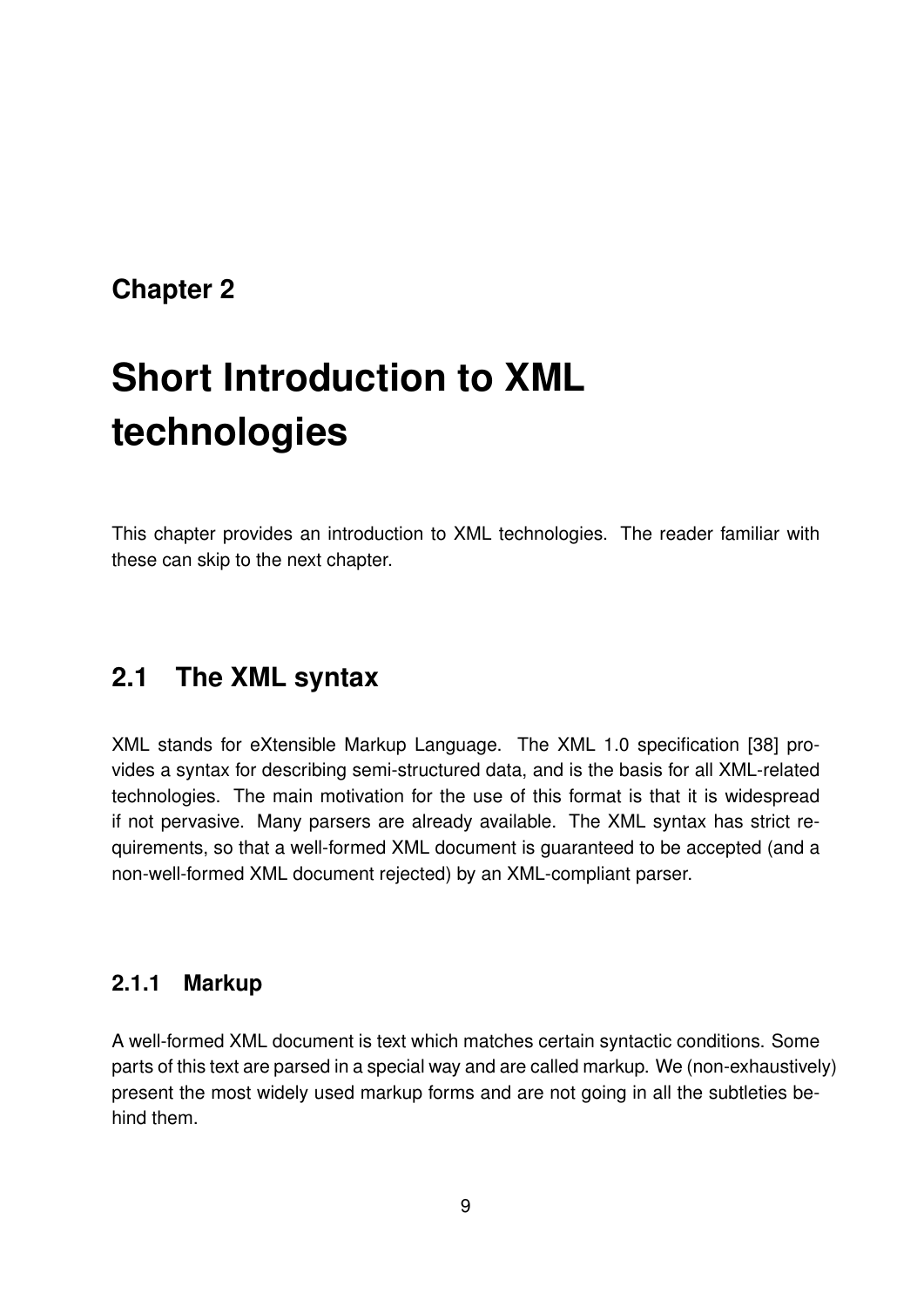# Chapter 2

# Short Introduction to XML technologies

This chapter provides an introduction to XML technologies. The reader familiar with these can skip to the next chapter.

## 2.1 The XML syntax

XML stands for eXtensible Markup Language. The XML 1.0 specification [38] provides a syntax for describing semi-structured data, and is the basis for all XML-related technologies. The main motivation for the use of this format is that it is widespread if not pervasive. Many parsers are already available. The XML syntax has strict requirements, so that a well-formed XML document is guaranteed to be accepted (and a non-well-formed XML document rejected) by an XML-compliant parser.

### 2.1.1 Markup

A well-formed XML document is text which matches certain syntactic conditions. Some parts of this text are parsed in a special way and are called markup. We (non-exhaustively) present the most widely used markup forms and are not going in all the subtleties behind them.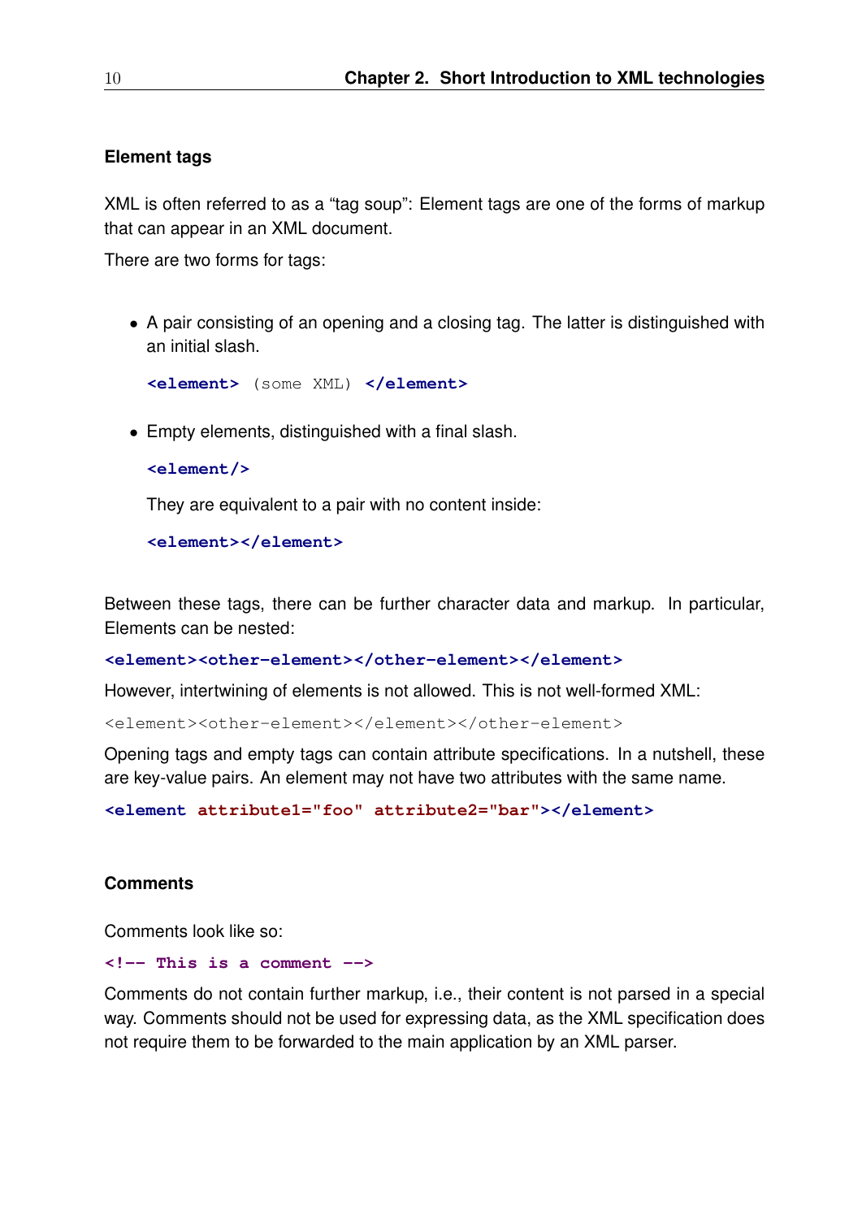### Element tags

XML is often referred to as a "tag soup": Element tags are one of the forms of markup that can appear in an XML document.

There are two forms for tags:

- A pair consisting of an opening and a closing tag. The latter is distinguished with an initial slash.

  ```
  <element> (some XML) </element>
  ```

- Empty elements, distinguished with a final slash.

  ```
  <element/>
  ```

  They are equivalent to a pair with no content inside:

  ```
  <element></element>
  ```

Between these tags, there can be further character data and markup. In particular, Elements can be nested:

```
<element><other-element></other-element></element>
```

However, intertwining of elements is not allowed. This is not well-formed XML:

```
<element><other-element></element></other-element>
```

Opening tags and empty tags can contain attribute specifications. In a nutshell, these are key-value pairs. An element may not have two attributes with the same name.

```
<element attribute1="foo" attribute2="bar"></element>
```

### Comments

Comments look like so:

```
<!-- This is a comment -->
```

Comments do not contain further markup, i.e., their content is not parsed in a special way. Comments should not be used for expressing data, as the XML specification does not require them to be forwarded to the main application by an XML parser.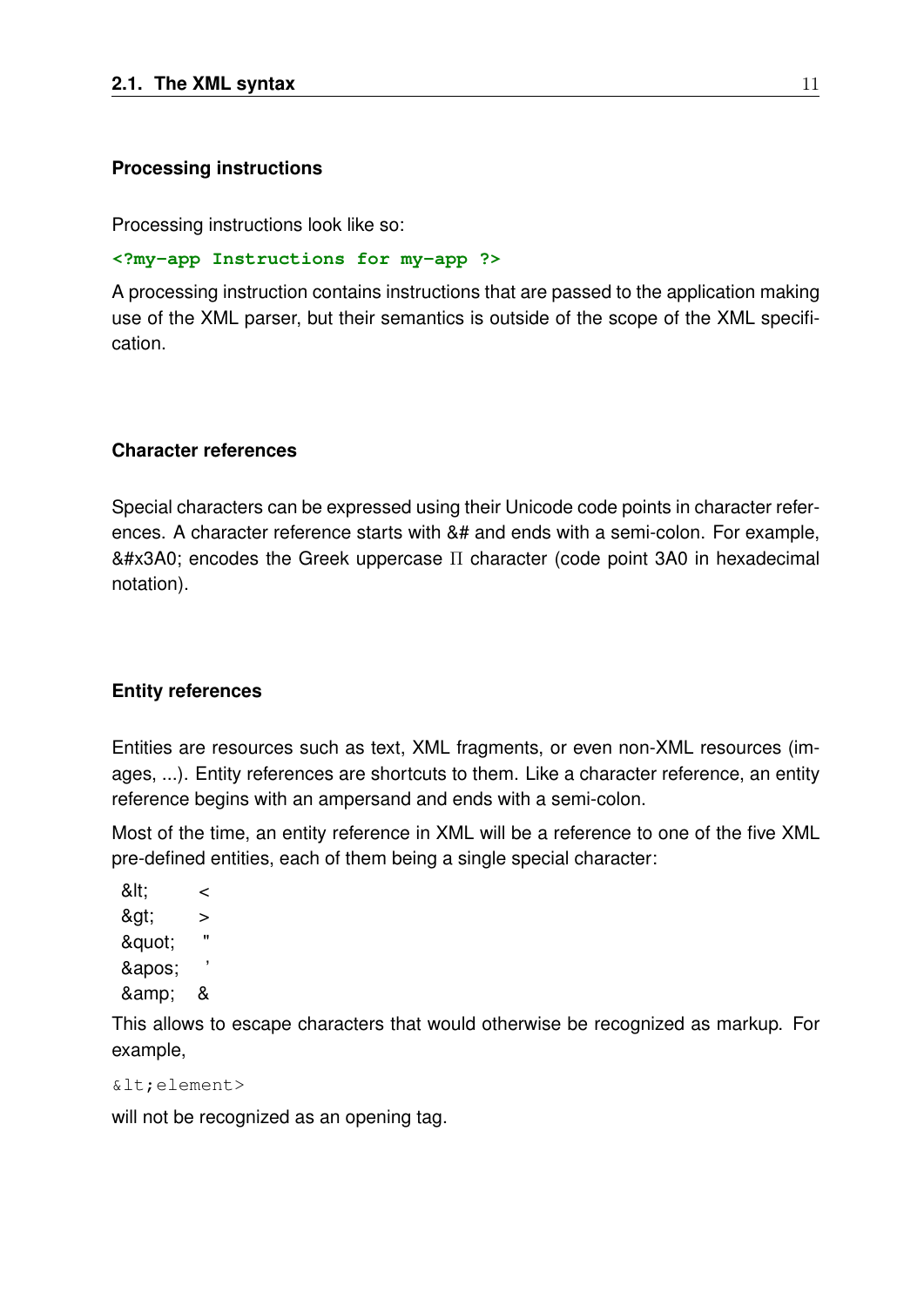### Processing instructions

Processing instructions look like so:

```
<?my-app Instructions for my-app ?>
```

A processing instruction contains instructions that are passed to the application making use of the XML parser, but their semantics is outside of the scope of the XML specification.

### Character references

Special characters can be expressed using their Unicode code points in character references. A character reference starts with &# and ends with a semi-colon. For example, &#x3A0; encodes the Greek uppercase $\Pi$ character (code point 3A0 in hexadecimal notation).

### Entity references

Entities are resources such as text, XML fragments, or even non-XML resources (images, ...). Entity references are shortcuts to them. Like a character reference, an entity reference begins with an ampersand and ends with a semi-colon.

Most of the time, an entity reference in XML will be a reference to one of the five XML pre-defined entities, each of them being a single special character:

| | |
|---|---|
| &lt; | < |
| &gt; | > |
| &quot; | " |
| &apos; | ' |
| &amp; | & |

This allows to escape characters that would otherwise be recognized as markup. For example,

```
&lt;element>
```

will not be recognized as an opening tag.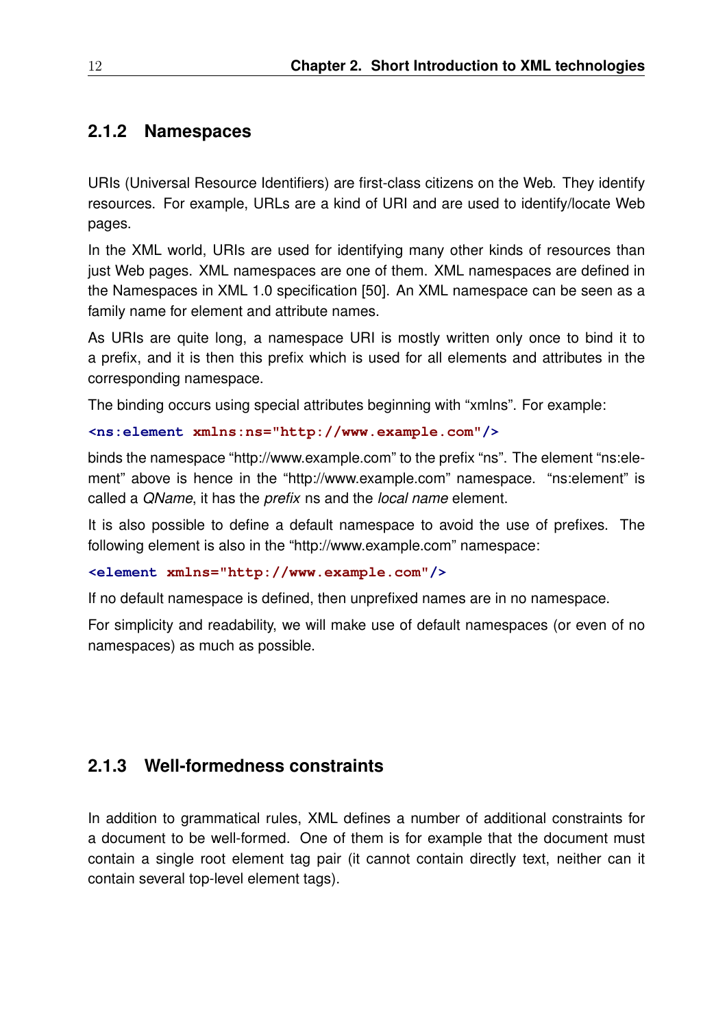### 2.1.2 Namespaces

URIs (Universal Resource Identifiers) are first-class citizens on the Web. They identify resources. For example, URLs are a kind of URI and are used to identify/locate Web pages.

In the XML world, URIs are used for identifying many other kinds of resources than just Web pages. XML namespaces are one of them. XML namespaces are defined in the Namespaces in XML 1.0 specification [50]. An XML namespace can be seen as a family name for element and attribute names.

As URIs are quite long, a namespace URI is mostly written only once to bind it to a prefix, and it is then this prefix which is used for all elements and attributes in the corresponding namespace.

The binding occurs using special attributes beginning with “xmlns”. For example:

```
<ns:element xmlns:ns="http://www.example.com"/>
```

binds the namespace “http://www.example.com” to the prefix “ns”. The element “ns:element” above is hence in the “http://www.example.com” namespace. “ns:element” is called a *QName*, it has the *prefix* ns and the *local name* element.

It is also possible to define a default namespace to avoid the use of prefixes. The following element is also in the “http://www.example.com” namespace:

```
<element xmlns="http://www.example.com"/>
```

If no default namespace is defined, then unprefixed names are in no namespace.

For simplicity and readability, we will make use of default namespaces (or even of no namespaces) as much as possible.

### 2.1.3 Well-formedness constraints

In addition to grammatical rules, XML defines a number of additional constraints for a document to be well-formed. One of them is for example that the document must contain a single root element tag pair (it cannot contain directly text, neither can it contain several top-level element tags).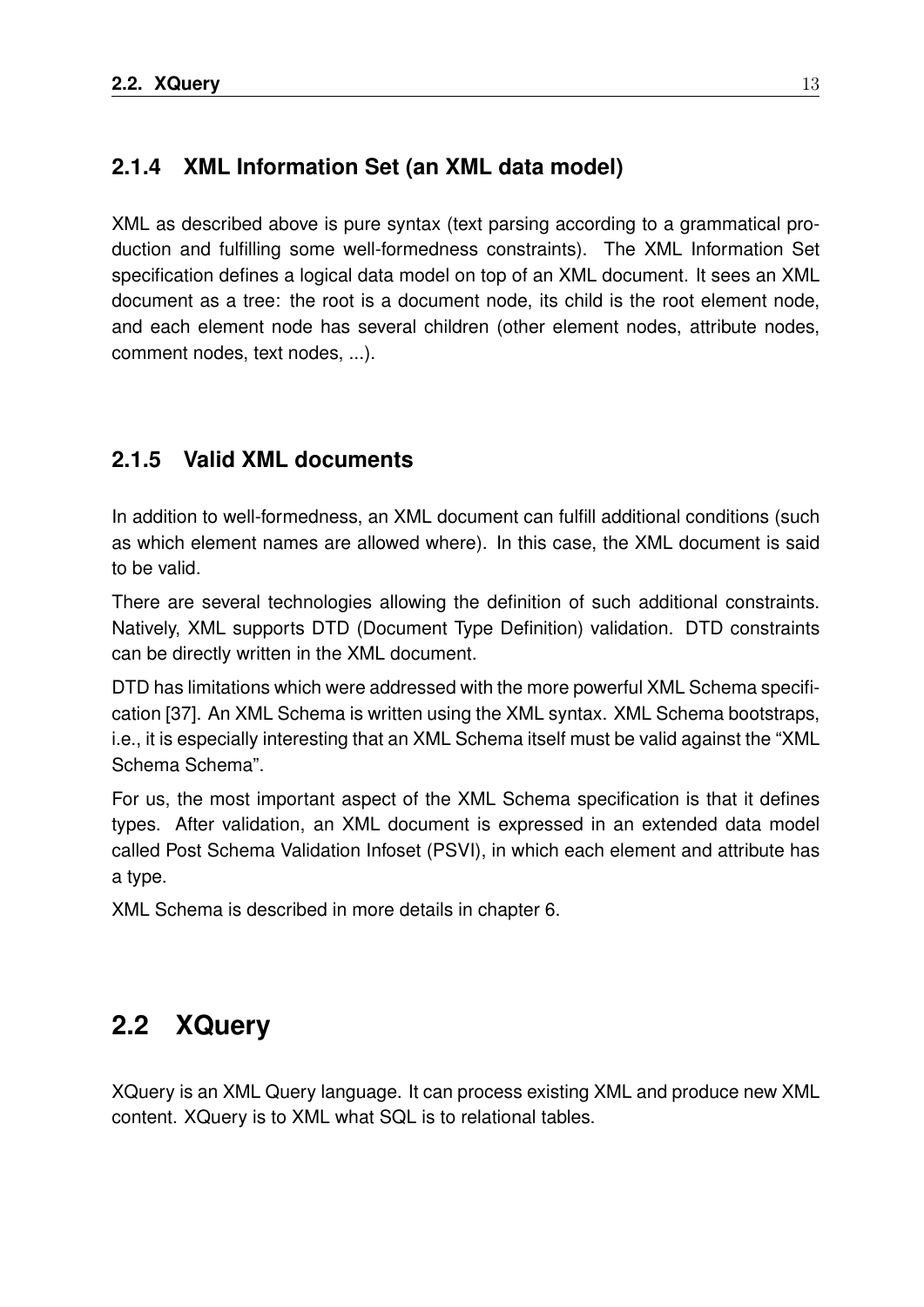### 2.1.4 XML Information Set (an XML data model)

XML as described above is pure syntax (text parsing according to a grammatical production and fulfilling some well-formedness constraints). The XML Information Set specification defines a logical data model on top of an XML document. It sees an XML document as a tree: the root is a document node, its child is the root element node, and each element node has several children (other element nodes, attribute nodes, comment nodes, text nodes, ...).

### 2.1.5 Valid XML documents

In addition to well-formedness, an XML document can fulfill additional conditions (such as which element names are allowed where). In this case, the XML document is said to be valid.

There are several technologies allowing the definition of such additional constraints. Natively, XML supports DTD (Document Type Definition) validation. DTD constraints can be directly written in the XML document.

DTD has limitations which were addressed with the more powerful XML Schema specification [37]. An XML Schema is written using the XML syntax. XML Schema bootstraps, i.e., it is especially interesting that an XML Schema itself must be valid against the "XML Schema Schema".

For us, the most important aspect of the XML Schema specification is that it defines types. After validation, an XML document is expressed in an extended data model called Post Schema Validation Infoset (PSVI), in which each element and attribute has a type.

XML Schema is described in more details in chapter 6.

## 2.2 XQuery

XQuery is an XML Query language. It can process existing XML and produce new XML content. XQuery is to XML what SQL is to relational tables.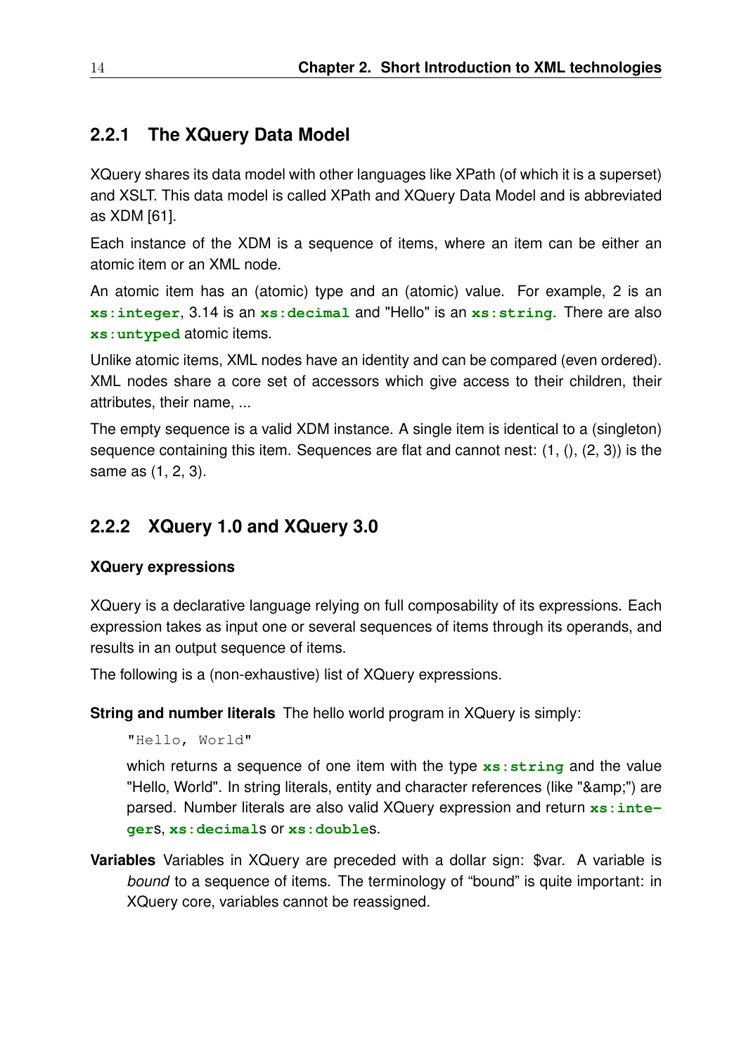### 2.2.1 The XQuery Data Model

XQuery shares its data model with other languages like XPath (of which it is a superset) and XSLT. This data model is called XPath and XQuery Data Model and is abbreviated as XDM [61].

Each instance of the XDM is a sequence of items, where an item can be either an atomic item or an XML node.

An atomic item has an (atomic) type and an (atomic) value. For example, 2 is an **`xs:integer`**, 3.14 is an **`xs:decimal`** and "Hello" is an **`xs:string`**. There are also **`xs:untyped`** atomic items.

Unlike atomic items, XML nodes have an identity and can be compared (even ordered). XML nodes share a core set of accessors which give access to their children, their attributes, their name, ...

The empty sequence is a valid XDM instance. A single item is identical to a (singleton) sequence containing this item. Sequences are flat and cannot nest: (1, (), (2, 3)) is the same as (1, 2, 3).

### 2.2.2 XQuery 1.0 and XQuery 3.0

#### XQuery expressions

XQuery is a declarative language relying on full composability of its expressions. Each expression takes as input one or several sequences of items through its operands, and results in an output sequence of items.

The following is a (non-exhaustive) list of XQuery expressions.

**String and number literals** The hello world program in XQuery is simply:

```
"Hello, World"
```

which returns a sequence of one item with the type **`xs:string`** and the value "Hello, World". In string literals, entity and character references (like "&amp;") are parsed. Number literals are also valid XQuery expression and return **`xs:integer`**s, **`xs:decimal`**s or **`xs:double`**s.

**Variables** Variables in XQuery are preceded with a dollar sign: $var. A variable is *bound* to a sequence of items. The terminology of “bound” is quite important: in XQuery core, variables cannot be reassigned.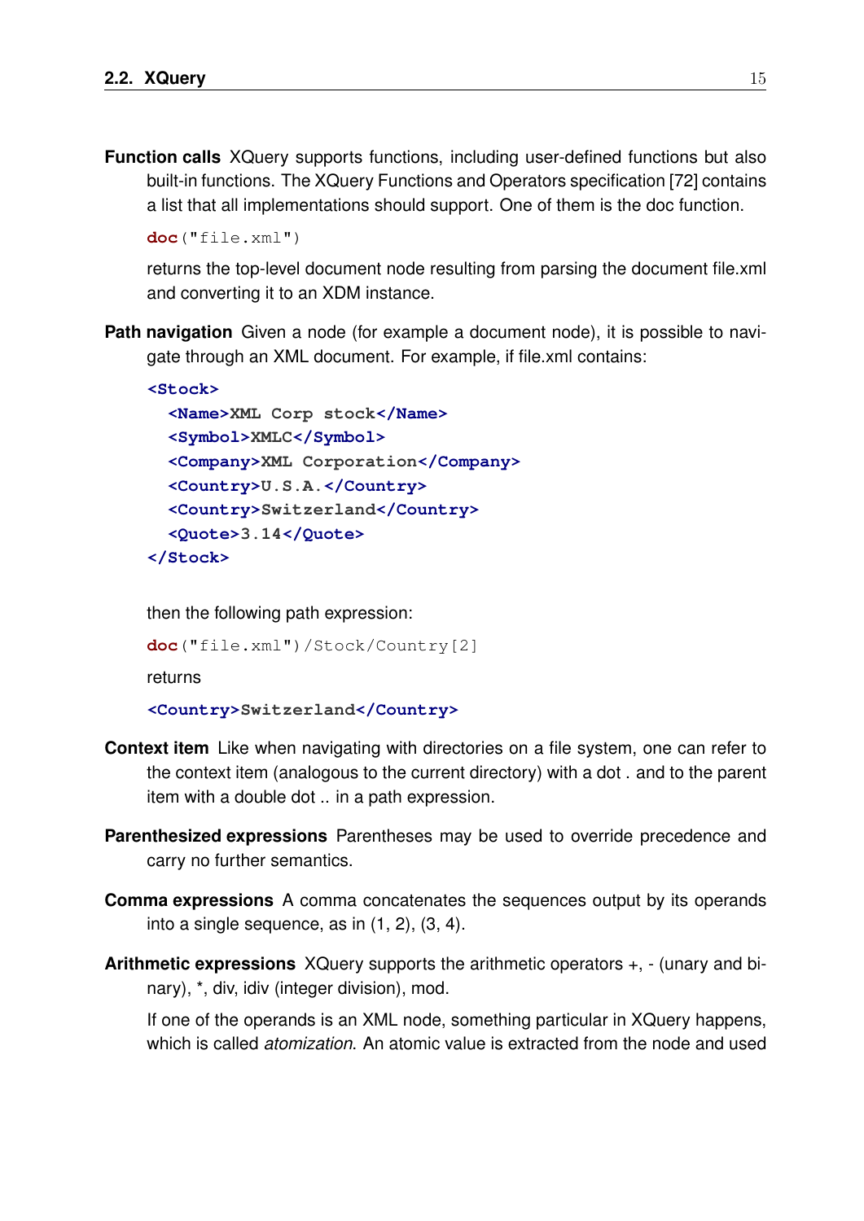**Function calls** XQuery supports functions, including user-defined functions but also built-in functions. The XQuery Functions and Operators specification [72] contains a list that all implementations should support. One of them is the doc function.

```
doc("file.xml")
```

returns the top-level document node resulting from parsing the document file.xml and converting it to an XDM instance.

**Path navigation** Given a node (for example a document node), it is possible to navigate through an XML document. For example, if file.xml contains:

```
<Stock>
  <Name>XML Corp stock</Name>
  <Symbol>XMLC</Symbol>
  <Company>XML Corporation</Company>
  <Country>U.S.A.</Country>
  <Country>Switzerland</Country>
  <Quote>3.14</Quote>
</Stock>
```

then the following path expression:

```
doc("file.xml")/Stock/Country[2]
```

returns

```
<Country>Switzerland</Country>
```

**Context item** Like when navigating with directories on a file system, one can refer to the context item (analogous to the current directory) with a dot . and to the parent item with a double dot .. in a path expression.

**Parenthesized expressions** Parentheses may be used to override precedence and carry no further semantics.

**Comma expressions** A comma concatenates the sequences output by its operands into a single sequence, as in (1, 2), (3, 4).

**Arithmetic expressions** XQuery supports the arithmetic operators +, - (unary and binary), *, div, idiv (integer division), mod.

If one of the operands is an XML node, something particular in XQuery happens, which is called *atomization*. An atomic value is extracted from the node and used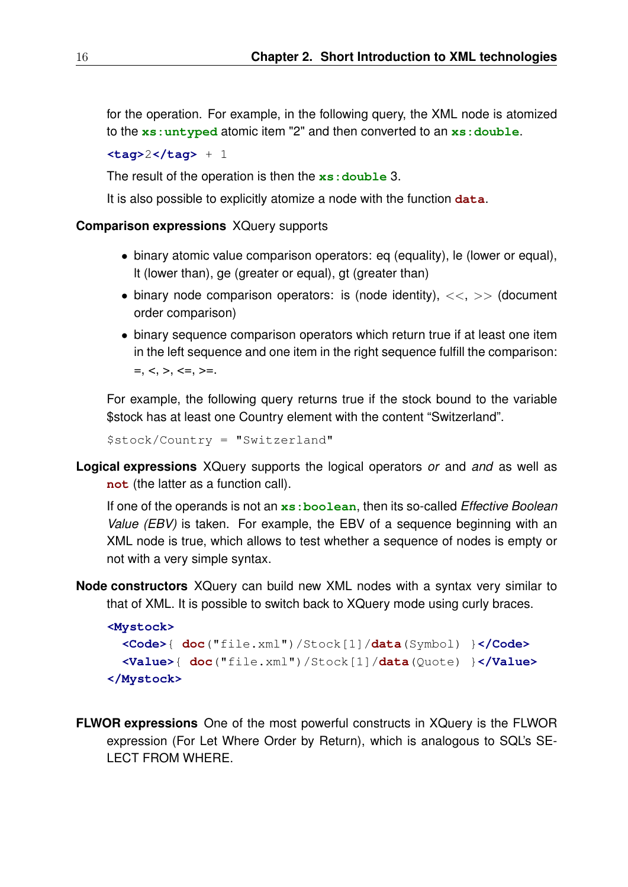for the operation. For example, in the following query, the XML node is atomized to the **xs:untyped** atomic item "2" and then converted to an **xs:double**.

```
<tag>2</tag> + 1
```

The result of the operation is then the **xs:double** 3.

It is also possible to explicitly atomize a node with the function **data**.

**Comparison expressions** XQuery supports

- binary atomic value comparison operators: eq (equality), le (lower or equal), lt (lower than), ge (greater or equal), gt (greater than)
- binary node comparison operators: is (node identity), <<, >> (document order comparison)
- binary sequence comparison operators which return true if at least one item in the left sequence and one item in the right sequence fulfill the comparison: =, <, >, <=, >=.

For example, the following query returns true if the stock bound to the variable $stock has at least one Country element with the content “Switzerland”.

```
$stock/Country = "Switzerland"
```

**Logical expressions** XQuery supports the logical operators *or* and *and* as well as **not** (the latter as a function call).

If one of the operands is not an **xs:boolean**, then its so-called *Effective Boolean Value (EBV)* is taken. For example, the EBV of a sequence beginning with an XML node is true, which allows to test whether a sequence of nodes is empty or not with a very simple syntax.

**Node constructors** XQuery can build new XML nodes with a syntax very similar to that of XML. It is possible to switch back to XQuery mode using curly braces.

```
<Mystock>
  <Code>{ doc("file.xml")/Stock[1]/data(Symbol) }</Code>
  <Value>{ doc("file.xml")/Stock[1]/data(Quote) }</Value>
</Mystock>
```

**FLWOR expressions** One of the most powerful constructs in XQuery is the FLWOR expression (For Let Where Order by Return), which is analogous to SQL's SELECT FROM WHERE.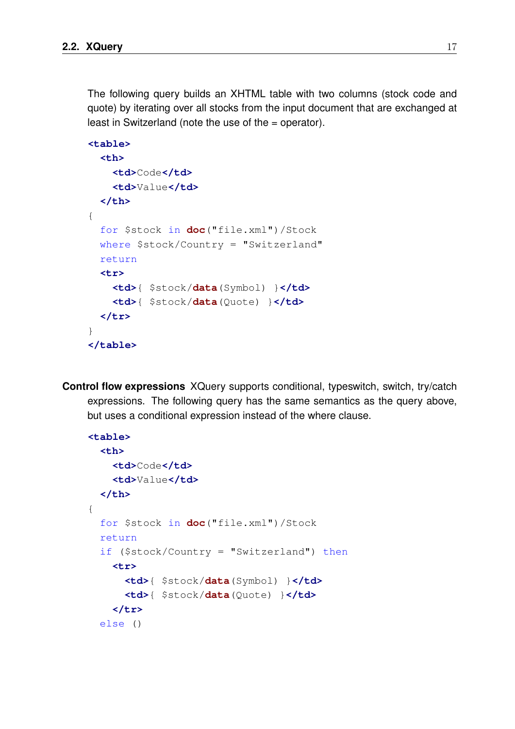The following query builds an XHTML table with two columns (stock code and quote) by iterating over all stocks from the input document that are exchanged at least in Switzerland (note the use of the = operator).

```
<table>
  <th>
    <td>Code</td>
    <td>Value</td>
  </th>
{
  for $stock in doc("file.xml")/Stock
  where $stock/Country = "Switzerland"
  return
  <tr>
    <td>{ $stock/data(Symbol) }</td>
    <td>{ $stock/data(Quote) }</td>
  </tr>
}
</table>
```

**Control flow expressions** XQuery supports conditional, typeswitch, switch, try/catch expressions. The following query has the same semantics as the query above, but uses a conditional expression instead of the where clause.

```
<table>
  <th>
    <td>Code</td>
    <td>Value</td>
  </th>
{
  for $stock in doc("file.xml")/Stock
  return
  if ($stock/Country = "Switzerland") then
    <tr>
      <td>{ $stock/data(Symbol) }</td>
      <td>{ $stock/data(Quote) }</td>
    </tr>
  else ()
```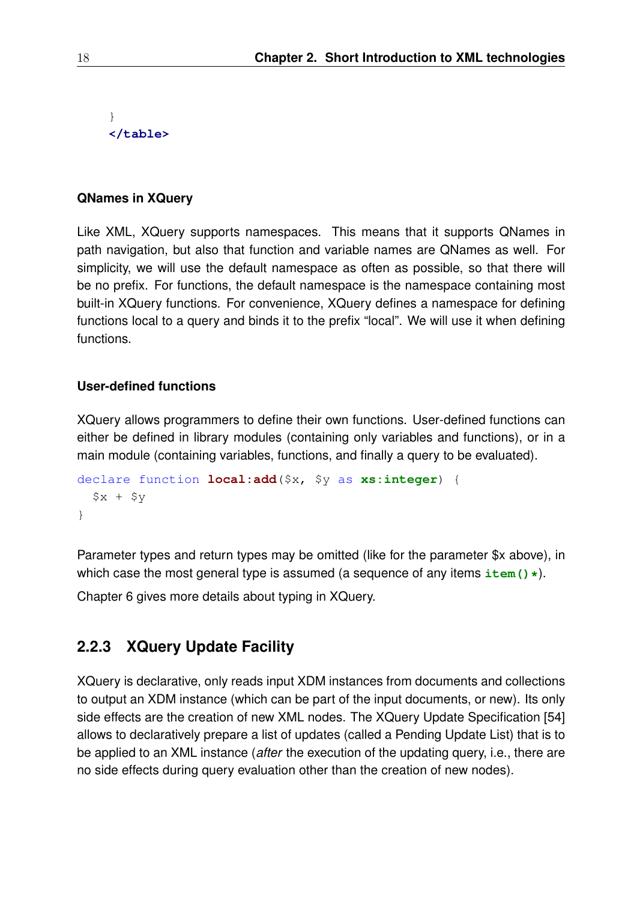```
}
</table>
```

### QNames in XQuery

Like XML, XQuery supports namespaces. This means that it supports QNames in path navigation, but also that function and variable names are QNames as well. For simplicity, we will use the default namespace as often as possible, so that there will be no prefix. For functions, the default namespace is the namespace containing most built-in XQuery functions. For convenience, XQuery defines a namespace for defining functions local to a query and binds it to the prefix "local". We will use it when defining functions.

### User-defined functions

XQuery allows programmers to define their own functions. User-defined functions can either be defined in library modules (containing only variables and functions), or in a main module (containing variables, functions, and finally a query to be evaluated).

```
declare function local:add($x, $y as xs:integer) {
  $x + $y
}
```

Parameter types and return types may be omitted (like for the parameter $x above), in which case the most general type is assumed (a sequence of any items `item()*`).

Chapter 6 gives more details about typing in XQuery.

## 2.2.3 XQuery Update Facility

XQuery is declarative, only reads input XDM instances from documents and collections to output an XDM instance (which can be part of the input documents, or new). Its only side effects are the creation of new XML nodes. The XQuery Update Specification [54] allows to declaratively prepare a list of updates (called a Pending Update List) that is to be applied to an XML instance (*after* the execution of the updating query, i.e., there are no side effects during query evaluation other than the creation of new nodes).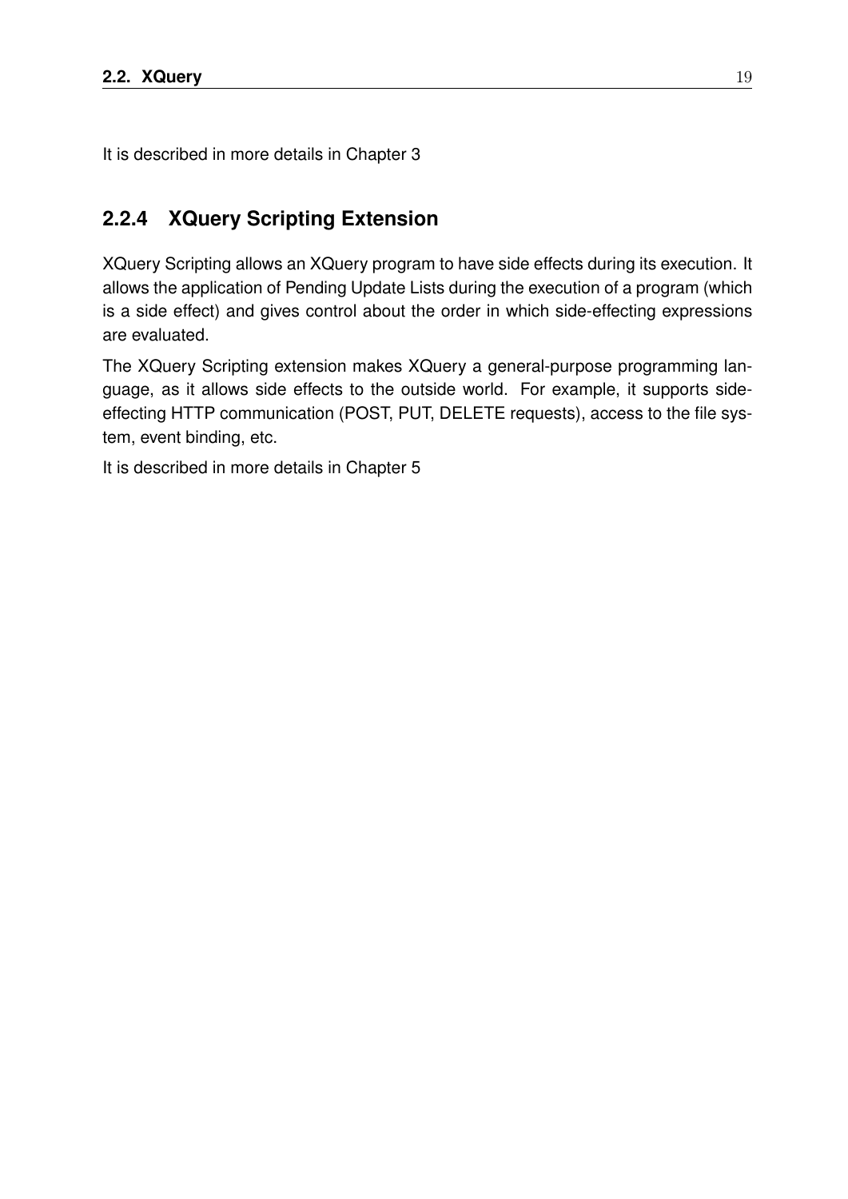It is described in more details in Chapter 3

### 2.2.4 XQuery Scripting Extension

XQuery Scripting allows an XQuery program to have side effects during its execution. It allows the application of Pending Update Lists during the execution of a program (which is a side effect) and gives control about the order in which side-effecting expressions are evaluated.

The XQuery Scripting extension makes XQuery a general-purpose programming language, as it allows side effects to the outside world. For example, it supports side-effecting HTTP communication (POST, PUT, DELETE requests), access to the file system, event binding, etc.

It is described in more details in Chapter 5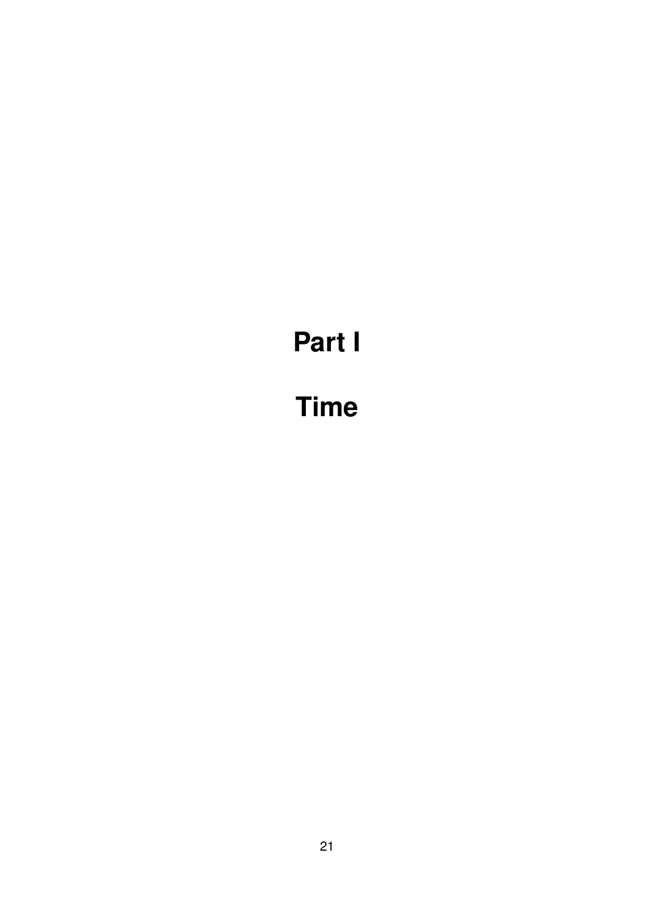# Part I

# Time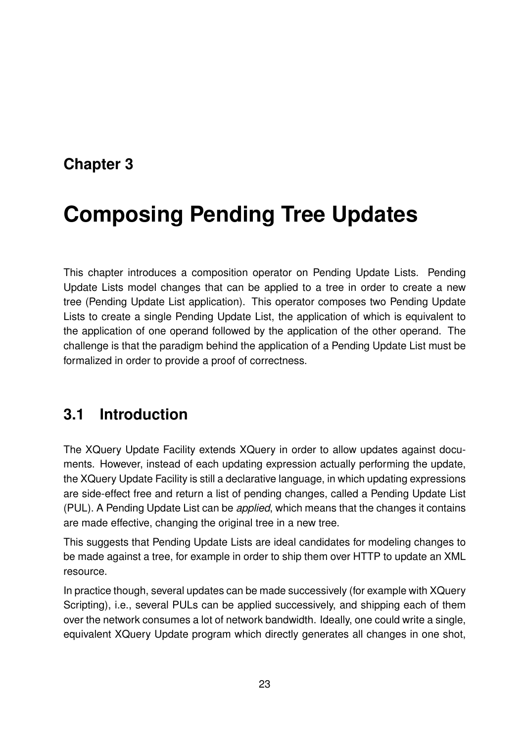# Chapter 3

# Composing Pending Tree Updates

This chapter introduces a composition operator on Pending Update Lists. Pending Update Lists model changes that can be applied to a tree in order to create a new tree (Pending Update List application). This operator composes two Pending Update Lists to create a single Pending Update List, the application of which is equivalent to the application of one operand followed by the application of the other operand. The challenge is that the paradigm behind the application of a Pending Update List must be formalized in order to provide a proof of correctness.

## 3.1 Introduction

The XQuery Update Facility extends XQuery in order to allow updates against documents. However, instead of each updating expression actually performing the update, the XQuery Update Facility is still a declarative language, in which updating expressions are side-effect free and return a list of pending changes, called a Pending Update List (PUL). A Pending Update List can be *applied*, which means that the changes it contains are made effective, changing the original tree in a new tree.

This suggests that Pending Update Lists are ideal candidates for modeling changes to be made against a tree, for example in order to ship them over HTTP to update an XML resource.

In practice though, several updates can be made successively (for example with XQuery Scripting), i.e., several PULs can be applied successively, and shipping each of them over the network consumes a lot of network bandwidth. Ideally, one could write a single, equivalent XQuery Update program which directly generates all changes in one shot,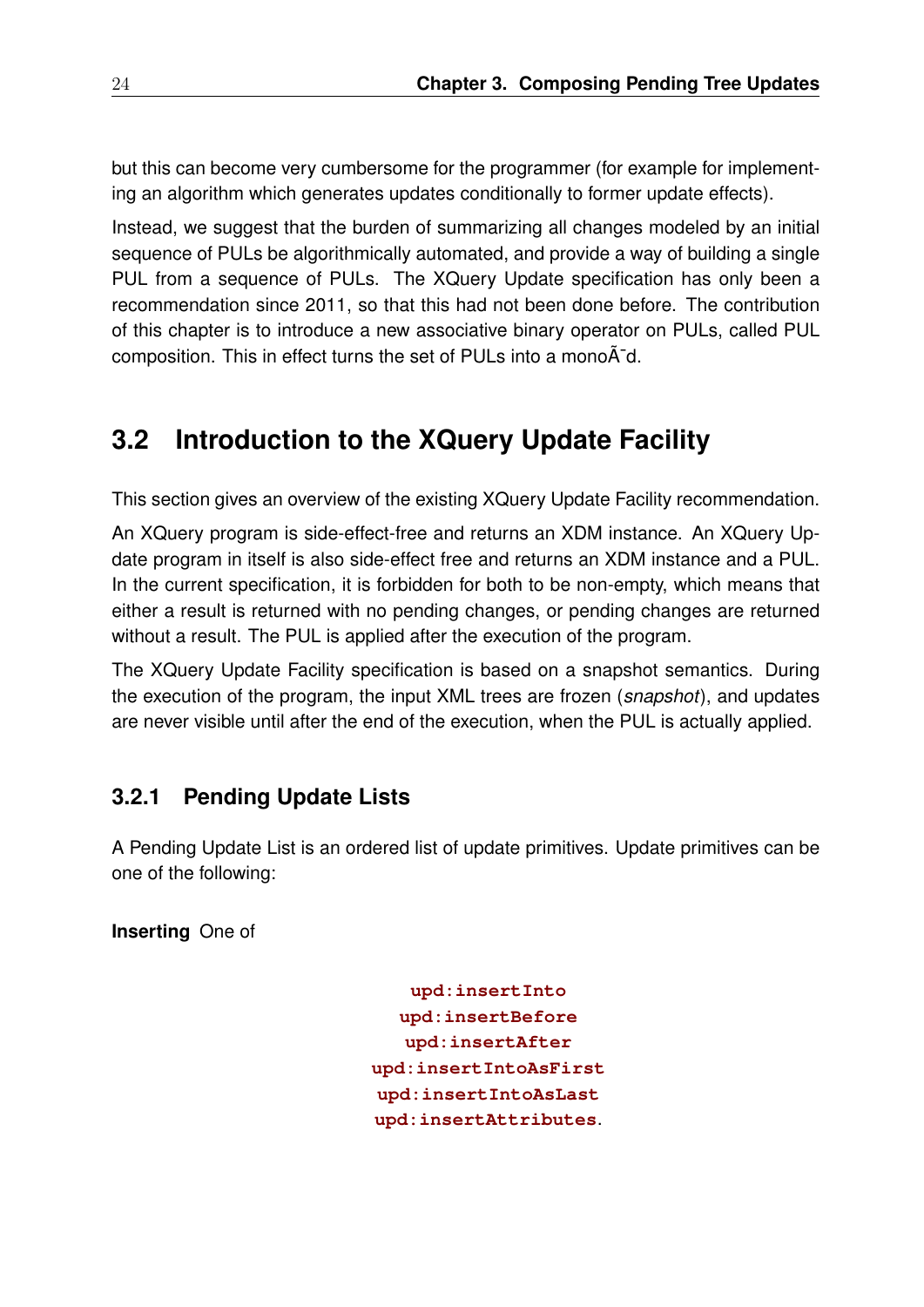but this can become very cumbersome for the programmer (for example for implementing an algorithm which generates updates conditionally to former update effects).

Instead, we suggest that the burden of summarizing all changes modeled by an initial sequence of PULs be algorithmically automated, and provide a way of building a single PUL from a sequence of PULs. The XQuery Update specification has only been a recommendation since 2011, so that this had not been done before. The contribution of this chapter is to introduce a new associative binary operator on PULs, called PUL composition. This in effect turns the set of PULs into a monoÃ¯d.

## 3.2 Introduction to the XQuery Update Facility

This section gives an overview of the existing XQuery Update Facility recommendation.

An XQuery program is side-effect-free and returns an XDM instance. An XQuery Update program in itself is also side-effect free and returns an XDM instance and a PUL. In the current specification, it is forbidden for both to be non-empty, which means that either a result is returned with no pending changes, or pending changes are returned without a result. The PUL is applied after the execution of the program.

The XQuery Update Facility specification is based on a snapshot semantics. During the execution of the program, the input XML trees are frozen (*snapshot*), and updates are never visible until after the end of the execution, when the PUL is actually applied.

### 3.2.1 Pending Update Lists

A Pending Update List is an ordered list of update primitives. Update primitives can be one of the following:

**Inserting** One of

`upd:insertInto`
`upd:insertBefore`
`upd:insertAfter`
`upd:insertIntoAsFirst`
`upd:insertIntoAsLast`
`upd:insertAttributes`.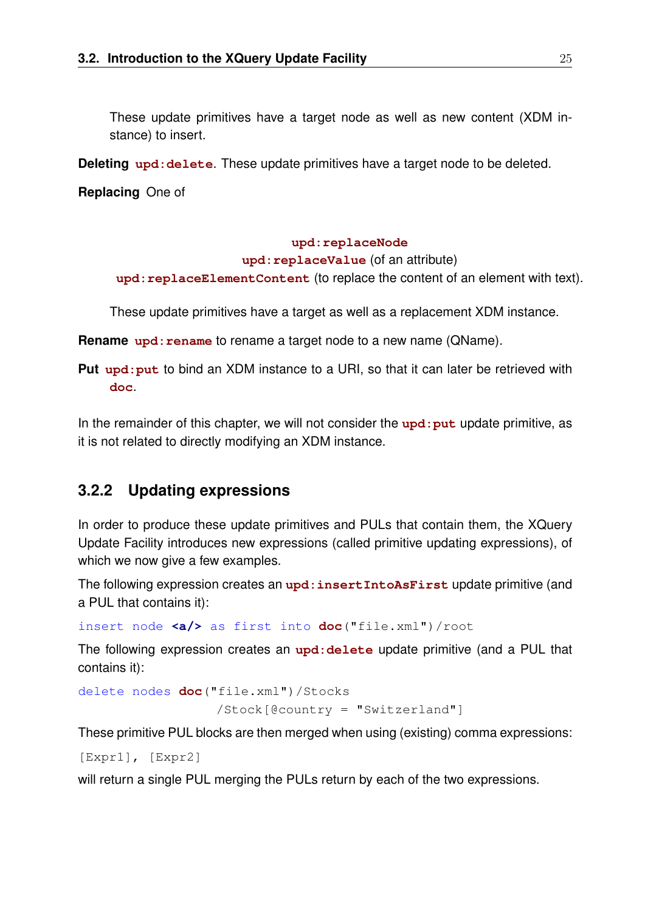These update primitives have a target node as well as new content (XDM instance) to insert.

**Deleting** **`upd:delete`**. These update primitives have a target node to be deleted.

**Replacing** One of

**`upd:replaceNode`**
**`upd:replaceValue`** (of an attribute)
**`upd:replaceElementContent`** (to replace the content of an element with text).

These update primitives have a target as well as a replacement XDM instance.

**Rename** **`upd:rename`** to rename a target node to a new name (QName).

**Put** **`upd:put`** to bind an XDM instance to a URI, so that it can later be retrieved with **`doc`**.

In the remainder of this chapter, we will not consider the **`upd:put`** update primitive, as it is not related to directly modifying an XDM instance.

### 3.2.2 Updating expressions

In order to produce these update primitives and PULs that contain them, the XQuery Update Facility introduces new expressions (called primitive updating expressions), of which we now give a few examples.

The following expression creates an **`upd:insertIntoAsFirst`** update primitive (and a PUL that contains it):

```
insert node <a/> as first into doc("file.xml")/root
```

The following expression creates an **`upd:delete`** update primitive (and a PUL that contains it):

```
delete nodes doc("file.xml")/Stocks
                   /Stock[@country = "Switzerland"]
```

These primitive PUL blocks are then merged when using (existing) comma expressions:

```
[Expr1], [Expr2]
```

will return a single PUL merging the PULs return by each of the two expressions.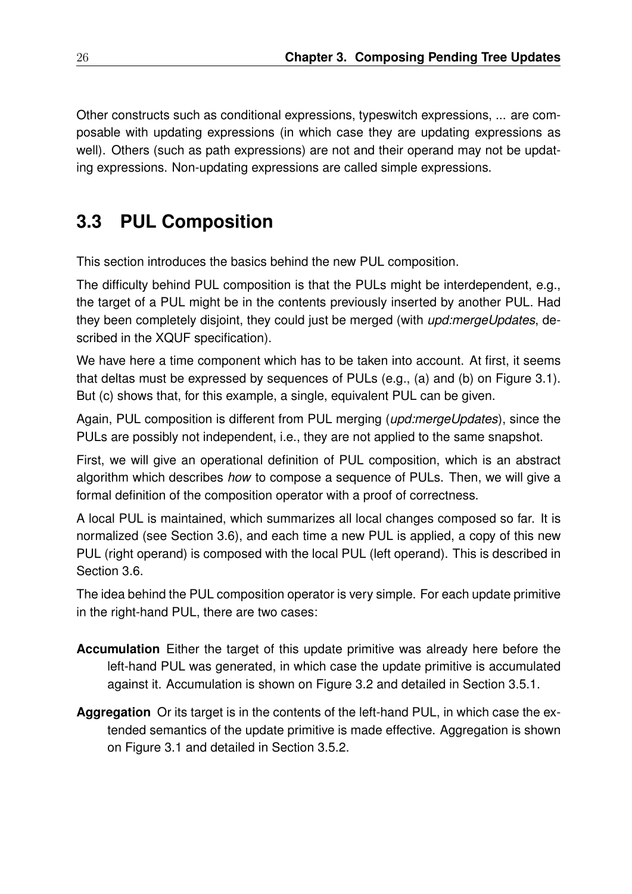Other constructs such as conditional expressions, typeswitch expressions, ... are composable with updating expressions (in which case they are updating expressions as well). Others (such as path expressions) are not and their operand may not be updating expressions. Non-updating expressions are called simple expressions.

## 3.3 PUL Composition

This section introduces the basics behind the new PUL composition.

The difficulty behind PUL composition is that the PULs might be interdependent, e.g., the target of a PUL might be in the contents previously inserted by another PUL. Had they been completely disjoint, they could just be merged (with *upd:mergeUpdates*, described in the XQUF specification).

We have here a time component which has to be taken into account. At first, it seems that deltas must be expressed by sequences of PULs (e.g., (a) and (b) on Figure 3.1). But (c) shows that, for this example, a single, equivalent PUL can be given.

Again, PUL composition is different from PUL merging (*upd:mergeUpdates*), since the PULs are possibly not independent, i.e., they are not applied to the same snapshot.

First, we will give an operational definition of PUL composition, which is an abstract algorithm which describes *how* to compose a sequence of PULs. Then, we will give a formal definition of the composition operator with a proof of correctness.

A local PUL is maintained, which summarizes all local changes composed so far. It is normalized (see Section 3.6), and each time a new PUL is applied, a copy of this new PUL (right operand) is composed with the local PUL (left operand). This is described in Section 3.6.

The idea behind the PUL composition operator is very simple. For each update primitive in the right-hand PUL, there are two cases:

**Accumulation** Either the target of this update primitive was already here before the left-hand PUL was generated, in which case the update primitive is accumulated against it. Accumulation is shown on Figure 3.2 and detailed in Section 3.5.1.

**Aggregation** Or its target is in the contents of the left-hand PUL, in which case the extended semantics of the update primitive is made effective. Aggregation is shown on Figure 3.1 and detailed in Section 3.5.2.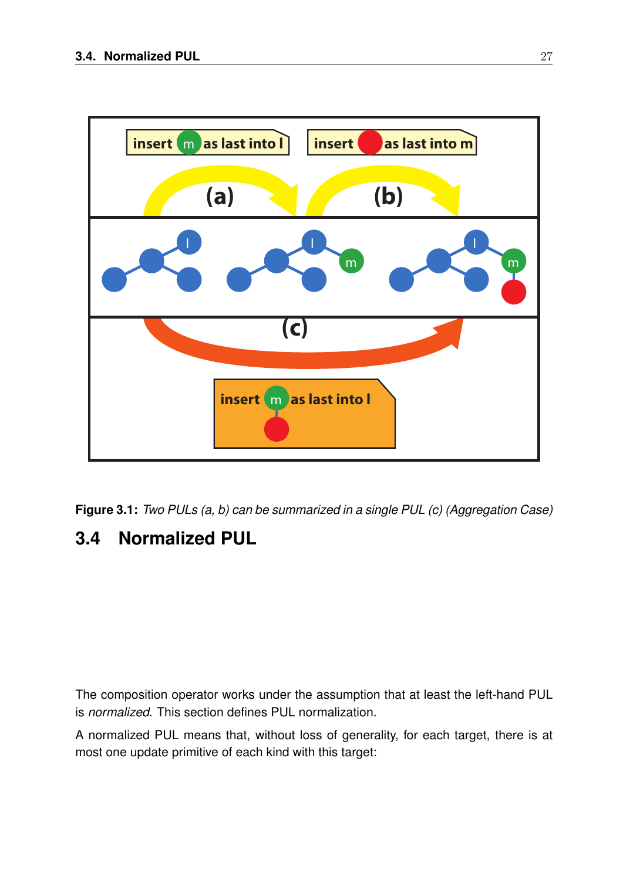Figure 3.1: *Two PULs (a, b) can be summarized in a single PUL (c) (Aggregation Case)*

## 3.4 Normalized PUL

The composition operator works under the assumption that at least the left-hand PUL is *normalized*. This section defines PUL normalization.

A normalized PUL means that, without loss of generality, for each target, there is at most one update primitive of each kind with this target: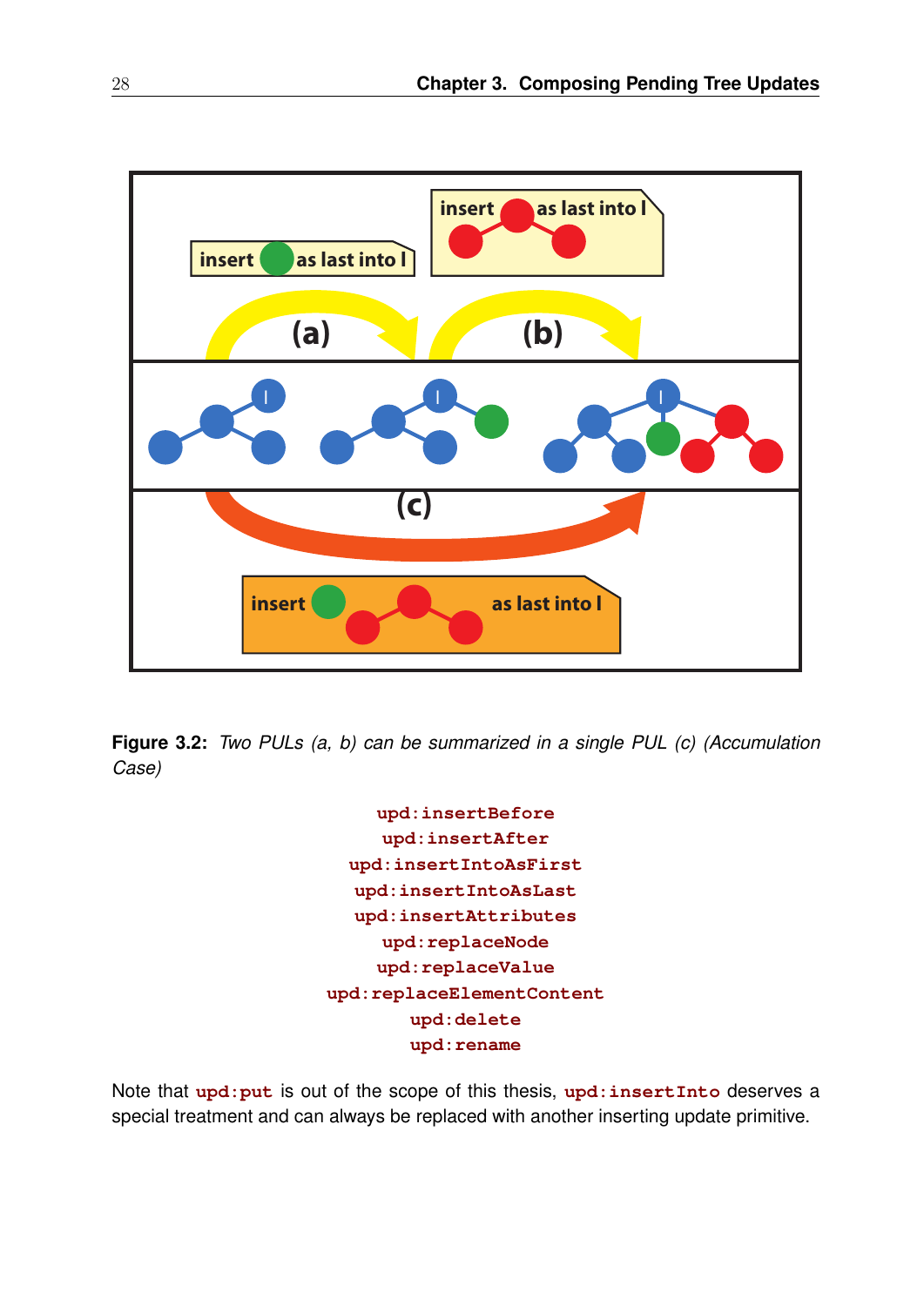**Figure 3.2:** *Two PULs (a, b) can be summarized in a single PUL (c) (Accumulation Case)*

`upd:insertBefore`
`upd:insertAfter`
`upd:insertIntoAsFirst`
`upd:insertIntoAsLast`
`upd:insertAttributes`
`upd:replaceNode`
`upd:replaceValue`
`upd:replaceElementContent`
`upd:delete`
`upd:rename`

Note that `upd:put` is out of the scope of this thesis, `upd:insertInto` deserves a special treatment and can always be replaced with another inserting update primitive.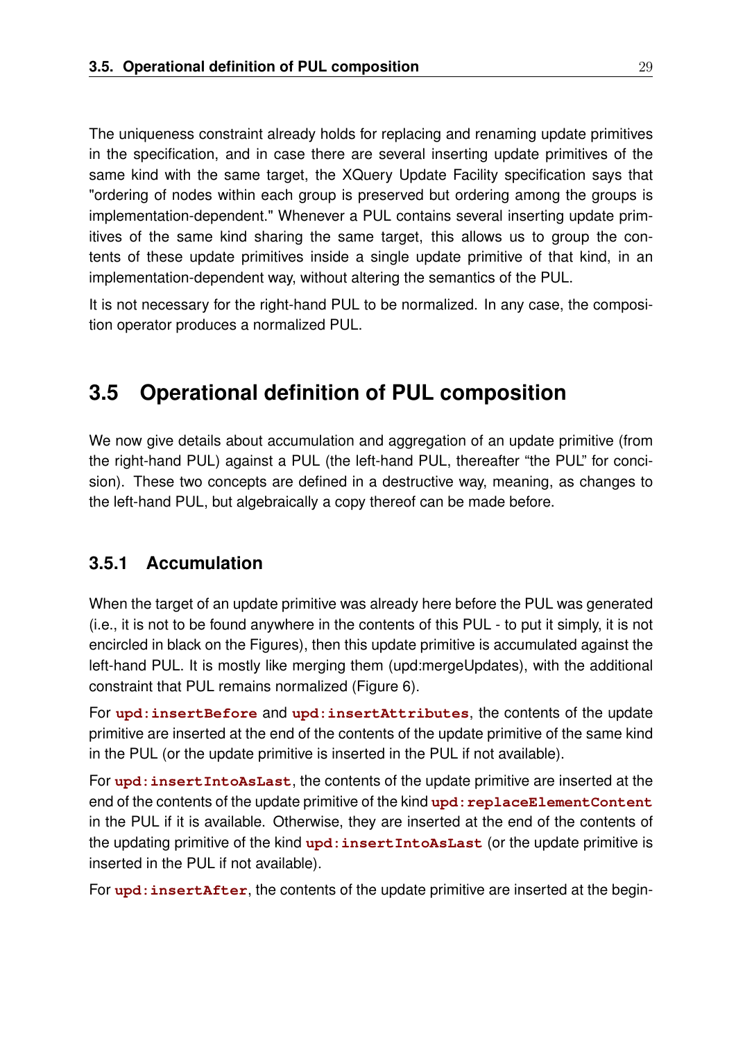The uniqueness constraint already holds for replacing and renaming update primitives in the specification, and in case there are several inserting update primitives of the same kind with the same target, the XQuery Update Facility specification says that "ordering of nodes within each group is preserved but ordering among the groups is implementation-dependent." Whenever a PUL contains several inserting update primitives of the same kind sharing the same target, this allows us to group the contents of these update primitives inside a single update primitive of that kind, in an implementation-dependent way, without altering the semantics of the PUL.

It is not necessary for the right-hand PUL to be normalized. In any case, the composition operator produces a normalized PUL.

## 3.5 Operational definition of PUL composition

We now give details about accumulation and aggregation of an update primitive (from the right-hand PUL) against a PUL (the left-hand PUL, thereafter "the PUL" for concision). These two concepts are defined in a destructive way, meaning, as changes to the left-hand PUL, but algebraically a copy thereof can be made before.

### 3.5.1 Accumulation

When the target of an update primitive was already here before the PUL was generated (i.e., it is not to be found anywhere in the contents of this PUL - to put it simply, it is not encircled in black on the Figures), then this update primitive is accumulated against the left-hand PUL. It is mostly like merging them (upd:mergeUpdates), with the additional constraint that PUL remains normalized (Figure 6).

For **`upd:insertBefore`** and **`upd:insertAttributes`**, the contents of the update primitive are inserted at the end of the contents of the update primitive of the same kind in the PUL (or the update primitive is inserted in the PUL if not available).

For **`upd:insertIntoAsLast`**, the contents of the update primitive are inserted at the end of the contents of the update primitive of the kind **`upd:replaceElementContent`** in the PUL if it is available. Otherwise, they are inserted at the end of the contents of the updating primitive of the kind **`upd:insertIntoAsLast`** (or the update primitive is inserted in the PUL if not available).

For **`upd:insertAfter`**, the contents of the update primitive are inserted at the begin-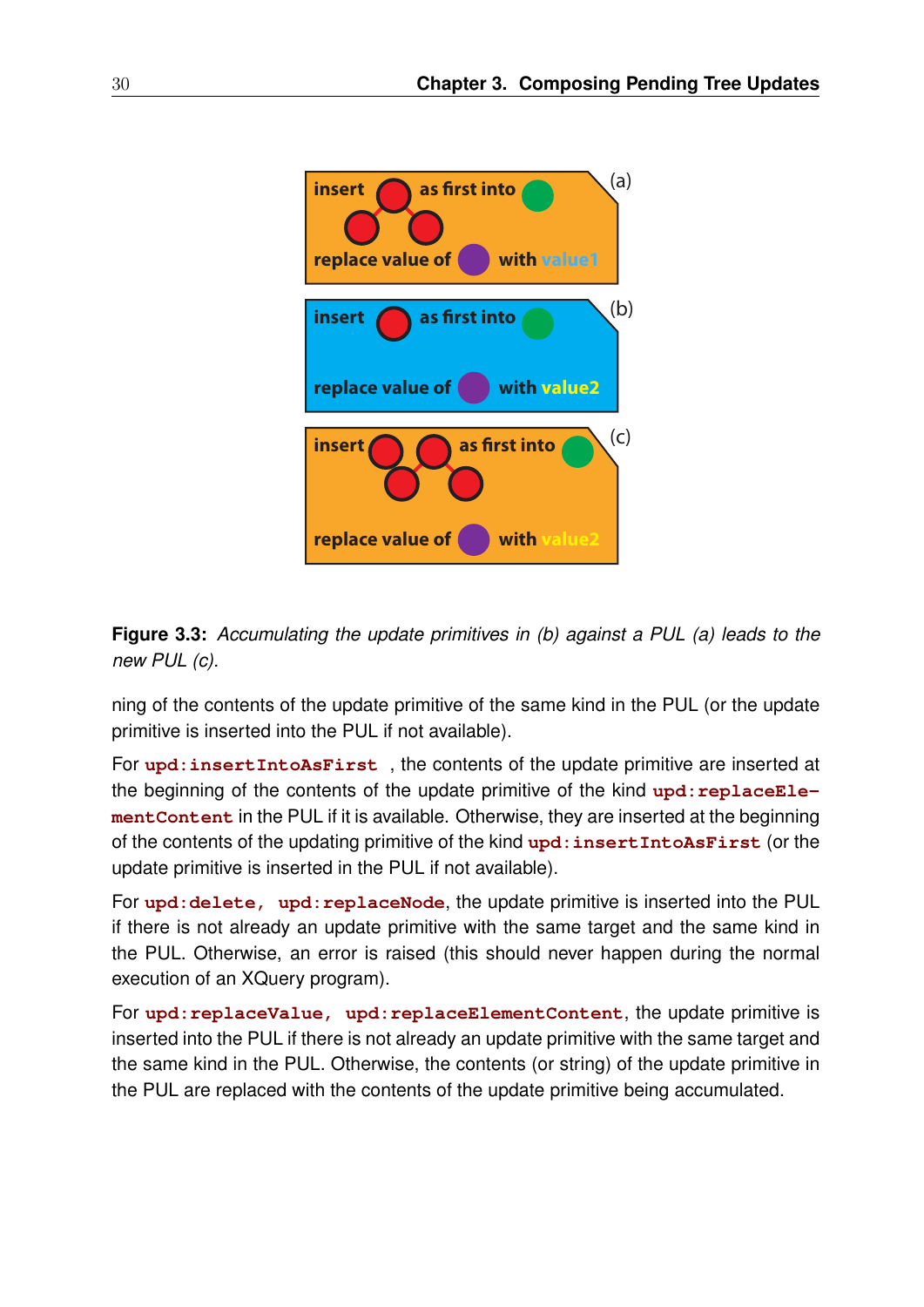Figure 3.3: *Accumulating the update primitives in (b) against a PUL (a) leads to the new PUL (c).*

ning of the contents of the update primitive of the same kind in the PUL (or the update primitive is inserted into the PUL if not available).

For `upd:insertIntoAsFirst` , the contents of the update primitive are inserted at the beginning of the contents of the update primitive of the kind `upd:replaceElementContent` in the PUL if it is available. Otherwise, they are inserted at the beginning of the contents of the updating primitive of the kind `upd:insertIntoAsFirst` (or the update primitive is inserted in the PUL if not available).

For `upd:delete, upd:replaceNode`, the update primitive is inserted into the PUL if there is not already an update primitive with the same target and the same kind in the PUL. Otherwise, an error is raised (this should never happen during the normal execution of an XQuery program).

For `upd:replaceValue, upd:replaceElementContent`, the update primitive is inserted into the PUL if there is not already an update primitive with the same target and the same kind in the PUL. Otherwise, the contents (or string) of the update primitive in the PUL are replaced with the contents of the update primitive being accumulated.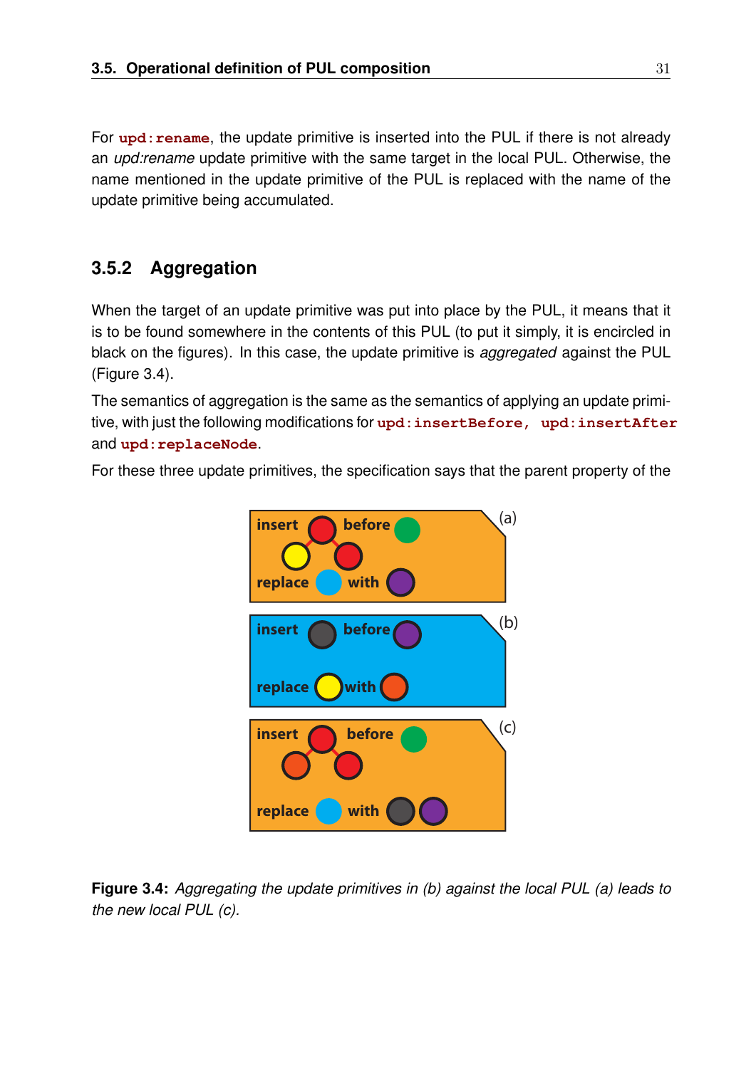For **`upd:rename`**, the update primitive is inserted into the PUL if there is not already an *upd:rename* update primitive with the same target in the local PUL. Otherwise, the name mentioned in the update primitive of the PUL is replaced with the name of the update primitive being accumulated.

### 3.5.2 Aggregation

When the target of an update primitive was put into place by the PUL, it means that it is to be found somewhere in the contents of this PUL (to put it simply, it is encircled in black on the figures). In this case, the update primitive is *aggregated* against the PUL (Figure 3.4).

The semantics of aggregation is the same as the semantics of applying an update primitive, with just the following modifications for **`upd:insertBefore, upd:insertAfter`** and **`upd:replaceNode`**.

For these three update primitives, the specification says that the parent property of the

**Figure 3.4:** *Aggregating the update primitives in (b) against the local PUL (a) leads to the new local PUL (c).*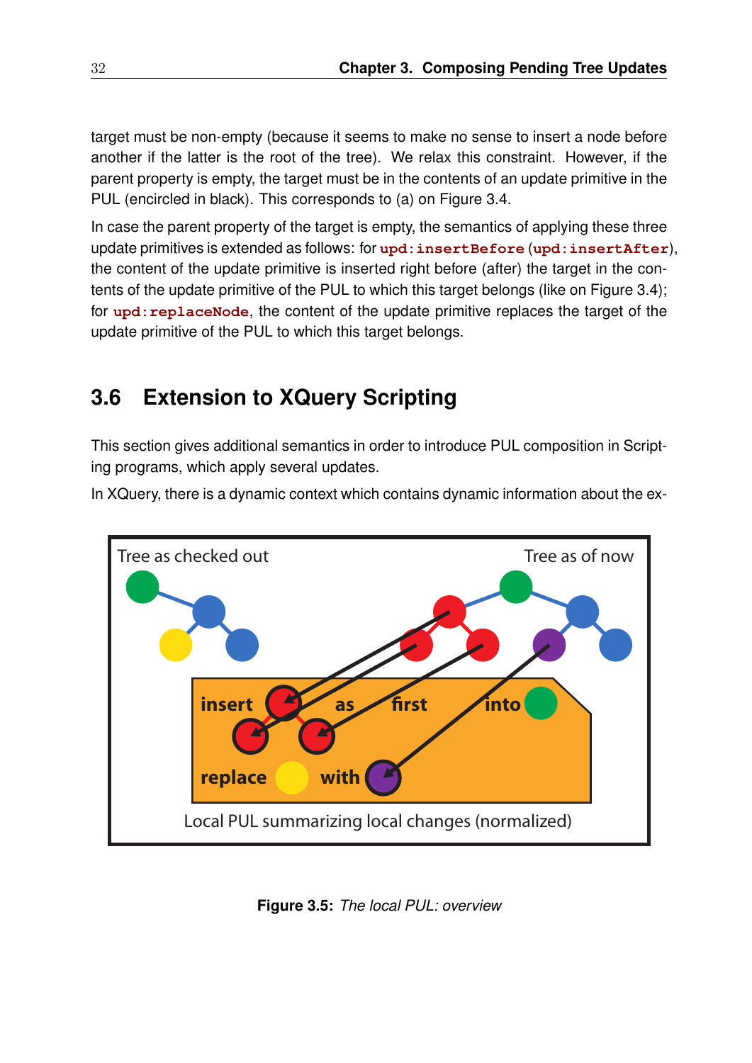target must be non-empty (because it seems to make no sense to insert a node before another if the latter is the root of the tree). We relax this constraint. However, if the parent property is empty, the target must be in the contents of an update primitive in the PUL (encircled in black). This corresponds to (a) on Figure 3.4.

In case the parent property of the target is empty, the semantics of applying these three update primitives is extended as follows: for `upd:insertBefore` (`upd:insertAfter`), the content of the update primitive is inserted right before (after) the target in the contents of the update primitive of the PUL to which this target belongs (like on Figure 3.4); for `upd:replaceNode`, the content of the update primitive replaces the target of the update primitive of the PUL to which this target belongs.

## 3.6 Extension to XQuery Scripting

This section gives additional semantics in order to introduce PUL composition in Scripting programs, which apply several updates.

In XQuery, there is a dynamic context which contains dynamic information about the ex-

Tree as checked out

Tree as of now

insert as first into

replace with

Local PUL summarizing local changes (normalized)

**Figure 3.5:** *The local PUL: overview*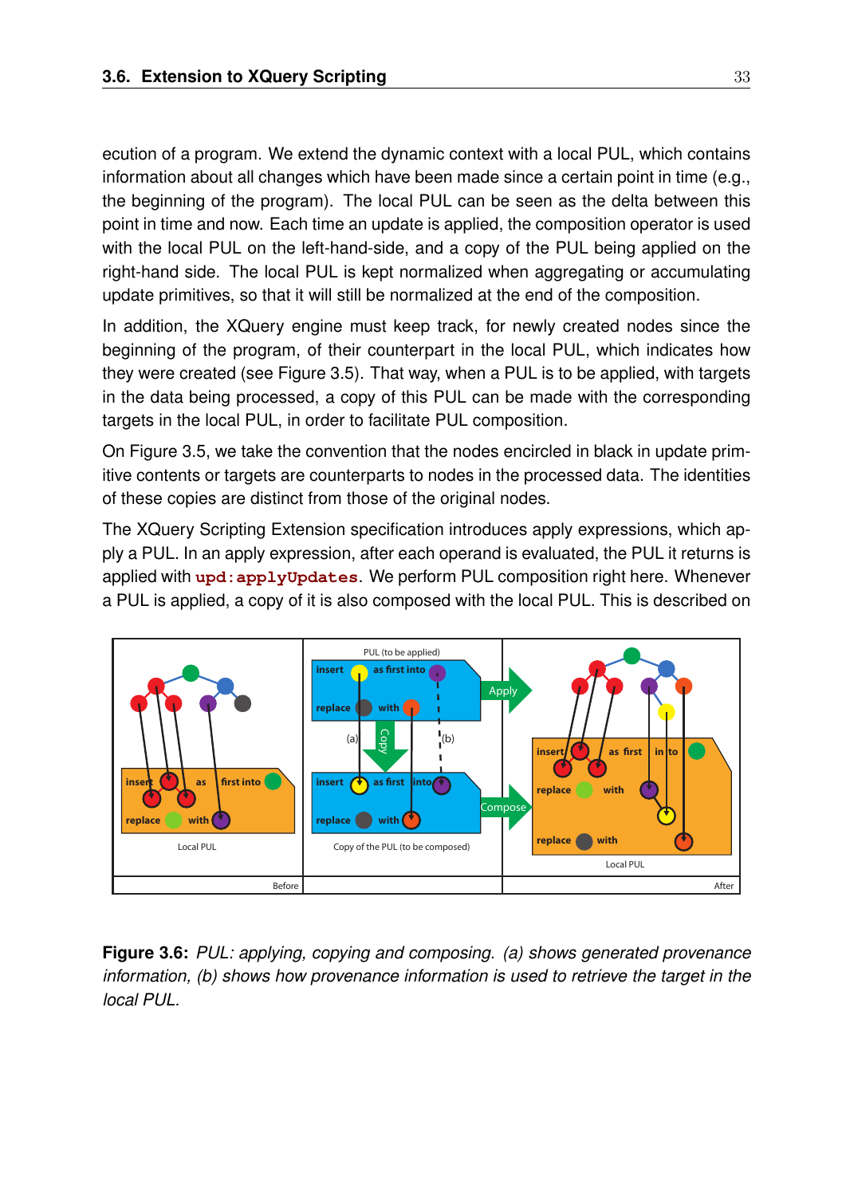ecution of a program. We extend the dynamic context with a local PUL, which contains information about all changes which have been made since a certain point in time (e.g., the beginning of the program). The local PUL can be seen as the delta between this point in time and now. Each time an update is applied, the composition operator is used with the local PUL on the left-hand-side, and a copy of the PUL being applied on the right-hand side. The local PUL is kept normalized when aggregating or accumulating update primitives, so that it will still be normalized at the end of the composition.

In addition, the XQuery engine must keep track, for newly created nodes since the beginning of the program, of their counterpart in the local PUL, which indicates how they were created (see Figure 3.5). That way, when a PUL is to be applied, with targets in the data being processed, a copy of this PUL can be made with the corresponding targets in the local PUL, in order to facilitate PUL composition.

On Figure 3.5, we take the convention that the nodes encircled in black in update primitive contents or targets are counterparts to nodes in the processed data. The identities of these copies are distinct from those of the original nodes.

The XQuery Scripting Extension specification introduces apply expressions, which apply a PUL. In an apply expression, after each operand is evaluated, the PUL it returns is applied with `upd:applyUpdates`. We perform PUL composition right here. Whenever a PUL is applied, a copy of it is also composed with the local PUL. This is described on

**Figure 3.6:** *PUL: applying, copying and composing. (a) shows generated provenance information, (b) shows how provenance information is used to retrieve the target in the local PUL.*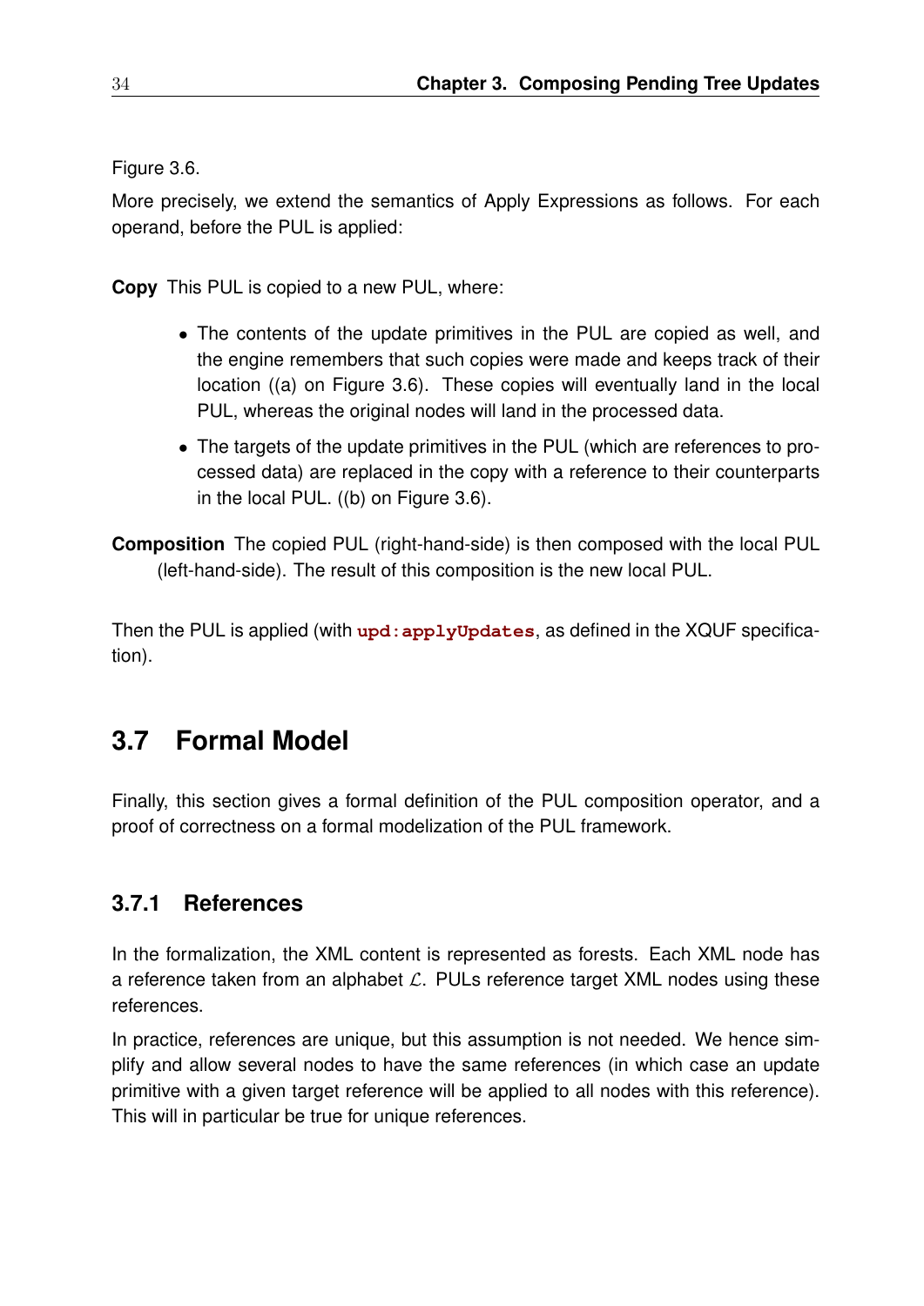Figure 3.6.

More precisely, we extend the semantics of Apply Expressions as follows. For each operand, before the PUL is applied:

**Copy** This PUL is copied to a new PUL, where:

- The contents of the update primitives in the PUL are copied as well, and the engine remembers that such copies were made and keeps track of their location ((a) on Figure 3.6). These copies will eventually land in the local PUL, whereas the original nodes will land in the processed data.
- The targets of the update primitives in the PUL (which are references to processed data) are replaced in the copy with a reference to their counterparts in the local PUL. ((b) on Figure 3.6).

**Composition** The copied PUL (right-hand-side) is then composed with the local PUL (left-hand-side). The result of this composition is the new local PUL.

Then the PUL is applied (with `upd:applyUpdates`, as defined in the XQUF specification).

## 3.7 Formal Model

Finally, this section gives a formal definition of the PUL composition operator, and a proof of correctness on a formal modelization of the PUL framework.

### 3.7.1 References

In the formalization, the XML content is represented as forests. Each XML node has a reference taken from an alphabet $\mathcal{L}$. PULs reference target XML nodes using these references.

In practice, references are unique, but this assumption is not needed. We hence simplify and allow several nodes to have the same references (in which case an update primitive with a given target reference will be applied to all nodes with this reference). This will in particular be true for unique references.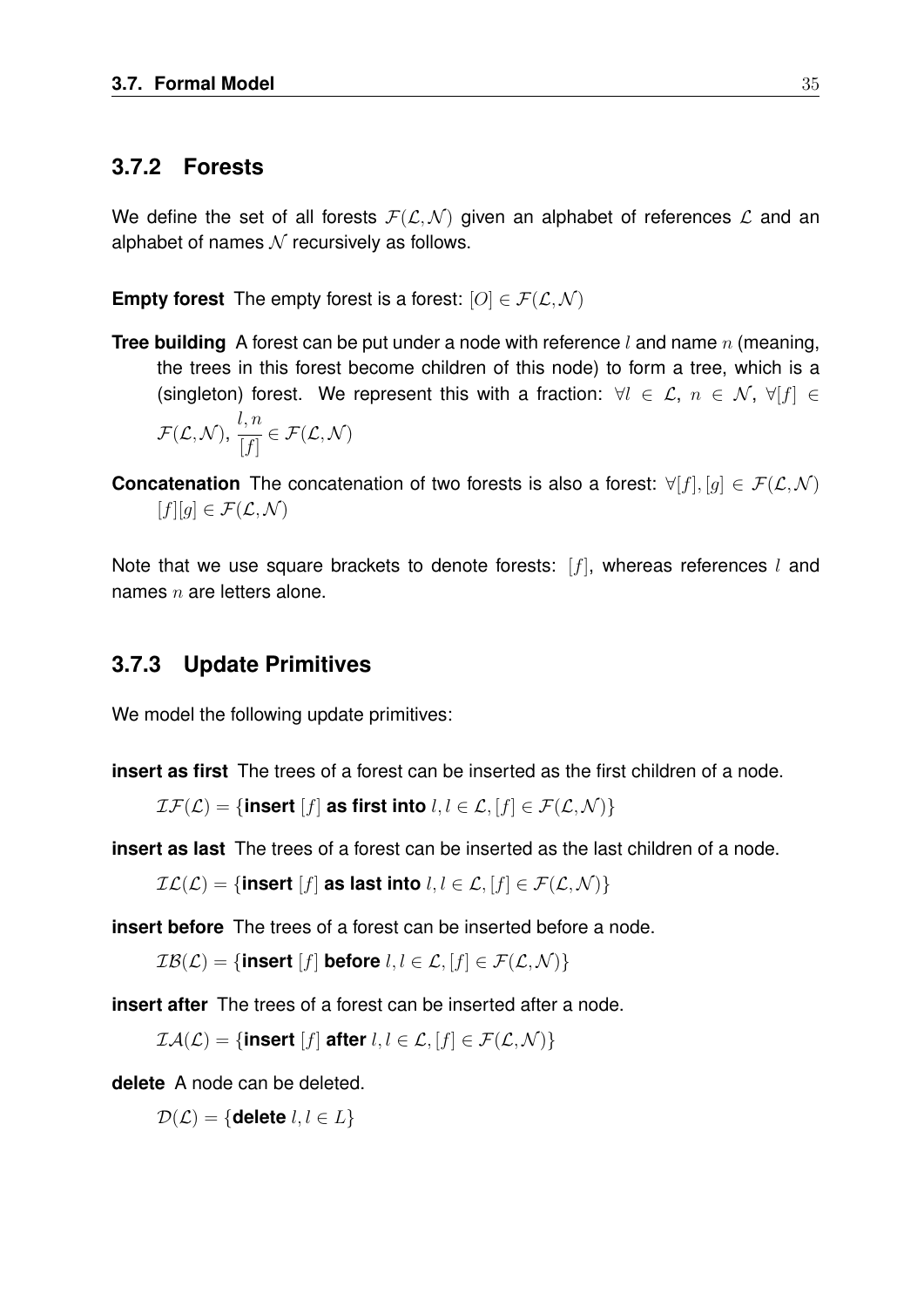### 3.7.2 Forests

We define the set of all forests $\mathcal{F}(\mathcal{L},\mathcal{N})$ given an alphabet of references $\mathcal{L}$ and an alphabet of names $\mathcal{N}$ recursively as follows.

**Empty forest** The empty forest is a forest: $[O] \in \mathcal{F}(\mathcal{L},\mathcal{N})$

**Tree building** A forest can be put under a node with reference $l$ and name $n$ (meaning, the trees in this forest become children of this node) to form a tree, which is a (singleton) forest. We represent this with a fraction: $\forall l \in \mathcal{L},\ n \in \mathcal{N},\ \forall [f] \in \mathcal{F}(\mathcal{L},\mathcal{N}),\ \dfrac{l, n}{[f]} \in \mathcal{F}(\mathcal{L},\mathcal{N})$

**Concatenation** The concatenation of two forests is also a forest: $\forall [f],[g] \in \mathcal{F}(\mathcal{L},\mathcal{N})$ $[f][g] \in \mathcal{F}(\mathcal{L},\mathcal{N})$

Note that we use square brackets to denote forests: $[f]$, whereas references $l$ and names $n$ are letters alone.

### 3.7.3 Update Primitives

We model the following update primitives:

**insert as first** The trees of a forest can be inserted as the first children of a node.

$\mathcal{IF}(\mathcal{L}) = \{\textbf{insert } [f] \textbf{ as first into } l, l \in \mathcal{L}, [f] \in \mathcal{F}(\mathcal{L},\mathcal{N})\}$

**insert as last** The trees of a forest can be inserted as the last children of a node.

$\mathcal{IL}(\mathcal{L}) = \{\textbf{insert } [f] \textbf{ as last into } l, l \in \mathcal{L}, [f] \in \mathcal{F}(\mathcal{L},\mathcal{N})\}$

**insert before** The trees of a forest can be inserted before a node.

$\mathcal{IB}(\mathcal{L}) = \{\textbf{insert } [f] \textbf{ before } l, l \in \mathcal{L}, [f] \in \mathcal{F}(\mathcal{L},\mathcal{N})\}$

**insert after** The trees of a forest can be inserted after a node.

$\mathcal{IA}(\mathcal{L}) = \{\textbf{insert } [f] \textbf{ after } l, l \in \mathcal{L}, [f] \in \mathcal{F}(\mathcal{L},\mathcal{N})\}$

**delete** A node can be deleted.

$\mathcal{D}(\mathcal{L}) = \{\textbf{delete } l, l \in L\}$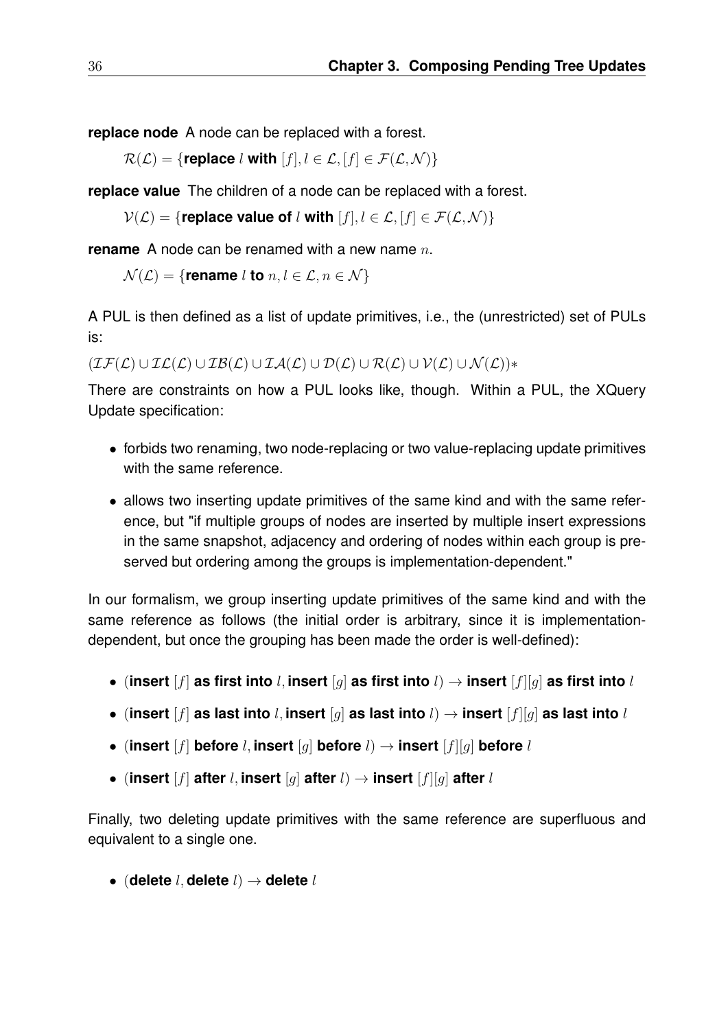**replace node** A node can be replaced with a forest.

$\mathcal{R}(\mathcal{L}) = \{\textbf{replace } l \textbf{ with } [f], l \in \mathcal{L}, [f] \in \mathcal{F}(\mathcal{L}, \mathcal{N})\}$

**replace value** The children of a node can be replaced with a forest.

$\mathcal{V}(\mathcal{L}) = \{\textbf{replace value of } l \textbf{ with } [f], l \in \mathcal{L}, [f] \in \mathcal{F}(\mathcal{L}, \mathcal{N})\}$

**rename** A node can be renamed with a new name $n$.

$\mathcal{N}(\mathcal{L}) = \{\textbf{rename } l \textbf{ to } n, l \in \mathcal{L}, n \in \mathcal{N}\}$

A PUL is then defined as a list of update primitives, i.e., the (unrestricted) set of PULs is:

$(\mathcal{IF}(\mathcal{L}) \cup \mathcal{IL}(\mathcal{L}) \cup \mathcal{IB}(\mathcal{L}) \cup \mathcal{IA}(\mathcal{L}) \cup \mathcal{D}(\mathcal{L}) \cup \mathcal{R}(\mathcal{L}) \cup \mathcal{V}(\mathcal{L}) \cup \mathcal{N}(\mathcal{L}))*$

There are constraints on how a PUL looks like, though. Within a PUL, the XQuery Update specification:

- forbids two renaming, two node-replacing or two value-replacing update primitives with the same reference.
- allows two inserting update primitives of the same kind and with the same reference, but "if multiple groups of nodes are inserted by multiple insert expressions in the same snapshot, adjacency and ordering of nodes within each group is preserved but ordering among the groups is implementation-dependent."

In our formalism, we group inserting update primitives of the same kind and with the same reference as follows (the initial order is arbitrary, since it is implementation-dependent, but once the grouping has been made the order is well-defined):

- $(\textbf{insert } [f] \textbf{ as first into } l, \textbf{insert } [g] \textbf{ as first into } l) \rightarrow \textbf{insert } [f][g] \textbf{ as first into } l$
- $(\textbf{insert } [f] \textbf{ as last into } l, \textbf{insert } [g] \textbf{ as last into } l) \rightarrow \textbf{insert } [f][g] \textbf{ as last into } l$
- $(\textbf{insert } [f] \textbf{ before } l, \textbf{insert } [g] \textbf{ before } l) \rightarrow \textbf{insert } [f][g] \textbf{ before } l$
- $(\textbf{insert } [f] \textbf{ after } l, \textbf{insert } [g] \textbf{ after } l) \rightarrow \textbf{insert } [f][g] \textbf{ after } l$

Finally, two deleting update primitives with the same reference are superfluous and equivalent to a single one.

- $(\textbf{delete } l, \textbf{delete } l) \rightarrow \textbf{delete } l$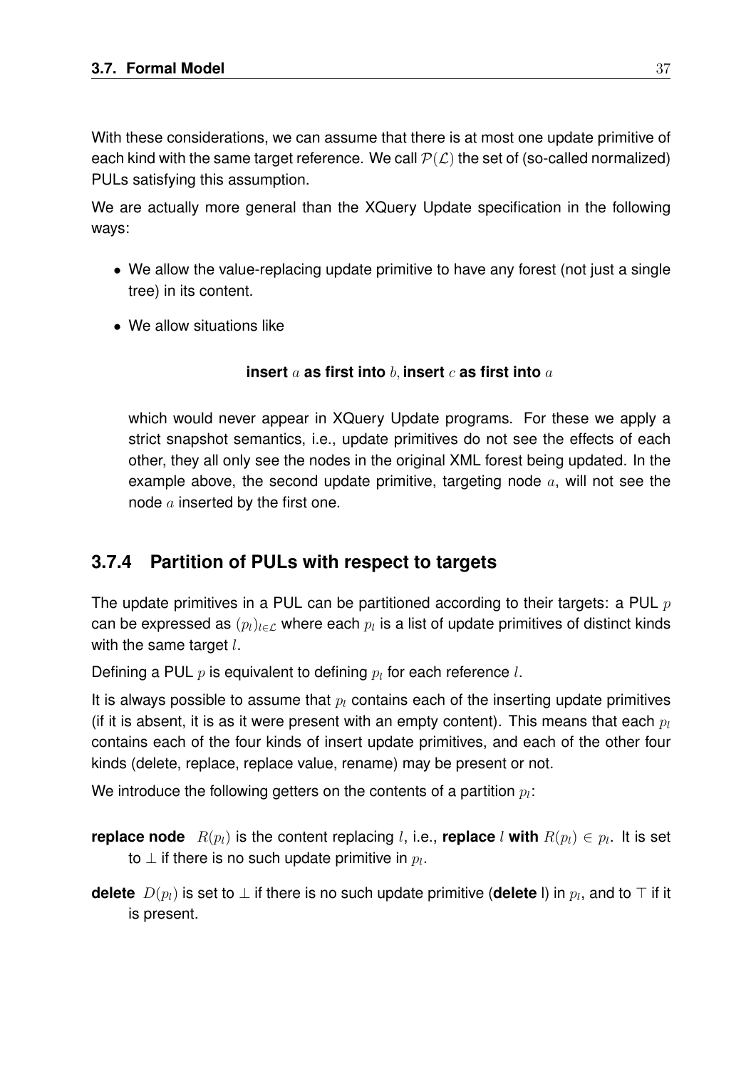With these considerations, we can assume that there is at most one update primitive of each kind with the same target reference. We call $\mathcal{P}(\mathcal{L})$ the set of (so-called normalized) PULs satisfying this assumption.

We are actually more general than the XQuery Update specification in the following ways:

- We allow the value-replacing update primitive to have any forest (not just a single tree) in its content.
- We allow situations like

  $$\textbf{insert } a \textbf{ as first into } b, \textbf{insert } c \textbf{ as first into } a$$

  which would never appear in XQuery Update programs. For these we apply a strict snapshot semantics, i.e., update primitives do not see the effects of each other, they all only see the nodes in the original XML forest being updated. In the example above, the second update primitive, targeting node $a$, will not see the node $a$ inserted by the first one.

### 3.7.4 Partition of PULs with respect to targets

The update primitives in a PUL can be partitioned according to their targets: a PUL $p$ can be expressed as $(p_l)_{l \in \mathcal{L}}$ where each $p_l$ is a list of update primitives of distinct kinds with the same target $l$.

Defining a PUL $p$ is equivalent to defining $p_l$ for each reference $l$.

It is always possible to assume that $p_l$ contains each of the inserting update primitives (if it is absent, it is as it were present with an empty content). This means that each $p_l$ contains each of the four kinds of insert update primitives, and each of the other four kinds (delete, replace, replace value, rename) may be present or not.

We introduce the following getters on the contents of a partition $p_l$:

**replace node** $R(p_l)$ is the content replacing $l$, i.e., **replace** $l$ **with** $R(p_l) \in p_l$. It is set to $\perp$ if there is no such update primitive in $p_l$.

**delete** $D(p_l)$ is set to $\perp$ if there is no such update primitive (**delete** l) in $p_l$, and to $\top$ if it is present.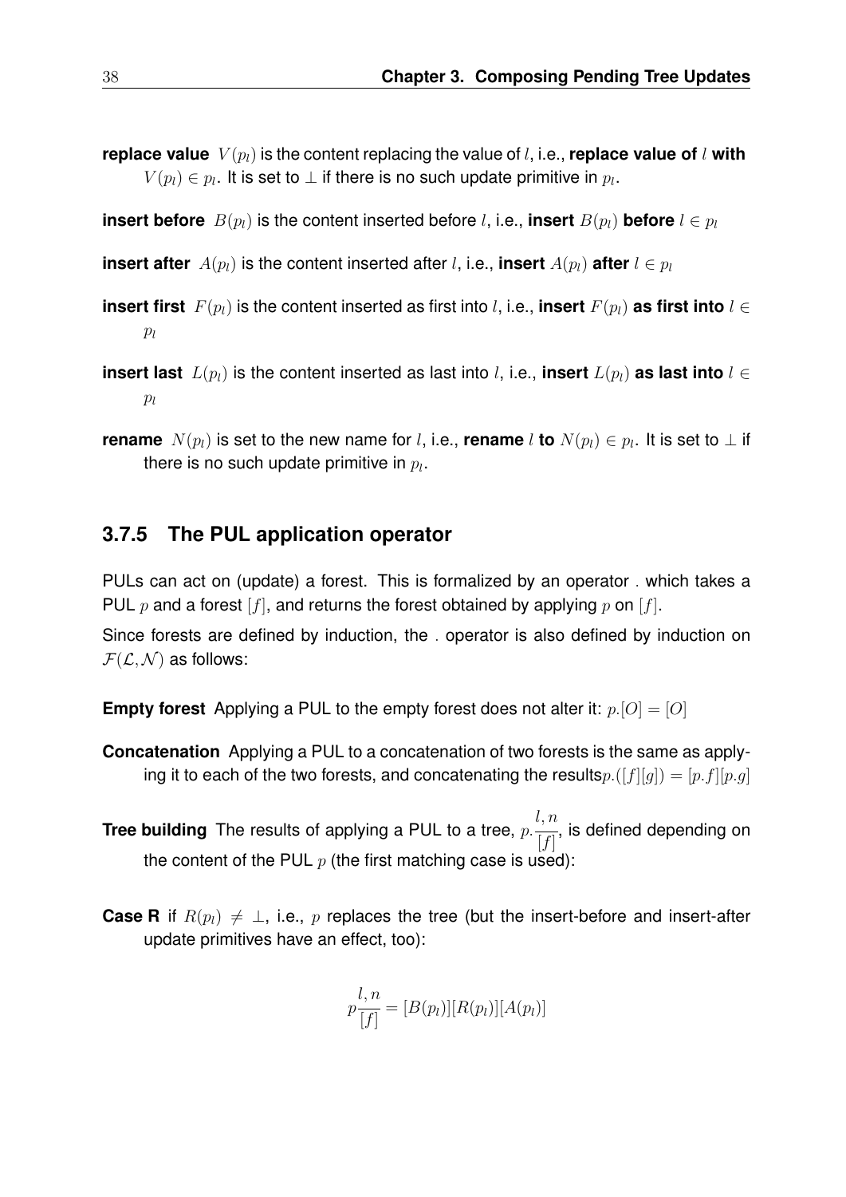**replace value** $V(p_l)$ is the content replacing the value of $l$, i.e., **replace value of** $l$ **with** $V(p_l) \in p_l$. It is set to $\bot$ if there is no such update primitive in $p_l$.

**insert before** $B(p_l)$ is the content inserted before $l$, i.e., **insert** $B(p_l)$ **before** $l \in p_l$

**insert after** $A(p_l)$ is the content inserted after $l$, i.e., **insert** $A(p_l)$ **after** $l \in p_l$

**insert first** $F(p_l)$ is the content inserted as first into $l$, i.e., **insert** $F(p_l)$ **as first into** $l \in p_l$

**insert last** $L(p_l)$ is the content inserted as last into $l$, i.e., **insert** $L(p_l)$ **as last into** $l \in p_l$

**rename** $N(p_l)$ is set to the new name for $l$, i.e., **rename** $l$ **to** $N(p_l) \in p_l$. It is set to $\bot$ if there is no such update primitive in $p_l$.

### 3.7.5 The PUL application operator

PULs can act on (update) a forest. This is formalized by an operator . which takes a PUL $p$ and a forest $[f]$, and returns the forest obtained by applying $p$ on $[f]$.

Since forests are defined by induction, the . operator is also defined by induction on $\mathcal{F}(\mathcal{L}, \mathcal{N})$ as follows:

**Empty forest** Applying a PUL to the empty forest does not alter it: $p.[O] = [O]$

**Concatenation** Applying a PUL to a concatenation of two forests is the same as applying it to each of the two forests, and concatenating the results$p.([f][g]) = [p.f][p.g]$

**Tree building** The results of applying a PUL to a tree, $p.\frac{l, n}{[f]}$, is defined depending on the content of the PUL $p$ (the first matching case is used):

**Case R** if $R(p_l) \neq \bot$, i.e., $p$ replaces the tree (but the insert-before and insert-after update primitives have an effect, too):

$$p\frac{l, n}{[f]} = [B(p_l)][R(p_l)][A(p_l)]$$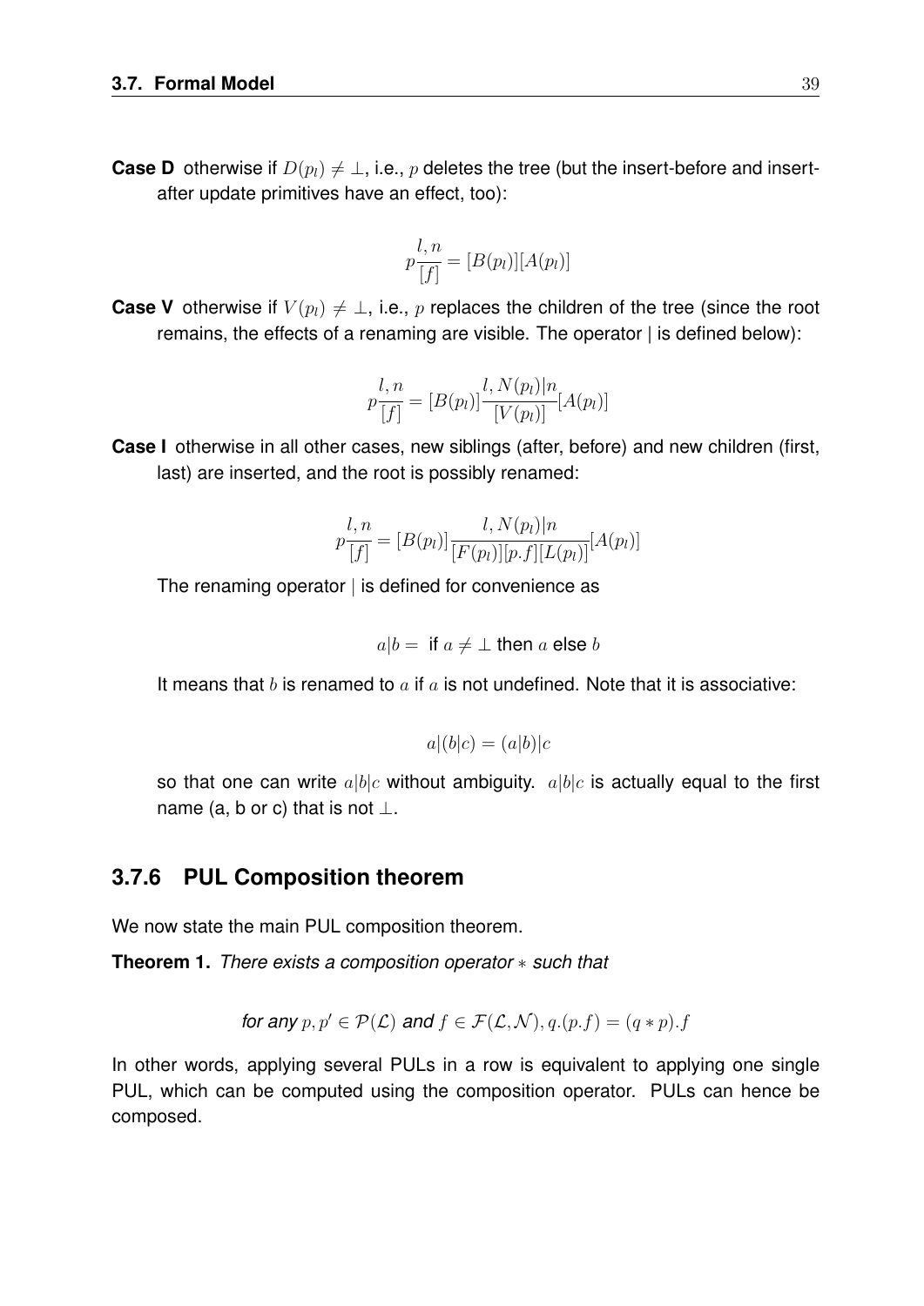**Case D** otherwise if $D(p_l) \neq \bot$, i.e., $p$ deletes the tree (but the insert-before and insert-after update primitives have an effect, too):

$$p\frac{l, n}{[f]} = [B(p_l)][A(p_l)]$$

**Case V** otherwise if $V(p_l) \neq \bot$, i.e., $p$ replaces the children of the tree (since the root remains, the effects of a renaming are visible. The operator | is defined below):

$$p\frac{l, n}{[f]} = [B(p_l)]\frac{l, N(p_l)|n}{[V(p_l)]}[A(p_l)]$$

**Case I** otherwise in all other cases, new siblings (after, before) and new children (first, last) are inserted, and the root is possibly renamed:

$$p\frac{l, n}{[f]} = [B(p_l)]\frac{l, N(p_l)|n}{[F(p_l)][p.f][L(p_l)]}[A(p_l)]$$

The renaming operator | is defined for convenience as

$$a|b = \text{ if } a \neq \bot \text{ then } a \text{ else } b$$

It means that $b$ is renamed to $a$ if $a$ is not undefined. Note that it is associative:

$$a|(b|c) = (a|b)|c$$

so that one can write $a|b|c$ without ambiguity. $a|b|c$ is actually equal to the first name (a, b or c) that is not $\bot$.

### 3.7.6 PUL Composition theorem

We now state the main PUL composition theorem.

**Theorem 1.** *There exists a composition operator $*$ such that*

$$\textit{for any } p, p' \in \mathcal{P}(\mathcal{L}) \textit{ and } f \in \mathcal{F}(\mathcal{L}, \mathcal{N}), q.(p.f) = (q * p).f$$

In other words, applying several PULs in a row is equivalent to applying one single PUL, which can be computed using the composition operator. PULs can hence be composed.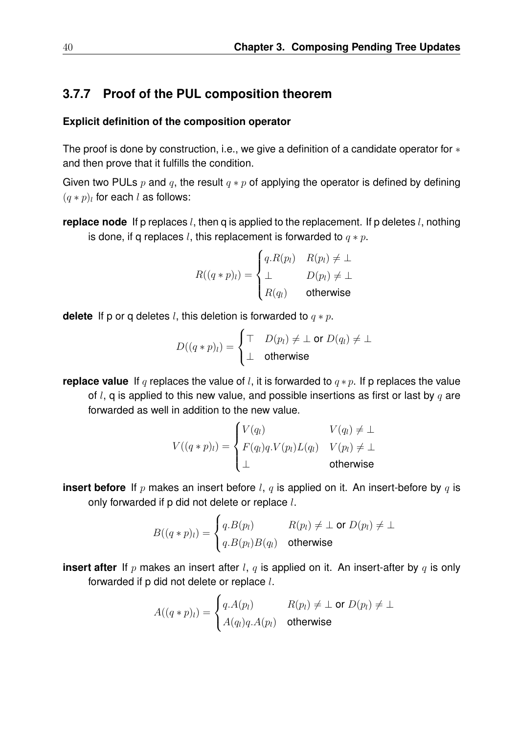### 3.7.7 Proof of the PUL composition theorem

#### Explicit definition of the composition operator

The proof is done by construction, i.e., we give a definition of a candidate operator for $*$ and then prove that it fulfills the condition.

Given two PULs $p$ and $q$, the result $q * p$ of applying the operator is defined by defining $(q * p)_l$ for each $l$ as follows:

**replace node** If p replaces $l$, then q is applied to the replacement. If p deletes $l$, nothing is done, if q replaces $l$, this replacement is forwarded to $q * p$.

$$R((q*p)_l) = \begin{cases} q.R(p_l) & R(p_l) \neq \bot \\ \bot & D(p_l) \neq \bot \\ R(q_l) & \text{otherwise} \end{cases}$$

**delete** If p or q deletes $l$, this deletion is forwarded to $q * p$.

$$D((q*p)_l) = \begin{cases} \top & D(p_l) \neq \bot \text{ or } D(q_l) \neq \bot \\ \bot & \text{otherwise} \end{cases}$$

**replace value** If $q$ replaces the value of $l$, it is forwarded to $q * p$. If p replaces the value of $l$, q is applied to this new value, and possible insertions as first or last by $q$ are forwarded as well in addition to the new value.

$$V((q*p)_l) = \begin{cases} V(q_l) & V(q_l) \neq \bot \\ F(q_l)q.V(p_l)L(q_l) & V(p_l) \neq \bot \\ \bot & \text{otherwise} \end{cases}$$

**insert before** If $p$ makes an insert before $l$, $q$ is applied on it. An insert-before by $q$ is only forwarded if p did not delete or replace $l$.

$$B((q*p)_l) = \begin{cases} q.B(p_l) & R(p_l) \neq \bot \text{ or } D(p_l) \neq \bot \\ q.B(p_l)B(q_l) & \text{otherwise} \end{cases}$$

**insert after** If $p$ makes an insert after $l$, $q$ is applied on it. An insert-after by $q$ is only forwarded if p did not delete or replace $l$.

$$A((q*p)_l) = \begin{cases} q.A(p_l) & R(p_l) \neq \bot \text{ or } D(p_l) \neq \bot \\ A(q_l)q.A(p_l) & \text{otherwise} \end{cases}$$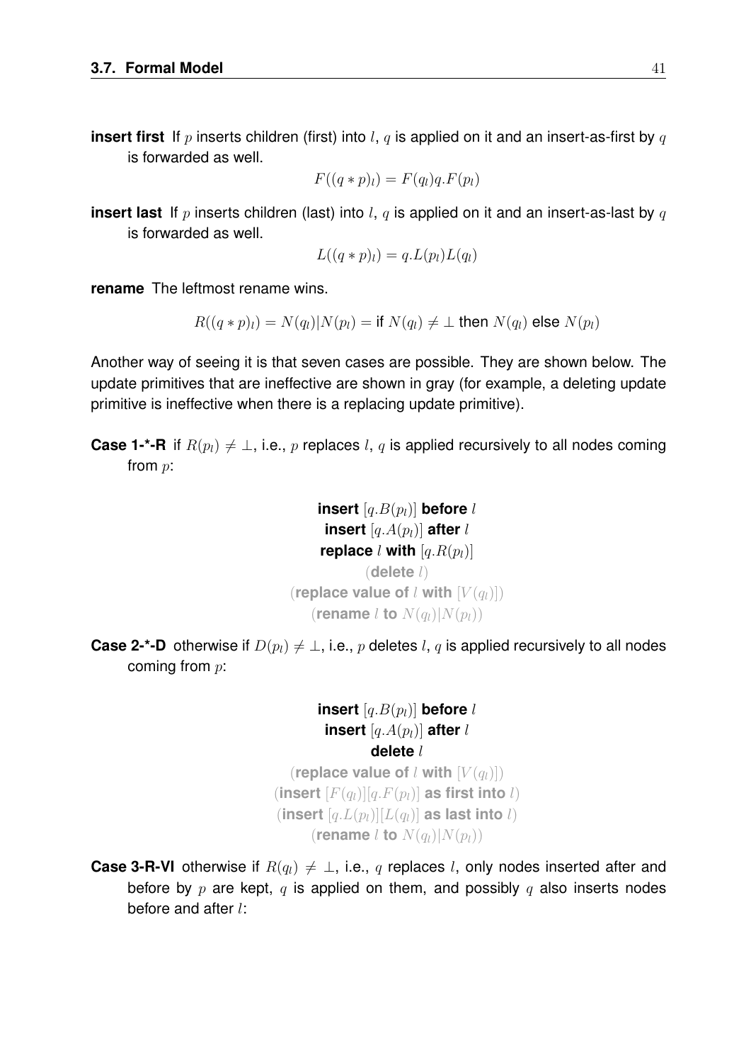**insert first** If $p$ inserts children (first) into $l$, $q$ is applied on it and an insert-as-first by $q$ is forwarded as well.

$$F((q * p)_l) = F(q_l)q.F(p_l)$$

**insert last** If $p$ inserts children (last) into $l$, $q$ is applied on it and an insert-as-last by $q$ is forwarded as well.

$$L((q * p)_l) = q.L(p_l)L(q_l)$$

**rename** The leftmost rename wins.

$$R((q * p)_l) = N(q_l)|N(p_l) = \text{if } N(q_l) \neq \bot \text{ then } N(q_l) \text{ else } N(p_l)$$

Another way of seeing it is that seven cases are possible. They are shown below. The update primitives that are ineffective are shown in gray (for example, a deleting update primitive is ineffective when there is a replacing update primitive).

**Case 1-\*-R** if $R(p_l) \neq \bot$, i.e., $p$ replaces $l$, $q$ is applied recursively to all nodes coming from $p$:

> **insert** $[q.B(p_l)]$ **before** $l$
> **insert** $[q.A(p_l)]$ **after** $l$
> **replace** $l$ **with** $[q.R(p_l)]$
> (**delete** $l$)
> (**replace value of** $l$ **with** $[V(q_l)]$)
> (**rename** $l$ **to** $N(q_l)|N(p_l)$)

**Case 2-\*-D** otherwise if $D(p_l) \neq \bot$, i.e., $p$ deletes $l$, $q$ is applied recursively to all nodes coming from $p$:

> **insert** $[q.B(p_l)]$ **before** $l$
> **insert** $[q.A(p_l)]$ **after** $l$
> **delete** $l$
> (**replace value of** $l$ **with** $[V(q_l)]$)
> (**insert** $[F(q_l)][q.F(p_l)]$ **as first into** $l$)
> (**insert** $[q.L(p_l)][L(q_l)]$ **as last into** $l$)
> (**rename** $l$ **to** $N(q_l)|N(p_l)$)

**Case 3-R-VI** otherwise if $R(q_l) \neq \bot$, i.e., $q$ replaces $l$, only nodes inserted after and before by $p$ are kept, $q$ is applied on them, and possibly $q$ also inserts nodes before and after $l$: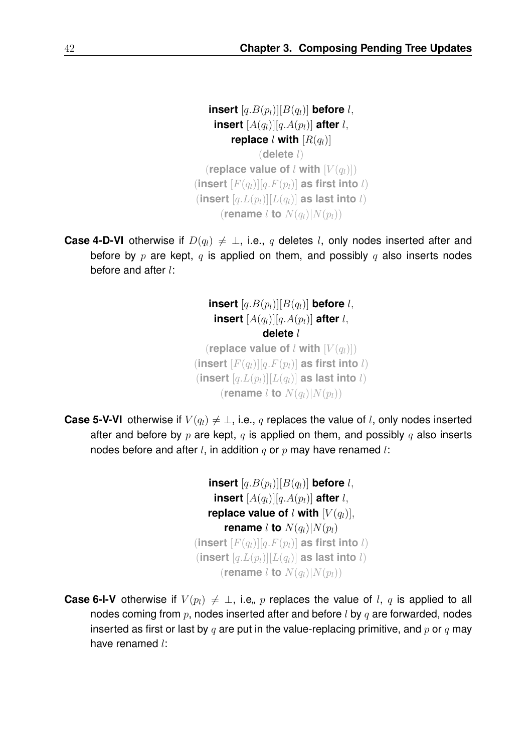$$
\begin{array}{c}
\textbf{insert } [q.B(p_l)][B(q_l)] \textbf{ before } l, \\
\textbf{insert } [A(q_l)][q.A(p_l)] \textbf{ after } l, \\
\textbf{replace } l \textbf{ with } [R(q_l)] \\
(\textbf{delete } l) \\
(\textbf{replace value of } l \textbf{ with } [V(q_l)]) \\
(\textbf{insert } [F(q_l)][q.F(p_l)] \textbf{ as first into } l) \\
(\textbf{insert } [q.L(p_l)][L(q_l)] \textbf{ as last into } l) \\
(\textbf{rename } l \textbf{ to } N(q_l)|N(p_l))
\end{array}
$$

**Case 4-D-VI** otherwise if $D(q_l) \neq \bot$, i.e., $q$ deletes $l$, only nodes inserted after and before by $p$ are kept, $q$ is applied on them, and possibly $q$ also inserts nodes before and after $l$:

$$
\begin{array}{c}
\textbf{insert } [q.B(p_l)][B(q_l)] \textbf{ before } l, \\
\textbf{insert } [A(q_l)][q.A(p_l)] \textbf{ after } l, \\
\textbf{delete } l \\
(\textbf{replace value of } l \textbf{ with } [V(q_l)]) \\
(\textbf{insert } [F(q_l)][q.F(p_l)] \textbf{ as first into } l) \\
(\textbf{insert } [q.L(p_l)][L(q_l)] \textbf{ as last into } l) \\
(\textbf{rename } l \textbf{ to } N(q_l)|N(p_l))
\end{array}
$$

**Case 5-V-VI** otherwise if $V(q_l) \neq \bot$, i.e., $q$ replaces the value of $l$, only nodes inserted after and before by $p$ are kept, $q$ is applied on them, and possibly $q$ also inserts nodes before and after $l$, in addition $q$ or $p$ may have renamed $l$:

$$
\begin{array}{c}
\textbf{insert } [q.B(p_l)][B(q_l)] \textbf{ before } l, \\
\textbf{insert } [A(q_l)][q.A(p_l)] \textbf{ after } l, \\
\textbf{replace value of } l \textbf{ with } [V(q_l)], \\
\textbf{rename } l \textbf{ to } N(q_l)|N(p_l) \\
(\textbf{insert } [F(q_l)][q.F(p_l)] \textbf{ as first into } l) \\
(\textbf{insert } [q.L(p_l)][L(q_l)] \textbf{ as last into } l) \\
(\textbf{rename } l \textbf{ to } N(q_l)|N(p_l))
\end{array}
$$

**Case 6-I-V** otherwise if $V(p_l) \neq \bot$, i.e,, $p$ replaces the value of $l$, $q$ is applied to all nodes coming from $p$, nodes inserted after and before $l$ by $q$ are forwarded, nodes inserted as first or last by $q$ are put in the value-replacing primitive, and $p$ or $q$ may have renamed $l$: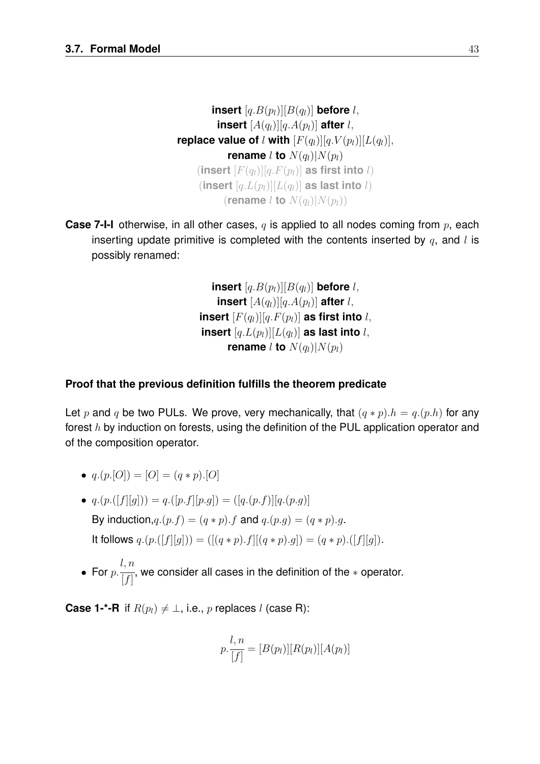$$
\begin{gathered}
\textbf{insert } [q.B(p_l)][B(q_l)] \textbf{ before } l, \\
\textbf{insert } [A(q_l)][q.A(p_l)] \textbf{ after } l, \\
\textbf{replace value of } l \textbf{ with } [F(q_l)][q.V(p_l)][L(q_l)], \\
\textbf{rename } l \textbf{ to } N(q_l)|N(p_l) \\
(\textbf{insert } [F(q_l)][q.F(p_l)] \textbf{ as first into } l) \\
(\textbf{insert } [q.L(p_l)][L(q_l)] \textbf{ as last into } l) \\
(\textbf{rename } l \textbf{ to } N(q_l)|N(p_l))
\end{gathered}
$$

**Case 7-I-I** otherwise, in all other cases, $q$ is applied to all nodes coming from $p$, each inserting update primitive is completed with the contents inserted by $q$, and $l$ is possibly renamed:

$$
\begin{gathered}
\textbf{insert } [q.B(p_l)][B(q_l)] \textbf{ before } l, \\
\textbf{insert } [A(q_l)][q.A(p_l)] \textbf{ after } l, \\
\textbf{insert } [F(q_l)][q.F(p_l)] \textbf{ as first into } l, \\
\textbf{insert } [q.L(p_l)][L(q_l)] \textbf{ as last into } l, \\
\textbf{rename } l \textbf{ to } N(q_l)|N(p_l)
\end{gathered}
$$

#### Proof that the previous definition fulfills the theorem predicate

Let $p$ and $q$ be two PULs. We prove, very mechanically, that $(q * p).h = q.(p.h)$ for any forest $h$ by induction on forests, using the definition of the PUL application operator and of the composition operator.

- $q.(p.[O]) = [O] = (q * p).[O]$
- $q.(p.([f][g])) = q.([p.f][p.g]) = ([q.(p.f)][q.(p.g)]$

  By induction, $q.(p.f) = (q * p).f$ and $q.(p.g) = (q * p).g$.

  It follows $q.(p.([f][g])) = ([(q * p).f][(q * p).g]) = (q * p).([f][g])$.
- For $p.\dfrac{l, n}{[f]}$, we consider all cases in the definition of the $*$ operator.

**Case 1-*-R** if $R(p_l) \neq \perp$, i.e., $p$ replaces $l$ (case R):

$$p.\frac{l, n}{[f]} = [B(p_l)][R(p_l)][A(p_l)]$$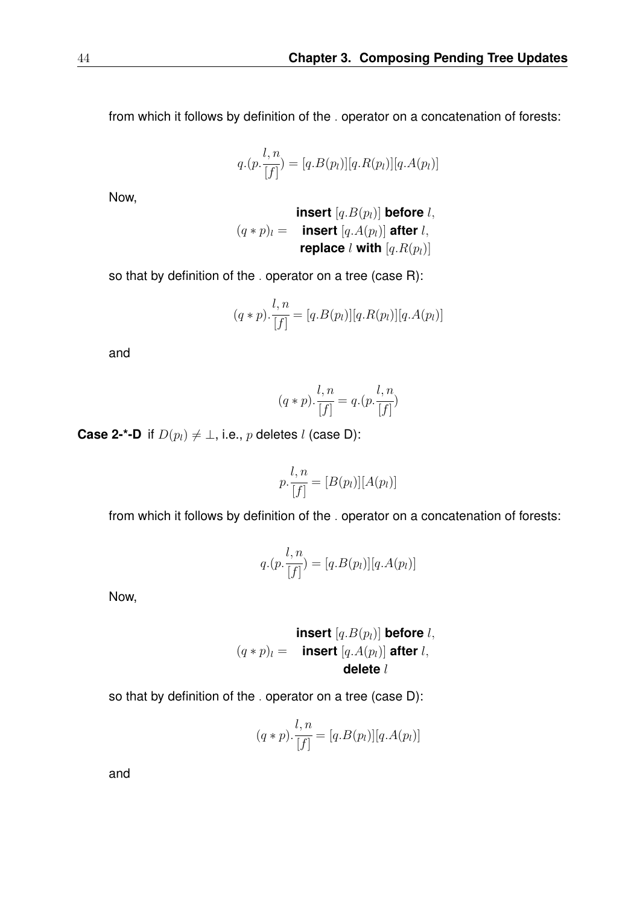from which it follows by definition of the $.$ operator on a concatenation of forests:

$$q.(p.\frac{l,n}{[f]}) = [q.B(p_l)][q.R(p_l)][q.A(p_l)]$$

Now,

$$(q * p)_l = \begin{array}{c} \textbf{insert } [q.B(p_l)] \textbf{ before } l, \\ \textbf{insert } [q.A(p_l)] \textbf{ after } l, \\ \textbf{replace } l \textbf{ with } [q.R(p_l)] \end{array}$$

so that by definition of the $.$ operator on a tree (case R):

$$(q * p).\frac{l,n}{[f]} = [q.B(p_l)][q.R(p_l)][q.A(p_l)]$$

and

$$(q * p).\frac{l,n}{[f]} = q.(p.\frac{l,n}{[f]})$$

**Case 2-\*-D** if $D(p_l) \neq \bot$, i.e., $p$ deletes $l$ (case D):

$$p.\frac{l,n}{[f]} = [B(p_l)][A(p_l)]$$

from which it follows by definition of the $.$ operator on a concatenation of forests:

$$q.(p.\frac{l,n}{[f]}) = [q.B(p_l)][q.A(p_l)]$$

Now,

$$(q * p)_l = \begin{array}{c} \textbf{insert } [q.B(p_l)] \textbf{ before } l, \\ \textbf{insert } [q.A(p_l)] \textbf{ after } l, \\ \textbf{delete } l \end{array}$$

so that by definition of the $.$ operator on a tree (case D):

$$(q * p).\frac{l,n}{[f]} = [q.B(p_l)][q.A(p_l)]$$

and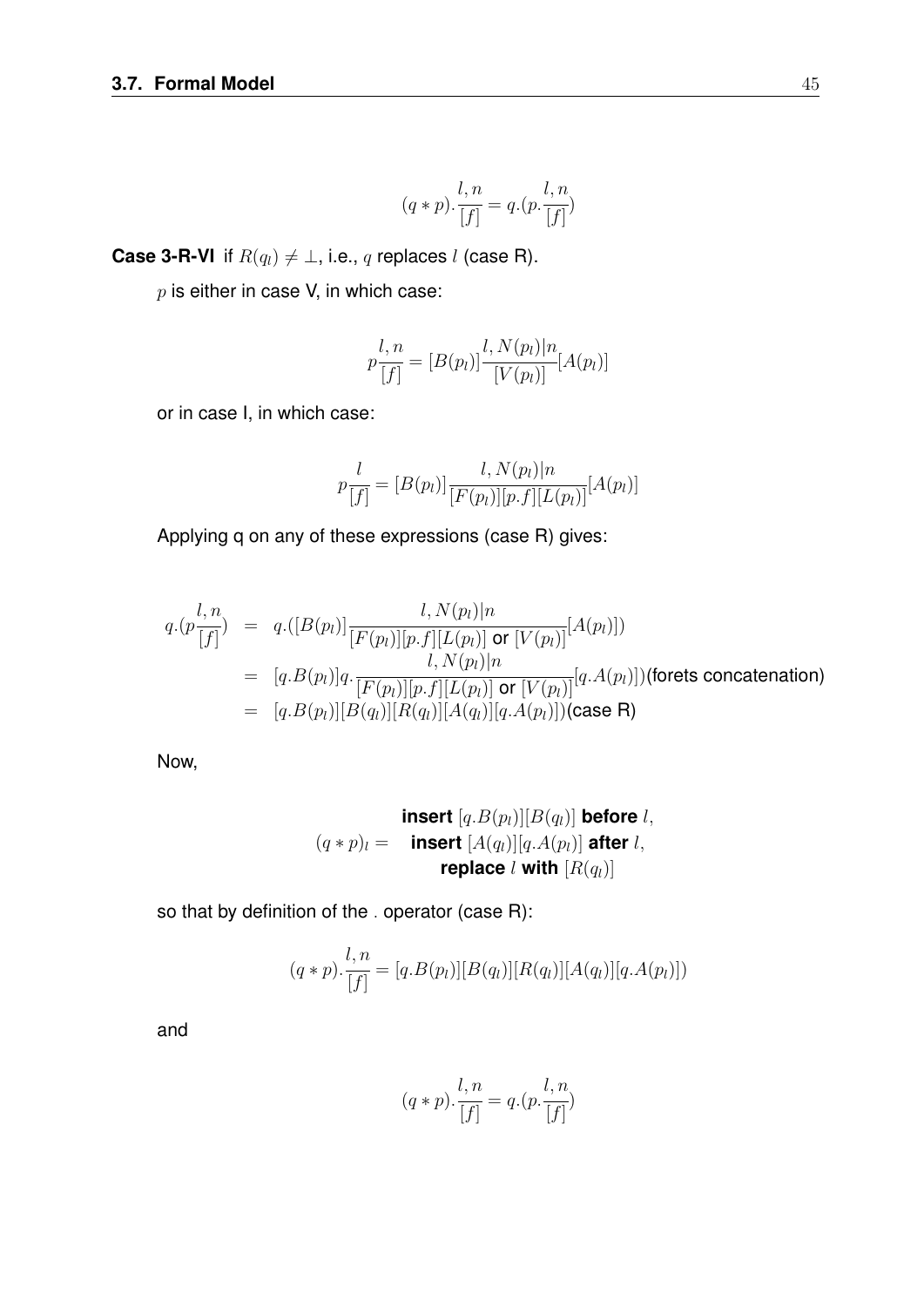$$(q * p).\frac{l, n}{[f]} = q.(p.\frac{l, n}{[f]})$$

**Case 3-R-VI** if $R(q_l) \neq \bot$, i.e., $q$ replaces $l$ (case R).

$p$ is either in case V, in which case:

$$p\frac{l, n}{[f]} = [B(p_l)]\frac{l, N(p_l)|n}{[V(p_l)]}[A(p_l)]$$

or in case I, in which case:

$$p\frac{l}{[f]} = [B(p_l)]\frac{l, N(p_l)|n}{[F(p_l)][p.f][L(p_l)]}[A(p_l)]$$

Applying q on any of these expressions (case R) gives:

$$\begin{aligned}
q.(p\frac{l, n}{[f]}) &= q.([B(p_l)]\frac{l, N(p_l)|n}{[F(p_l)][p.f][L(p_l)] \text{ or } [V(p_l)]}[A(p_l)]) \\
&= [q.B(p_l)]q.\frac{l, N(p_l)|n}{[F(p_l)][p.f][L(p_l)] \text{ or } [V(p_l)]}[q.A(p_l)])\text{(forets concatenation)} \\
&= [q.B(p_l)][B(q_l)][R(q_l)][A(q_l)][q.A(p_l)])\text{(case R)}
\end{aligned}$$

Now,

$$(q * p)_l = \begin{array}{c} \textbf{insert } [q.B(p_l)][B(q_l)] \textbf{ before } l, \\ \textbf{insert } [A(q_l)][q.A(p_l)] \textbf{ after } l, \\ \textbf{replace } l \textbf{ with } [R(q_l)] \end{array}$$

so that by definition of the . operator (case R):

$$(q * p).\frac{l, n}{[f]} = [q.B(p_l)][B(q_l)][R(q_l)][A(q_l)][q.A(p_l)])$$

and

$$(q * p).\frac{l, n}{[f]} = q.(p.\frac{l, n}{[f]})$$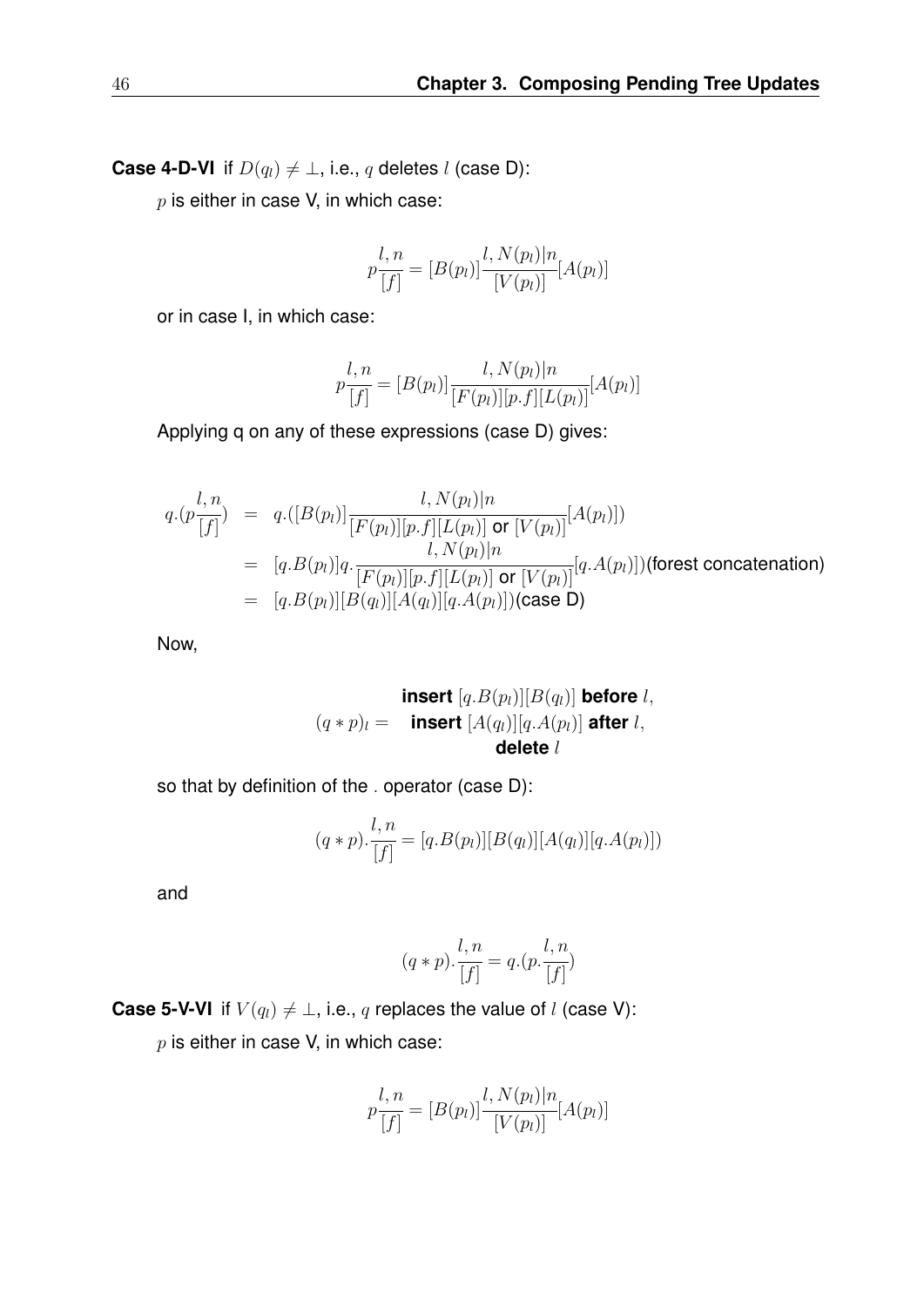**Case 4-D-VI** if $D(q_l) \neq \bot$, i.e., $q$ deletes $l$ (case D):

$p$ is either in case V, in which case:

$$p\frac{l,n}{[f]} = [B(p_l)]\frac{l,N(p_l)|n}{[V(p_l)]}[A(p_l)]$$

or in case I, in which case:

$$p\frac{l,n}{[f]} = [B(p_l)]\frac{l,N(p_l)|n}{[F(p_l)][p.f][L(p_l)]}[A(p_l)]$$

Applying q on any of these expressions (case D) gives:

$$\begin{aligned}
q.(p\frac{l,n}{[f]}) &= q.([B(p_l)]\frac{l,N(p_l)|n}{[F(p_l)][p.f][L(p_l)] \text{ or } [V(p_l)]}[A(p_l)]) \\
&= [q.B(p_l)]q.\frac{l,N(p_l)|n}{[F(p_l)][p.f][L(p_l)] \text{ or } [V(p_l)]}[q.A(p_l)])(\text{forest concatenation}) \\
&= [q.B(p_l)][B(q_l)][A(q_l)][q.A(p_l)])(\text{case D})
\end{aligned}$$

Now,

$$(q*p)_l = \begin{array}{c} \textbf{insert } [q.B(p_l)][B(q_l)] \textbf{ before } l, \\ \textbf{insert } [A(q_l)][q.A(p_l)] \textbf{ after } l, \\ \textbf{delete } l \end{array}$$

so that by definition of the . operator (case D):

$$(q*p).\frac{l,n}{[f]} = [q.B(p_l)][B(q_l)][A(q_l)][q.A(p_l)])$$

and

$$(q*p).\frac{l,n}{[f]} = q.(p.\frac{l,n}{[f]})$$

**Case 5-V-VI** if $V(q_l) \neq \bot$, i.e., $q$ replaces the value of $l$ (case V):

$p$ is either in case V, in which case:

$$p\frac{l,n}{[f]} = [B(p_l)]\frac{l,N(p_l)|n}{[V(p_l)]}[A(p_l)]$$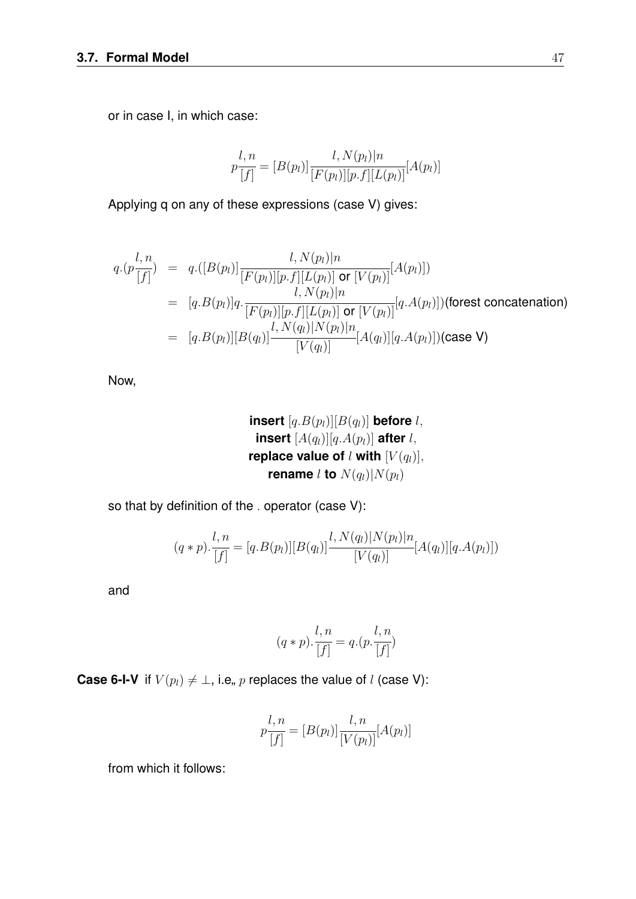or in case I, in which case:

$$p\frac{l,n}{[f]} = [B(p_l)]\frac{l,N(p_l)|n}{[F(p_l)][p.f][L(p_l)]}[A(p_l)]$$

Applying q on any of these expressions (case V) gives:

$$\begin{aligned}
q.(p\frac{l,n}{[f]}) &= q.([B(p_l)]\frac{l,N(p_l)|n}{[F(p_l)][p.f][L(p_l)] \text{ or } [V(p_l)]}[A(p_l)]) \\
&= [q.B(p_l)]q.\frac{l,N(p_l)|n}{[F(p_l)][p.f][L(p_l)] \text{ or } [V(p_l)]}[q.A(p_l)])\text{(forest concatenation)} \\
&= [q.B(p_l)][B(q_l)]\frac{l,N(q_l)|N(p_l)|n}{[V(q_l)]}[A(q_l)][q.A(p_l)])\text{(case V)}
\end{aligned}$$

Now,

**insert** $[q.B(p_l)][B(q_l)]$ **before** $l$,
**insert** $[A(q_l)][q.A(p_l)]$ **after** $l$,
**replace value of** $l$ **with** $[V(q_l)]$,
**rename** $l$ **to** $N(q_l)|N(p_l)$

so that by definition of the . operator (case V):

$$(q * p).\frac{l,n}{[f]} = [q.B(p_l)][B(q_l)]\frac{l,N(q_l)|N(p_l)|n}{[V(q_l)]}[A(q_l)][q.A(p_l)])$$

and

$$(q * p).\frac{l,n}{[f]} = q.(p.\frac{l,n}{[f]})$$

**Case 6-I-V** if $V(p_l) \neq \perp$, i.e,, $p$ replaces the value of $l$ (case V):

$$p\frac{l,n}{[f]} = [B(p_l)]\frac{l,n}{[V(p_l)]}[A(p_l)]$$

from which it follows: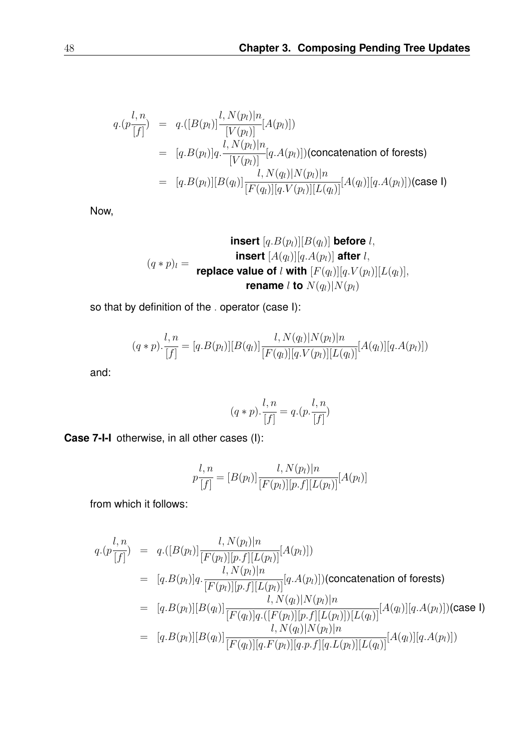$$
\begin{aligned}
q.(p\frac{l,n}{[f]}) &= q.([B(p_l)]\frac{l,N(p_l)|n}{[V(p_l)]}[A(p_l)]) \\
&= [q.B(p_l)]q.\frac{l,N(p_l)|n}{[V(p_l)]}[q.A(p_l)])\text{(concatenation of forests)} \\
&= [q.B(p_l)][B(q_l)]\frac{l,N(q_l)|N(p_l)|n}{[F(q_l)][q.V(p_l)][L(q_l)]}[A(q_l)][q.A(p_l)])\text{(case I)}
\end{aligned}
$$

Now,

$$
(q*p)_l = \begin{array}{c}
\textbf{insert } [q.B(p_l)][B(q_l)] \textbf{ before } l, \\
\textbf{insert } [A(q_l)][q.A(p_l)] \textbf{ after } l, \\
\textbf{replace value of } l \textbf{ with } [F(q_l)][q.V(p_l)][L(q_l)], \\
\textbf{rename } l \textbf{ to } N(q_l)|N(p_l)
\end{array}
$$

so that by definition of the . operator (case I):

$$
(q*p).\frac{l,n}{[f]} = [q.B(p_l)][B(q_l)]\frac{l,N(q_l)|N(p_l)|n}{[F(q_l)][q.V(p_l)][L(q_l)]}[A(q_l)][q.A(p_l)])
$$

and:

$$
(q*p).\frac{l,n}{[f]} = q.(p.\frac{l,n}{[f]})
$$

**Case 7-I-I** otherwise, in all other cases (I):

$$
p\frac{l,n}{[f]} = [B(p_l)]\frac{l,N(p_l)|n}{[F(p_l)][p.f][L(p_l)]}[A(p_l)]
$$

from which it follows:

$$
\begin{aligned}
q.(p\frac{l,n}{[f]}) &= q.([B(p_l)]\frac{l,N(p_l)|n}{[F(p_l)][p.f][L(p_l)]}[A(p_l)]) \\
&= [q.B(p_l)]q.\frac{l,N(p_l)|n}{[F(p_l)][p.f][L(p_l)]}[q.A(p_l)])\text{(concatenation of forests)} \\
&= [q.B(p_l)][B(q_l)]\frac{l,N(q_l)|N(p_l)|n}{[F(q_l)]q.([F(p_l)][p.f][L(p_l)])[L(q_l)]}[A(q_l)][q.A(p_l)])\text{(case I)} \\
&= [q.B(p_l)][B(q_l)]\frac{l,N(q_l)|N(p_l)|n}{[F(q_l)][q.F(p_l)][q.p.f][q.L(p_l)][L(q_l)]}[A(q_l)][q.A(p_l)])
\end{aligned}
$$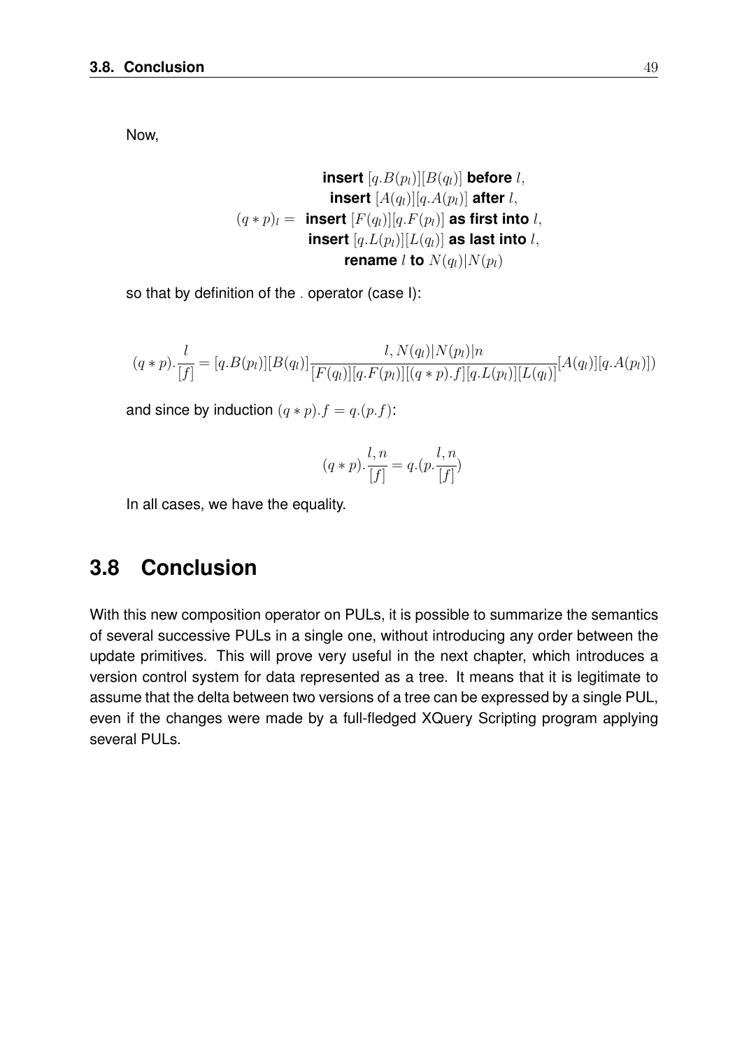Now,

$$(q*p)_l = \begin{array}{c} \textbf{insert } [q.B(p_l)][B(q_l)] \textbf{ before } l, \\ \textbf{insert } [A(q_l)][q.A(p_l)] \textbf{ after } l, \\ \textbf{insert } [F(q_l)][q.F(p_l)] \textbf{ as first into } l, \\ \textbf{insert } [q.L(p_l)][L(q_l)] \textbf{ as last into } l, \\ \textbf{rename } l \textbf{ to } N(q_l)|N(p_l) \end{array}$$

so that by definition of the . operator (case I):

$$(q*p).\frac{l}{[f]} = [q.B(p_l)][B(q_l)]\frac{l, N(q_l)|N(p_l)|n}{[F(q_l)][q.F(p_l)][(q*p).f][q.L(p_l)][L(q_l)]}[A(q_l)][q.A(p_l)])$$

and since by induction $(q*p).f = q.(p.f)$:

$$(q*p).\frac{l,n}{[f]} = q.(p.\frac{l,n}{[f]})$$

In all cases, we have the equality.

## 3.8 Conclusion

With this new composition operator on PULs, it is possible to summarize the semantics of several successive PULs in a single one, without introducing any order between the update primitives. This will prove very useful in the next chapter, which introduces a version control system for data represented as a tree. It means that it is legitimate to assume that the delta between two versions of a tree can be expressed by a single PUL, even if the changes were made by a full-fledged XQuery Scripting program applying several PULs.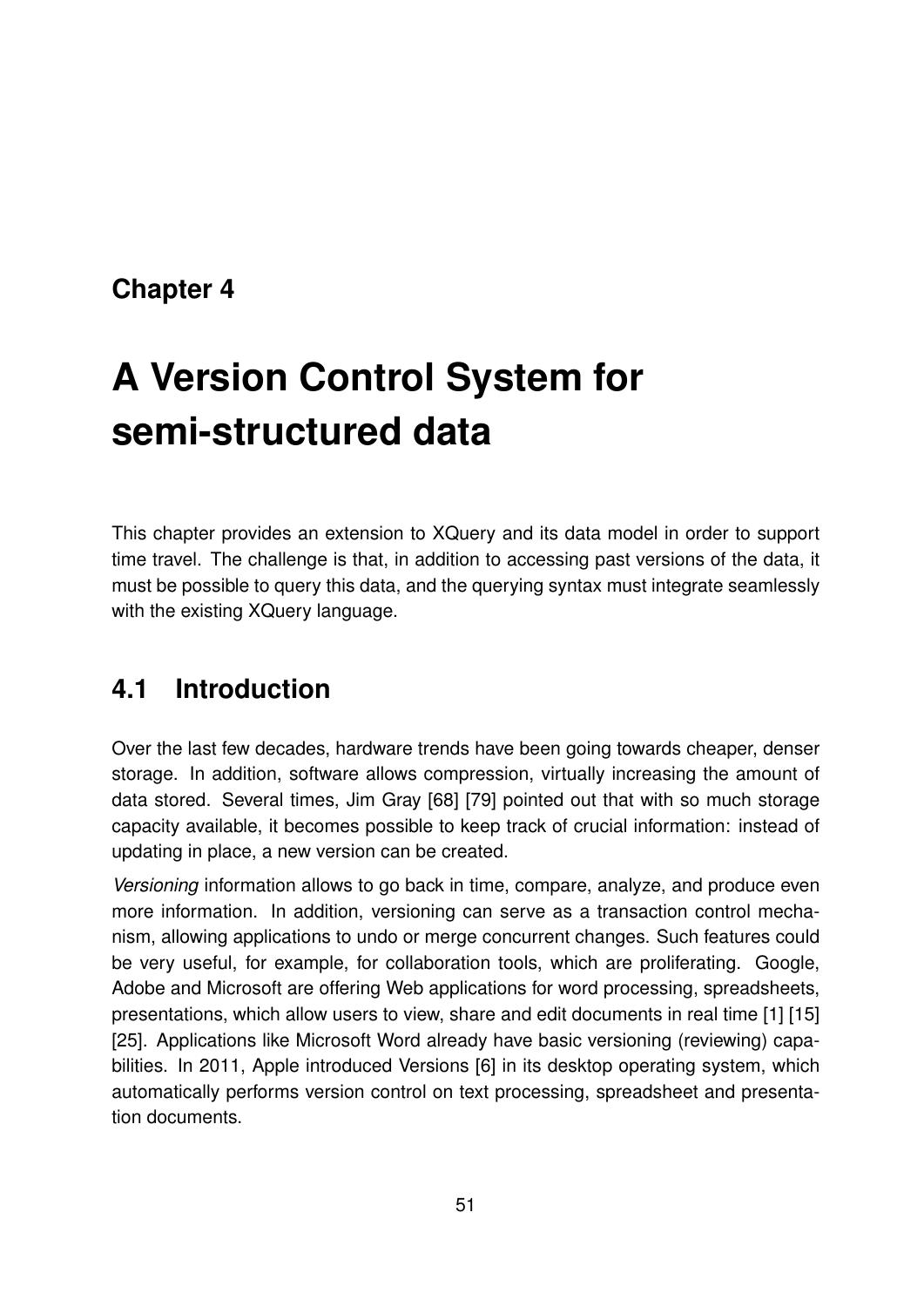# Chapter 4

# A Version Control System for semi-structured data

This chapter provides an extension to XQuery and its data model in order to support time travel. The challenge is that, in addition to accessing past versions of the data, it must be possible to query this data, and the querying syntax must integrate seamlessly with the existing XQuery language.

## 4.1 Introduction

Over the last few decades, hardware trends have been going towards cheaper, denser storage. In addition, software allows compression, virtually increasing the amount of data stored. Several times, Jim Gray [68] [79] pointed out that with so much storage capacity available, it becomes possible to keep track of crucial information: instead of updating in place, a new version can be created.

*Versioning* information allows to go back in time, compare, analyze, and produce even more information. In addition, versioning can serve as a transaction control mechanism, allowing applications to undo or merge concurrent changes. Such features could be very useful, for example, for collaboration tools, which are proliferating. Google, Adobe and Microsoft are offering Web applications for word processing, spreadsheets, presentations, which allow users to view, share and edit documents in real time [1] [15] [25]. Applications like Microsoft Word already have basic versioning (reviewing) capabilities. In 2011, Apple introduced Versions [6] in its desktop operating system, which automatically performs version control on text processing, spreadsheet and presentation documents.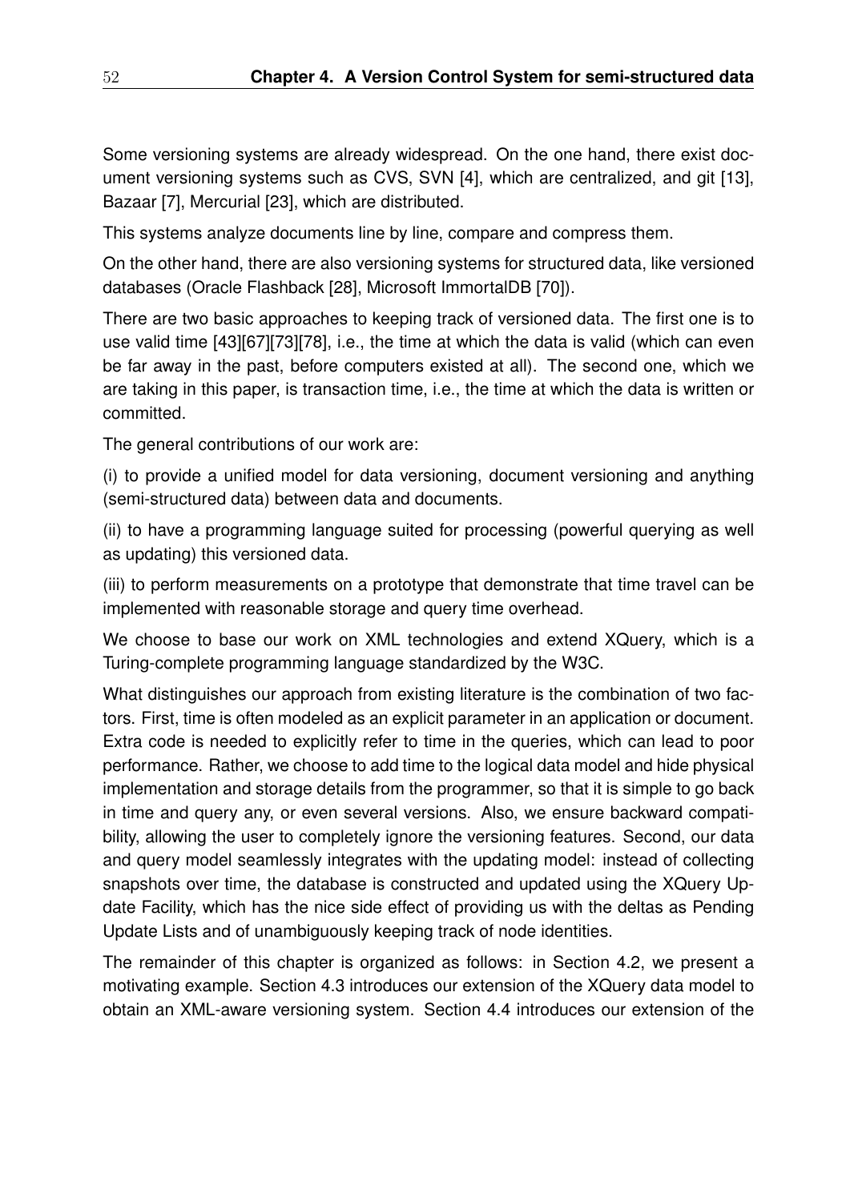Some versioning systems are already widespread. On the one hand, there exist document versioning systems such as CVS, SVN [4], which are centralized, and git [13], Bazaar [7], Mercurial [23], which are distributed.

This systems analyze documents line by line, compare and compress them.

On the other hand, there are also versioning systems for structured data, like versioned databases (Oracle Flashback [28], Microsoft ImmortalDB [70]).

There are two basic approaches to keeping track of versioned data. The first one is to use valid time [43][67][73][78], i.e., the time at which the data is valid (which can even be far away in the past, before computers existed at all). The second one, which we are taking in this paper, is transaction time, i.e., the time at which the data is written or committed.

The general contributions of our work are:

(i) to provide a unified model for data versioning, document versioning and anything (semi-structured data) between data and documents.

(ii) to have a programming language suited for processing (powerful querying as well as updating) this versioned data.

(iii) to perform measurements on a prototype that demonstrate that time travel can be implemented with reasonable storage and query time overhead.

We choose to base our work on XML technologies and extend XQuery, which is a Turing-complete programming language standardized by the W3C.

What distinguishes our approach from existing literature is the combination of two factors. First, time is often modeled as an explicit parameter in an application or document. Extra code is needed to explicitly refer to time in the queries, which can lead to poor performance. Rather, we choose to add time to the logical data model and hide physical implementation and storage details from the programmer, so that it is simple to go back in time and query any, or even several versions. Also, we ensure backward compatibility, allowing the user to completely ignore the versioning features. Second, our data and query model seamlessly integrates with the updating model: instead of collecting snapshots over time, the database is constructed and updated using the XQuery Update Facility, which has the nice side effect of providing us with the deltas as Pending Update Lists and of unambiguously keeping track of node identities.

The remainder of this chapter is organized as follows: in Section 4.2, we present a motivating example. Section 4.3 introduces our extension of the XQuery data model to obtain an XML-aware versioning system. Section 4.4 introduces our extension of the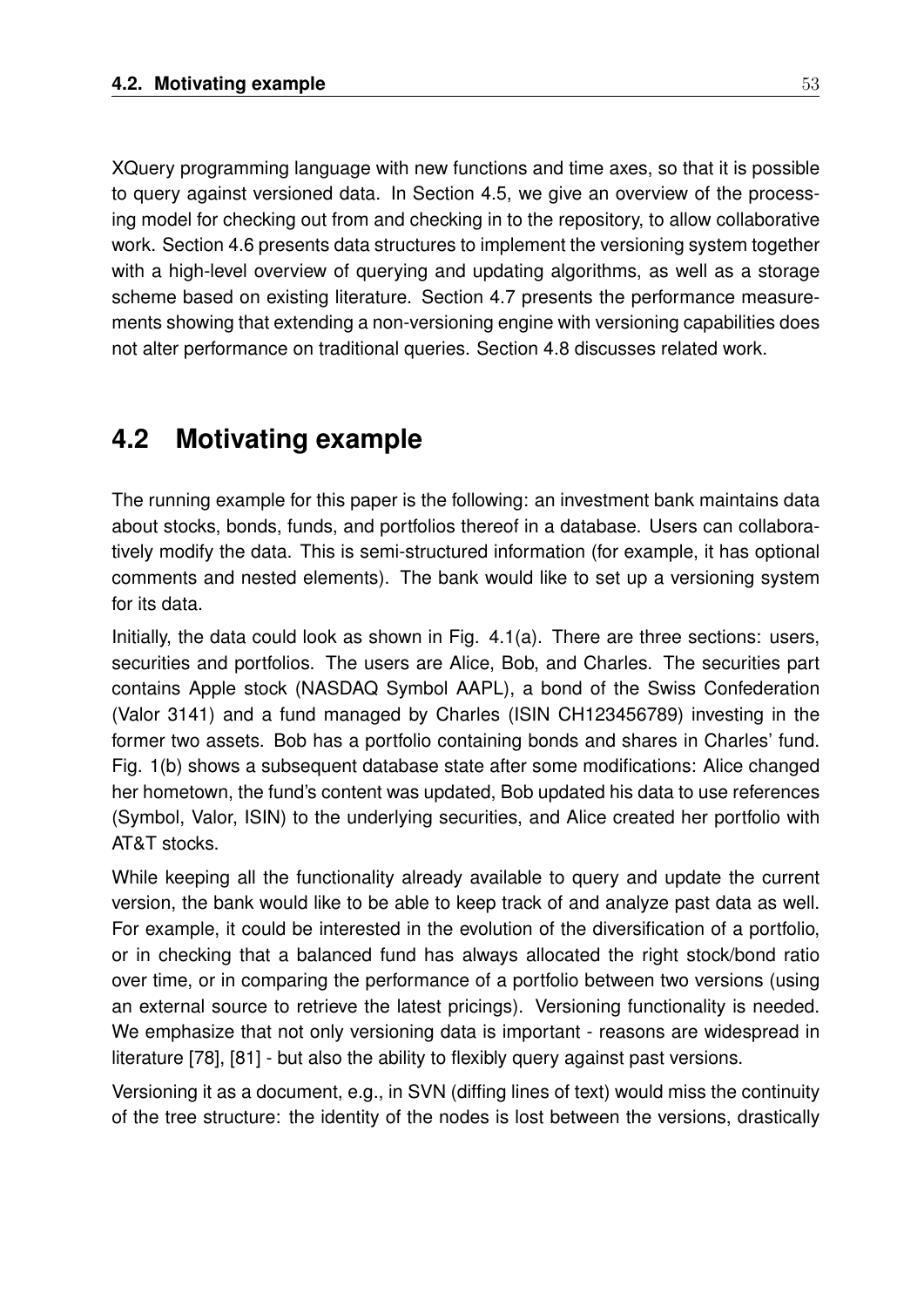XQuery programming language with new functions and time axes, so that it is possible to query against versioned data. In Section 4.5, we give an overview of the processing model for checking out from and checking in to the repository, to allow collaborative work. Section 4.6 presents data structures to implement the versioning system together with a high-level overview of querying and updating algorithms, as well as a storage scheme based on existing literature. Section 4.7 presents the performance measurements showing that extending a non-versioning engine with versioning capabilities does not alter performance on traditional queries. Section 4.8 discusses related work.

## 4.2 Motivating example

The running example for this paper is the following: an investment bank maintains data about stocks, bonds, funds, and portfolios thereof in a database. Users can collaboratively modify the data. This is semi-structured information (for example, it has optional comments and nested elements). The bank would like to set up a versioning system for its data.

Initially, the data could look as shown in Fig. 4.1(a). There are three sections: users, securities and portfolios. The users are Alice, Bob, and Charles. The securities part contains Apple stock (NASDAQ Symbol AAPL), a bond of the Swiss Confederation (Valor 3141) and a fund managed by Charles (ISIN CH123456789) investing in the former two assets. Bob has a portfolio containing bonds and shares in Charles' fund. Fig. 1(b) shows a subsequent database state after some modifications: Alice changed her hometown, the fund's content was updated, Bob updated his data to use references (Symbol, Valor, ISIN) to the underlying securities, and Alice created her portfolio with AT&T stocks.

While keeping all the functionality already available to query and update the current version, the bank would like to be able to keep track of and analyze past data as well. For example, it could be interested in the evolution of the diversification of a portfolio, or in checking that a balanced fund has always allocated the right stock/bond ratio over time, or in comparing the performance of a portfolio between two versions (using an external source to retrieve the latest pricings). Versioning functionality is needed. We emphasize that not only versioning data is important - reasons are widespread in literature [78], [81] - but also the ability to flexibly query against past versions.

Versioning it as a document, e.g., in SVN (diffing lines of text) would miss the continuity of the tree structure: the identity of the nodes is lost between the versions, drastically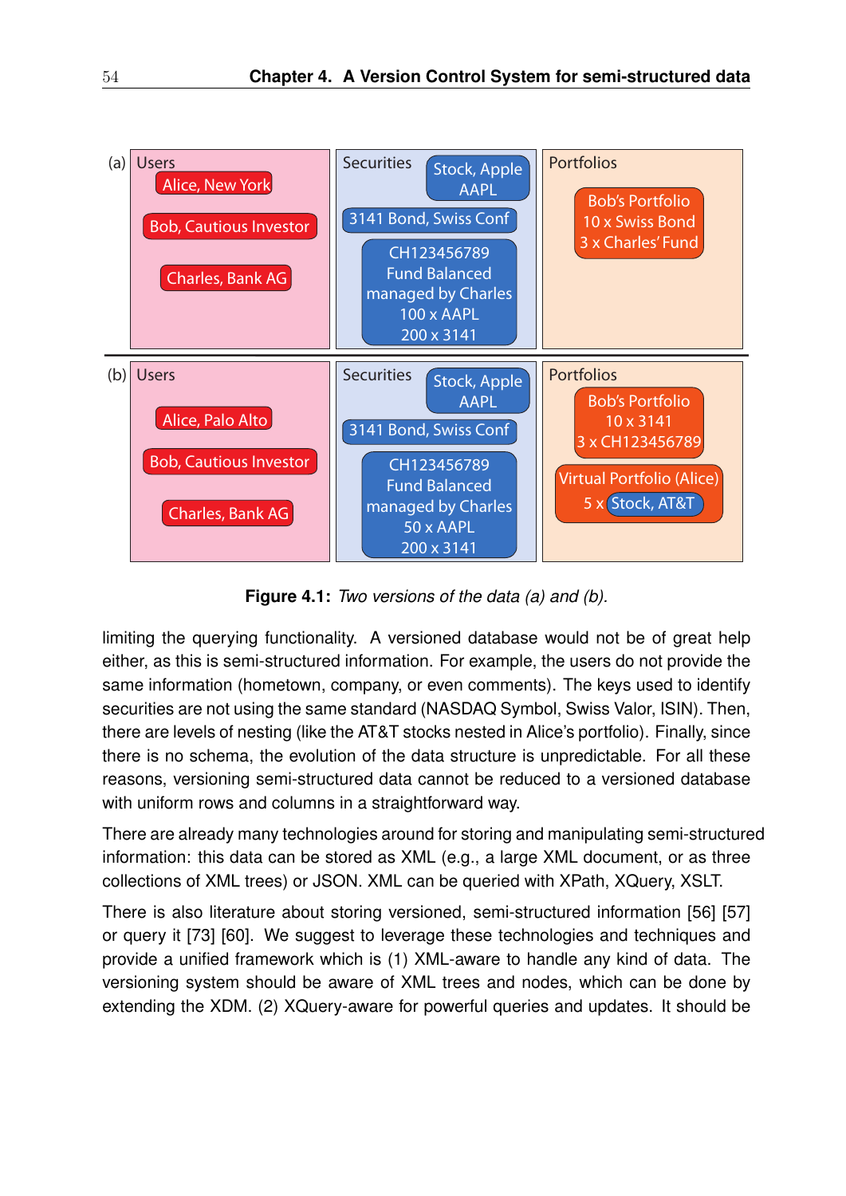**Figure 4.1:** *Two versions of the data (a) and (b).*

limiting the querying functionality. A versioned database would not be of great help either, as this is semi-structured information. For example, the users do not provide the same information (hometown, company, or even comments). The keys used to identify securities are not using the same standard (NASDAQ Symbol, Swiss Valor, ISIN). Then, there are levels of nesting (like the AT&T stocks nested in Alice's portfolio). Finally, since there is no schema, the evolution of the data structure is unpredictable. For all these reasons, versioning semi-structured data cannot be reduced to a versioned database with uniform rows and columns in a straightforward way.

There are already many technologies around for storing and manipulating semi-structured information: this data can be stored as XML (e.g., a large XML document, or as three collections of XML trees) or JSON. XML can be queried with XPath, XQuery, XSLT.

There is also literature about storing versioned, semi-structured information [56] [57] or query it [73] [60]. We suggest to leverage these technologies and techniques and provide a unified framework which is (1) XML-aware to handle any kind of data. The versioning system should be aware of XML trees and nodes, which can be done by extending the XDM. (2) XQuery-aware for powerful queries and updates. It should be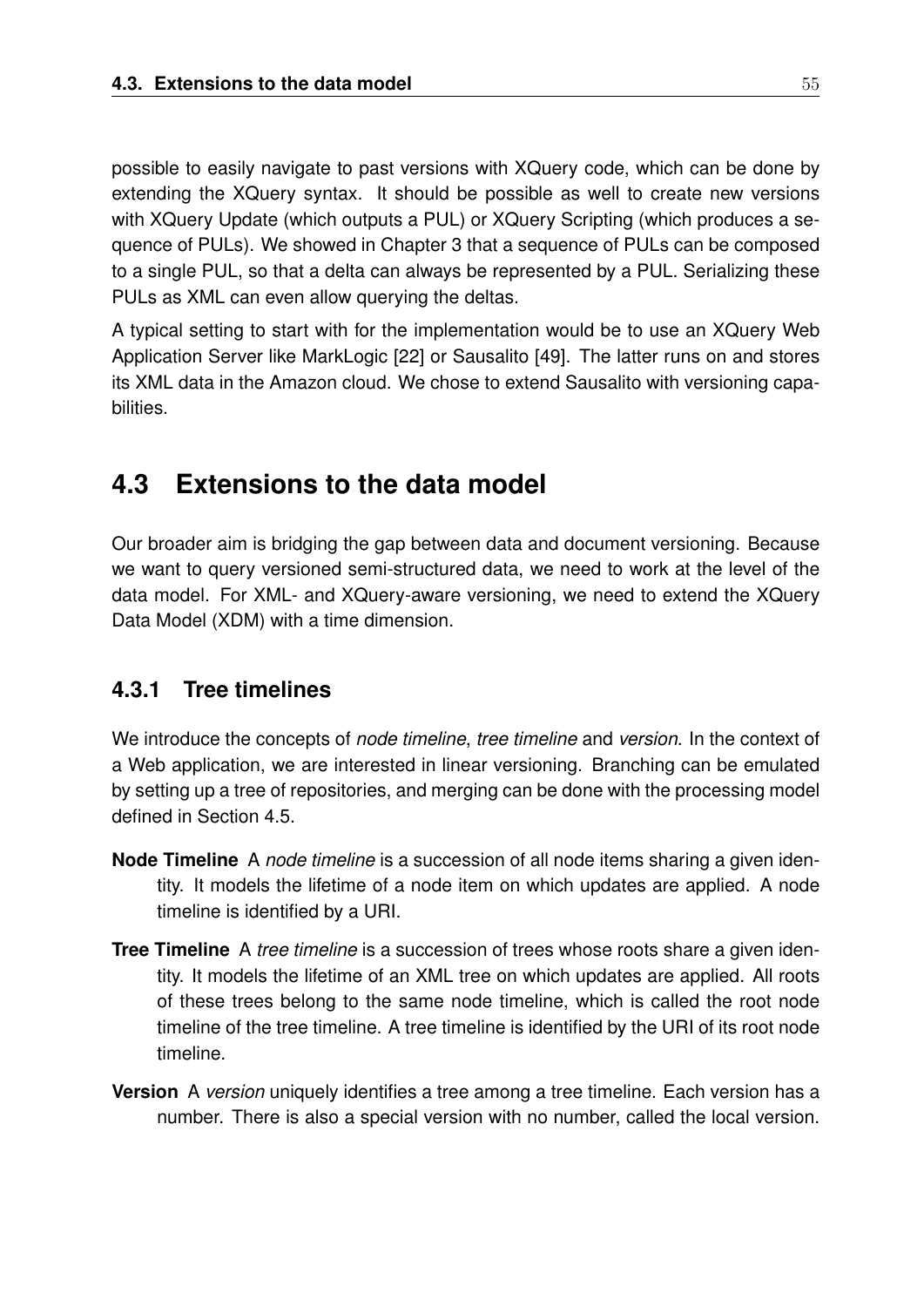possible to easily navigate to past versions with XQuery code, which can be done by extending the XQuery syntax. It should be possible as well to create new versions with XQuery Update (which outputs a PUL) or XQuery Scripting (which produces a sequence of PULs). We showed in Chapter 3 that a sequence of PULs can be composed to a single PUL, so that a delta can always be represented by a PUL. Serializing these PULs as XML can even allow querying the deltas.

A typical setting to start with for the implementation would be to use an XQuery Web Application Server like MarkLogic [22] or Sausalito [49]. The latter runs on and stores its XML data in the Amazon cloud. We chose to extend Sausalito with versioning capabilities.

## 4.3 Extensions to the data model

Our broader aim is bridging the gap between data and document versioning. Because we want to query versioned semi-structured data, we need to work at the level of the data model. For XML- and XQuery-aware versioning, we need to extend the XQuery Data Model (XDM) with a time dimension.

### 4.3.1 Tree timelines

We introduce the concepts of *node timeline*, *tree timeline* and *version*. In the context of a Web application, we are interested in linear versioning. Branching can be emulated by setting up a tree of repositories, and merging can be done with the processing model defined in Section 4.5.

**Node Timeline** A *node timeline* is a succession of all node items sharing a given identity. It models the lifetime of a node item on which updates are applied. A node timeline is identified by a URI.

**Tree Timeline** A *tree timeline* is a succession of trees whose roots share a given identity. It models the lifetime of an XML tree on which updates are applied. All roots of these trees belong to the same node timeline, which is called the root node timeline of the tree timeline. A tree timeline is identified by the URI of its root node timeline.

**Version** A *version* uniquely identifies a tree among a tree timeline. Each version has a number. There is also a special version with no number, called the local version.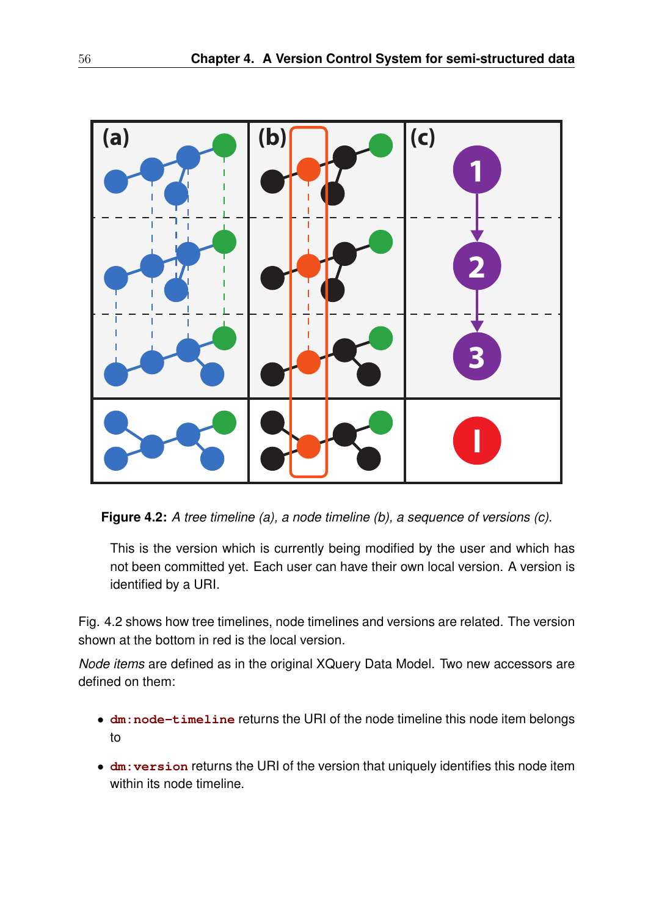**Figure 4.2:** *A tree timeline (a), a node timeline (b), a sequence of versions (c).*

This is the version which is currently being modified by the user and which has not been committed yet. Each user can have their own local version. A version is identified by a URI.

Fig. 4.2 shows how tree timelines, node timelines and versions are related. The version shown at the bottom in red is the local version.

*Node items* are defined as in the original XQuery Data Model. Two new accessors are defined on them:

- `dm:node-timeline` returns the URI of the node timeline this node item belongs to
- `dm:version` returns the URI of the version that uniquely identifies this node item within its node timeline.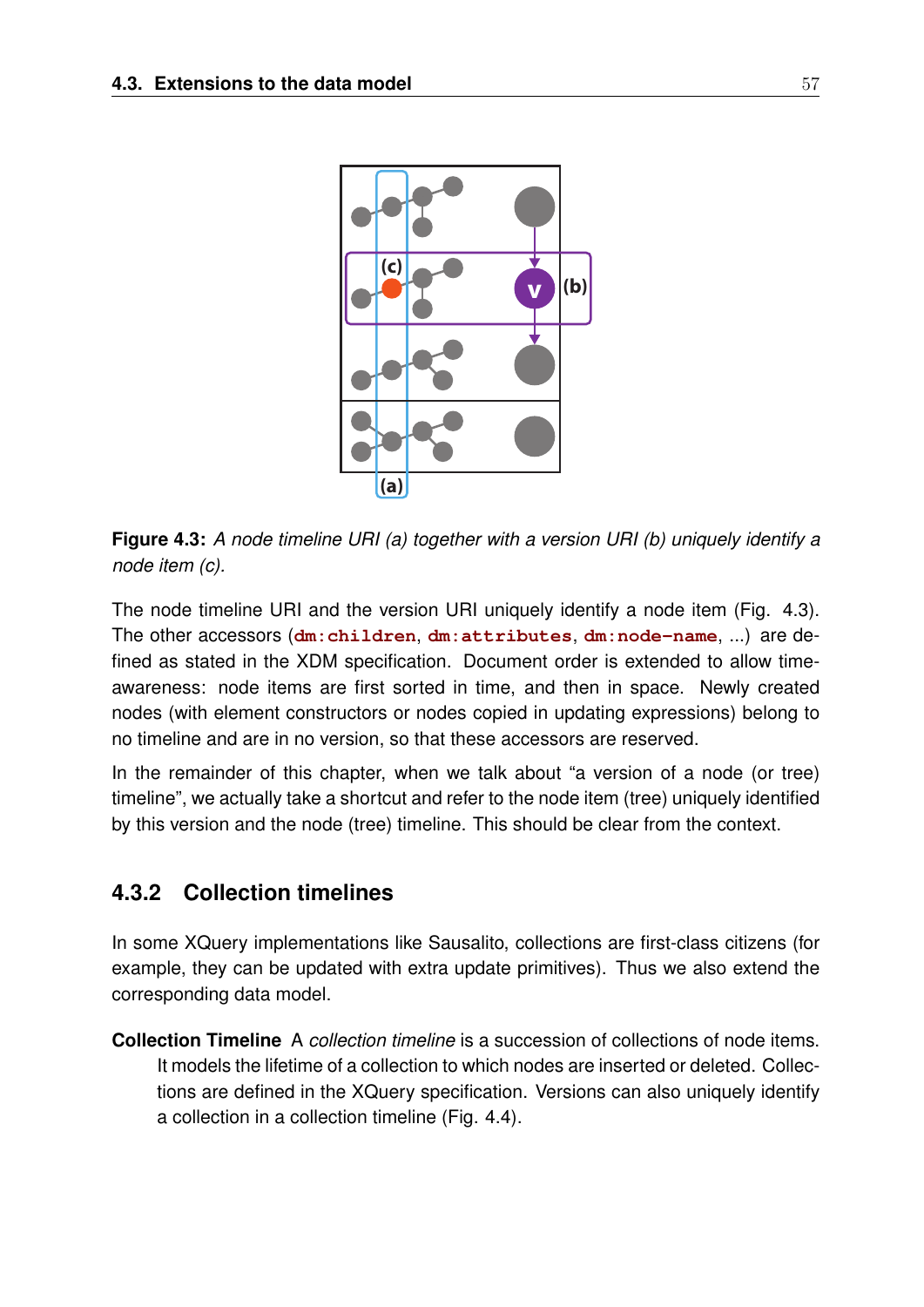**Figure 4.3:** *A node timeline URI (a) together with a version URI (b) uniquely identify a node item (c).*

The node timeline URI and the version URI uniquely identify a node item (Fig. 4.3). The other accessors (`dm:children`, `dm:attributes`, `dm:node-name`, ...) are defined as stated in the XDM specification. Document order is extended to allow time-awareness: node items are first sorted in time, and then in space. Newly created nodes (with element constructors or nodes copied in updating expressions) belong to no timeline and are in no version, so that these accessors are reserved.

In the remainder of this chapter, when we talk about "a version of a node (or tree) timeline", we actually take a shortcut and refer to the node item (tree) uniquely identified by this version and the node (tree) timeline. This should be clear from the context.

### 4.3.2 Collection timelines

In some XQuery implementations like Sausalito, collections are first-class citizens (for example, they can be updated with extra update primitives). Thus we also extend the corresponding data model.

**Collection Timeline** A *collection timeline* is a succession of collections of node items. It models the lifetime of a collection to which nodes are inserted or deleted. Collections are defined in the XQuery specification. Versions can also uniquely identify a collection in a collection timeline (Fig. 4.4).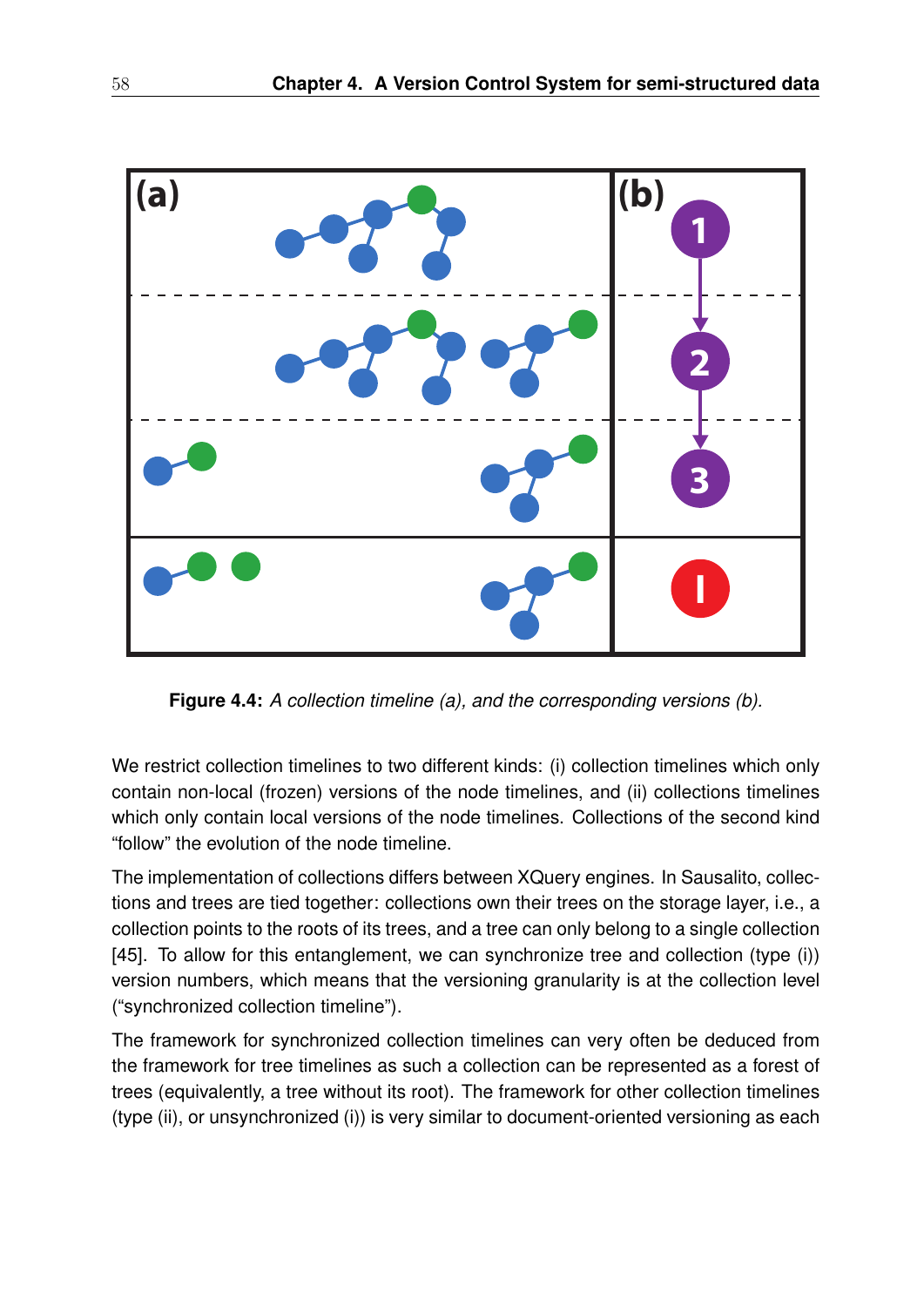**Figure 4.4:** *A collection timeline (a), and the corresponding versions (b).*

We restrict collection timelines to two different kinds: (i) collection timelines which only contain non-local (frozen) versions of the node timelines, and (ii) collections timelines which only contain local versions of the node timelines. Collections of the second kind "follow" the evolution of the node timeline.

The implementation of collections differs between XQuery engines. In Sausalito, collections and trees are tied together: collections own their trees on the storage layer, i.e., a collection points to the roots of its trees, and a tree can only belong to a single collection [45]. To allow for this entanglement, we can synchronize tree and collection (type (i)) version numbers, which means that the versioning granularity is at the collection level ("synchronized collection timeline").

The framework for synchronized collection timelines can very often be deduced from the framework for tree timelines as such a collection can be represented as a forest of trees (equivalently, a tree without its root). The framework for other collection timelines (type (ii), or unsynchronized (i)) is very similar to document-oriented versioning as each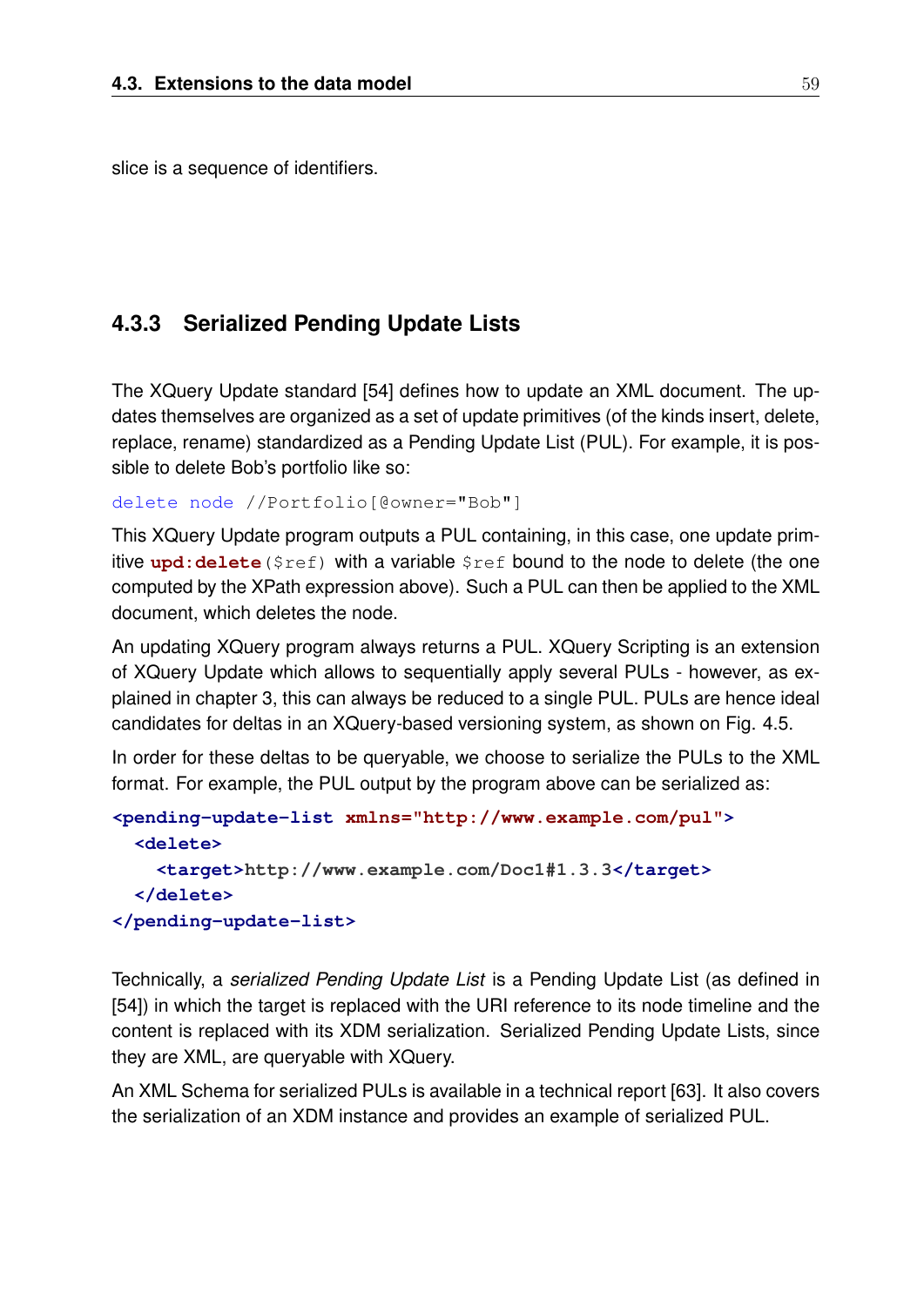slice is a sequence of identifiers.

### 4.3.3 Serialized Pending Update Lists

The XQuery Update standard [54] defines how to update an XML document. The updates themselves are organized as a set of update primitives (of the kinds insert, delete, replace, rename) standardized as a Pending Update List (PUL). For example, it is possible to delete Bob's portfolio like so:

```
delete node //Portfolio[@owner="Bob"]
```

This XQuery Update program outputs a PUL containing, in this case, one update primitive **`upd:delete`**`($ref)` with a variable `$ref` bound to the node to delete (the one computed by the XPath expression above). Such a PUL can then be applied to the XML document, which deletes the node.

An updating XQuery program always returns a PUL. XQuery Scripting is an extension of XQuery Update which allows to sequentially apply several PULs - however, as explained in chapter 3, this can always be reduced to a single PUL. PULs are hence ideal candidates for deltas in an XQuery-based versioning system, as shown on Fig. 4.5.

In order for these deltas to be queryable, we choose to serialize the PULs to the XML format. For example, the PUL output by the program above can be serialized as:

```
<pending-update-list xmlns="http://www.example.com/pul">
  <delete>
    <target>http://www.example.com/Doc1#1.3.3</target>
  </delete>
</pending-update-list>
```

Technically, a *serialized Pending Update List* is a Pending Update List (as defined in [54]) in which the target is replaced with the URI reference to its node timeline and the content is replaced with its XDM serialization. Serialized Pending Update Lists, since they are XML, are queryable with XQuery.

An XML Schema for serialized PULs is available in a technical report [63]. It also covers the serialization of an XDM instance and provides an example of serialized PUL.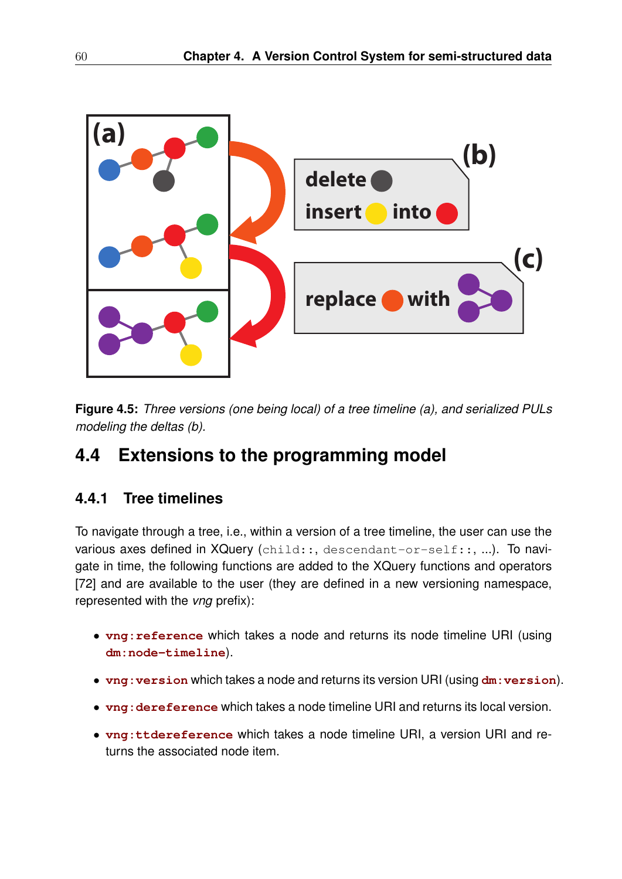Figure 4.5: *Three versions (one being local) of a tree timeline (a), and serialized PULs modeling the deltas (b).*

## 4.4 Extensions to the programming model

### 4.4.1 Tree timelines

To navigate through a tree, i.e., within a version of a tree timeline, the user can use the various axes defined in XQuery (`child::`, `descendant-or-self::`, ...). To navigate in time, the following functions are added to the XQuery functions and operators [72] and are available to the user (they are defined in a new versioning namespace, represented with the *vng* prefix):

- **`vng:reference`** which takes a node and returns its node timeline URI (using **`dm:node-timeline`**).
- **`vng:version`** which takes a node and returns its version URI (using **`dm:version`**).
- **`vng:dereference`** which takes a node timeline URI and returns its local version.
- **`vng:ttdereference`** which takes a node timeline URI, a version URI and returns the associated node item.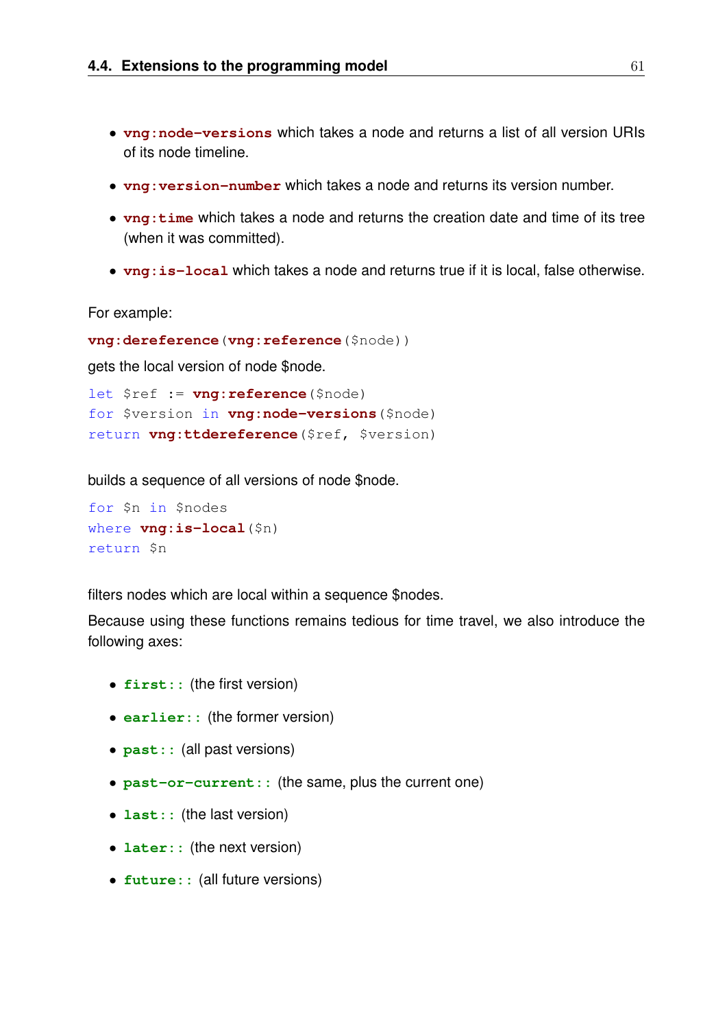- **`vng:node-versions`** which takes a node and returns a list of all version URIs of its node timeline.
- **`vng:version-number`** which takes a node and returns its version number.
- **`vng:time`** which takes a node and returns the creation date and time of its tree (when it was committed).
- **`vng:is-local`** which takes a node and returns true if it is local, false otherwise.

For example:

```
vng:dereference(vng:reference($node))
```

gets the local version of node $node.

```
let $ref := vng:reference($node)
for $version in vng:node-versions($node)
return vng:ttdereference($ref, $version)
```

builds a sequence of all versions of node $node.

```
for $n in $nodes
where vng:is-local($n)
return $n
```

filters nodes which are local within a sequence $nodes.

Because using these functions remains tedious for time travel, we also introduce the following axes:

- **`first::`** (the first version)
- **`earlier::`** (the former version)
- **`past::`** (all past versions)
- **`past-or-current::`** (the same, plus the current one)
- **`last::`** (the last version)
- **`later::`** (the next version)
- **`future::`** (all future versions)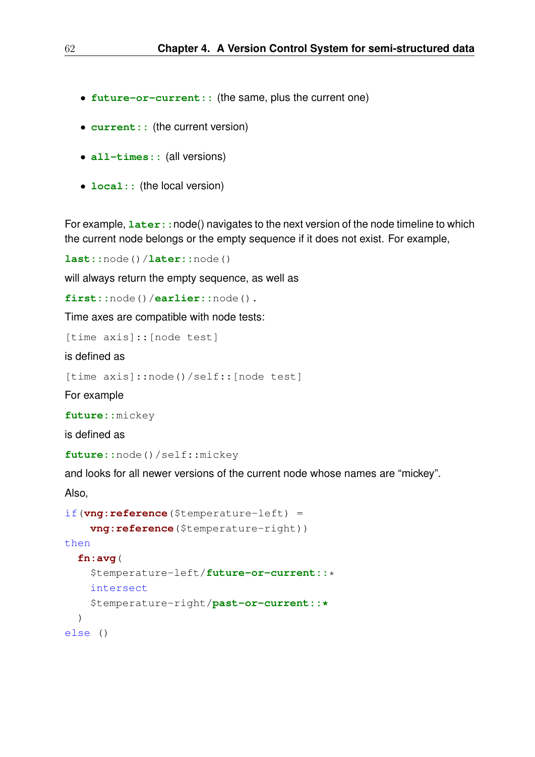- **future-or-current::** (the same, plus the current one)
- **current::** (the current version)
- **all-times::** (all versions)
- **local::** (the local version)

For example, `later::node()` navigates to the next version of the node timeline to which the current node belongs or the empty sequence if it does not exist. For example,

```
last::node()/later::node()
```

will always return the empty sequence, as well as

```
first::node()/earlier::node().
```

Time axes are compatible with node tests:

```
[time axis]::[node test]
```

is defined as

```
[time axis]::node()/self::[node test]
```

For example

```
future::mickey
```

is defined as

```
future::node()/self::mickey
```

and looks for all newer versions of the current node whose names are “mickey”.

Also,

```
if(vng:reference($temperature-left) =
    vng:reference($temperature-right))
then
  fn:avg(
    $temperature-left/future-or-current::*
    intersect
    $temperature-right/past-or-current::*
  )
else ()
```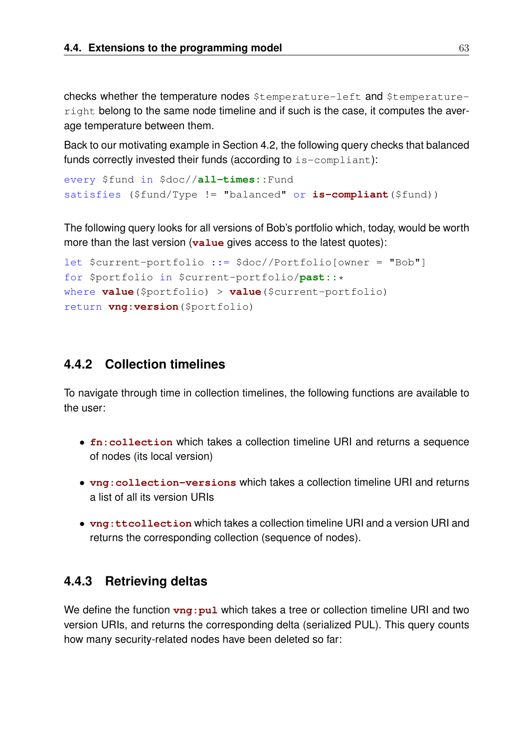checks whether the temperature nodes `$temperature-left` and `$temperature-right` belong to the same node timeline and if such is the case, it computes the average temperature between them.

Back to our motivating example in Section 4.2, the following query checks that balanced funds correctly invested their funds (according to `is-compliant`):

```
every $fund in $doc//all-times::Fund
satisfies ($fund/Type != "balanced" or is-compliant($fund))
```

The following query looks for all versions of Bob's portfolio which, today, would be worth more than the last version (**`value`** gives access to the latest quotes):

```
let $current-portfolio ::= $doc//Portfolio[owner = "Bob"]
for $portfolio in $current-portfolio/past::*
where value($portfolio) > value($current-portfolio)
return vng:version($portfolio)
```

### 4.4.2 Collection timelines

To navigate through time in collection timelines, the following functions are available to the user:

- **`fn:collection`** which takes a collection timeline URI and returns a sequence of nodes (its local version)
- **`vng:collection-versions`** which takes a collection timeline URI and returns a list of all its version URIs
- **`vng:ttcollection`** which takes a collection timeline URI and a version URI and returns the corresponding collection (sequence of nodes).

### 4.4.3 Retrieving deltas

We define the function **`vng:pul`** which takes a tree or collection timeline URI and two version URIs, and returns the corresponding delta (serialized PUL). This query counts how many security-related nodes have been deleted so far: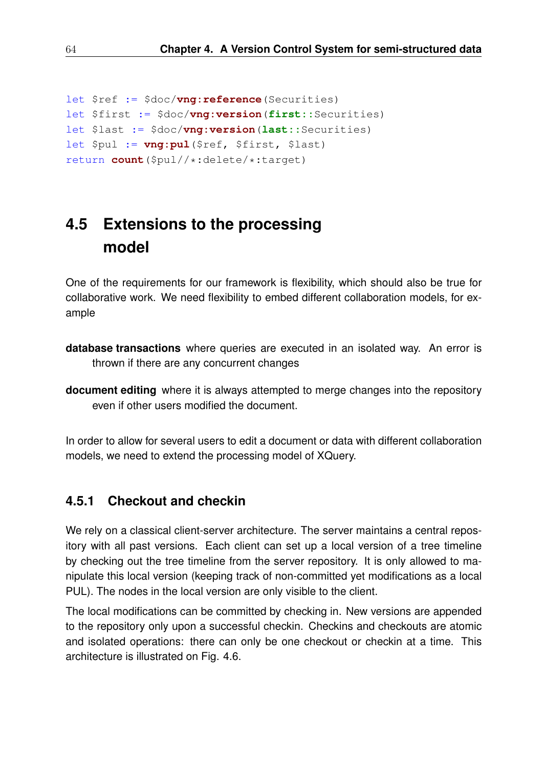```
let $ref := $doc/vng:reference(Securities)
let $first := $doc/vng:version(first::Securities)
let $last := $doc/vng:version(last::Securities)
let $pul := vng:pul($ref, $first, $last)
return count($pul//*:delete/*:target)
```

## 4.5 Extensions to the processing model

One of the requirements for our framework is flexibility, which should also be true for collaborative work. We need flexibility to embed different collaboration models, for example

**database transactions** where queries are executed in an isolated way. An error is thrown if there are any concurrent changes

**document editing** where it is always attempted to merge changes into the repository even if other users modified the document.

In order to allow for several users to edit a document or data with different collaboration models, we need to extend the processing model of XQuery.

### 4.5.1 Checkout and checkin

We rely on a classical client-server architecture. The server maintains a central repository with all past versions. Each client can set up a local version of a tree timeline by checking out the tree timeline from the server repository. It is only allowed to manipulate this local version (keeping track of non-committed yet modifications as a local PUL). The nodes in the local version are only visible to the client.

The local modifications can be committed by checking in. New versions are appended to the repository only upon a successful checkin. Checkins and checkouts are atomic and isolated operations: there can only be one checkout or checkin at a time. This architecture is illustrated on Fig. 4.6.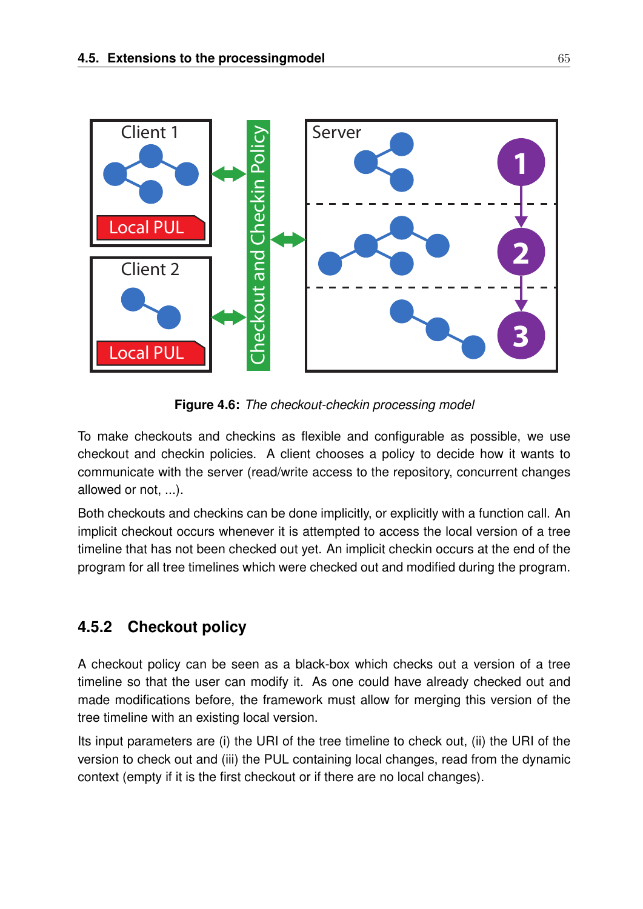**Figure 4.6:** *The checkout-checkin processing model*

To make checkouts and checkins as flexible and configurable as possible, we use checkout and checkin policies. A client chooses a policy to decide how it wants to communicate with the server (read/write access to the repository, concurrent changes allowed or not, ...).

Both checkouts and checkins can be done implicitly, or explicitly with a function call. An implicit checkout occurs whenever it is attempted to access the local version of a tree timeline that has not been checked out yet. An implicit checkin occurs at the end of the program for all tree timelines which were checked out and modified during the program.

### 4.5.2 Checkout policy

A checkout policy can be seen as a black-box which checks out a version of a tree timeline so that the user can modify it. As one could have already checked out and made modifications before, the framework must allow for merging this version of the tree timeline with an existing local version.

Its input parameters are (i) the URI of the tree timeline to check out, (ii) the URI of the version to check out and (iii) the PUL containing local changes, read from the dynamic context (empty if it is the first checkout or if there are no local changes).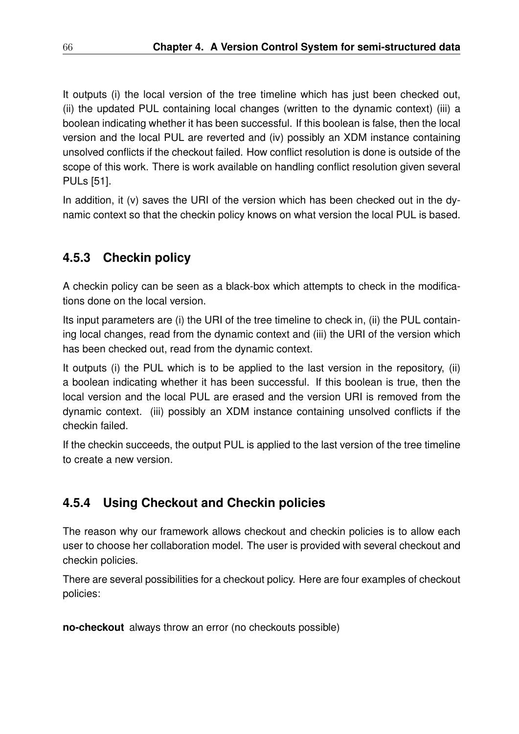It outputs (i) the local version of the tree timeline which has just been checked out, (ii) the updated PUL containing local changes (written to the dynamic context) (iii) a boolean indicating whether it has been successful. If this boolean is false, then the local version and the local PUL are reverted and (iv) possibly an XDM instance containing unsolved conflicts if the checkout failed. How conflict resolution is done is outside of the scope of this work. There is work available on handling conflict resolution given several PULs [51].

In addition, it (v) saves the URI of the version which has been checked out in the dynamic context so that the checkin policy knows on what version the local PUL is based.

### 4.5.3 Checkin policy

A checkin policy can be seen as a black-box which attempts to check in the modifications done on the local version.

Its input parameters are (i) the URI of the tree timeline to check in, (ii) the PUL containing local changes, read from the dynamic context and (iii) the URI of the version which has been checked out, read from the dynamic context.

It outputs (i) the PUL which is to be applied to the last version in the repository, (ii) a boolean indicating whether it has been successful. If this boolean is true, then the local version and the local PUL are erased and the version URI is removed from the dynamic context. (iii) possibly an XDM instance containing unsolved conflicts if the checkin failed.

If the checkin succeeds, the output PUL is applied to the last version of the tree timeline to create a new version.

### 4.5.4 Using Checkout and Checkin policies

The reason why our framework allows checkout and checkin policies is to allow each user to choose her collaboration model. The user is provided with several checkout and checkin policies.

There are several possibilities for a checkout policy. Here are four examples of checkout policies:

**no-checkout** always throw an error (no checkouts possible)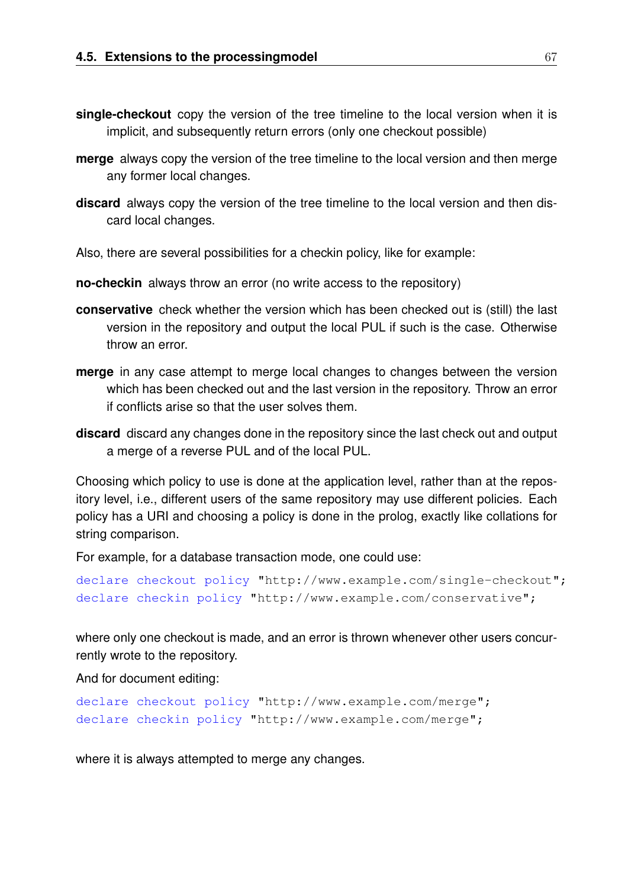**single-checkout** copy the version of the tree timeline to the local version when it is implicit, and subsequently return errors (only one checkout possible)

**merge** always copy the version of the tree timeline to the local version and then merge any former local changes.

**discard** always copy the version of the tree timeline to the local version and then discard local changes.

Also, there are several possibilities for a checkin policy, like for example:

**no-checkin** always throw an error (no write access to the repository)

**conservative** check whether the version which has been checked out is (still) the last version in the repository and output the local PUL if such is the case. Otherwise throw an error.

**merge** in any case attempt to merge local changes to changes between the version which has been checked out and the last version in the repository. Throw an error if conflicts arise so that the user solves them.

**discard** discard any changes done in the repository since the last check out and output a merge of a reverse PUL and of the local PUL.

Choosing which policy to use is done at the application level, rather than at the repository level, i.e., different users of the same repository may use different policies. Each policy has a URI and choosing a policy is done in the prolog, exactly like collations for string comparison.

For example, for a database transaction mode, one could use:

```
declare checkout policy "http://www.example.com/single-checkout";
declare checkin policy "http://www.example.com/conservative";
```

where only one checkout is made, and an error is thrown whenever other users concurrently wrote to the repository.

And for document editing:

```
declare checkout policy "http://www.example.com/merge";
declare checkin policy "http://www.example.com/merge";
```

where it is always attempted to merge any changes.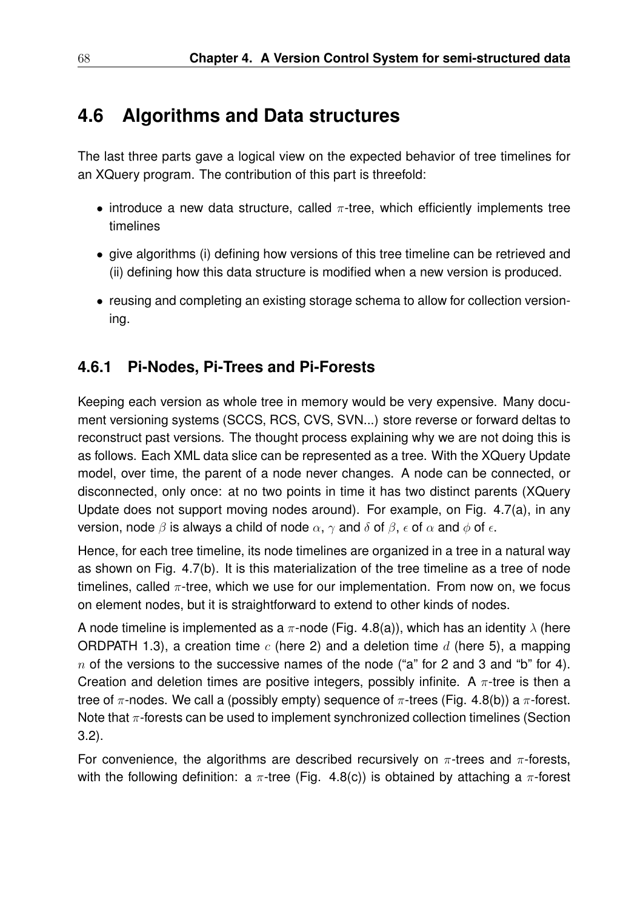## 4.6 Algorithms and Data structures

The last three parts gave a logical view on the expected behavior of tree timelines for an XQuery program. The contribution of this part is threefold:

- introduce a new data structure, called $\pi$-tree, which efficiently implements tree timelines
- give algorithms (i) defining how versions of this tree timeline can be retrieved and (ii) defining how this data structure is modified when a new version is produced.
- reusing and completing an existing storage schema to allow for collection versioning.

### 4.6.1 Pi-Nodes, Pi-Trees and Pi-Forests

Keeping each version as whole tree in memory would be very expensive. Many document versioning systems (SCCS, RCS, CVS, SVN...) store reverse or forward deltas to reconstruct past versions. The thought process explaining why we are not doing this is as follows. Each XML data slice can be represented as a tree. With the XQuery Update model, over time, the parent of a node never changes. A node can be connected, or disconnected, only once: at no two points in time it has two distinct parents (XQuery Update does not support moving nodes around). For example, on Fig. 4.7(a), in any version, node $\beta$ is always a child of node $\alpha$, $\gamma$ and $\delta$ of $\beta$, $\epsilon$ of $\alpha$ and $\phi$ of $\epsilon$.

Hence, for each tree timeline, its node timelines are organized in a tree in a natural way as shown on Fig. 4.7(b). It is this materialization of the tree timeline as a tree of node timelines, called $\pi$-tree, which we use for our implementation. From now on, we focus on element nodes, but it is straightforward to extend to other kinds of nodes.

A node timeline is implemented as a $\pi$-node (Fig. 4.8(a)), which has an identity $\lambda$ (here ORDPATH 1.3), a creation time $c$ (here 2) and a deletion time $d$ (here 5), a mapping $n$ of the versions to the successive names of the node ("a" for 2 and 3 and "b" for 4). Creation and deletion times are positive integers, possibly infinite. A $\pi$-tree is then a tree of $\pi$-nodes. We call a (possibly empty) sequence of $\pi$-trees (Fig. 4.8(b)) a $\pi$-forest. Note that $\pi$-forests can be used to implement synchronized collection timelines (Section 3.2).

For convenience, the algorithms are described recursively on $\pi$-trees and $\pi$-forests, with the following definition: a $\pi$-tree (Fig. 4.8(c)) is obtained by attaching a $\pi$-forest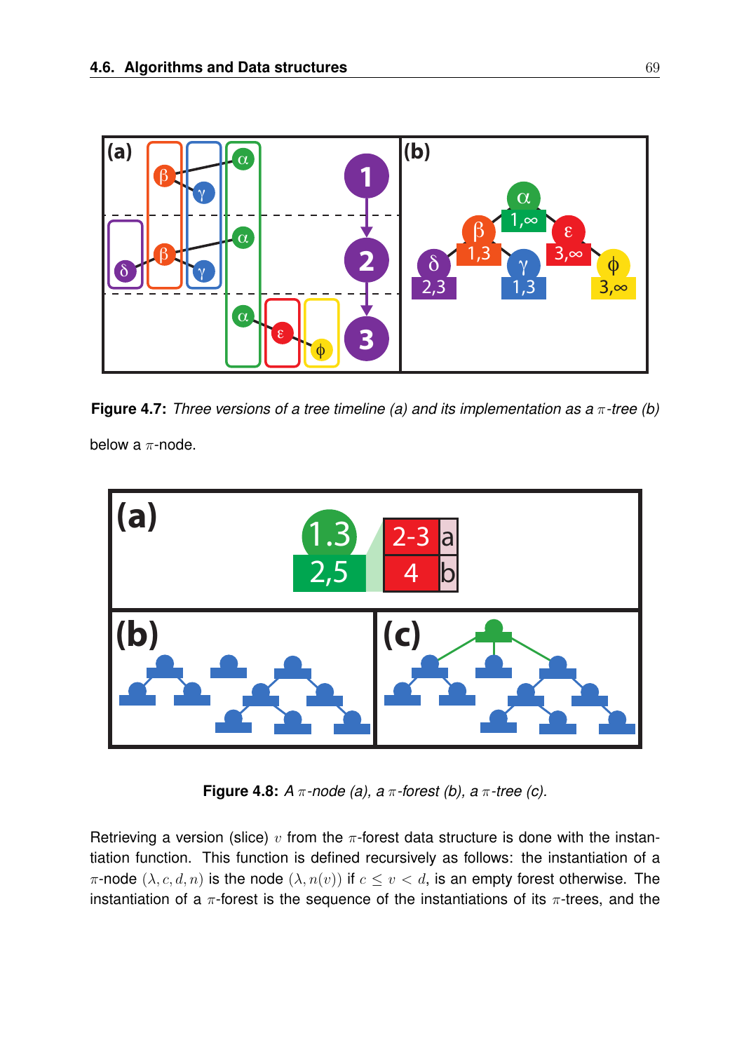**Figure 4.7:** *Three versions of a tree timeline (a) and its implementation as a $\pi$-tree (b)*

below a $\pi$-node.

**Figure 4.8:** *A $\pi$-node (a), a $\pi$-forest (b), a $\pi$-tree (c).*

Retrieving a version (slice) $v$ from the $\pi$-forest data structure is done with the instantiation function. This function is defined recursively as follows: the instantiation of a $\pi$-node $(\lambda, c, d, n)$ is the node $(\lambda, n(v))$ if $c \leq v < d$, is an empty forest otherwise. The instantiation of a $\pi$-forest is the sequence of the instantiations of its $\pi$-trees, and the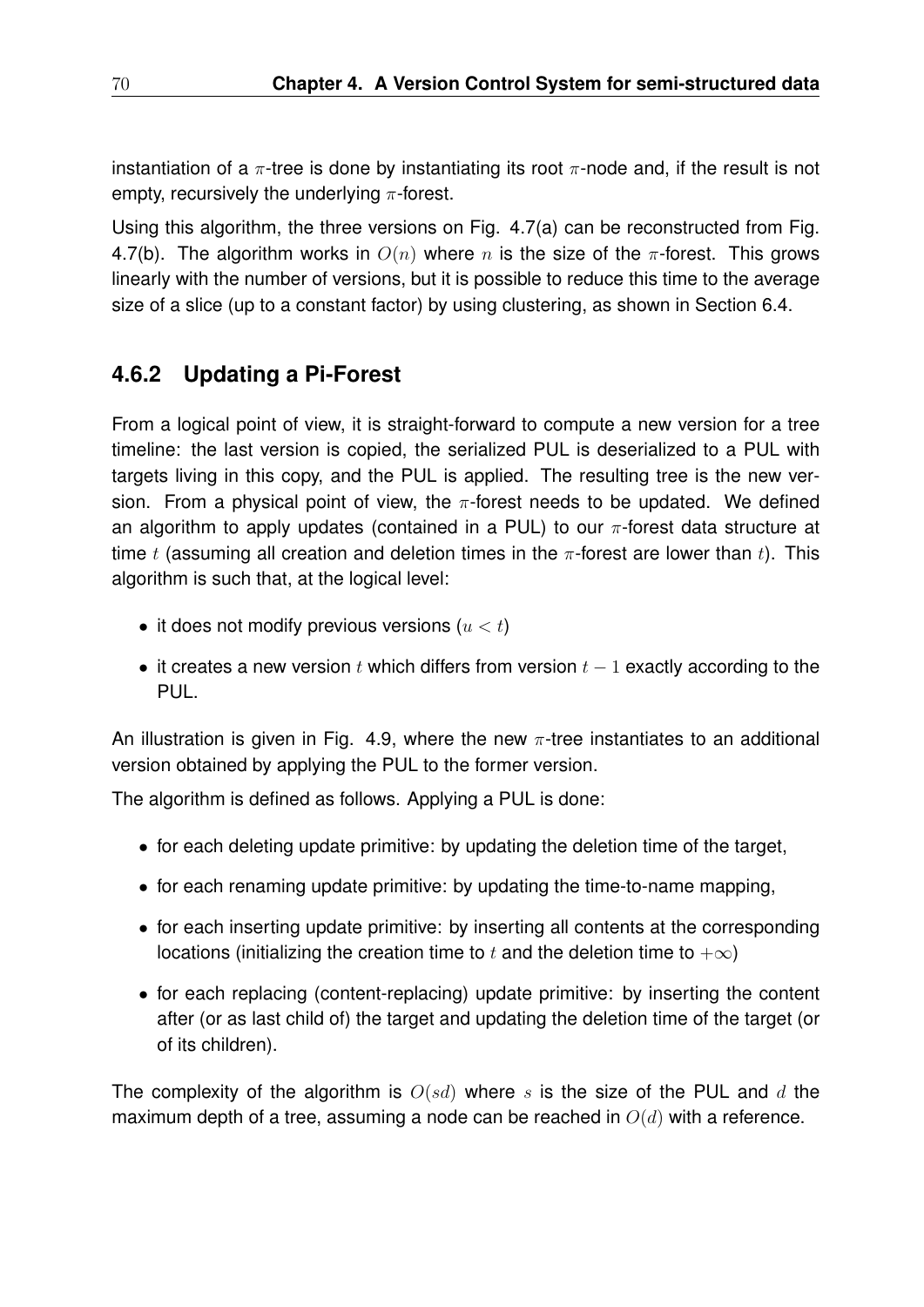instantiation of a $\pi$-tree is done by instantiating its root $\pi$-node and, if the result is not empty, recursively the underlying $\pi$-forest.

Using this algorithm, the three versions on Fig. 4.7(a) can be reconstructed from Fig. 4.7(b). The algorithm works in $O(n)$ where $n$ is the size of the $\pi$-forest. This grows linearly with the number of versions, but it is possible to reduce this time to the average size of a slice (up to a constant factor) by using clustering, as shown in Section 6.4.

### 4.6.2 Updating a Pi-Forest

From a logical point of view, it is straight-forward to compute a new version for a tree timeline: the last version is copied, the serialized PUL is deserialized to a PUL with targets living in this copy, and the PUL is applied. The resulting tree is the new version. From a physical point of view, the $\pi$-forest needs to be updated. We defined an algorithm to apply updates (contained in a PUL) to our $\pi$-forest data structure at time $t$ (assuming all creation and deletion times in the $\pi$-forest are lower than $t$). This algorithm is such that, at the logical level:

- it does not modify previous versions ($u < t$)
- it creates a new version $t$ which differs from version $t - 1$ exactly according to the PUL.

An illustration is given in Fig. 4.9, where the new $\pi$-tree instantiates to an additional version obtained by applying the PUL to the former version.

The algorithm is defined as follows. Applying a PUL is done:

- for each deleting update primitive: by updating the deletion time of the target,
- for each renaming update primitive: by updating the time-to-name mapping,
- for each inserting update primitive: by inserting all contents at the corresponding locations (initializing the creation time to $t$ and the deletion time to $+\infty$)
- for each replacing (content-replacing) update primitive: by inserting the content after (or as last child of) the target and updating the deletion time of the target (or of its children).

The complexity of the algorithm is $O(sd)$ where $s$ is the size of the PUL and $d$ the maximum depth of a tree, assuming a node can be reached in $O(d)$ with a reference.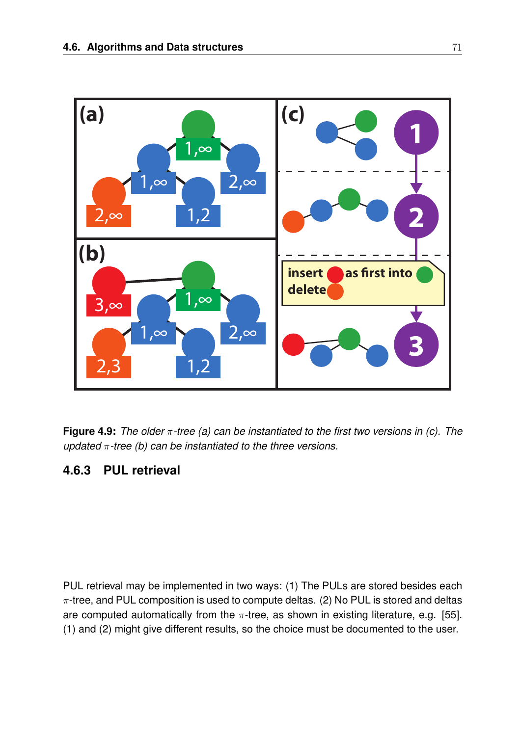**Figure 4.9:** *The older $\pi$-tree (a) can be instantiated to the first two versions in (c). The updated $\pi$-tree (b) can be instantiated to the three versions.*

### 4.6.3 PUL retrieval

PUL retrieval may be implemented in two ways: (1) The PULs are stored besides each $\pi$-tree, and PUL composition is used to compute deltas. (2) No PUL is stored and deltas are computed automatically from the $\pi$-tree, as shown in existing literature, e.g. [55]. (1) and (2) might give different results, so the choice must be documented to the user.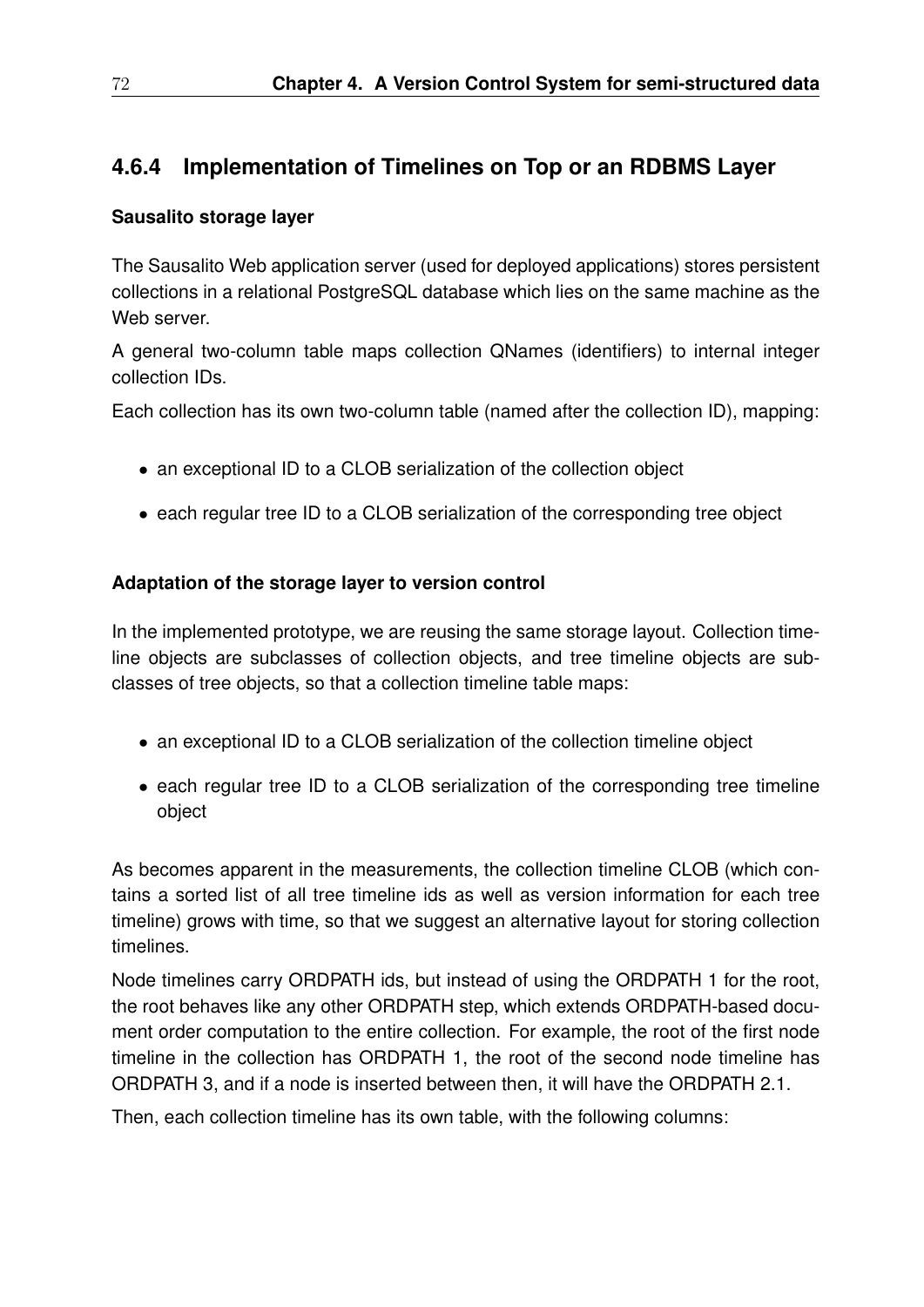### 4.6.4 Implementation of Timelines on Top or an RDBMS Layer

**Sausalito storage layer**

The Sausalito Web application server (used for deployed applications) stores persistent collections in a relational PostgreSQL database which lies on the same machine as the Web server.

A general two-column table maps collection QNames (identifiers) to internal integer collection IDs.

Each collection has its own two-column table (named after the collection ID), mapping:

- an exceptional ID to a CLOB serialization of the collection object
- each regular tree ID to a CLOB serialization of the corresponding tree object

**Adaptation of the storage layer to version control**

In the implemented prototype, we are reusing the same storage layout. Collection timeline objects are subclasses of collection objects, and tree timeline objects are subclasses of tree objects, so that a collection timeline table maps:

- an exceptional ID to a CLOB serialization of the collection timeline object
- each regular tree ID to a CLOB serialization of the corresponding tree timeline object

As becomes apparent in the measurements, the collection timeline CLOB (which contains a sorted list of all tree timeline ids as well as version information for each tree timeline) grows with time, so that we suggest an alternative layout for storing collection timelines.

Node timelines carry ORDPATH ids, but instead of using the ORDPATH 1 for the root, the root behaves like any other ORDPATH step, which extends ORDPATH-based document order computation to the entire collection. For example, the root of the first node timeline in the collection has ORDPATH 1, the root of the second node timeline has ORDPATH 3, and if a node is inserted between then, it will have the ORDPATH 2.1.

Then, each collection timeline has its own table, with the following columns: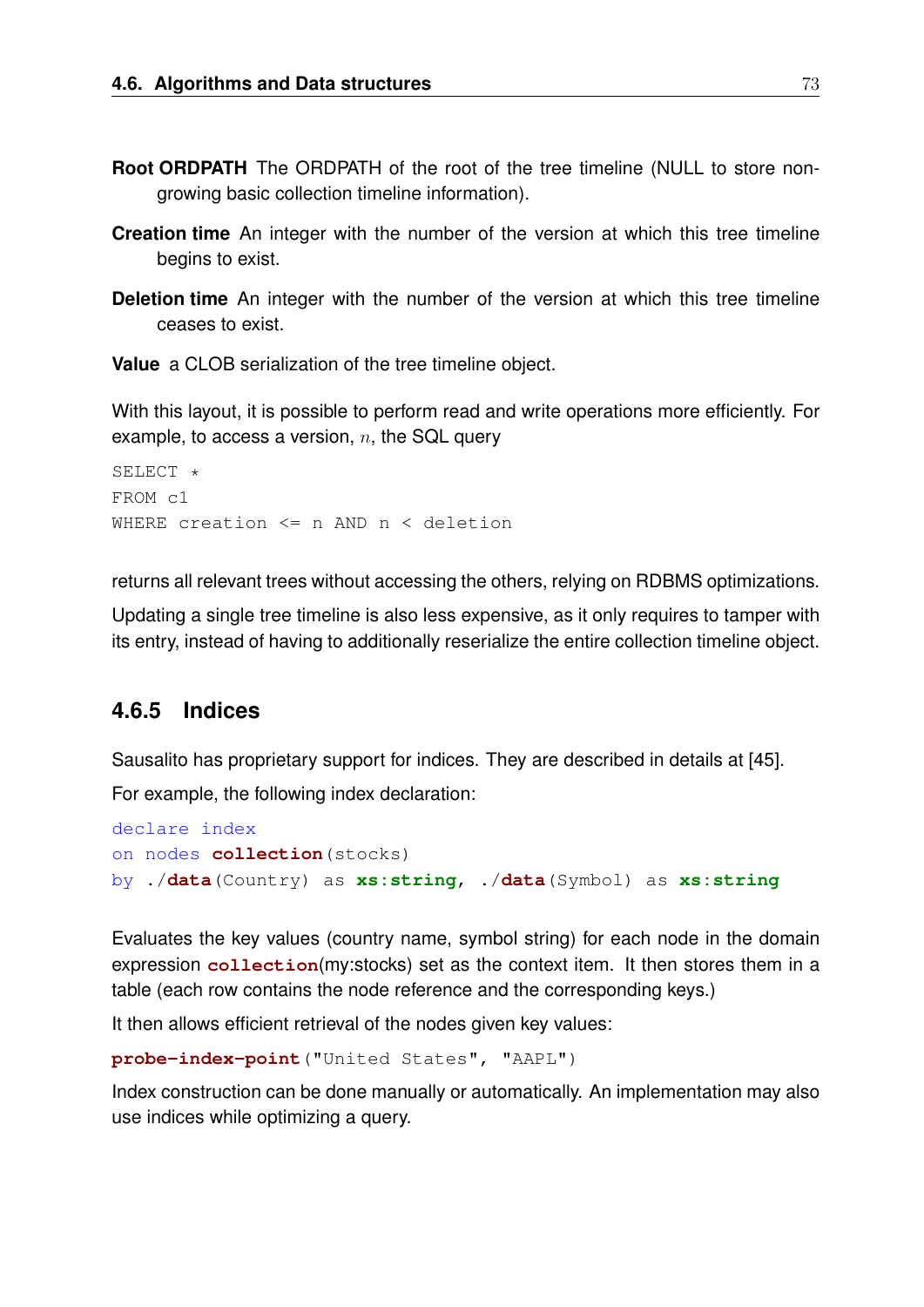**Root ORDPATH** The ORDPATH of the root of the tree timeline (NULL to store non-growing basic collection timeline information).

**Creation time** An integer with the number of the version at which this tree timeline begins to exist.

**Deletion time** An integer with the number of the version at which this tree timeline ceases to exist.

**Value** a CLOB serialization of the tree timeline object.

With this layout, it is possible to perform read and write operations more efficiently. For example, to access a version, $n$, the SQL query

```
SELECT *
FROM c1
WHERE creation <= n AND n < deletion
```

returns all relevant trees without accessing the others, relying on RDBMS optimizations.

Updating a single tree timeline is also less expensive, as it only requires to tamper with its entry, instead of having to additionally reserialize the entire collection timeline object.

### 4.6.5 Indices

Sausalito has proprietary support for indices. They are described in details at [45].

For example, the following index declaration:

```
declare index
on nodes collection(stocks)
by ./data(Country) as xs:string, ./data(Symbol) as xs:string
```

Evaluates the key values (country name, symbol string) for each node in the domain expression `collection`(my:stocks) set as the context item. It then stores them in a table (each row contains the node reference and the corresponding keys.)

It then allows efficient retrieval of the nodes given key values:

```
probe-index-point("United States", "AAPL")
```

Index construction can be done manually or automatically. An implementation may also use indices while optimizing a query.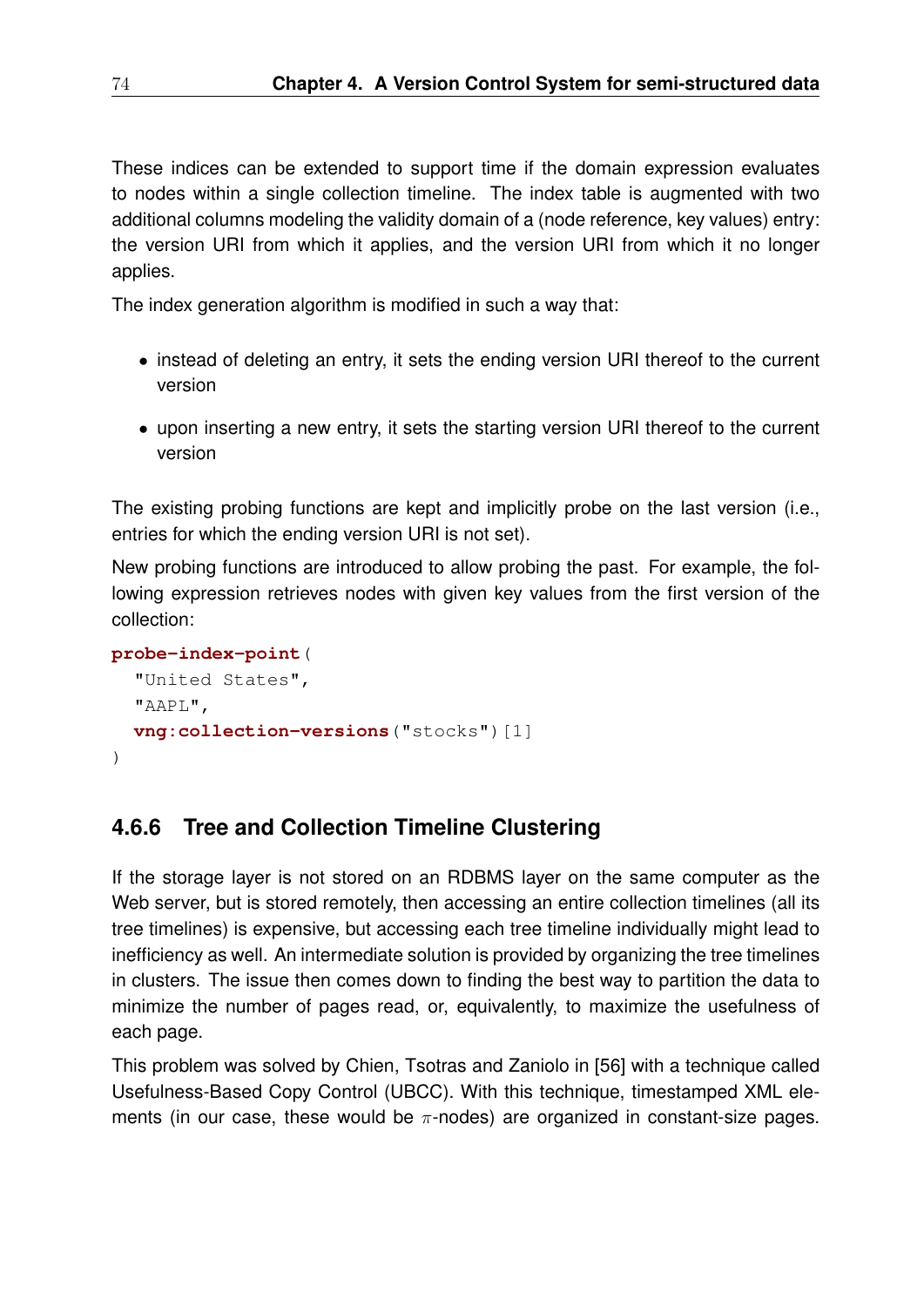These indices can be extended to support time if the domain expression evaluates to nodes within a single collection timeline. The index table is augmented with two additional columns modeling the validity domain of a (node reference, key values) entry: the version URI from which it applies, and the version URI from which it no longer applies.

The index generation algorithm is modified in such a way that:

- instead of deleting an entry, it sets the ending version URI thereof to the current version
- upon inserting a new entry, it sets the starting version URI thereof to the current version

The existing probing functions are kept and implicitly probe on the last version (i.e., entries for which the ending version URI is not set).

New probing functions are introduced to allow probing the past. For example, the following expression retrieves nodes with given key values from the first version of the collection:

```
probe-index-point(
  "United States",
  "AAPL",
  vng:collection-versions("stocks")[1]
)
```

### 4.6.6 Tree and Collection Timeline Clustering

If the storage layer is not stored on an RDBMS layer on the same computer as the Web server, but is stored remotely, then accessing an entire collection timelines (all its tree timelines) is expensive, but accessing each tree timeline individually might lead to inefficiency as well. An intermediate solution is provided by organizing the tree timelines in clusters. The issue then comes down to finding the best way to partition the data to minimize the number of pages read, or, equivalently, to maximize the usefulness of each page.

This problem was solved by Chien, Tsotras and Zaniolo in [56] with a technique called Usefulness-Based Copy Control (UBCC). With this technique, timestamped XML elements (in our case, these would be $\pi$-nodes) are organized in constant-size pages.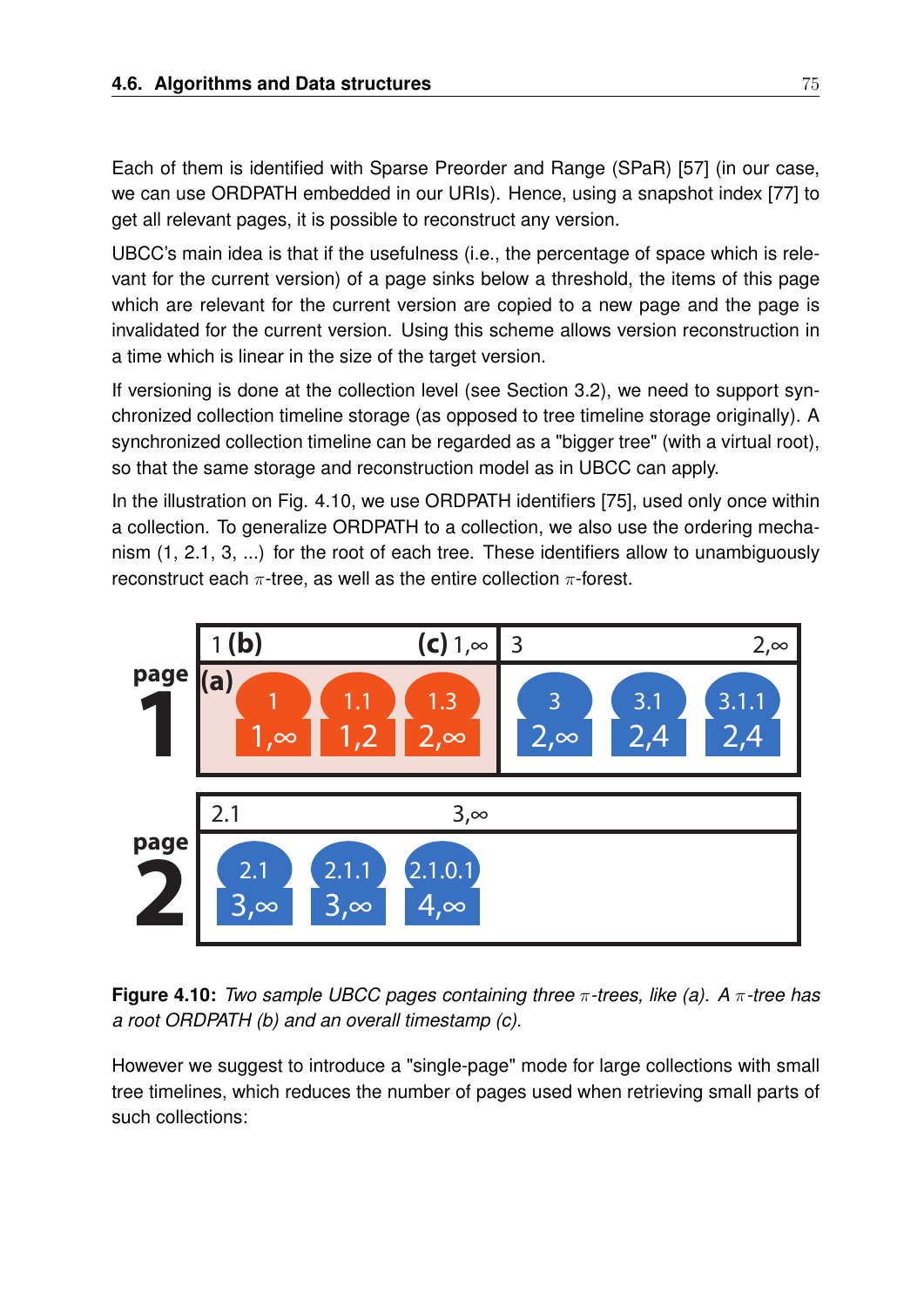Each of them is identified with Sparse Preorder and Range (SPaR) [57] (in our case, we can use ORDPATH embedded in our URIs). Hence, using a snapshot index [77] to get all relevant pages, it is possible to reconstruct any version.

UBCC's main idea is that if the usefulness (i.e., the percentage of space which is relevant for the current version) of a page sinks below a threshold, the items of this page which are relevant for the current version are copied to a new page and the page is invalidated for the current version. Using this scheme allows version reconstruction in a time which is linear in the size of the target version.

If versioning is done at the collection level (see Section 3.2), we need to support synchronized collection timeline storage (as opposed to tree timeline storage originally). A synchronized collection timeline can be regarded as a "bigger tree" (with a virtual root), so that the same storage and reconstruction model as in UBCC can apply.

In the illustration on Fig. 4.10, we use ORDPATH identifiers [75], used only once within a collection. To generalize ORDPATH to a collection, we also use the ordering mechanism (1, 2.1, 3, ...) for the root of each tree. These identifiers allow to unambiguously reconstruct each $\pi$-tree, as well as the entire collection $\pi$-forest.

**Figure 4.10:** *Two sample UBCC pages containing three $\pi$-trees, like (a). A $\pi$-tree has a root ORDPATH (b) and an overall timestamp (c).*

However we suggest to introduce a "single-page" mode for large collections with small tree timelines, which reduces the number of pages used when retrieving small parts of such collections: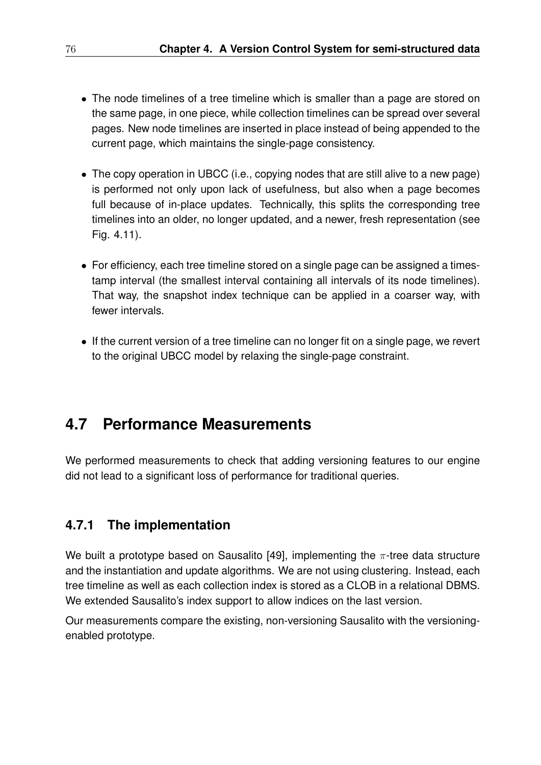- The node timelines of a tree timeline which is smaller than a page are stored on the same page, in one piece, while collection timelines can be spread over several pages. New node timelines are inserted in place instead of being appended to the current page, which maintains the single-page consistency.
- The copy operation in UBCC (i.e., copying nodes that are still alive to a new page) is performed not only upon lack of usefulness, but also when a page becomes full because of in-place updates. Technically, this splits the corresponding tree timelines into an older, no longer updated, and a newer, fresh representation (see Fig. 4.11).
- For efficiency, each tree timeline stored on a single page can be assigned a timestamp interval (the smallest interval containing all intervals of its node timelines). That way, the snapshot index technique can be applied in a coarser way, with fewer intervals.
- If the current version of a tree timeline can no longer fit on a single page, we revert to the original UBCC model by relaxing the single-page constraint.

## 4.7 Performance Measurements

We performed measurements to check that adding versioning features to our engine did not lead to a significant loss of performance for traditional queries.

### 4.7.1 The implementation

We built a prototype based on Sausalito [49], implementing the $\pi$-tree data structure and the instantiation and update algorithms. We are not using clustering. Instead, each tree timeline as well as each collection index is stored as a CLOB in a relational DBMS. We extended Sausalito's index support to allow indices on the last version.

Our measurements compare the existing, non-versioning Sausalito with the versioning-enabled prototype.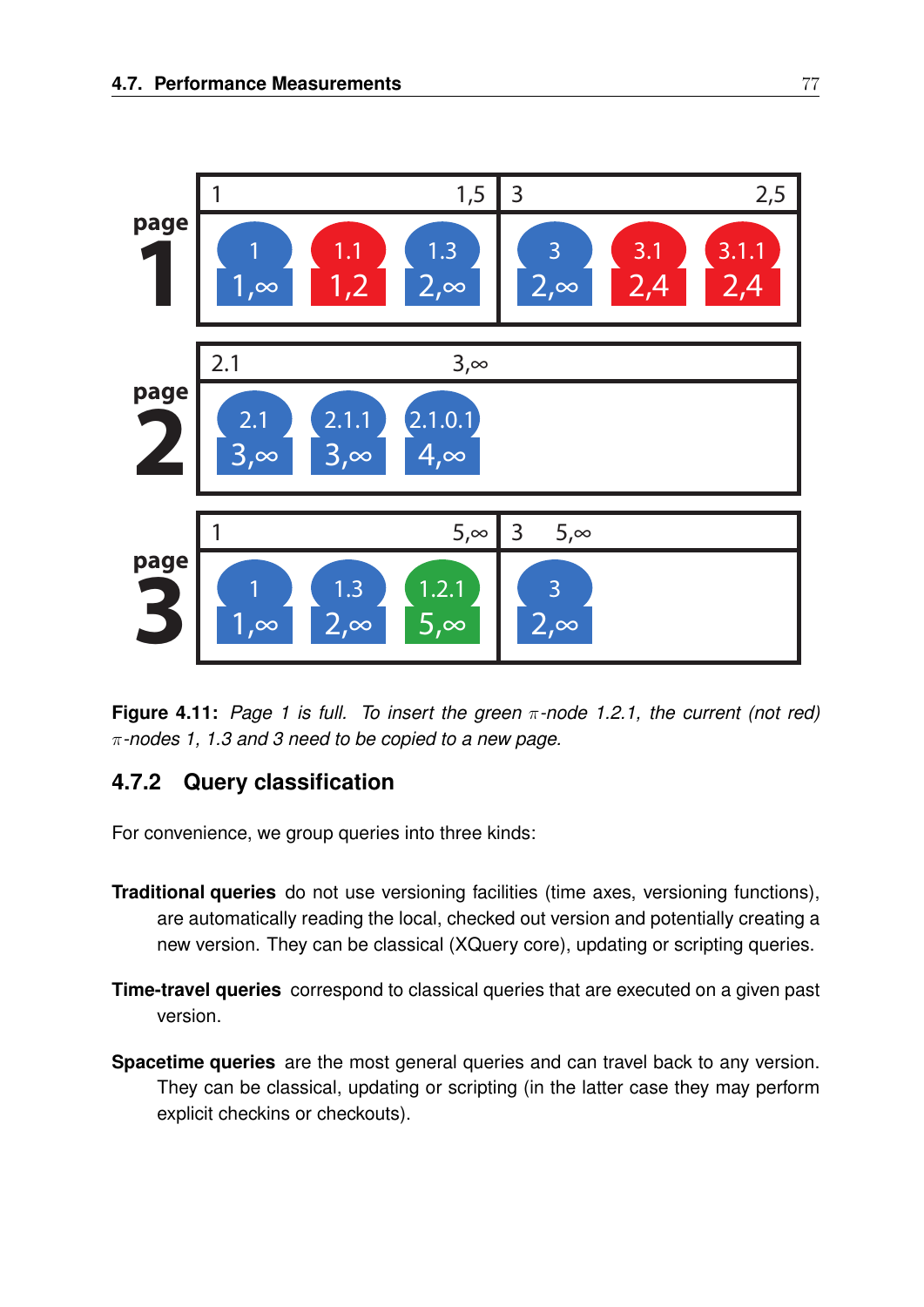**Figure 4.11:** *Page 1 is full. To insert the green $\pi$-node 1.2.1, the current (not red) $\pi$-nodes 1, 1.3 and 3 need to be copied to a new page.*

### 4.7.2 Query classification

For convenience, we group queries into three kinds:

**Traditional queries** do not use versioning facilities (time axes, versioning functions), are automatically reading the local, checked out version and potentially creating a new version. They can be classical (XQuery core), updating or scripting queries.

**Time-travel queries** correspond to classical queries that are executed on a given past version.

**Spacetime queries** are the most general queries and can travel back to any version. They can be classical, updating or scripting (in the latter case they may perform explicit checkins or checkouts).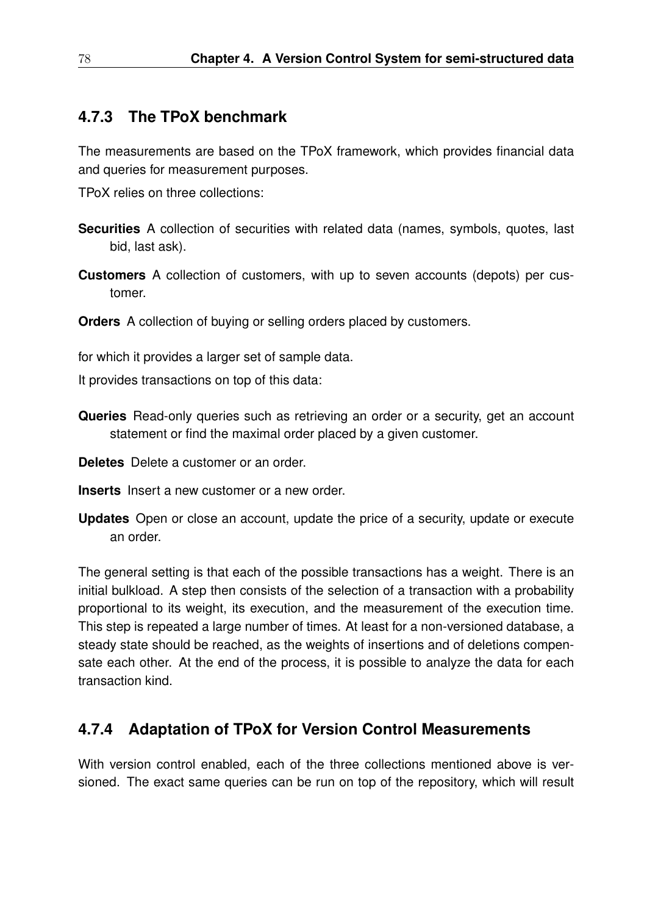### 4.7.3 The TPoX benchmark

The measurements are based on the TPoX framework, which provides financial data and queries for measurement purposes.

TPoX relies on three collections:

**Securities** A collection of securities with related data (names, symbols, quotes, last bid, last ask).

**Customers** A collection of customers, with up to seven accounts (depots) per customer.

**Orders** A collection of buying or selling orders placed by customers.

for which it provides a larger set of sample data.

It provides transactions on top of this data:

**Queries** Read-only queries such as retrieving an order or a security, get an account statement or find the maximal order placed by a given customer.

**Deletes** Delete a customer or an order.

**Inserts** Insert a new customer or a new order.

**Updates** Open or close an account, update the price of a security, update or execute an order.

The general setting is that each of the possible transactions has a weight. There is an initial bulkload. A step then consists of the selection of a transaction with a probability proportional to its weight, its execution, and the measurement of the execution time. This step is repeated a large number of times. At least for a non-versioned database, a steady state should be reached, as the weights of insertions and of deletions compensate each other. At the end of the process, it is possible to analyze the data for each transaction kind.

### 4.7.4 Adaptation of TPoX for Version Control Measurements

With version control enabled, each of the three collections mentioned above is versioned. The exact same queries can be run on top of the repository, which will result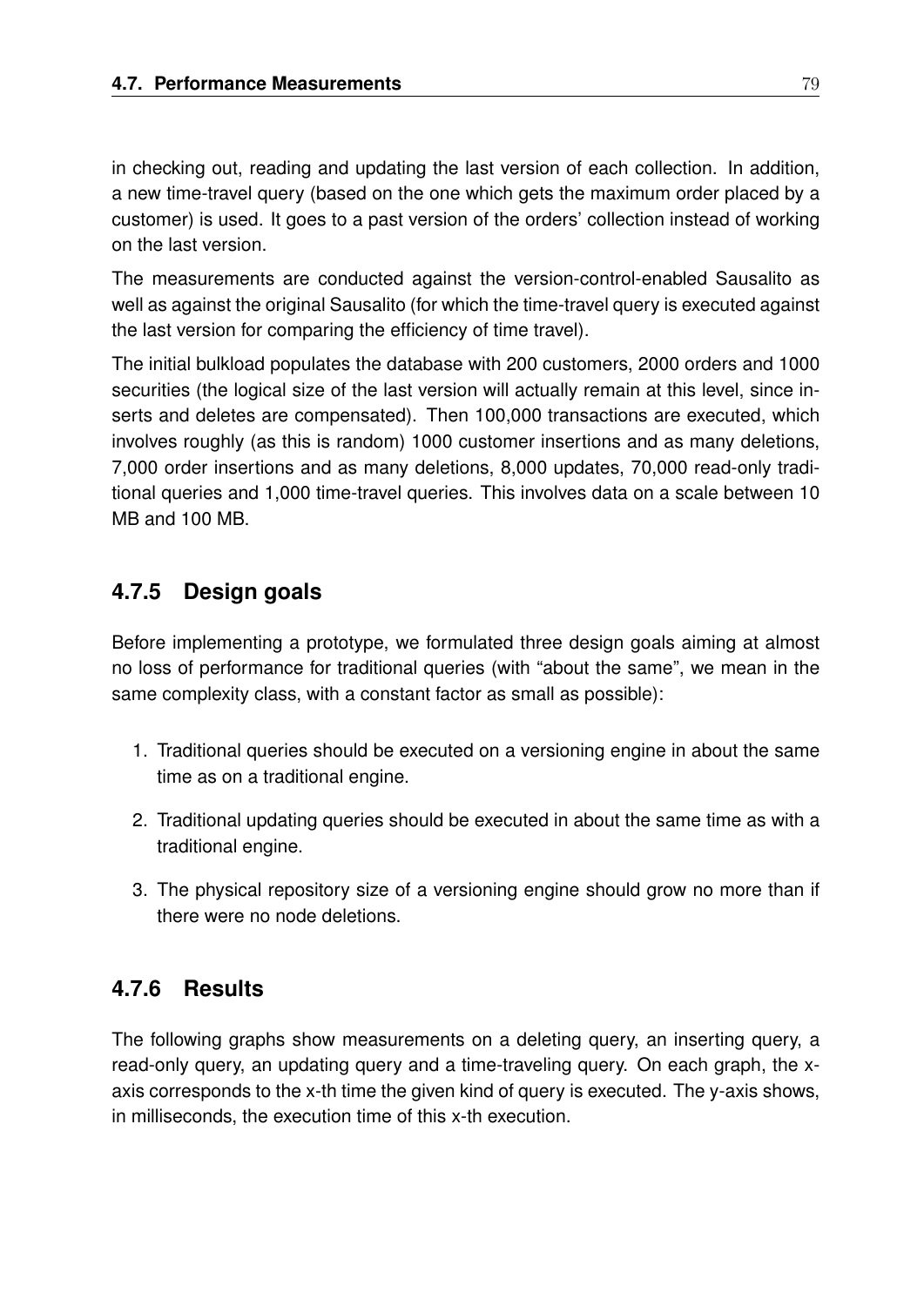in checking out, reading and updating the last version of each collection. In addition, a new time-travel query (based on the one which gets the maximum order placed by a customer) is used. It goes to a past version of the orders' collection instead of working on the last version.

The measurements are conducted against the version-control-enabled Sausalito as well as against the original Sausalito (for which the time-travel query is executed against the last version for comparing the efficiency of time travel).

The initial bulkload populates the database with 200 customers, 2000 orders and 1000 securities (the logical size of the last version will actually remain at this level, since inserts and deletes are compensated). Then 100,000 transactions are executed, which involves roughly (as this is random) 1000 customer insertions and as many deletions, 7,000 order insertions and as many deletions, 8,000 updates, 70,000 read-only traditional queries and 1,000 time-travel queries. This involves data on a scale between 10 MB and 100 MB.

### 4.7.5 Design goals

Before implementing a prototype, we formulated three design goals aiming at almost no loss of performance for traditional queries (with "about the same", we mean in the same complexity class, with a constant factor as small as possible):

1. Traditional queries should be executed on a versioning engine in about the same time as on a traditional engine.
2. Traditional updating queries should be executed in about the same time as with a traditional engine.
3. The physical repository size of a versioning engine should grow no more than if there were no node deletions.

### 4.7.6 Results

The following graphs show measurements on a deleting query, an inserting query, a read-only query, an updating query and a time-traveling query. On each graph, the x-axis corresponds to the x-th time the given kind of query is executed. The y-axis shows, in milliseconds, the execution time of this x-th execution.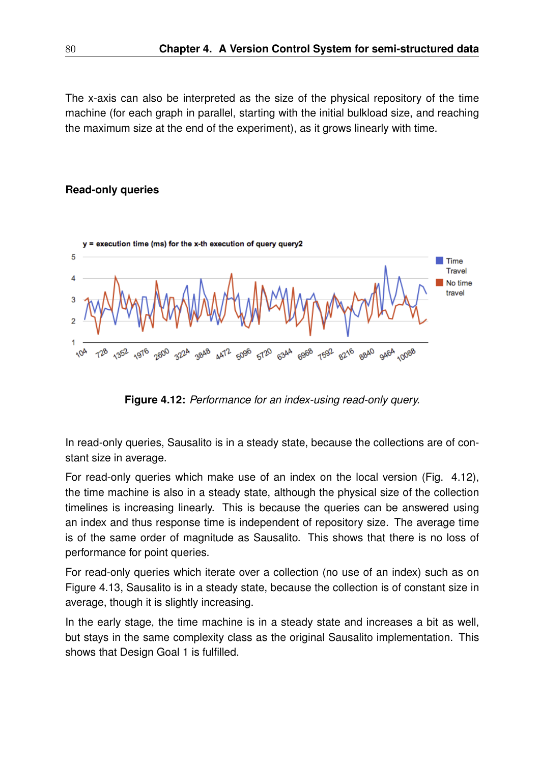The x-axis can also be interpreted as the size of the physical repository of the time machine (for each graph in parallel, starting with the initial bulkload size, and reaching the maximum size at the end of the experiment), as it grows linearly with time.

### Read-only queries

**Figure 4.12:** *Performance for an index-using read-only query.*

In read-only queries, Sausalito is in a steady state, because the collections are of constant size in average.

For read-only queries which make use of an index on the local version (Fig. 4.12), the time machine is also in a steady state, although the physical size of the collection timelines is increasing linearly. This is because the queries can be answered using an index and thus response time is independent of repository size. The average time is of the same order of magnitude as Sausalito. This shows that there is no loss of performance for point queries.

For read-only queries which iterate over a collection (no use of an index) such as on Figure 4.13, Sausalito is in a steady state, because the collection is of constant size in average, though it is slightly increasing.

In the early stage, the time machine is in a steady state and increases a bit as well, but stays in the same complexity class as the original Sausalito implementation. This shows that Design Goal 1 is fulfilled.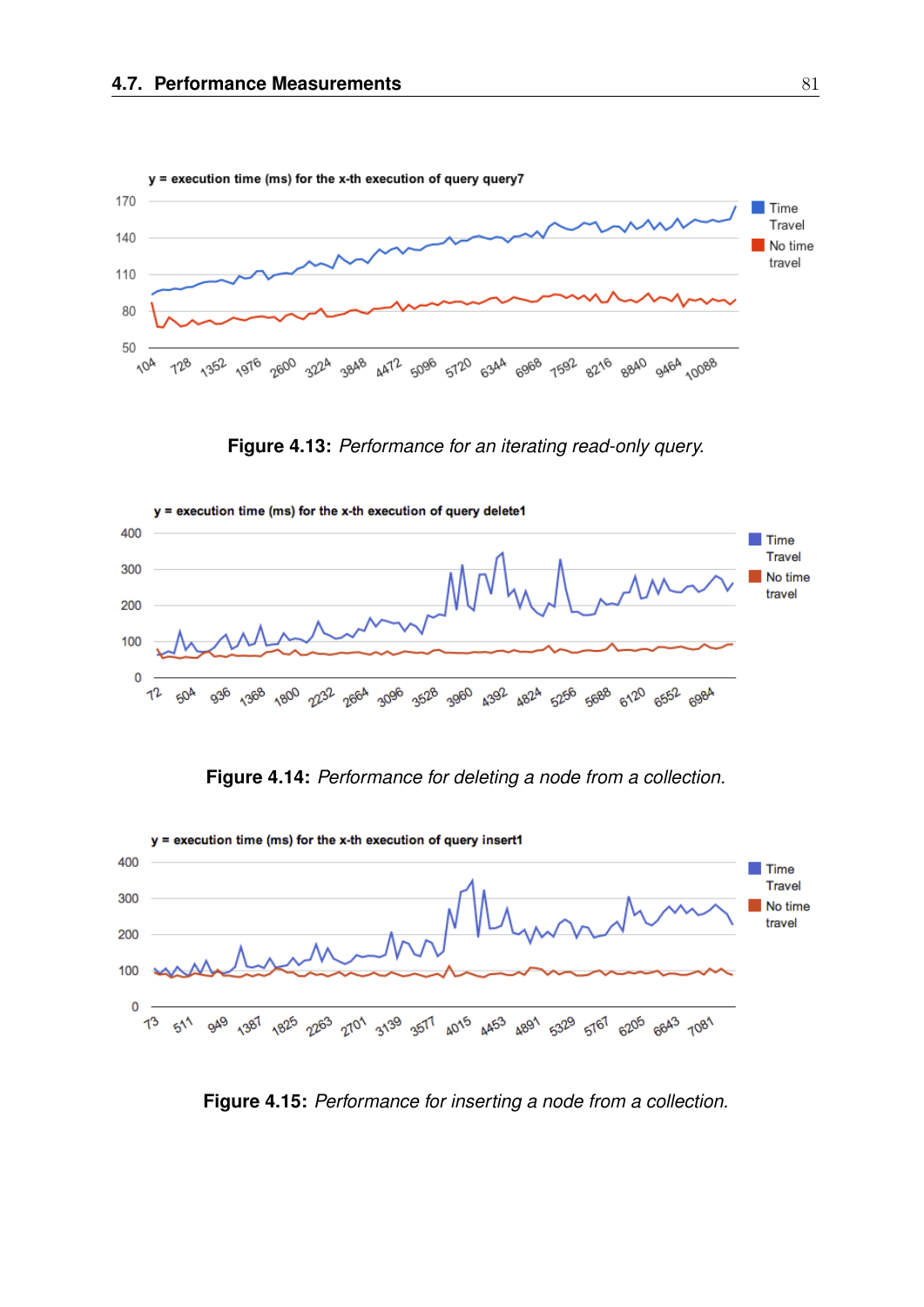Figure 4.13: *Performance for an iterating read-only query.*

Figure 4.14: *Performance for deleting a node from a collection.*

Figure 4.15: *Performance for inserting a node from a collection.*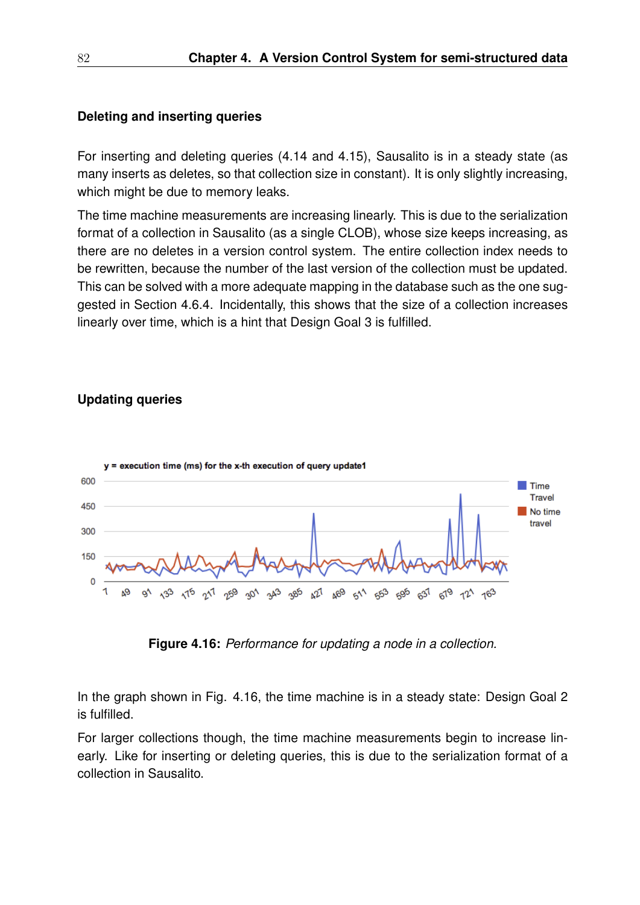### Deleting and inserting queries

For inserting and deleting queries (4.14 and 4.15), Sausalito is in a steady state (as many inserts as deletes, so that collection size in constant). It is only slightly increasing, which might be due to memory leaks.

The time machine measurements are increasing linearly. This is due to the serialization format of a collection in Sausalito (as a single CLOB), whose size keeps increasing, as there are no deletes in a version control system. The entire collection index needs to be rewritten, because the number of the last version of the collection must be updated. This can be solved with a more adequate mapping in the database such as the one suggested in Section 4.6.4. Incidentally, this shows that the size of a collection increases linearly over time, which is a hint that Design Goal 3 is fulfilled.

### Updating queries

**Figure 4.16:** *Performance for updating a node in a collection.*

In the graph shown in Fig. 4.16, the time machine is in a steady state: Design Goal 2 is fulfilled.

For larger collections though, the time machine measurements begin to increase linearly. Like for inserting or deleting queries, this is due to the serialization format of a collection in Sausalito.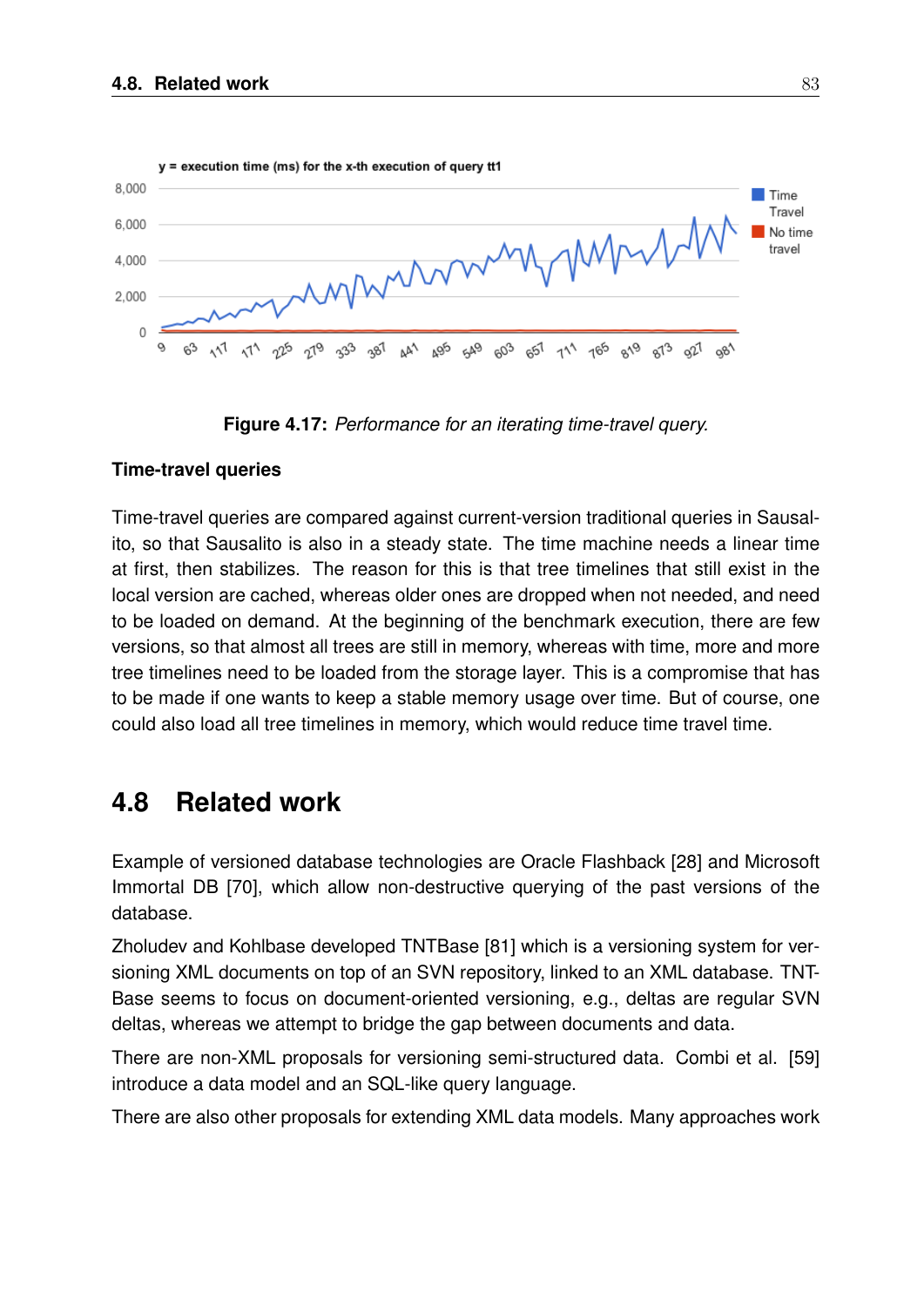Figure 4.17: *Performance for an iterating time-travel query.*

#### Time-travel queries

Time-travel queries are compared against current-version traditional queries in Sausalito, so that Sausalito is also in a steady state. The time machine needs a linear time at first, then stabilizes. The reason for this is that tree timelines that still exist in the local version are cached, whereas older ones are dropped when not needed, and need to be loaded on demand. At the beginning of the benchmark execution, there are few versions, so that almost all trees are still in memory, whereas with time, more and more tree timelines need to be loaded from the storage layer. This is a compromise that has to be made if one wants to keep a stable memory usage over time. But of course, one could also load all tree timelines in memory, which would reduce time travel time.

## 4.8 Related work

Example of versioned database technologies are Oracle Flashback [28] and Microsoft Immortal DB [70], which allow non-destructive querying of the past versions of the database.

Zholudev and Kohlbase developed TNTBase [81] which is a versioning system for versioning XML documents on top of an SVN repository, linked to an XML database. TNTBase seems to focus on document-oriented versioning, e.g., deltas are regular SVN deltas, whereas we attempt to bridge the gap between documents and data.

There are non-XML proposals for versioning semi-structured data. Combi et al. [59] introduce a data model and an SQL-like query language.

There are also other proposals for extending XML data models. Many approaches work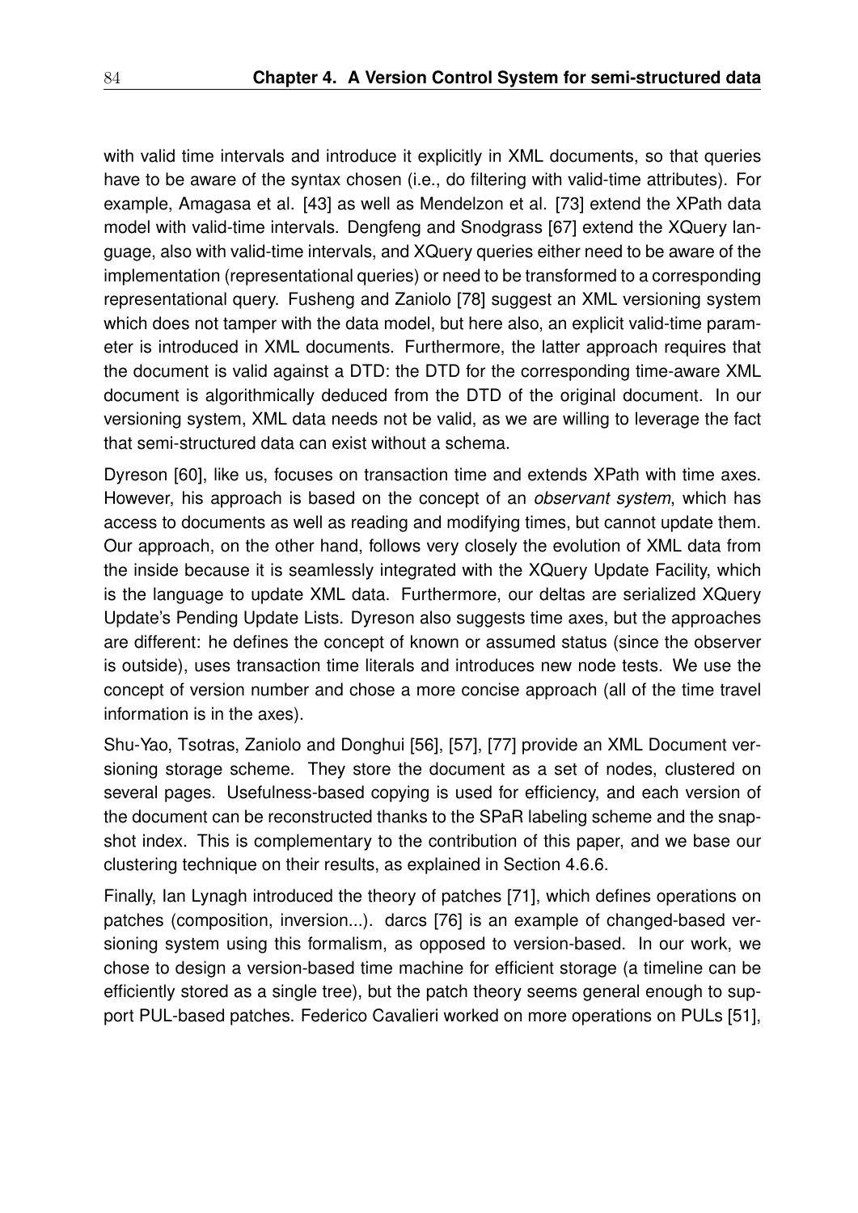with valid time intervals and introduce it explicitly in XML documents, so that queries have to be aware of the syntax chosen (i.e., do filtering with valid-time attributes). For example, Amagasa et al. [43] as well as Mendelzon et al. [73] extend the XPath data model with valid-time intervals. Dengfeng and Snodgrass [67] extend the XQuery language, also with valid-time intervals, and XQuery queries either need to be aware of the implementation (representational queries) or need to be transformed to a corresponding representational query. Fusheng and Zaniolo [78] suggest an XML versioning system which does not tamper with the data model, but here also, an explicit valid-time parameter is introduced in XML documents. Furthermore, the latter approach requires that the document is valid against a DTD: the DTD for the corresponding time-aware XML document is algorithmically deduced from the DTD of the original document. In our versioning system, XML data needs not be valid, as we are willing to leverage the fact that semi-structured data can exist without a schema.

Dyreson [60], like us, focuses on transaction time and extends XPath with time axes. However, his approach is based on the concept of an *observant system*, which has access to documents as well as reading and modifying times, but cannot update them. Our approach, on the other hand, follows very closely the evolution of XML data from the inside because it is seamlessly integrated with the XQuery Update Facility, which is the language to update XML data. Furthermore, our deltas are serialized XQuery Update's Pending Update Lists. Dyreson also suggests time axes, but the approaches are different: he defines the concept of known or assumed status (since the observer is outside), uses transaction time literals and introduces new node tests. We use the concept of version number and chose a more concise approach (all of the time travel information is in the axes).

Shu-Yao, Tsotras, Zaniolo and Donghui [56], [57], [77] provide an XML Document versioning storage scheme. They store the document as a set of nodes, clustered on several pages. Usefulness-based copying is used for efficiency, and each version of the document can be reconstructed thanks to the SPaR labeling scheme and the snapshot index. This is complementary to the contribution of this paper, and we base our clustering technique on their results, as explained in Section 4.6.6.

Finally, Ian Lynagh introduced the theory of patches [71], which defines operations on patches (composition, inversion...). darcs [76] is an example of changed-based versioning system using this formalism, as opposed to version-based. In our work, we chose to design a version-based time machine for efficient storage (a timeline can be efficiently stored as a single tree), but the patch theory seems general enough to support PUL-based patches. Federico Cavalieri worked on more operations on PULs [51],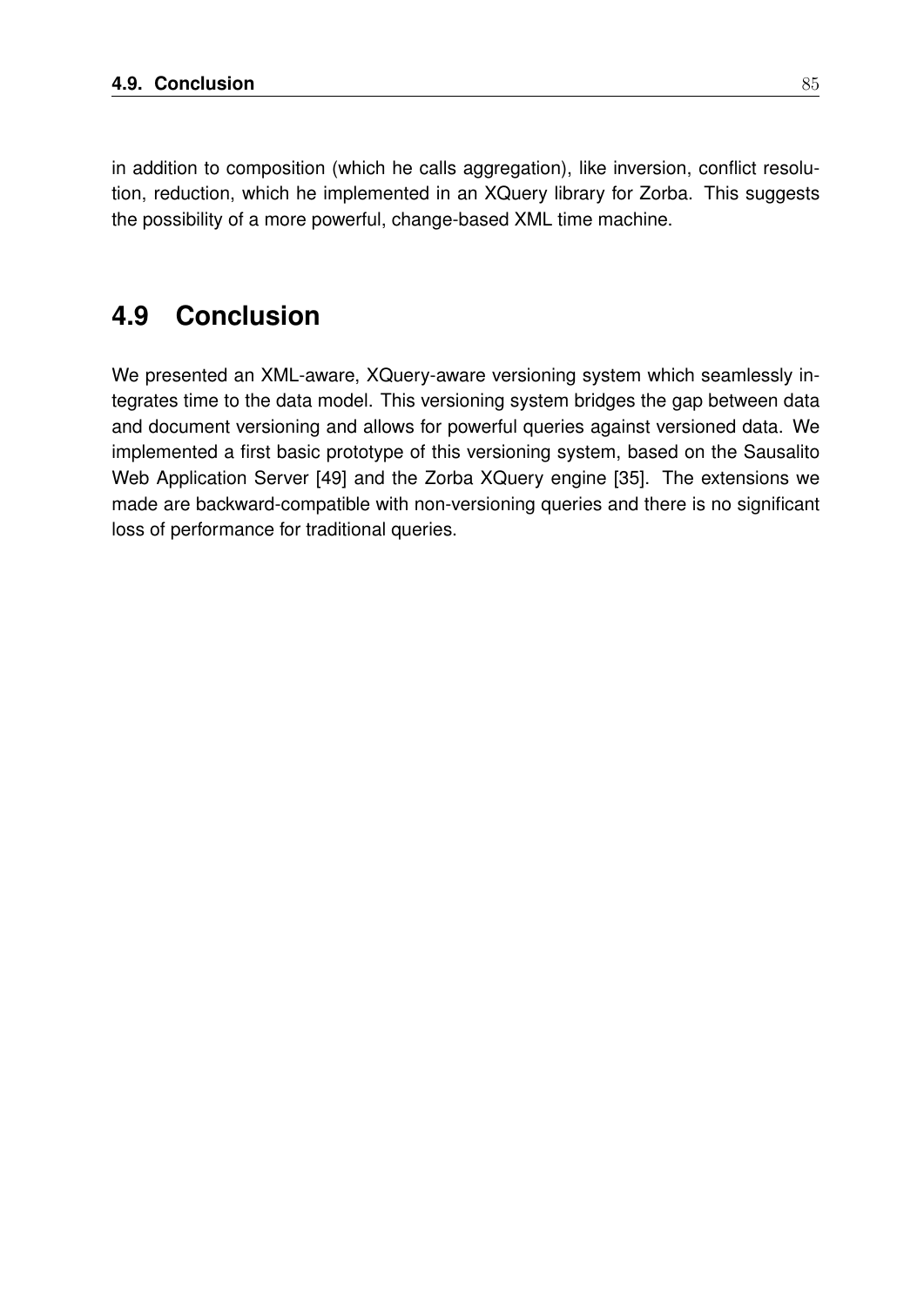in addition to composition (which he calls aggregation), like inversion, conflict resolution, reduction, which he implemented in an XQuery library for Zorba. This suggests the possibility of a more powerful, change-based XML time machine.

## 4.9 Conclusion

We presented an XML-aware, XQuery-aware versioning system which seamlessly integrates time to the data model. This versioning system bridges the gap between data and document versioning and allows for powerful queries against versioned data. We implemented a first basic prototype of this versioning system, based on the Sausalito Web Application Server [49] and the Zorba XQuery engine [35]. The extensions we made are backward-compatible with non-versioning queries and there is no significant loss of performance for traditional queries.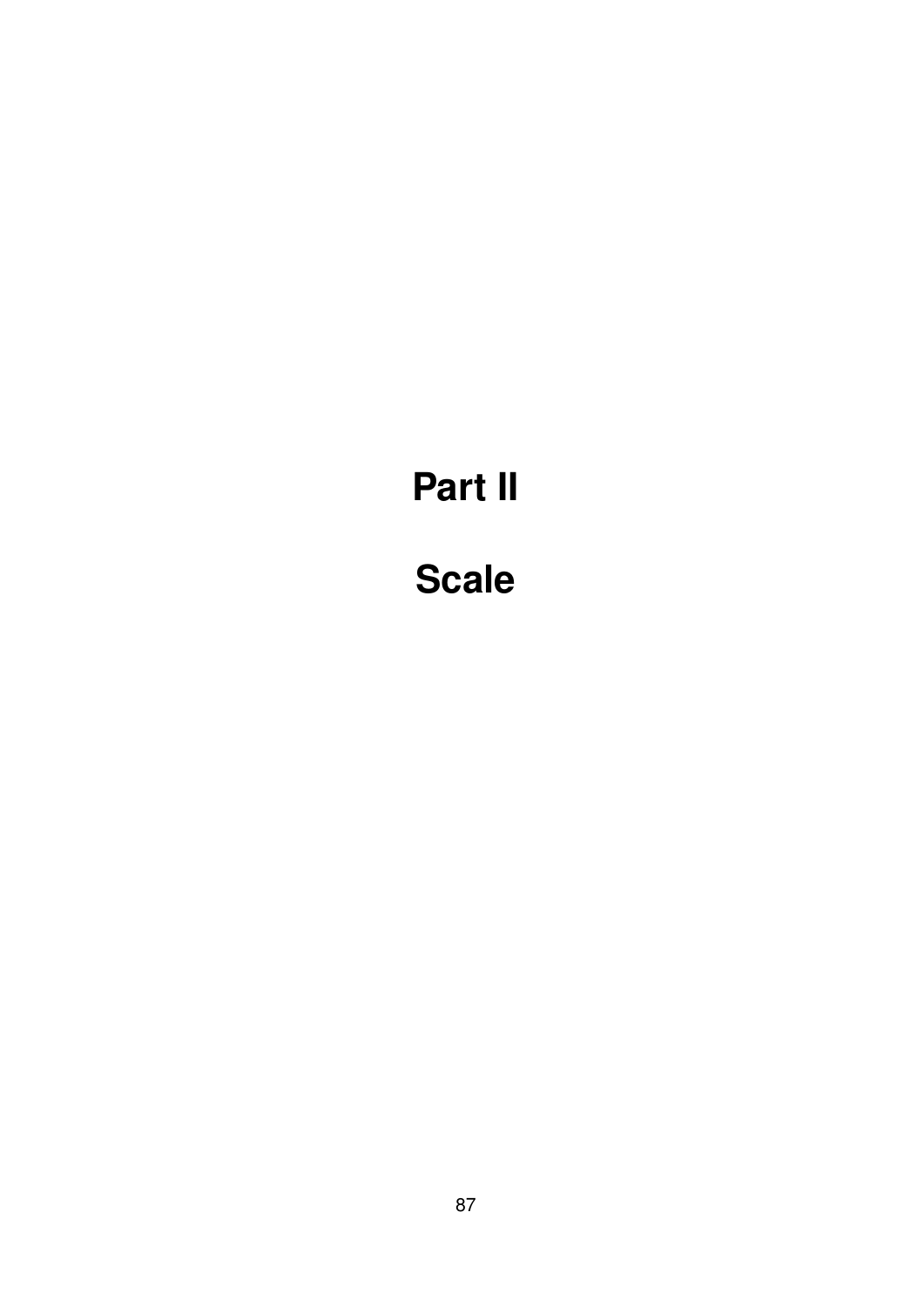# Part II

# Scale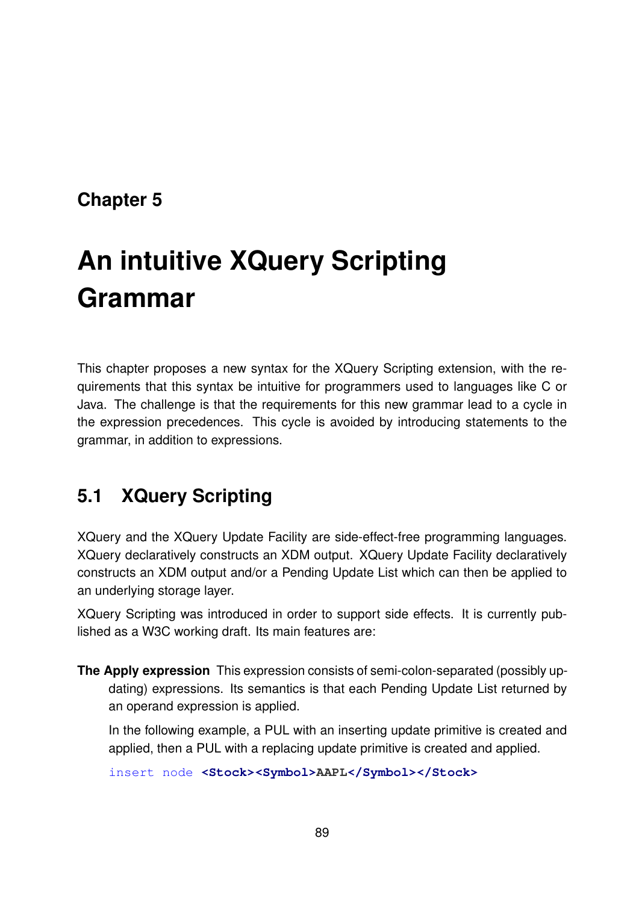# Chapter 5

# An intuitive XQuery Scripting Grammar

This chapter proposes a new syntax for the XQuery Scripting extension, with the requirements that this syntax be intuitive for programmers used to languages like C or Java. The challenge is that the requirements for this new grammar lead to a cycle in the expression precedences. This cycle is avoided by introducing statements to the grammar, in addition to expressions.

## 5.1 XQuery Scripting

XQuery and the XQuery Update Facility are side-effect-free programming languages. XQuery declaratively constructs an XDM output. XQuery Update Facility declaratively constructs an XDM output and/or a Pending Update List which can then be applied to an underlying storage layer.

XQuery Scripting was introduced in order to support side effects. It is currently published as a W3C working draft. Its main features are:

**The Apply expression** This expression consists of semi-colon-separated (possibly updating) expressions. Its semantics is that each Pending Update List returned by an operand expression is applied.

In the following example, a PUL with an inserting update primitive is created and applied, then a PUL with a replacing update primitive is created and applied.

```
insert node <Stock><Symbol>AAPL</Symbol></Stock>
```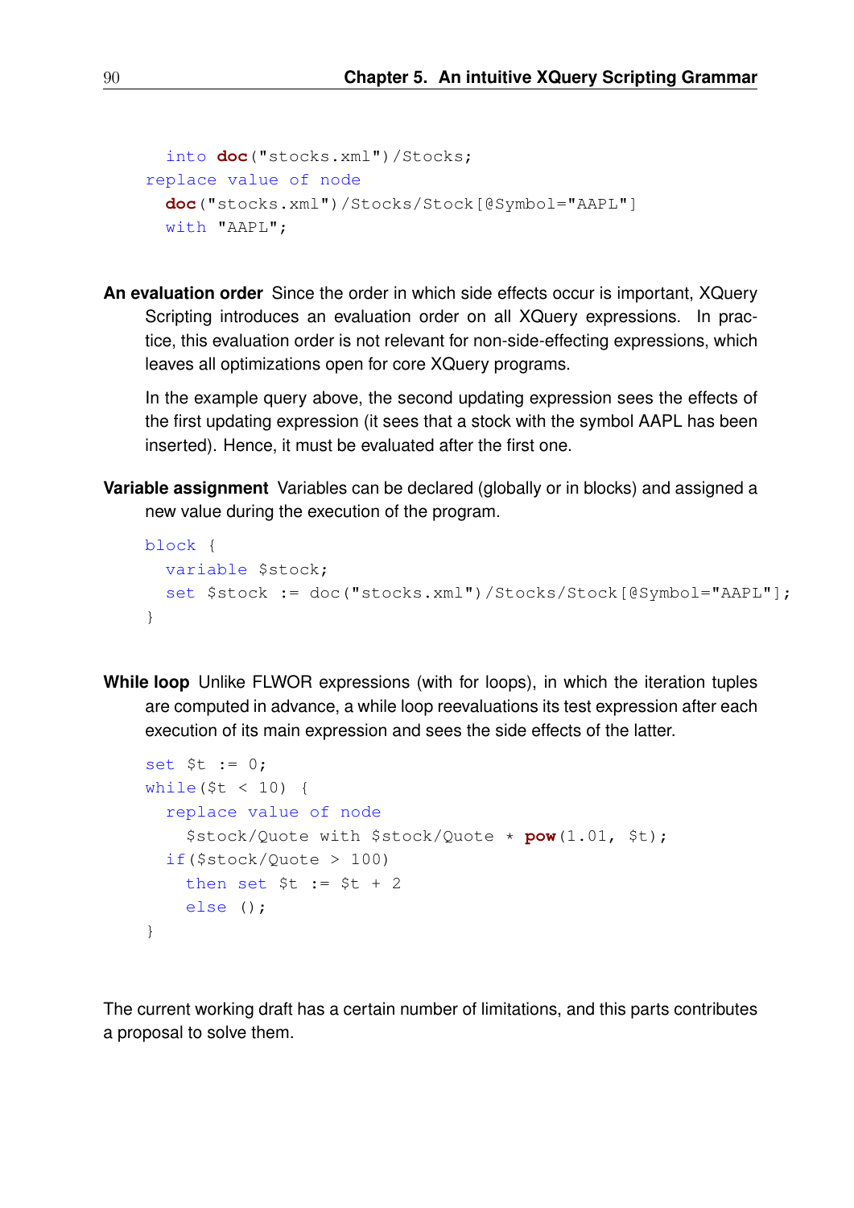```
  into doc("stocks.xml")/Stocks;
replace value of node
  doc("stocks.xml")/Stocks/Stock[@Symbol="AAPL"]
  with "AAPL";
```

**An evaluation order** Since the order in which side effects occur is important, XQuery Scripting introduces an evaluation order on all XQuery expressions. In practice, this evaluation order is not relevant for non-side-effecting expressions, which leaves all optimizations open for core XQuery programs.

In the example query above, the second updating expression sees the effects of the first updating expression (it sees that a stock with the symbol AAPL has been inserted). Hence, it must be evaluated after the first one.

**Variable assignment** Variables can be declared (globally or in blocks) and assigned a new value during the execution of the program.

```
block {
  variable $stock;
  set $stock := doc("stocks.xml")/Stocks/Stock[@Symbol="AAPL"];
}
```

**While loop** Unlike FLWOR expressions (with for loops), in which the iteration tuples are computed in advance, a while loop reevaluations its test expression after each execution of its main expression and sees the side effects of the latter.

```
set $t := 0;
while($t < 10) {
  replace value of node
    $stock/Quote with $stock/Quote * pow(1.01, $t);
  if($stock/Quote > 100)
    then set $t := $t + 2
    else ();
}
```

The current working draft has a certain number of limitations, and this parts contributes a proposal to solve them.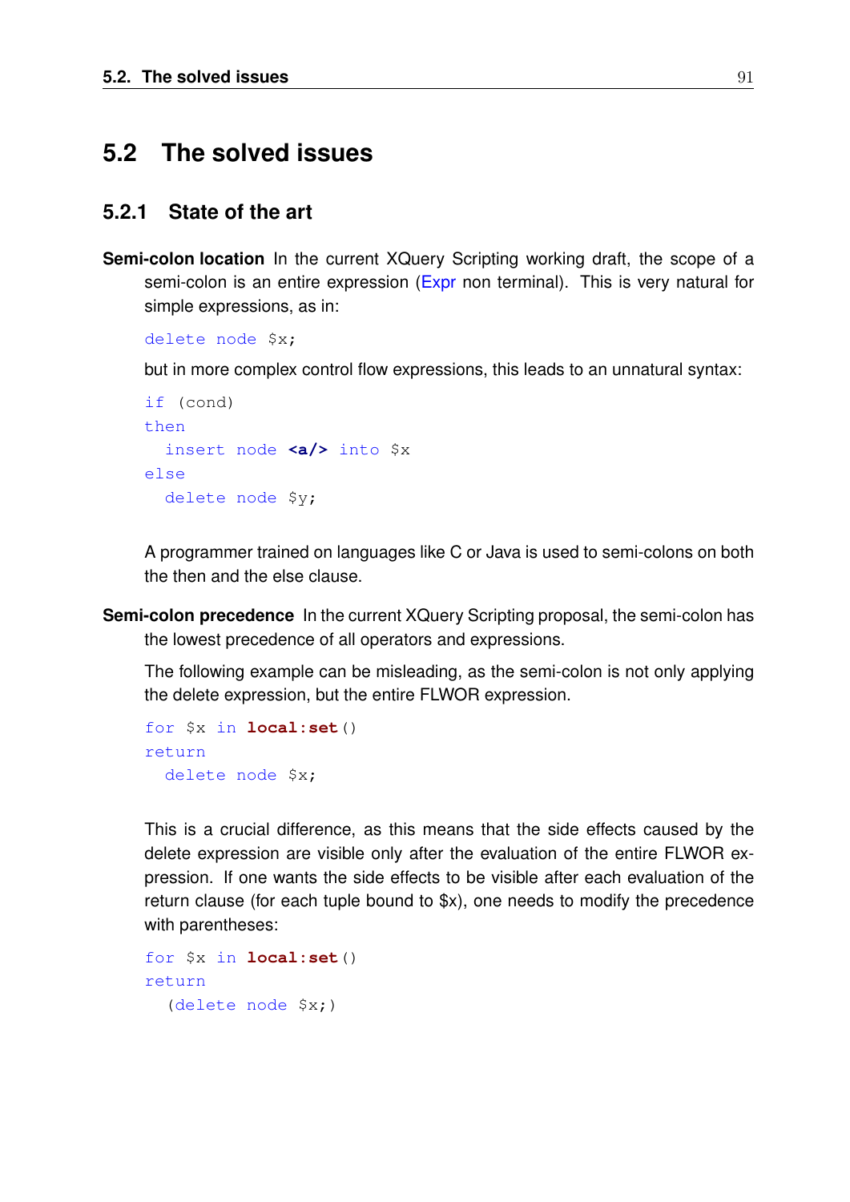## 5.2 The solved issues

### 5.2.1 State of the art

**Semi-colon location** In the current XQuery Scripting working draft, the scope of a semi-colon is an entire expression (Expr non terminal). This is very natural for simple expressions, as in:

```
delete node $x;
```

but in more complex control flow expressions, this leads to an unnatural syntax:

```
if (cond)
then
  insert node <a/> into $x
else
  delete node $y;
```

A programmer trained on languages like C or Java is used to semi-colons on both the then and the else clause.

**Semi-colon precedence** In the current XQuery Scripting proposal, the semi-colon has the lowest precedence of all operators and expressions.

The following example can be misleading, as the semi-colon is not only applying the delete expression, but the entire FLWOR expression.

```
for $x in local:set()
return
  delete node $x;
```

This is a crucial difference, as this means that the side effects caused by the delete expression are visible only after the evaluation of the entire FLWOR expression. If one wants the side effects to be visible after each evaluation of the return clause (for each tuple bound to $x), one needs to modify the precedence with parentheses:

```
for $x in local:set()
return
  (delete node $x;)
```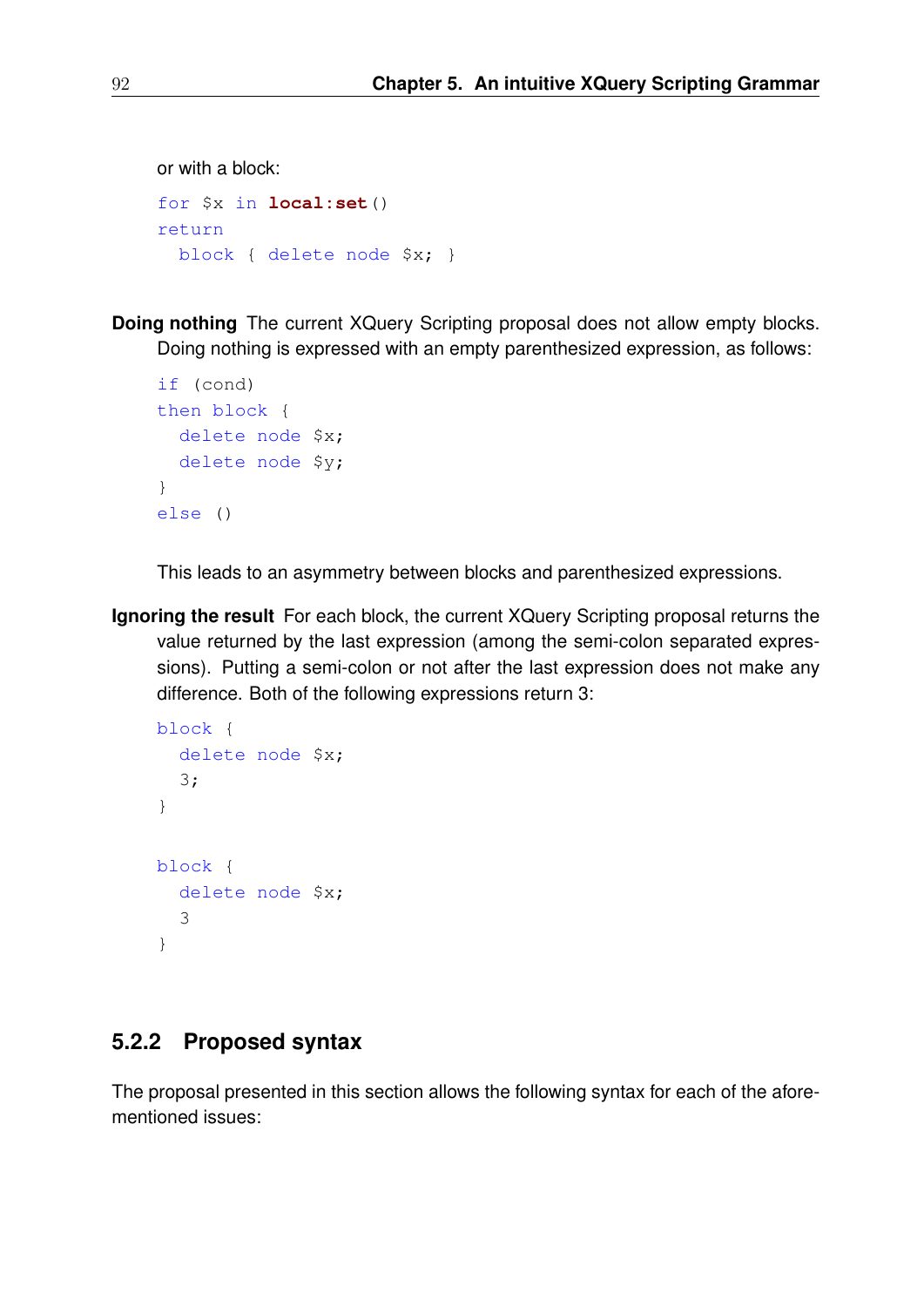or with a block:

```
for $x in local:set()
return
  block { delete node $x; }
```

**Doing nothing** The current XQuery Scripting proposal does not allow empty blocks. Doing nothing is expressed with an empty parenthesized expression, as follows:

```
if (cond)
then block {
  delete node $x;
  delete node $y;
}
else ()
```

This leads to an asymmetry between blocks and parenthesized expressions.

**Ignoring the result** For each block, the current XQuery Scripting proposal returns the value returned by the last expression (among the semi-colon separated expressions). Putting a semi-colon or not after the last expression does not make any difference. Both of the following expressions return 3:

```
block {
  delete node $x;
  3;
}

block {
  delete node $x;
  3
}
```

### 5.2.2 Proposed syntax

The proposal presented in this section allows the following syntax for each of the aforementioned issues: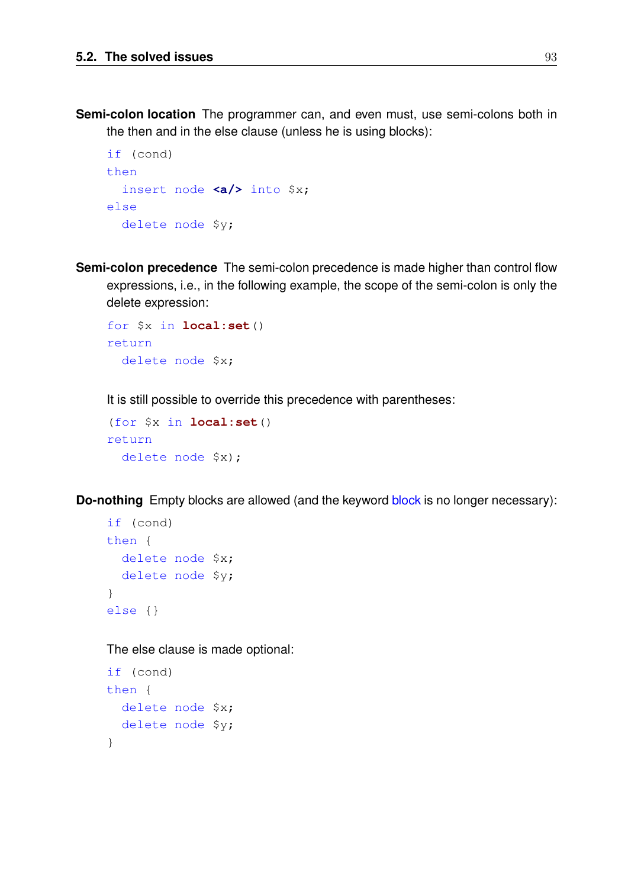**Semi-colon location** The programmer can, and even must, use semi-colons both in the then and in the else clause (unless he is using blocks):

```
if (cond)
then
  insert node <a/> into $x;
else
  delete node $y;
```

**Semi-colon precedence** The semi-colon precedence is made higher than control flow expressions, i.e., in the following example, the scope of the semi-colon is only the delete expression:

```
for $x in local:set()
return
  delete node $x;
```

It is still possible to override this precedence with parentheses:

```
(for $x in local:set()
return
  delete node $x);
```

**Do-nothing** Empty blocks are allowed (and the keyword block is no longer necessary):

```
if (cond)
then {
  delete node $x;
  delete node $y;
}
else {}
```

The else clause is made optional:

```
if (cond)
then {
  delete node $x;
  delete node $y;
}
```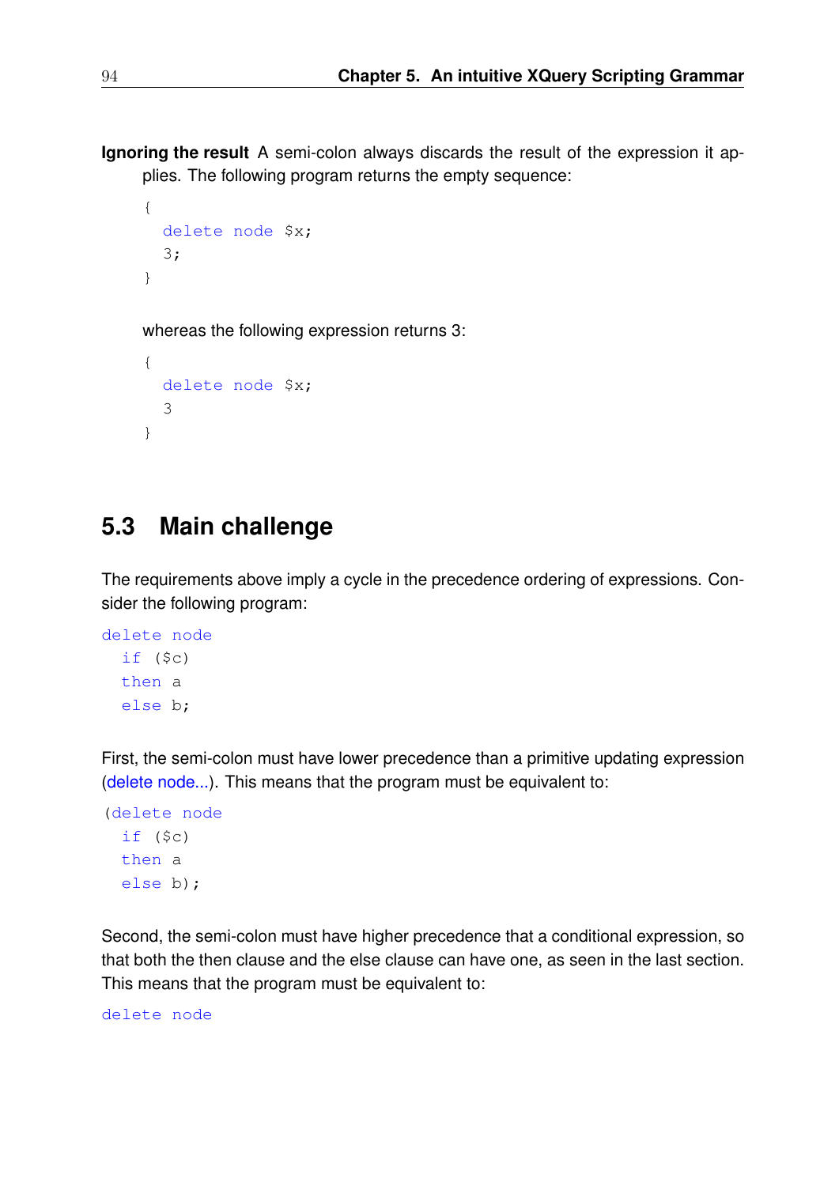**Ignoring the result** A semi-colon always discards the result of the expression it applies. The following program returns the empty sequence:

```
{
  delete node $x;
  3;
}
```

whereas the following expression returns 3:

```
{
  delete node $x;
  3
}
```

## 5.3 Main challenge

The requirements above imply a cycle in the precedence ordering of expressions. Consider the following program:

```
delete node
  if ($c)
  then a
  else b;
```

First, the semi-colon must have lower precedence than a primitive updating expression (delete node...). This means that the program must be equivalent to:

```
(delete node
  if ($c)
  then a
  else b);
```

Second, the semi-colon must have higher precedence that a conditional expression, so that both the then clause and the else clause can have one, as seen in the last section. This means that the program must be equivalent to:

```
delete node
```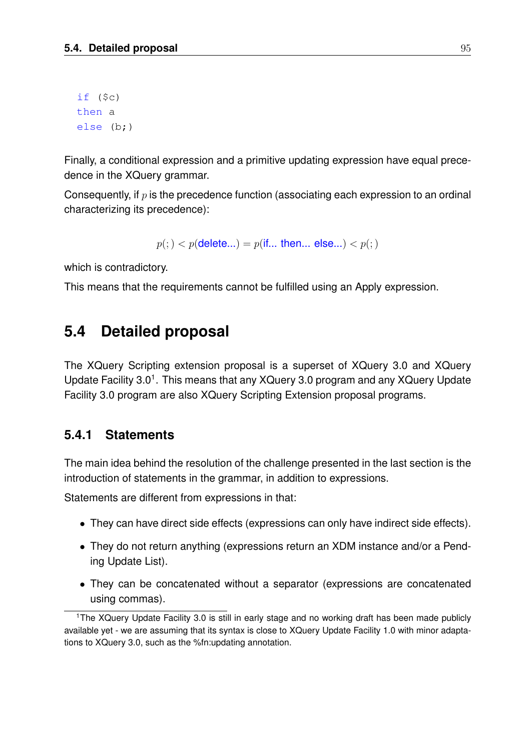```
if ($c)
then a
else (b;)
```

Finally, a conditional expression and a primitive updating expression have equal precedence in the XQuery grammar.

Consequently, if $p$ is the precedence function (associating each expression to an ordinal characterizing its precedence):

$$p(;) < p(\text{delete...}) = p(\text{if... then... else...}) < p(;)$$

which is contradictory.

This means that the requirements cannot be fulfilled using an Apply expression.

## 5.4 Detailed proposal

The XQuery Scripting extension proposal is a superset of XQuery 3.0 and XQuery Update Facility 3.0[1]. This means that any XQuery 3.0 program and any XQuery Update Facility 3.0 program are also XQuery Scripting Extension proposal programs.

### 5.4.1 Statements

The main idea behind the resolution of the challenge presented in the last section is the introduction of statements in the grammar, in addition to expressions.

Statements are different from expressions in that:

- They can have direct side effects (expressions can only have indirect side effects).
- They do not return anything (expressions return an XDM instance and/or a Pending Update List).
- They can be concatenated without a separator (expressions are concatenated using commas).

[1]The XQuery Update Facility 3.0 is still in early stage and no working draft has been made publicly available yet - we are assuming that its syntax is close to XQuery Update Facility 1.0 with minor adaptations to XQuery 3.0, such as the %fn:updating annotation.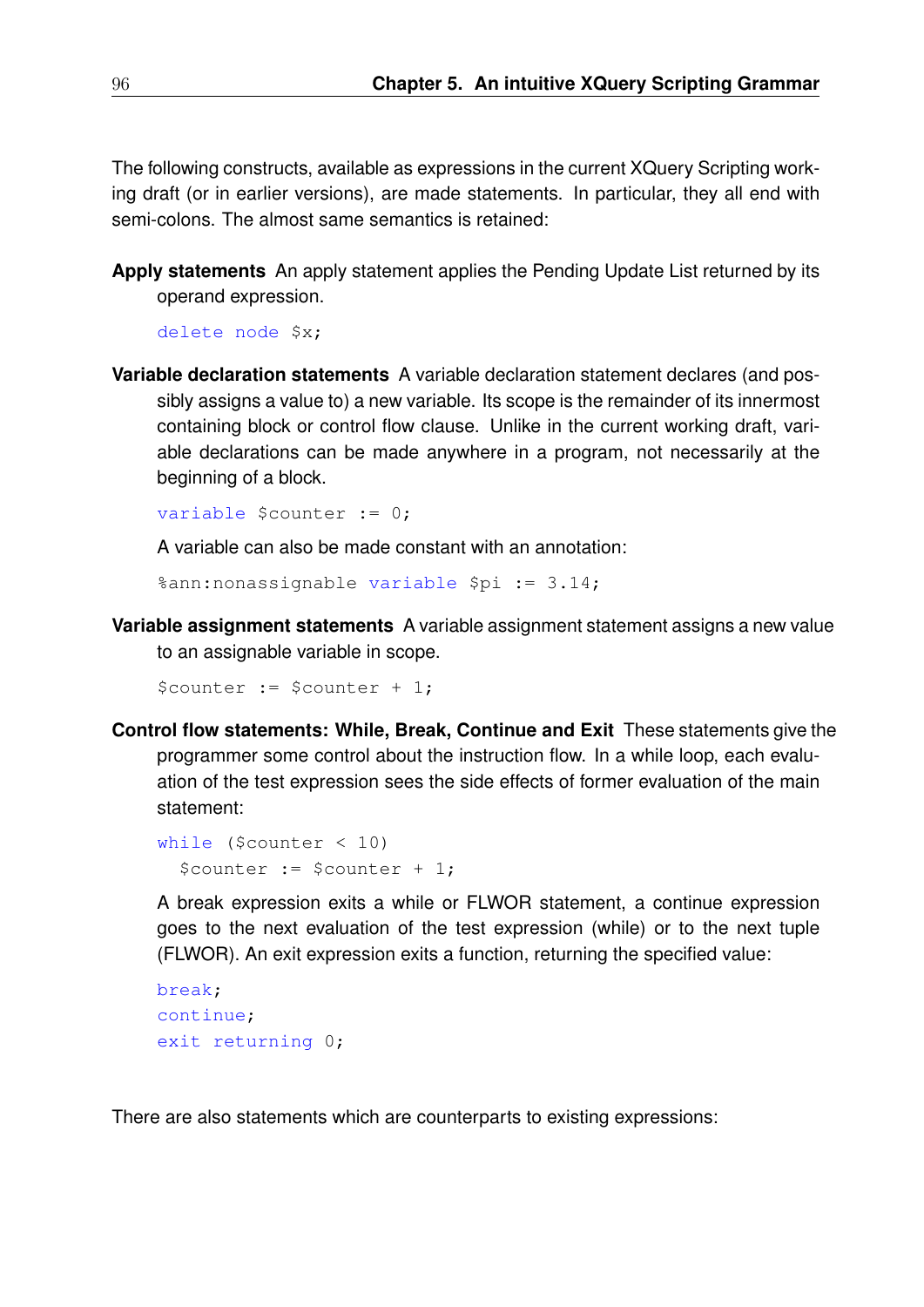The following constructs, available as expressions in the current XQuery Scripting working draft (or in earlier versions), are made statements. In particular, they all end with semi-colons. The almost same semantics is retained:

**Apply statements** An apply statement applies the Pending Update List returned by its operand expression.

```
delete node $x;
```

**Variable declaration statements** A variable declaration statement declares (and possibly assigns a value to) a new variable. Its scope is the remainder of its innermost containing block or control flow clause. Unlike in the current working draft, variable declarations can be made anywhere in a program, not necessarily at the beginning of a block.

```
variable $counter := 0;
```

A variable can also be made constant with an annotation:

```
%ann:nonassignable variable $pi := 3.14;
```

**Variable assignment statements** A variable assignment statement assigns a new value to an assignable variable in scope.

```
$counter := $counter + 1;
```

**Control flow statements: While, Break, Continue and Exit** These statements give the programmer some control about the instruction flow. In a while loop, each evaluation of the test expression sees the side effects of former evaluation of the main statement:

```
while ($counter < 10)
  $counter := $counter + 1;
```

A break expression exits a while or FLWOR statement, a continue expression goes to the next evaluation of the test expression (while) or to the next tuple (FLWOR). An exit expression exits a function, returning the specified value:

```
break;
continue;
exit returning 0;
```

There are also statements which are counterparts to existing expressions: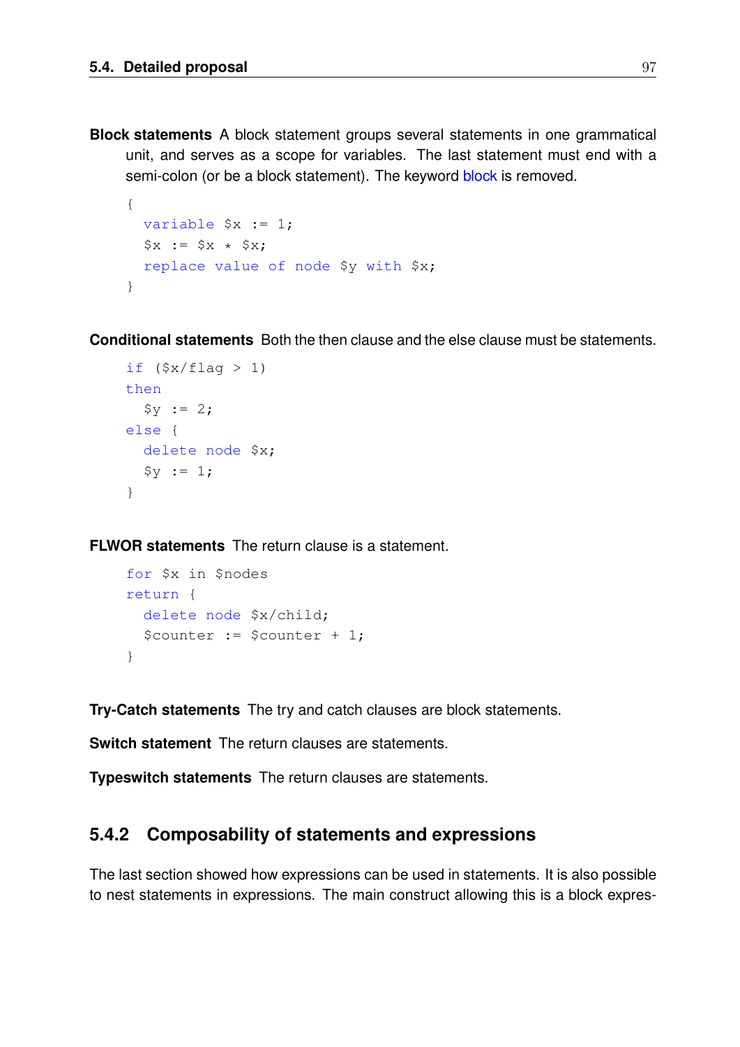**Block statements** A block statement groups several statements in one grammatical unit, and serves as a scope for variables. The last statement must end with a semi-colon (or be a block statement). The keyword block is removed.

```
{
  variable $x := 1;
  $x := $x * $x;
  replace value of node $y with $x;
}
```

**Conditional statements** Both the then clause and the else clause must be statements.

```
if ($x/flag > 1)
then
  $y := 2;
else {
  delete node $x;
  $y := 1;
}
```

**FLWOR statements** The return clause is a statement.

```
for $x in $nodes
return {
  delete node $x/child;
  $counter := $counter + 1;
}
```

**Try-Catch statements** The try and catch clauses are block statements.

**Switch statement** The return clauses are statements.

**Typeswitch statements** The return clauses are statements.

### 5.4.2 Composability of statements and expressions

The last section showed how expressions can be used in statements. It is also possible to nest statements in expressions. The main construct allowing this is a block expres-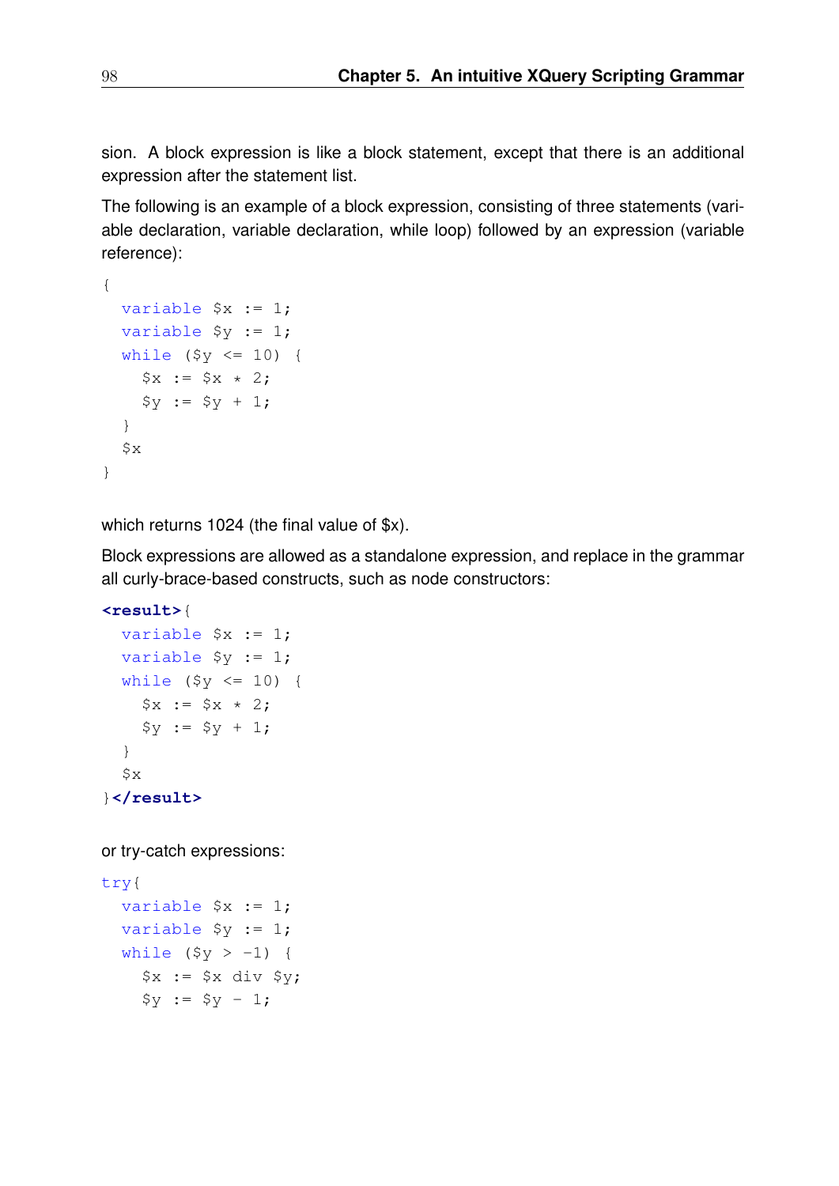sion. A block expression is like a block statement, except that there is an additional expression after the statement list.

The following is an example of a block expression, consisting of three statements (variable declaration, variable declaration, while loop) followed by an expression (variable reference):

```
{
  variable $x := 1;
  variable $y := 1;
  while ($y <= 10) {
    $x := $x * 2;
    $y := $y + 1;
  }
  $x
}
```

which returns 1024 (the final value of $x).

Block expressions are allowed as a standalone expression, and replace in the grammar all curly-brace-based constructs, such as node constructors:

```
<result>{
  variable $x := 1;
  variable $y := 1;
  while ($y <= 10) {
    $x := $x * 2;
    $y := $y + 1;
  }
  $x
}</result>
```

or try-catch expressions:

```
try{
  variable $x := 1;
  variable $y := 1;
  while ($y > -1) {
    $x := $x div $y;
    $y := $y - 1;
```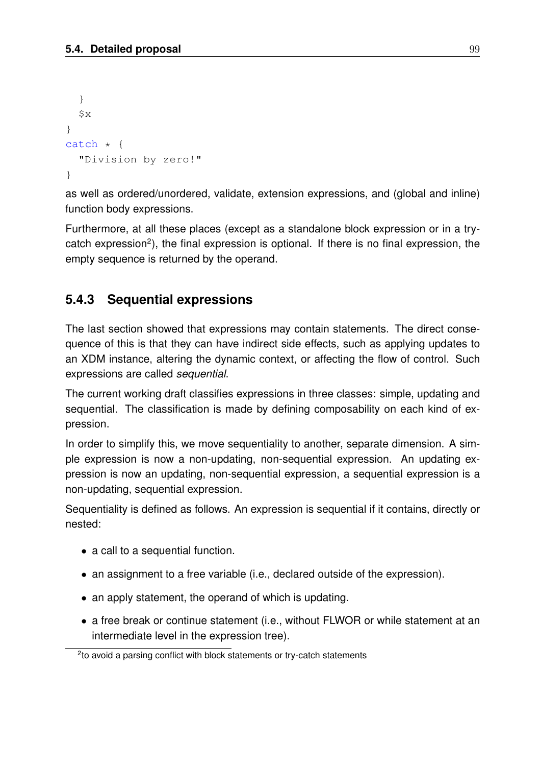```
  }
  $x
}
catch * {
  "Division by zero!"
}
```

as well as ordered/unordered, validate, extension expressions, and (global and inline) function body expressions.

Furthermore, at all these places (except as a standalone block expression or in a try-catch expression[2]), the final expression is optional. If there is no final expression, the empty sequence is returned by the operand.

### 5.4.3 Sequential expressions

The last section showed that expressions may contain statements. The direct consequence of this is that they can have indirect side effects, such as applying updates to an XDM instance, altering the dynamic context, or affecting the flow of control. Such expressions are called *sequential*.

The current working draft classifies expressions in three classes: simple, updating and sequential. The classification is made by defining composability on each kind of expression.

In order to simplify this, we move sequentiality to another, separate dimension. A simple expression is now a non-updating, non-sequential expression. An updating expression is now an updating, non-sequential expression, a sequential expression is a non-updating, sequential expression.

Sequentiality is defined as follows. An expression is sequential if it contains, directly or nested:

- a call to a sequential function.
- an assignment to a free variable (i.e., declared outside of the expression).
- an apply statement, the operand of which is updating.
- a free break or continue statement (i.e., without FLWOR or while statement at an intermediate level in the expression tree).

[2]to avoid a parsing conflict with block statements or try-catch statements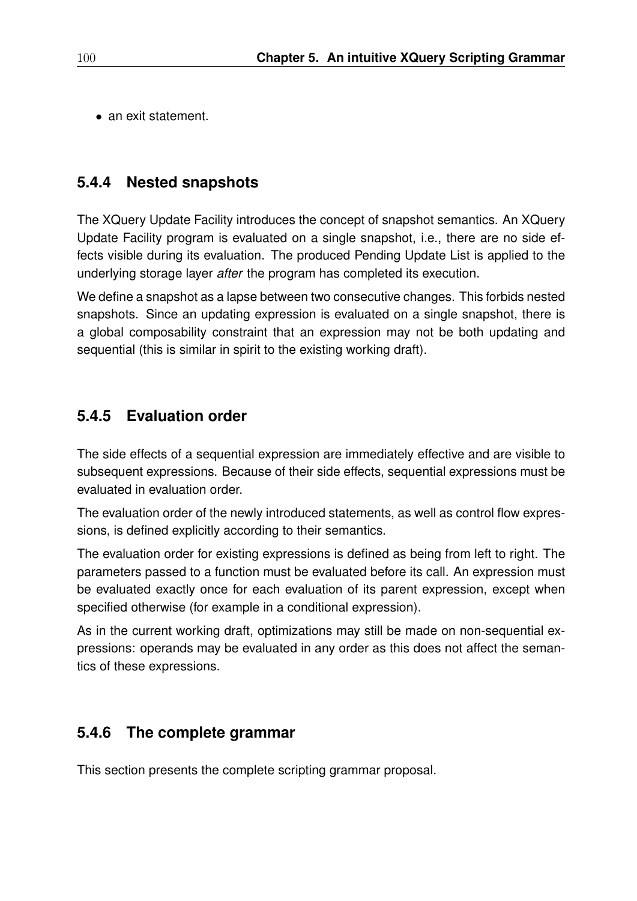- an exit statement.

### 5.4.4 Nested snapshots

The XQuery Update Facility introduces the concept of snapshot semantics. An XQuery Update Facility program is evaluated on a single snapshot, i.e., there are no side effects visible during its evaluation. The produced Pending Update List is applied to the underlying storage layer *after* the program has completed its execution.

We define a snapshot as a lapse between two consecutive changes. This forbids nested snapshots. Since an updating expression is evaluated on a single snapshot, there is a global composability constraint that an expression may not be both updating and sequential (this is similar in spirit to the existing working draft).

### 5.4.5 Evaluation order

The side effects of a sequential expression are immediately effective and are visible to subsequent expressions. Because of their side effects, sequential expressions must be evaluated in evaluation order.

The evaluation order of the newly introduced statements, as well as control flow expressions, is defined explicitly according to their semantics.

The evaluation order for existing expressions is defined as being from left to right. The parameters passed to a function must be evaluated before its call. An expression must be evaluated exactly once for each evaluation of its parent expression, except when specified otherwise (for example in a conditional expression).

As in the current working draft, optimizations may still be made on non-sequential expressions: operands may be evaluated in any order as this does not affect the semantics of these expressions.

### 5.4.6 The complete grammar

This section presents the complete scripting grammar proposal.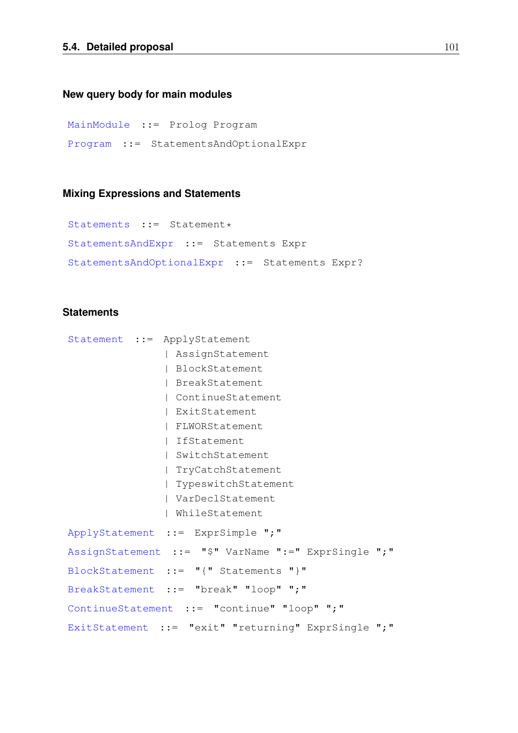#### New query body for main modules

```
MainModule  ::=  Prolog Program
Program  ::=  StatementsAndOptionalExpr
```

#### Mixing Expressions and Statements

```
Statements  ::=  Statement*
StatementsAndExpr  ::=  Statements Expr
StatementsAndOptionalExpr  ::=  Statements Expr?
```

#### Statements

```
Statement  ::=  ApplyStatement
               | AssignStatement
               | BlockStatement
               | BreakStatement
               | ContinueStatement
               | ExitStatement
               | FLWORStatement
               | IfStatement
               | SwitchStatement
               | TryCatchStatement
               | TypeswitchStatement
               | VarDeclStatement
               | WhileStatement
ApplyStatement  ::=  ExprSimple ";"
AssignStatement  ::=  "$" VarName ":=" ExprSingle ";"
BlockStatement  ::=  "{" Statements "}"
BreakStatement  ::=  "break" "loop" ";"
ContinueStatement  ::=  "continue" "loop" ";"
ExitStatement  ::=  "exit" "returning" ExprSingle ";"
```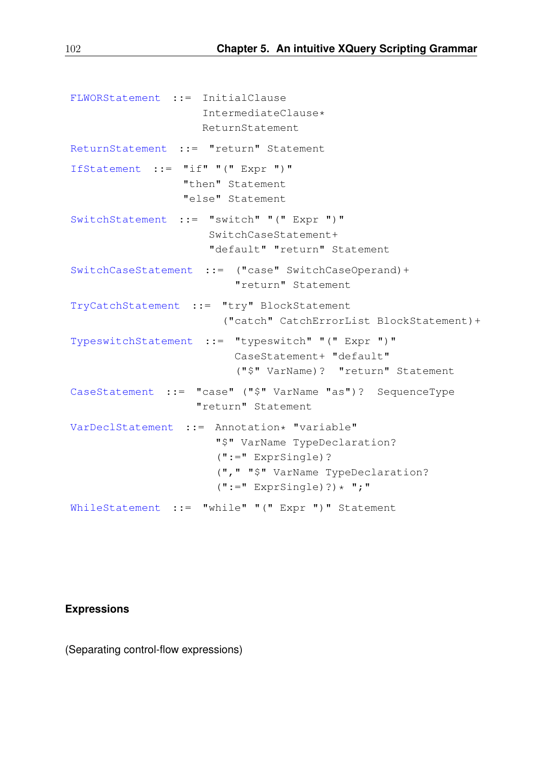```
FLWORStatement  ::=  InitialClause
                     IntermediateClause*
                     ReturnStatement

ReturnStatement  ::=  "return" Statement

IfStatement  ::=  "if" "(" Expr ")"
                  "then" Statement
                  "else" Statement

SwitchStatement  ::=  "switch" "(" Expr ")"
                      SwitchCaseStatement+
                      "default" "return" Statement

SwitchCaseStatement  ::=  ("case" SwitchCaseOperand)+
                          "return" Statement

TryCatchStatement  ::=  "try" BlockStatement
                        ("catch" CatchErrorList BlockStatement)+

TypeswitchStatement  ::=  "typeswitch" "(" Expr ")"
                          CaseStatement+ "default"
                          ("$" VarName)?  "return" Statement

CaseStatement  ::=  "case" ("$" VarName "as")?  SequenceType
                    "return" Statement

VarDeclStatement  ::=  Annotation* "variable"
                       "$" VarName TypeDeclaration?
                       (":=" ExprSingle)?
                       ("," "$" VarName TypeDeclaration?
                       (":=" ExprSingle)?)* ";"

WhileStatement  ::=  "while" "(" Expr ")" Statement
```

**Expressions**

(Separating control-flow expressions)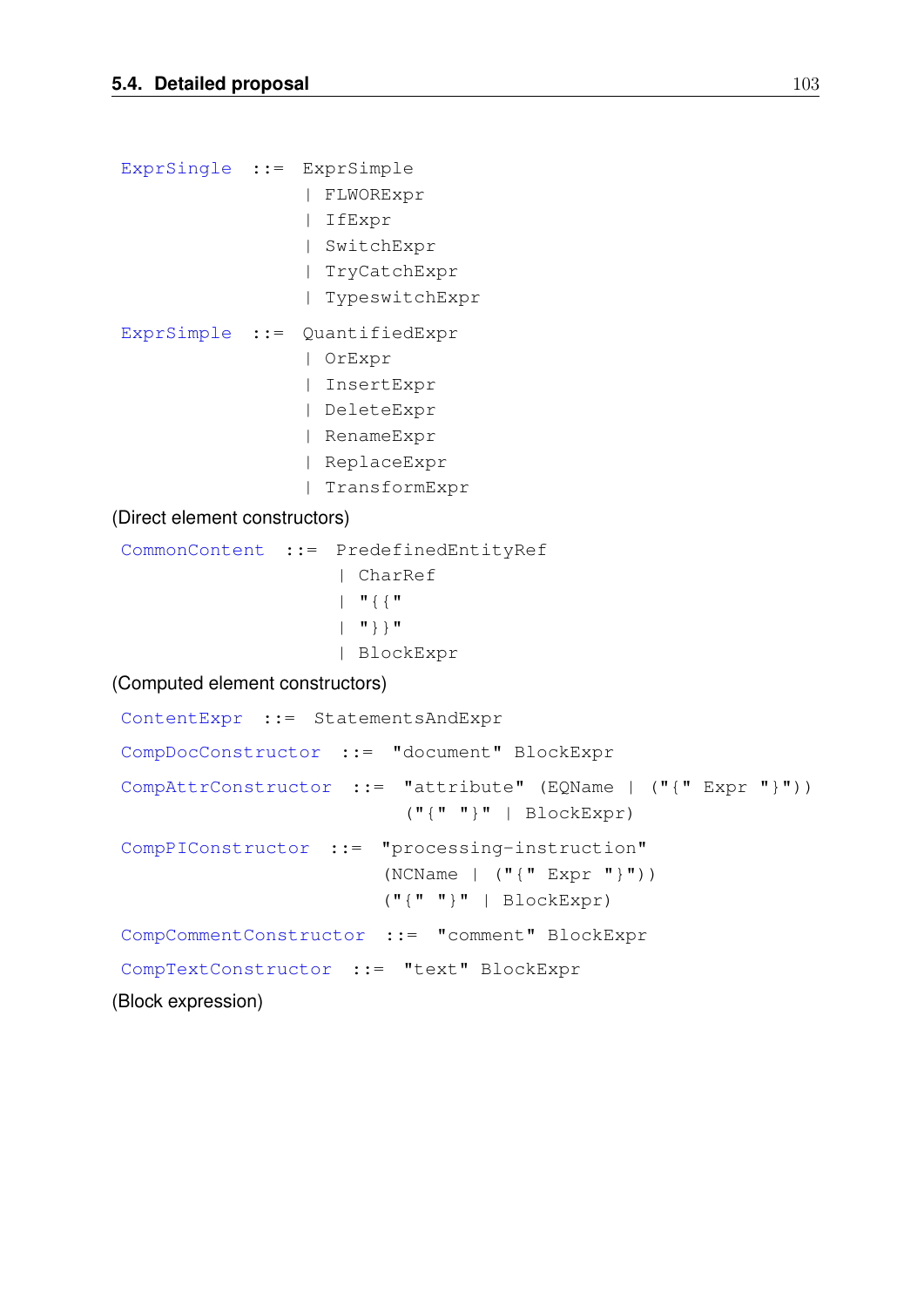```
ExprSingle  ::=  ExprSimple
               | FLWORExpr
               | IfExpr
               | SwitchExpr
               | TryCatchExpr
               | TypeswitchExpr

ExprSimple  ::=  QuantifiedExpr
               | OrExpr
               | InsertExpr
               | DeleteExpr
               | RenameExpr
               | ReplaceExpr
               | TransformExpr
```

(Direct element constructors)

```
CommonContent  ::=  PredefinedEntityRef
                  | CharRef
                  | "{{"
                  | "}}"
                  | BlockExpr
```

(Computed element constructors)

```
ContentExpr  ::=  StatementsAndExpr

CompDocConstructor  ::=  "document" BlockExpr

CompAttrConstructor  ::=  "attribute" (EQName | ("{" Expr "}"))
                          ("{" "}" | BlockExpr)

CompPIConstructor  ::=  "processing-instruction"
                        (NCName | ("{" Expr "}"))
                        ("{" "}" | BlockExpr)

CompCommentConstructor  ::=  "comment" BlockExpr

CompTextConstructor  ::=  "text" BlockExpr
```

(Block expression)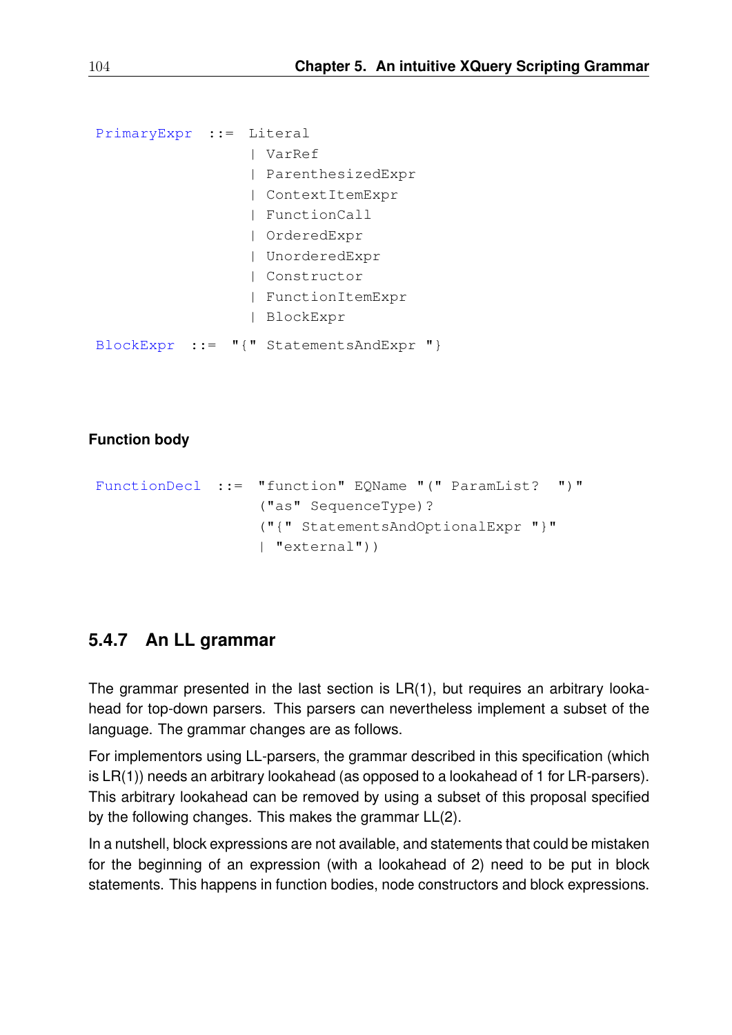```
PrimaryExpr  ::=  Literal
                | VarRef
                | ParenthesizedExpr
                | ContextItemExpr
                | FunctionCall
                | OrderedExpr
                | UnorderedExpr
                | Constructor
                | FunctionItemExpr
                | BlockExpr

BlockExpr  ::=  "{" StatementsAndExpr "}
```

**Function body**

```
FunctionDecl  ::=  "function" EQName "(" ParamList?  ")"
                   ("as" SequenceType)?
                   ("{" StatementsAndOptionalExpr "}"
                   | "external"))
```

### 5.4.7 An LL grammar

The grammar presented in the last section is LR(1), but requires an arbitrary lookahead for top-down parsers. This parsers can nevertheless implement a subset of the language. The grammar changes are as follows.

For implementors using LL-parsers, the grammar described in this specification (which is LR(1)) needs an arbitrary lookahead (as opposed to a lookahead of 1 for LR-parsers). This arbitrary lookahead can be removed by using a subset of this proposal specified by the following changes. This makes the grammar LL(2).

In a nutshell, block expressions are not available, and statements that could be mistaken for the beginning of an expression (with a lookahead of 2) need to be put in block statements. This happens in function bodies, node constructors and block expressions.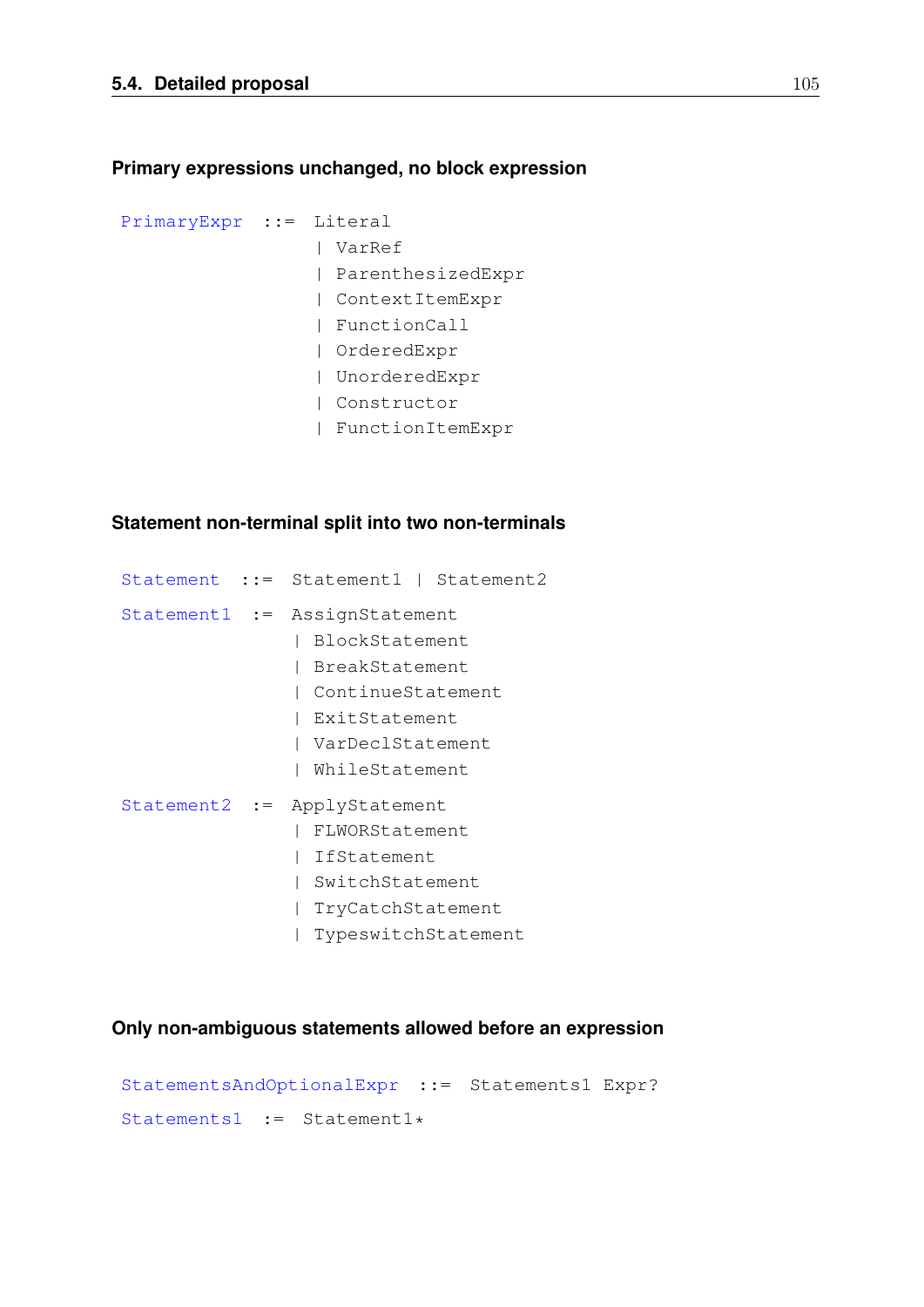**Primary expressions unchanged, no block expression**

```
PrimaryExpr  ::=  Literal
               |  VarRef
               |  ParenthesizedExpr
               |  ContextItemExpr
               |  FunctionCall
               |  OrderedExpr
               |  UnorderedExpr
               |  Constructor
               |  FunctionItemExpr
```

**Statement non-terminal split into two non-terminals**

```
Statement   ::=  Statement1 | Statement2

Statement1   :=  AssignStatement
              |  BlockStatement
              |  BreakStatement
              |  ContinueStatement
              |  ExitStatement
              |  VarDeclStatement
              |  WhileStatement

Statement2   :=  ApplyStatement
              |  FLWORStatement
              |  IfStatement
              |  SwitchStatement
              |  TryCatchStatement
              |  TypeswitchStatement
```

**Only non-ambiguous statements allowed before an expression**

```
StatementsAndOptionalExpr  ::=  Statements1 Expr?

Statements1  :=  Statement1*
```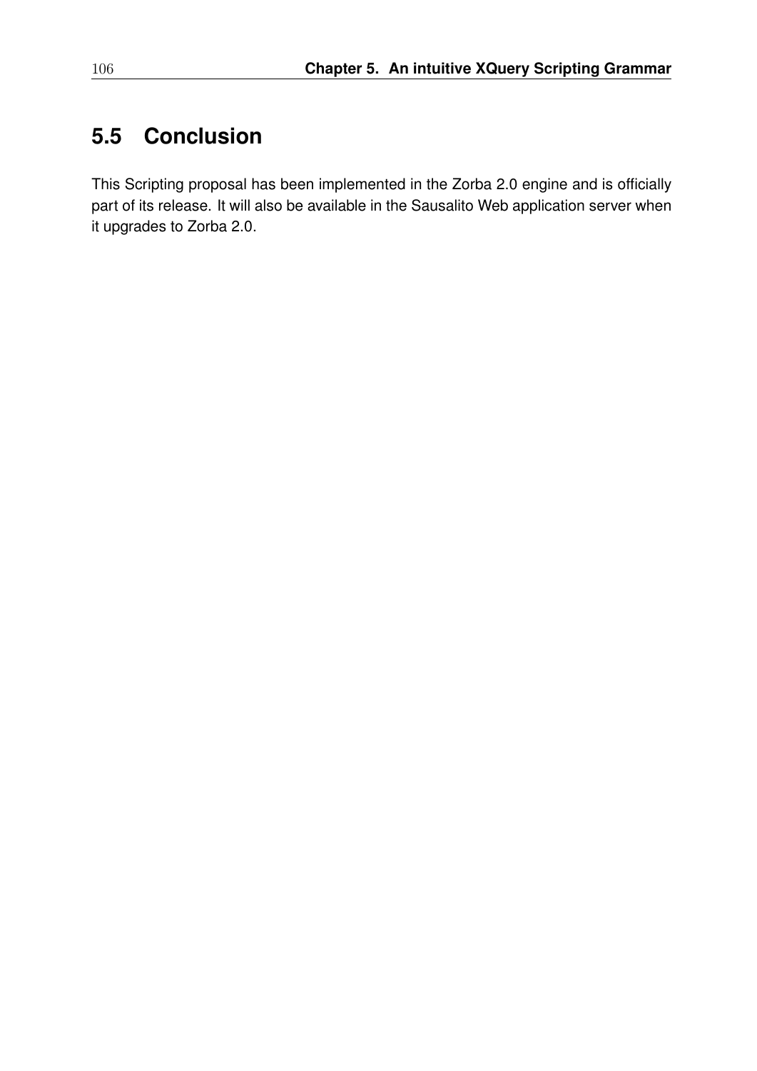## 5.5 Conclusion

This Scripting proposal has been implemented in the Zorba 2.0 engine and is officially part of its release. It will also be available in the Sausalito Web application server when it upgrades to Zorba 2.0.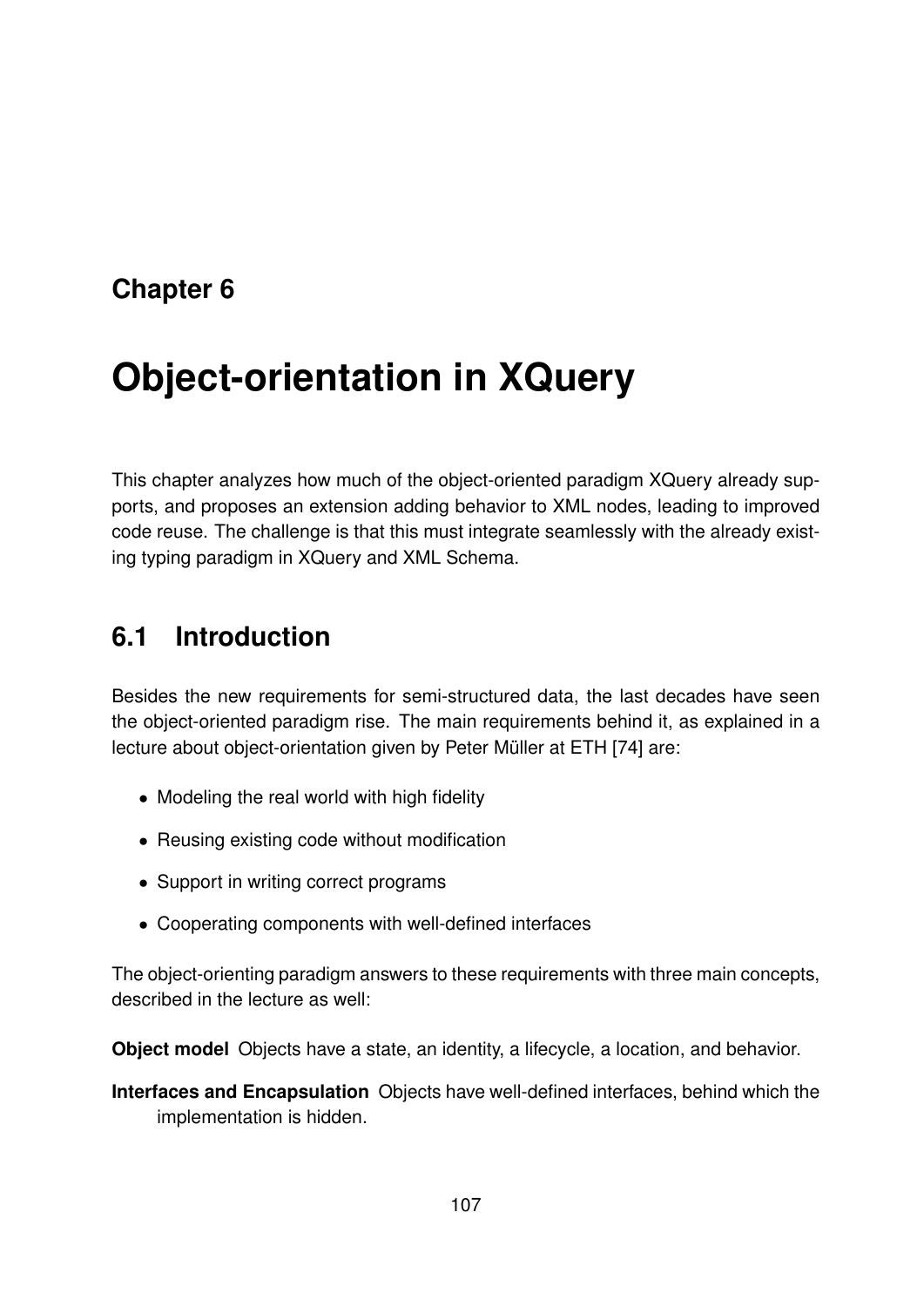# Chapter 6

# Object-orientation in XQuery

This chapter analyzes how much of the object-oriented paradigm XQuery already supports, and proposes an extension adding behavior to XML nodes, leading to improved code reuse. The challenge is that this must integrate seamlessly with the already existing typing paradigm in XQuery and XML Schema.

## 6.1 Introduction

Besides the new requirements for semi-structured data, the last decades have seen the object-oriented paradigm rise. The main requirements behind it, as explained in a lecture about object-orientation given by Peter Müller at ETH [74] are:

- Modeling the real world with high fidelity
- Reusing existing code without modification
- Support in writing correct programs
- Cooperating components with well-defined interfaces

The object-orienting paradigm answers to these requirements with three main concepts, described in the lecture as well:

**Object model** Objects have a state, an identity, a lifecycle, a location, and behavior.

**Interfaces and Encapsulation** Objects have well-defined interfaces, behind which the implementation is hidden.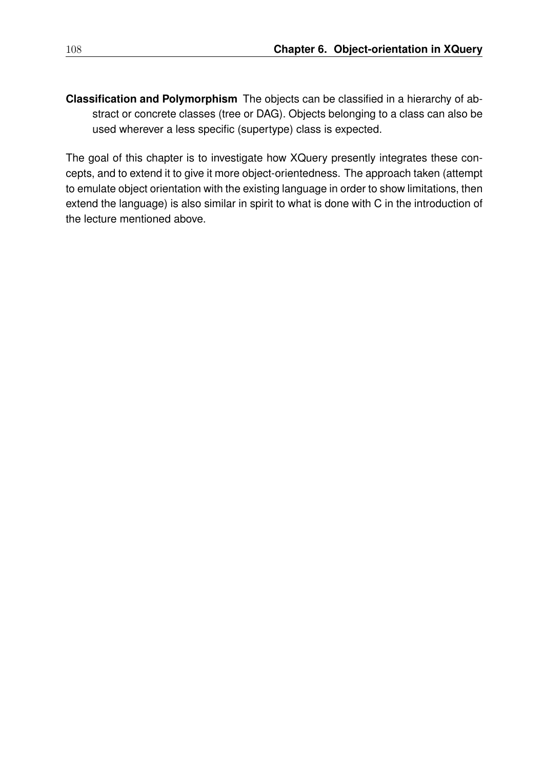**Classification and Polymorphism** The objects can be classified in a hierarchy of abstract or concrete classes (tree or DAG). Objects belonging to a class can also be used wherever a less specific (supertype) class is expected.

The goal of this chapter is to investigate how XQuery presently integrates these concepts, and to extend it to give it more object-orientedness. The approach taken (attempt to emulate object orientation with the existing language in order to show limitations, then extend the language) is also similar in spirit to what is done with C in the introduction of the lecture mentioned above.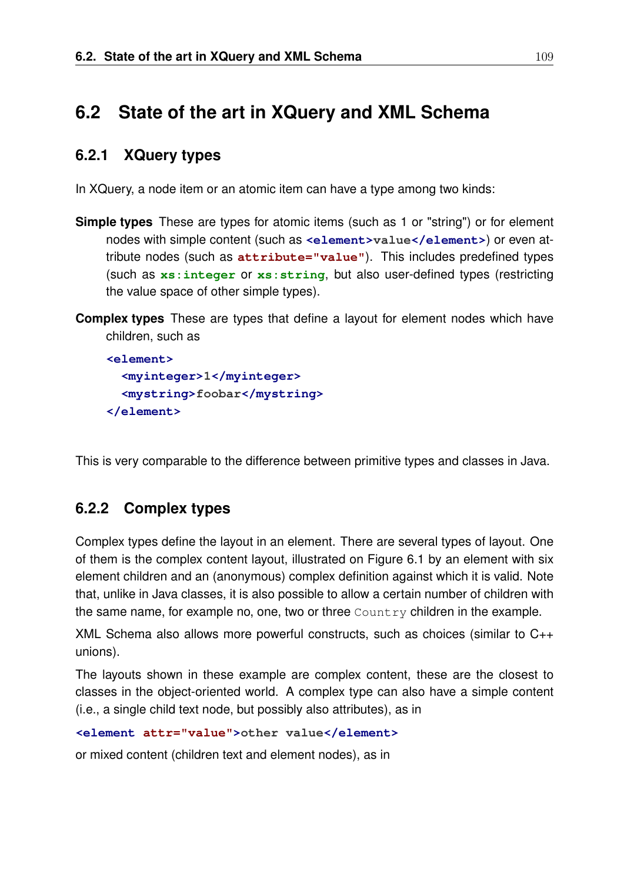## 6.2 State of the art in XQuery and XML Schema

### 6.2.1 XQuery types

In XQuery, a node item or an atomic item can have a type among two kinds:

**Simple types** These are types for atomic items (such as 1 or "string") or for element nodes with simple content (such as `<element>value</element>`) or even attribute nodes (such as `attribute="value"`). This includes predefined types (such as `xs:integer` or `xs:string`, but also user-defined types (restricting the value space of other simple types).

**Complex types** These are types that define a layout for element nodes which have children, such as

```
<element>
  <myinteger>1</myinteger>
  <mystring>foobar</mystring>
</element>
```

This is very comparable to the difference between primitive types and classes in Java.

### 6.2.2 Complex types

Complex types define the layout in an element. There are several types of layout. One of them is the complex content layout, illustrated on Figure 6.1 by an element with six element children and an (anonymous) complex definition against which it is valid. Note that, unlike in Java classes, it is also possible to allow a certain number of children with the same name, for example no, one, two or three `Country` children in the example.

XML Schema also allows more powerful constructs, such as choices (similar to C++ unions).

The layouts shown in these example are complex content, these are the closest to classes in the object-oriented world. A complex type can also have a simple content (i.e., a single child text node, but possibly also attributes), as in

```
<element attr="value">other value</element>
```

or mixed content (children text and element nodes), as in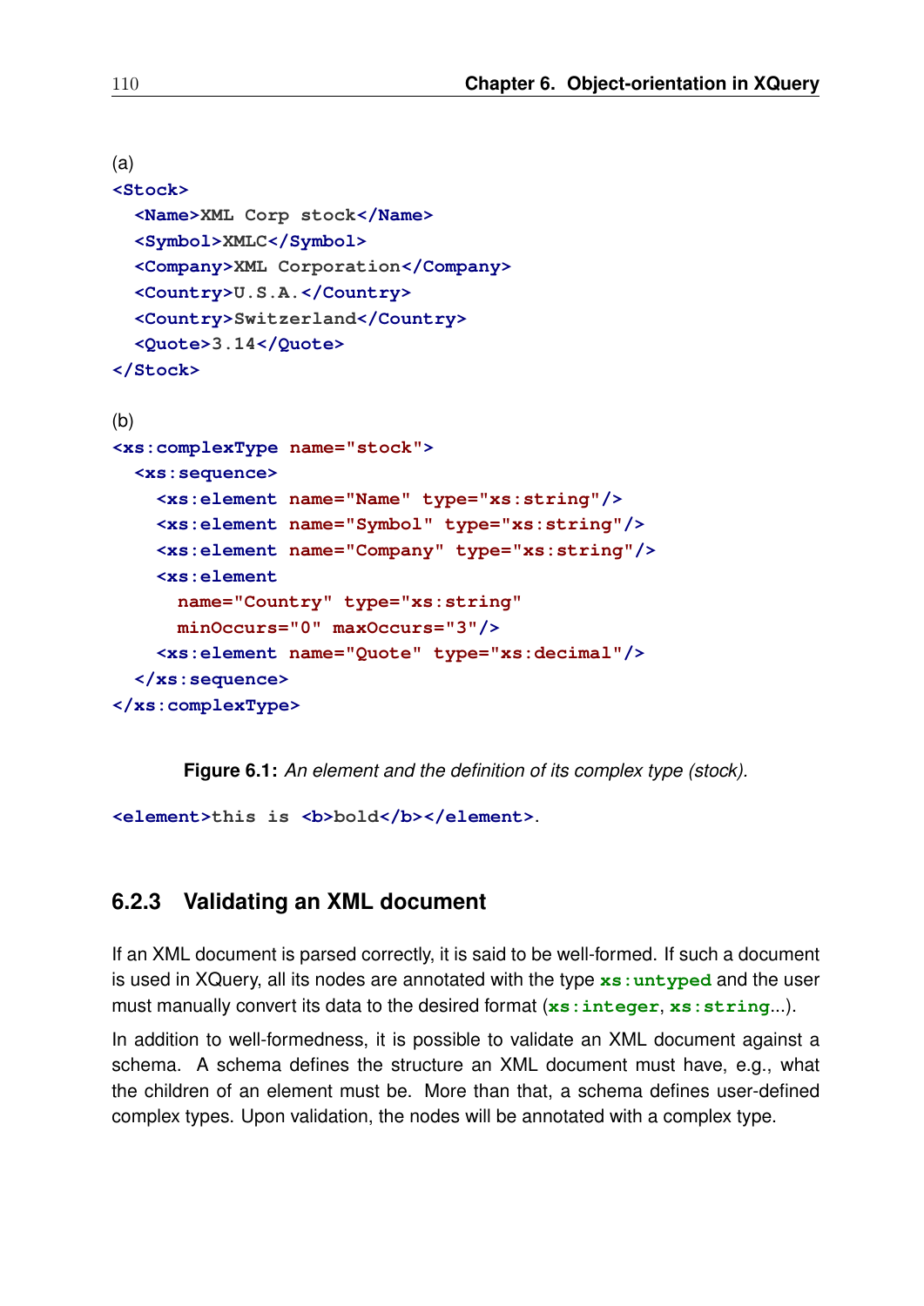(a)

```xml
<Stock>
  <Name>XML Corp stock</Name>
  <Symbol>XMLC</Symbol>
  <Company>XML Corporation</Company>
  <Country>U.S.A.</Country>
  <Country>Switzerland</Country>
  <Quote>3.14</Quote>
</Stock>
```

(b)

```xml
<xs:complexType name="stock">
  <xs:sequence>
    <xs:element name="Name" type="xs:string"/>
    <xs:element name="Symbol" type="xs:string"/>
    <xs:element name="Company" type="xs:string"/>
    <xs:element
      name="Country" type="xs:string"
      minOccurs="0" maxOccurs="3"/>
    <xs:element name="Quote" type="xs:decimal"/>
  </xs:sequence>
</xs:complexType>
```

**Figure 6.1:** *An element and the definition of its complex type (stock).*

`<element>this is <b>bold</b></element>`.

### 6.2.3 Validating an XML document

If an XML document is parsed correctly, it is said to be well-formed. If such a document is used in XQuery, all its nodes are annotated with the type `xs:untyped` and the user must manually convert its data to the desired format (`xs:integer`, `xs:string`...).

In addition to well-formedness, it is possible to validate an XML document against a schema. A schema defines the structure an XML document must have, e.g., what the children of an element must be. More than that, a schema defines user-defined complex types. Upon validation, the nodes will be annotated with a complex type.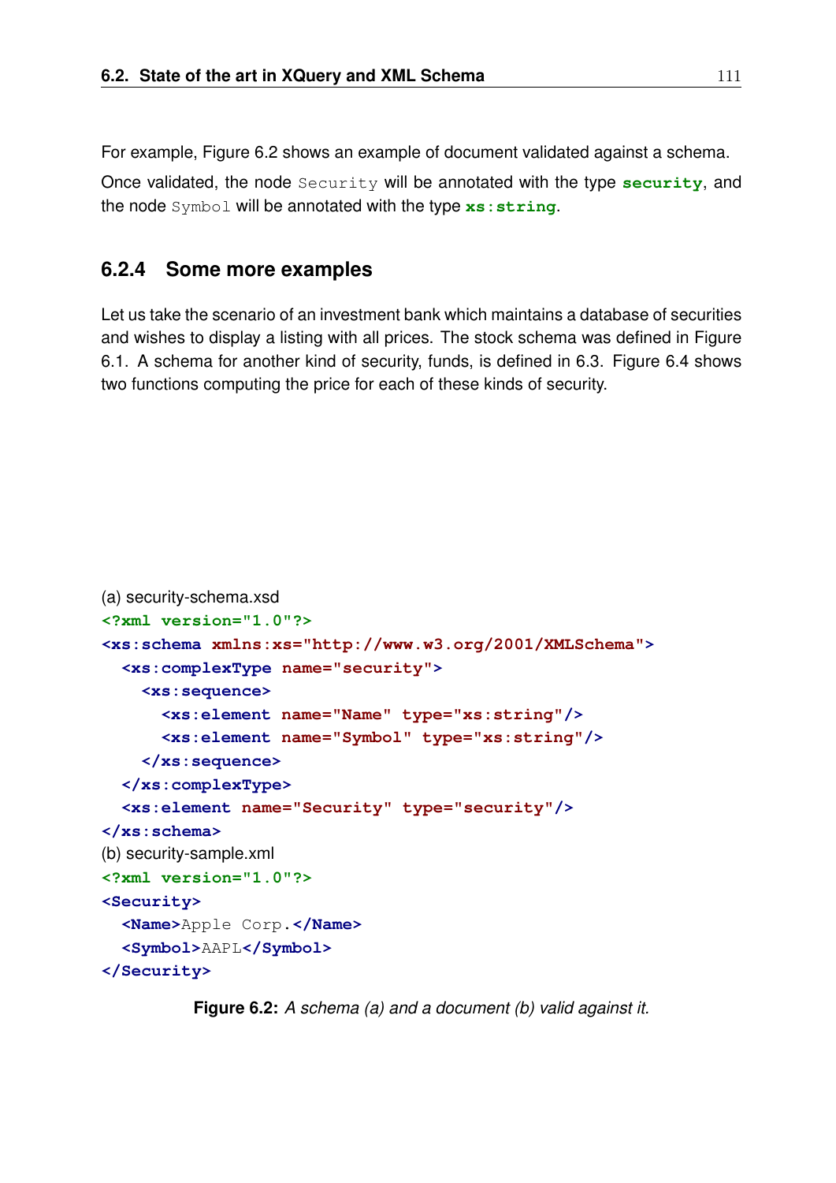For example, Figure 6.2 shows an example of document validated against a schema. Once validated, the node `Security` will be annotated with the type **`security`**, and the node `Symbol` will be annotated with the type **`xs:string`**.

### 6.2.4 Some more examples

Let us take the scenario of an investment bank which maintains a database of securities and wishes to display a listing with all prices. The stock schema was defined in Figure 6.1. A schema for another kind of security, funds, is defined in 6.3. Figure 6.4 shows two functions computing the price for each of these kinds of security.

(a) security-schema.xsd

```
<?xml version="1.0"?>
<xs:schema xmlns:xs="http://www.w3.org/2001/XMLSchema">
  <xs:complexType name="security">
    <xs:sequence>
      <xs:element name="Name" type="xs:string"/>
      <xs:element name="Symbol" type="xs:string"/>
    </xs:sequence>
  </xs:complexType>
  <xs:element name="Security" type="security"/>
</xs:schema>
```

(b) security-sample.xml

```
<?xml version="1.0"?>
<Security>
  <Name>Apple Corp.</Name>
  <Symbol>AAPL</Symbol>
</Security>
```

**Figure 6.2:** *A schema (a) and a document (b) valid against it.*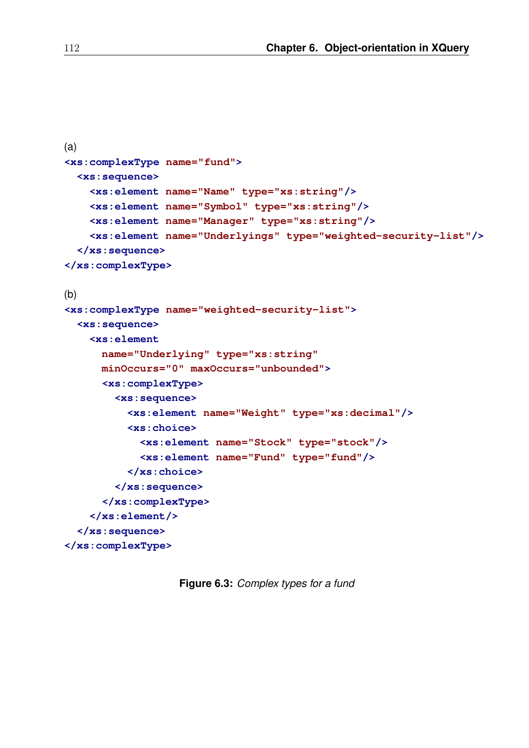(a)

```
<xs:complexType name="fund">
  <xs:sequence>
    <xs:element name="Name" type="xs:string"/>
    <xs:element name="Symbol" type="xs:string"/>
    <xs:element name="Manager" type="xs:string"/>
    <xs:element name="Underlyings" type="weighted-security-list"/>
  </xs:sequence>
</xs:complexType>
```

(b)

```
<xs:complexType name="weighted-security-list">
  <xs:sequence>
    <xs:element
      name="Underlying" type="xs:string"
      minOccurs="0" maxOccurs="unbounded">
      <xs:complexType>
        <xs:sequence>
          <xs:element name="Weight" type="xs:decimal"/>
          <xs:choice>
            <xs:element name="Stock" type="stock"/>
            <xs:element name="Fund" type="fund"/>
          </xs:choice>
        </xs:sequence>
      </xs:complexType>
    </xs:element/>
  </xs:sequence>
</xs:complexType>
```

**Figure 6.3:** *Complex types for a fund*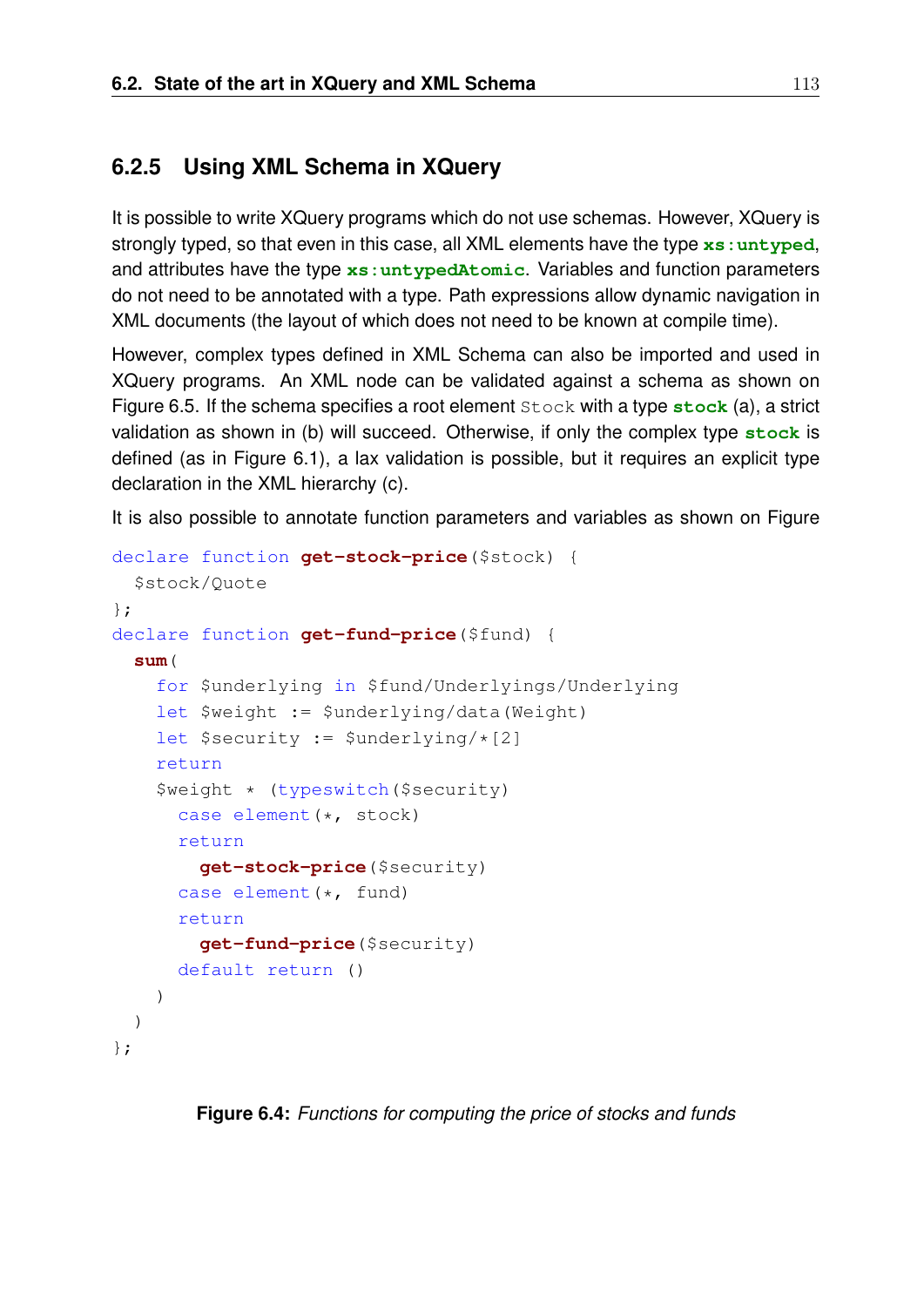### 6.2.5 Using XML Schema in XQuery

It is possible to write XQuery programs which do not use schemas. However, XQuery is strongly typed, so that even in this case, all XML elements have the type **`xs:untyped`**, and attributes have the type **`xs:untypedAtomic`**. Variables and function parameters do not need to be annotated with a type. Path expressions allow dynamic navigation in XML documents (the layout of which does not need to be known at compile time).

However, complex types defined in XML Schema can also be imported and used in XQuery programs. An XML node can be validated against a schema as shown on Figure 6.5. If the schema specifies a root element `Stock` with a type **`stock`** (a), a strict validation as shown in (b) will succeed. Otherwise, if only the complex type **`stock`** is defined (as in Figure 6.1), a lax validation is possible, but it requires an explicit type declaration in the XML hierarchy (c).

It is also possible to annotate function parameters and variables as shown on Figure

```
declare function get-stock-price($stock) {
  $stock/Quote
};
declare function get-fund-price($fund) {
  sum(
    for $underlying in $fund/Underlyings/Underlying
    let $weight := $underlying/data(Weight)
    let $security := $underlying/*[2]
    return
    $weight * (typeswitch($security)
      case element(*, stock)
      return
        get-stock-price($security)
      case element(*, fund)
      return
        get-fund-price($security)
      default return ()
    )
  )
};
```

**Figure 6.4:** *Functions for computing the price of stocks and funds*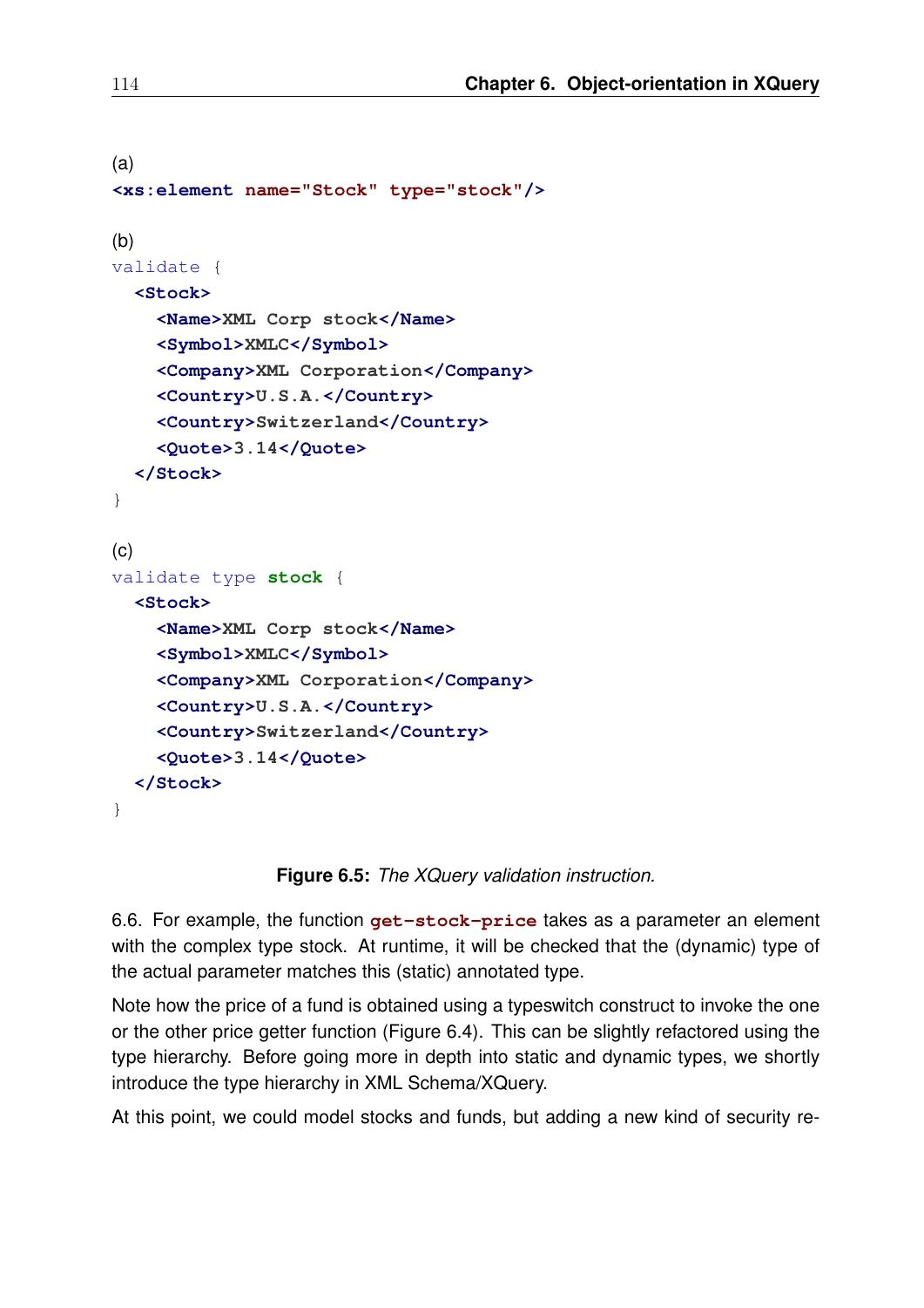(a)

```
<xs:element name="Stock" type="stock"/>
```

(b)

```
validate {
  <Stock>
    <Name>XML Corp stock</Name>
    <Symbol>XMLC</Symbol>
    <Company>XML Corporation</Company>
    <Country>U.S.A.</Country>
    <Country>Switzerland</Country>
    <Quote>3.14</Quote>
  </Stock>
}
```

(c)

```
validate type stock {
  <Stock>
    <Name>XML Corp stock</Name>
    <Symbol>XMLC</Symbol>
    <Company>XML Corporation</Company>
    <Country>U.S.A.</Country>
    <Country>Switzerland</Country>
    <Quote>3.14</Quote>
  </Stock>
}
```

**Figure 6.5:** *The XQuery validation instruction.*

6.6. For example, the function `get-stock-price` takes as a parameter an element with the complex type stock. At runtime, it will be checked that the (dynamic) type of the actual parameter matches this (static) annotated type.

Note how the price of a fund is obtained using a typeswitch construct to invoke the one or the other price getter function (Figure 6.4). This can be slightly refactored using the type hierarchy. Before going more in depth into static and dynamic types, we shortly introduce the type hierarchy in XML Schema/XQuery.

At this point, we could model stocks and funds, but adding a new kind of security re-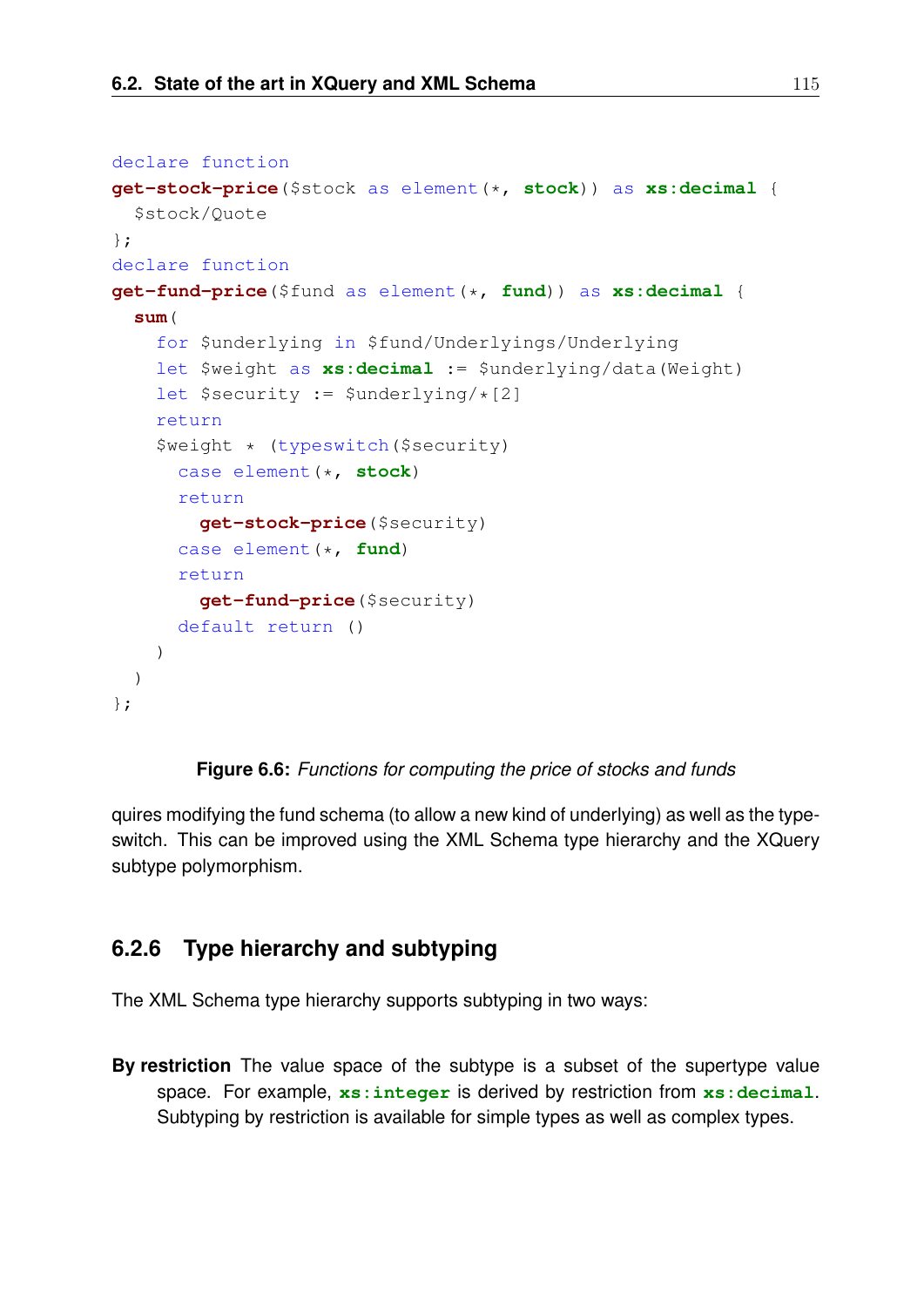```
declare function
get-stock-price($stock as element(*, stock)) as xs:decimal {
  $stock/Quote
};
declare function
get-fund-price($fund as element(*, fund)) as xs:decimal {
  sum(
    for $underlying in $fund/Underlyings/Underlying
    let $weight as xs:decimal := $underlying/data(Weight)
    let $security := $underlying/*[2]
    return
    $weight * (typeswitch($security)
      case element(*, stock)
      return
        get-stock-price($security)
      case element(*, fund)
      return
        get-fund-price($security)
      default return ()
    )
  )
};
```

**Figure 6.6:** *Functions for computing the price of stocks and funds*

quires modifying the fund schema (to allow a new kind of underlying) as well as the typeswitch. This can be improved using the XML Schema type hierarchy and the XQuery subtype polymorphism.

### 6.2.6 Type hierarchy and subtyping

The XML Schema type hierarchy supports subtyping in two ways:

**By restriction** The value space of the subtype is a subset of the supertype value space. For example, `xs:integer` is derived by restriction from `xs:decimal`. Subtyping by restriction is available for simple types as well as complex types.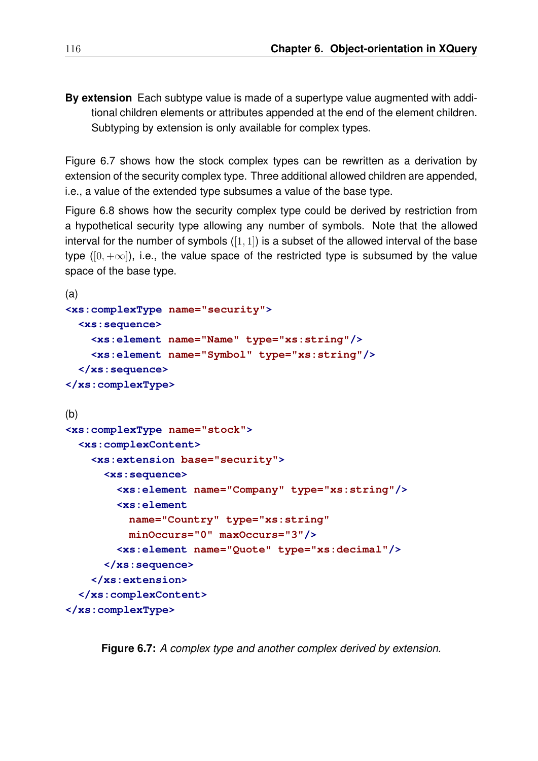**By extension** Each subtype value is made of a supertype value augmented with additional children elements or attributes appended at the end of the element children. Subtyping by extension is only available for complex types.

Figure 6.7 shows how the stock complex types can be rewritten as a derivation by extension of the security complex type. Three additional allowed children are appended, i.e., a value of the extended type subsumes a value of the base type.

Figure 6.8 shows how the security complex type could be derived by restriction from a hypothetical security type allowing any number of symbols. Note that the allowed interval for the number of symbols ($[1, 1]$) is a subset of the allowed interval of the base type ($[0, +\infty]$), i.e., the value space of the restricted type is subsumed by the value space of the base type.

(a)

```
<xs:complexType name="security">
  <xs:sequence>
    <xs:element name="Name" type="xs:string"/>
    <xs:element name="Symbol" type="xs:string"/>
  </xs:sequence>
</xs:complexType>
```

(b)

```
<xs:complexType name="stock">
  <xs:complexContent>
    <xs:extension base="security">
      <xs:sequence>
        <xs:element name="Company" type="xs:string"/>
        <xs:element
          name="Country" type="xs:string"
          minOccurs="0" maxOccurs="3"/>
        <xs:element name="Quote" type="xs:decimal"/>
      </xs:sequence>
    </xs:extension>
  </xs:complexContent>
</xs:complexType>
```

**Figure 6.7:** *A complex type and another complex derived by extension.*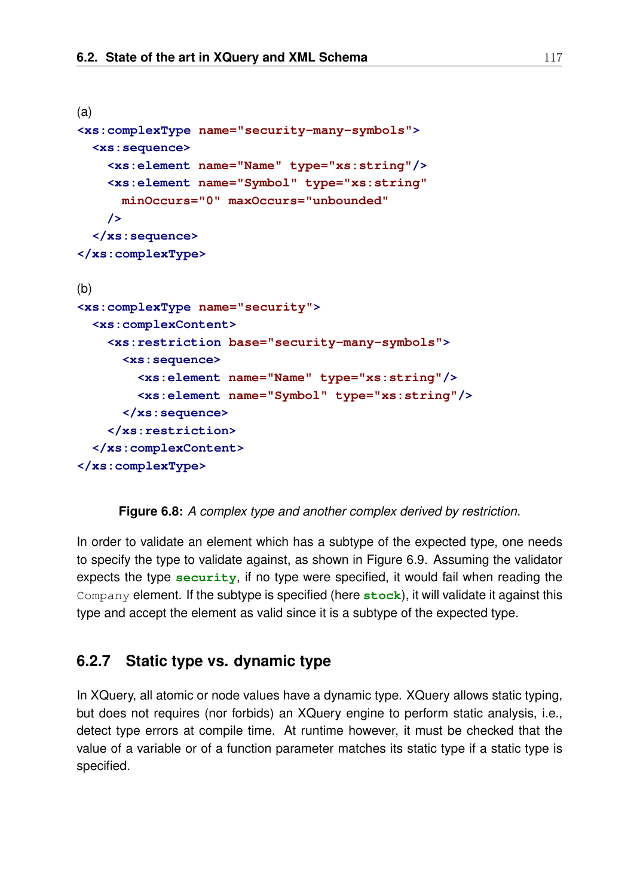(a)

```
<xs:complexType name="security-many-symbols">
  <xs:sequence>
    <xs:element name="Name" type="xs:string"/>
    <xs:element name="Symbol" type="xs:string"
      minOccurs="0" maxOccurs="unbounded"
    />
  </xs:sequence>
</xs:complexType>
```

(b)

```
<xs:complexType name="security">
  <xs:complexContent>
    <xs:restriction base="security-many-symbols">
      <xs:sequence>
        <xs:element name="Name" type="xs:string"/>
        <xs:element name="Symbol" type="xs:string"/>
      </xs:sequence>
    </xs:restriction>
  </xs:complexContent>
</xs:complexType>
```

**Figure 6.8:** *A complex type and another complex derived by restriction.*

In order to validate an element which has a subtype of the expected type, one needs to specify the type to validate against, as shown in Figure 6.9. Assuming the validator expects the type **security**, if no type were specified, it would fail when reading the `Company` element. If the subtype is specified (here **stock**), it will validate it against this type and accept the element as valid since it is a subtype of the expected type.

### 6.2.7 Static type vs. dynamic type

In XQuery, all atomic or node values have a dynamic type. XQuery allows static typing, but does not requires (nor forbids) an XQuery engine to perform static analysis, i.e., detect type errors at compile time. At runtime however, it must be checked that the value of a variable or of a function parameter matches its static type if a static type is specified.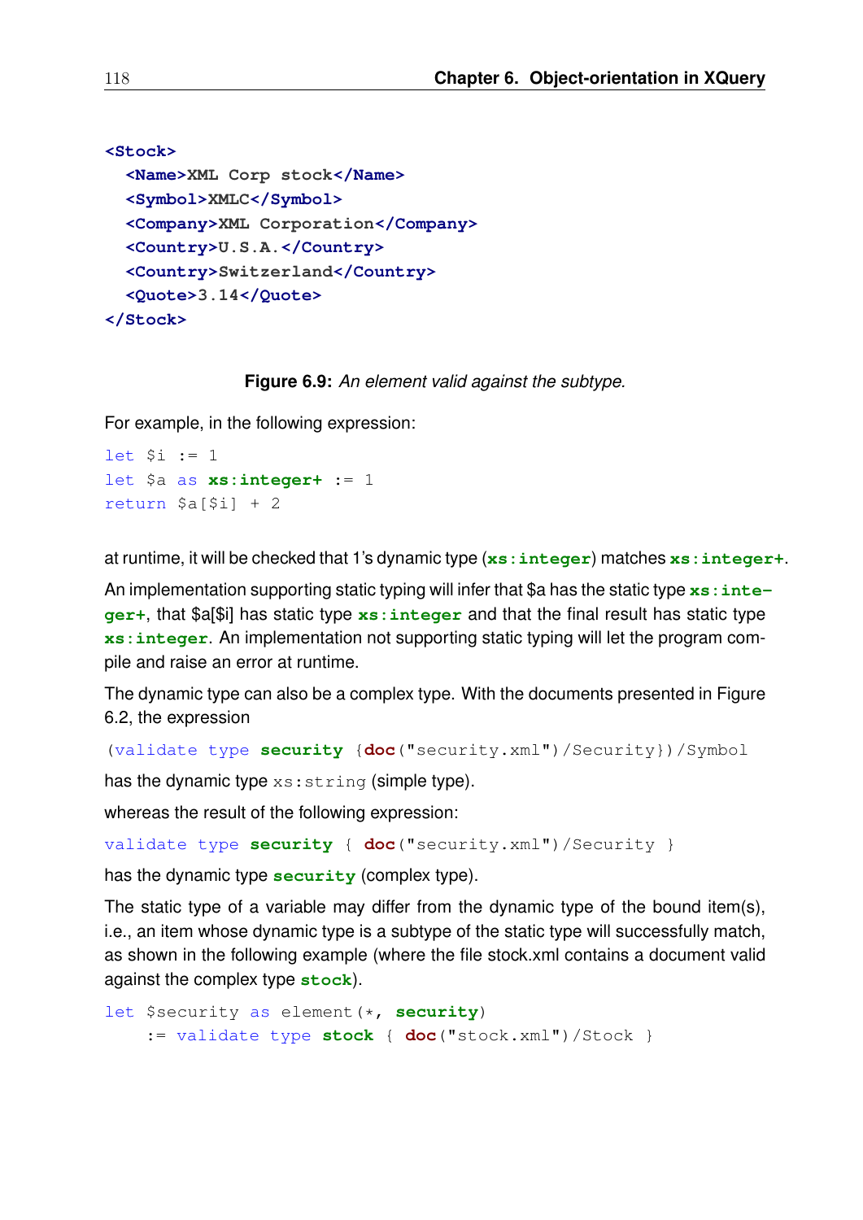```
<Stock>
  <Name>XML Corp stock</Name>
  <Symbol>XMLC</Symbol>
  <Company>XML Corporation</Company>
  <Country>U.S.A.</Country>
  <Country>Switzerland</Country>
  <Quote>3.14</Quote>
</Stock>
```

**Figure 6.9:** *An element valid against the subtype.*

For example, in the following expression:

```
let $i := 1
let $a as xs:integer+ := 1
return $a[$i] + 2
```

at runtime, it will be checked that 1's dynamic type (`xs:integer`) matches `xs:integer+`.

An implementation supporting static typing will infer that $a has the static type `xs:integer+`, that $a[$i] has static type `xs:integer` and that the final result has static type `xs:integer`. An implementation not supporting static typing will let the program compile and raise an error at runtime.

The dynamic type can also be a complex type. With the documents presented in Figure 6.2, the expression

```
(validate type security {doc("security.xml")/Security})/Symbol
```

has the dynamic type `xs:string` (simple type).

whereas the result of the following expression:

```
validate type security { doc("security.xml")/Security }
```

has the dynamic type `security` (complex type).

The static type of a variable may differ from the dynamic type of the bound item(s), i.e., an item whose dynamic type is a subtype of the static type will successfully match, as shown in the following example (where the file stock.xml contains a document valid against the complex type `stock`).

```
let $security as element(*, security)
    := validate type stock { doc("stock.xml")/Stock }
```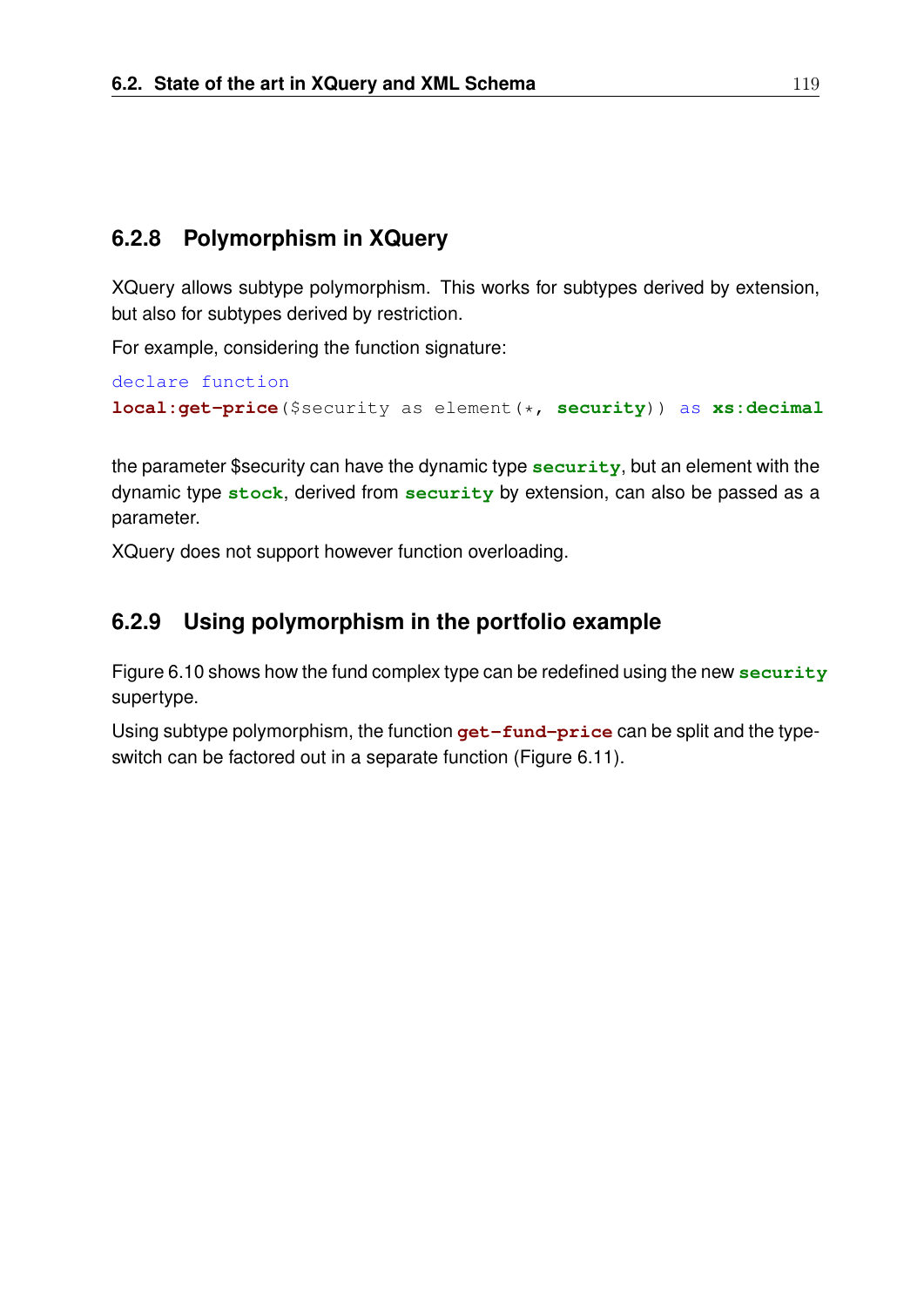### 6.2.8 Polymorphism in XQuery

XQuery allows subtype polymorphism. This works for subtypes derived by extension, but also for subtypes derived by restriction.

For example, considering the function signature:

```
declare function
local:get-price($security as element(*, security)) as xs:decimal
```

the parameter $security can have the dynamic type **security**, but an element with the dynamic type **stock**, derived from **security** by extension, can also be passed as a parameter.

XQuery does not support however function overloading.

### 6.2.9 Using polymorphism in the portfolio example

Figure 6.10 shows how the fund complex type can be redefined using the new **security** supertype.

Using subtype polymorphism, the function **get-fund-price** can be split and the type-switch can be factored out in a separate function (Figure 6.11).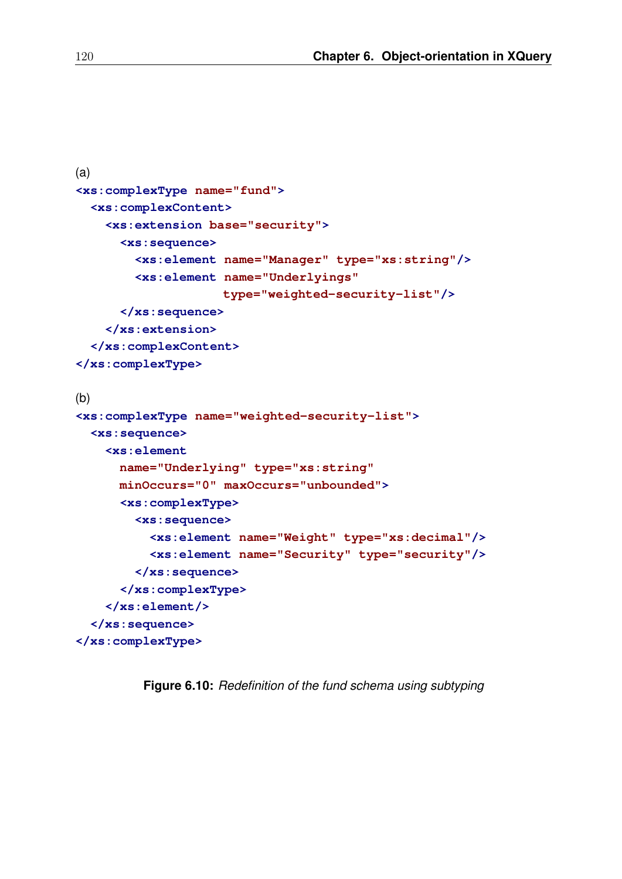(a)

```
<xs:complexType name="fund">
  <xs:complexContent>
    <xs:extension base="security">
      <xs:sequence>
        <xs:element name="Manager" type="xs:string"/>
        <xs:element name="Underlyings"
                    type="weighted-security-list"/>
      </xs:sequence>
    </xs:extension>
  </xs:complexContent>
</xs:complexType>
```

(b)

```
<xs:complexType name="weighted-security-list">
  <xs:sequence>
    <xs:element
      name="Underlying" type="xs:string"
      minOccurs="0" maxOccurs="unbounded">
      <xs:complexType>
        <xs:sequence>
          <xs:element name="Weight" type="xs:decimal"/>
          <xs:element name="Security" type="security"/>
        </xs:sequence>
      </xs:complexType>
    </xs:element/>
  </xs:sequence>
</xs:complexType>
```

**Figure 6.10:** *Redefinition of the fund schema using subtyping*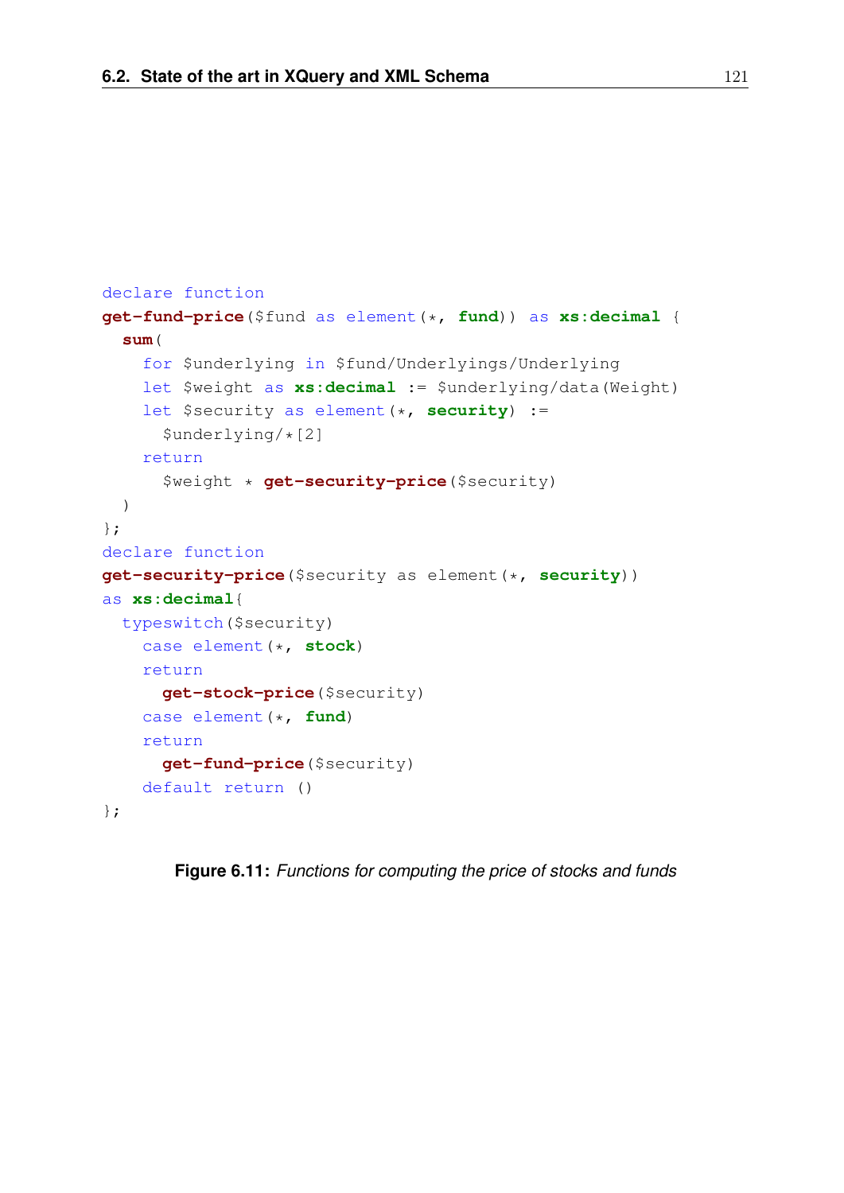```
declare function
get-fund-price($fund as element(*, fund)) as xs:decimal {
  sum(
    for $underlying in $fund/Underlyings/Underlying
    let $weight as xs:decimal := $underlying/data(Weight)
    let $security as element(*, security) :=
      $underlying/*[2]
    return
      $weight * get-security-price($security)
  )
};
declare function
get-security-price($security as element(*, security))
as xs:decimal{
  typeswitch($security)
    case element(*, stock)
    return
      get-stock-price($security)
    case element(*, fund)
    return
      get-fund-price($security)
    default return ()
};
```

**Figure 6.11:** *Functions for computing the price of stocks and funds*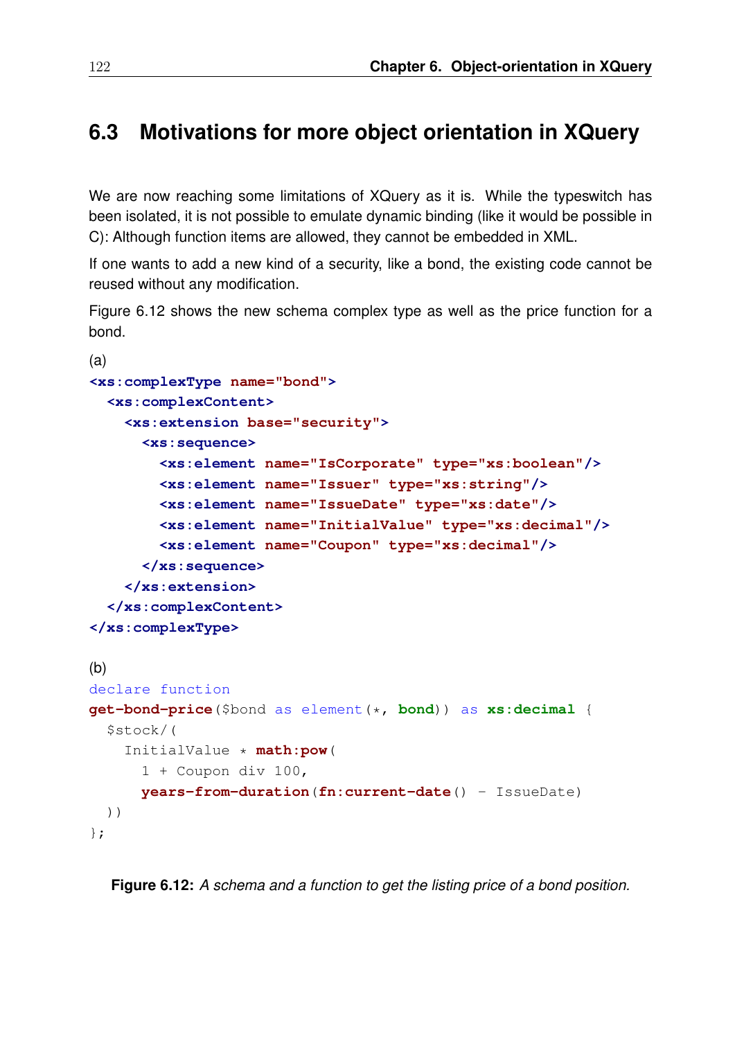## 6.3 Motivations for more object orientation in XQuery

We are now reaching some limitations of XQuery as it is. While the typeswitch has been isolated, it is not possible to emulate dynamic binding (like it would be possible in C): Although function items are allowed, they cannot be embedded in XML.

If one wants to add a new kind of a security, like a bond, the existing code cannot be reused without any modification.

Figure 6.12 shows the new schema complex type as well as the price function for a bond.

(a)

```
<xs:complexType name="bond">
  <xs:complexContent>
    <xs:extension base="security">
      <xs:sequence>
        <xs:element name="IsCorporate" type="xs:boolean"/>
        <xs:element name="Issuer" type="xs:string"/>
        <xs:element name="IssueDate" type="xs:date"/>
        <xs:element name="InitialValue" type="xs:decimal"/>
        <xs:element name="Coupon" type="xs:decimal"/>
      </xs:sequence>
    </xs:extension>
  </xs:complexContent>
</xs:complexType>
```

(b)

```
declare function
get-bond-price($bond as element(*, bond)) as xs:decimal {
  $stock/(
    InitialValue * math:pow(
      1 + Coupon div 100,
      years-from-duration(fn:current-date() - IssueDate)
  ))
};
```

**Figure 6.12:** *A schema and a function to get the listing price of a bond position.*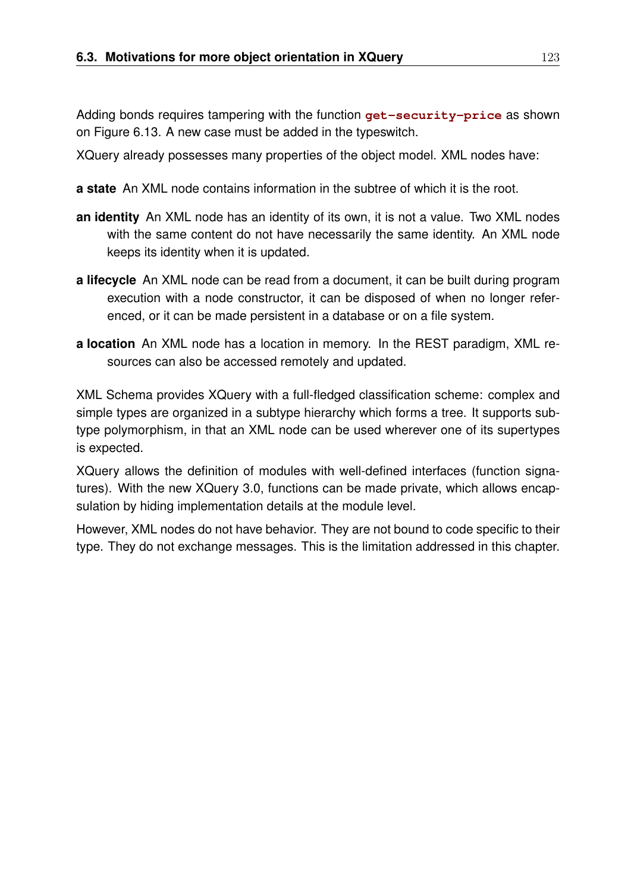Adding bonds requires tampering with the function `get-security-price` as shown on Figure 6.13. A new case must be added in the typeswitch.

XQuery already possesses many properties of the object model. XML nodes have:

**a state** An XML node contains information in the subtree of which it is the root.

**an identity** An XML node has an identity of its own, it is not a value. Two XML nodes with the same content do not have necessarily the same identity. An XML node keeps its identity when it is updated.

**a lifecycle** An XML node can be read from a document, it can be built during program execution with a node constructor, it can be disposed of when no longer referenced, or it can be made persistent in a database or on a file system.

**a location** An XML node has a location in memory. In the REST paradigm, XML resources can also be accessed remotely and updated.

XML Schema provides XQuery with a full-fledged classification scheme: complex and simple types are organized in a subtype hierarchy which forms a tree. It supports subtype polymorphism, in that an XML node can be used wherever one of its supertypes is expected.

XQuery allows the definition of modules with well-defined interfaces (function signatures). With the new XQuery 3.0, functions can be made private, which allows encapsulation by hiding implementation details at the module level.

However, XML nodes do not have behavior. They are not bound to code specific to their type. They do not exchange messages. This is the limitation addressed in this chapter.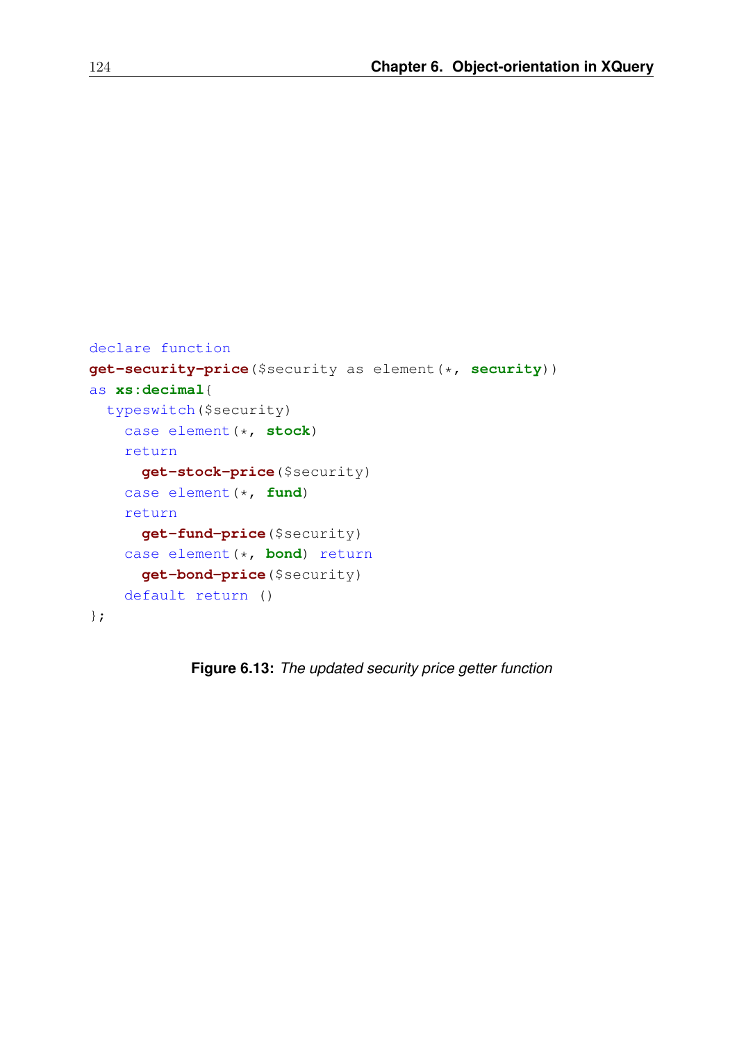```
declare function
get-security-price($security as element(*, security))
as xs:decimal{
  typeswitch($security)
    case element(*, stock)
    return
      get-stock-price($security)
    case element(*, fund)
    return
      get-fund-price($security)
    case element(*, bond) return
      get-bond-price($security)
    default return ()
};
```

**Figure 6.13:** *The updated security price getter function*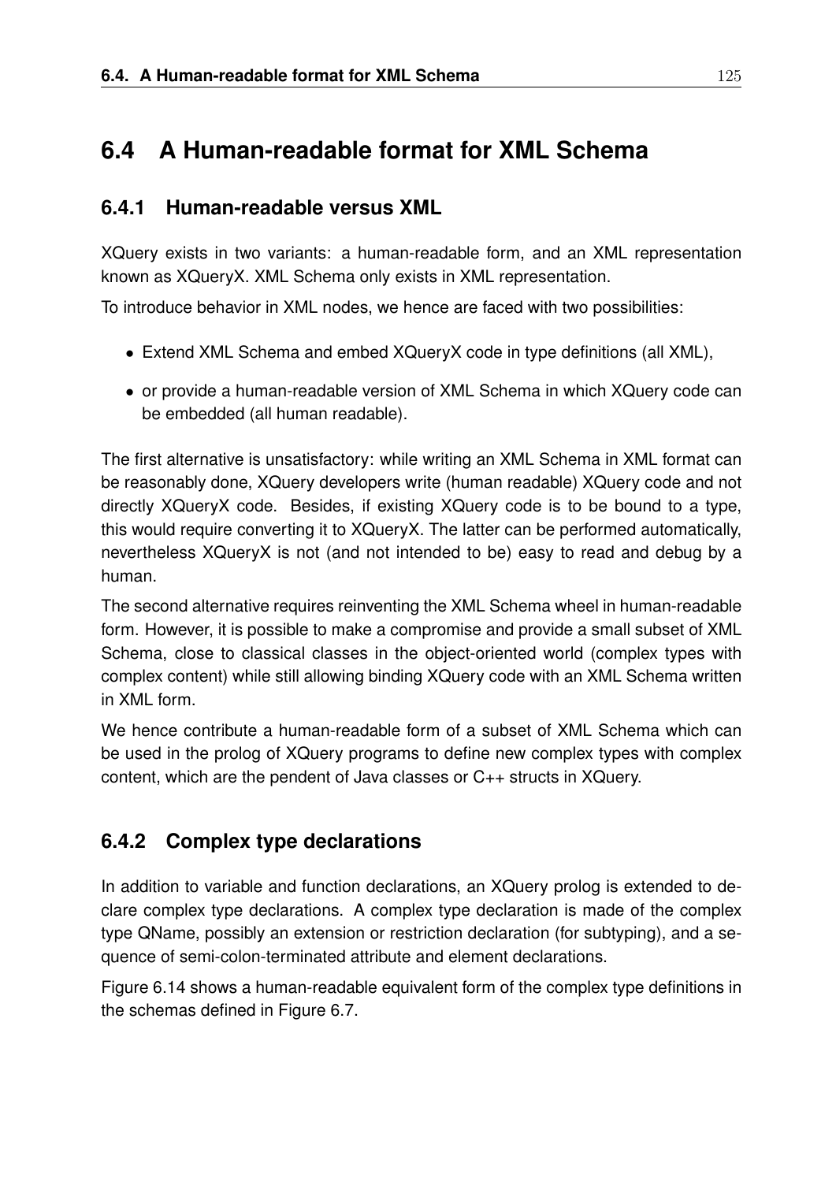## 6.4 A Human-readable format for XML Schema

### 6.4.1 Human-readable versus XML

XQuery exists in two variants: a human-readable form, and an XML representation known as XQueryX. XML Schema only exists in XML representation.

To introduce behavior in XML nodes, we hence are faced with two possibilities:

- Extend XML Schema and embed XQueryX code in type definitions (all XML),
- or provide a human-readable version of XML Schema in which XQuery code can be embedded (all human readable).

The first alternative is unsatisfactory: while writing an XML Schema in XML format can be reasonably done, XQuery developers write (human readable) XQuery code and not directly XQueryX code. Besides, if existing XQuery code is to be bound to a type, this would require converting it to XQueryX. The latter can be performed automatically, nevertheless XQueryX is not (and not intended to be) easy to read and debug by a human.

The second alternative requires reinventing the XML Schema wheel in human-readable form. However, it is possible to make a compromise and provide a small subset of XML Schema, close to classical classes in the object-oriented world (complex types with complex content) while still allowing binding XQuery code with an XML Schema written in XML form.

We hence contribute a human-readable form of a subset of XML Schema which can be used in the prolog of XQuery programs to define new complex types with complex content, which are the pendent of Java classes or C++ structs in XQuery.

### 6.4.2 Complex type declarations

In addition to variable and function declarations, an XQuery prolog is extended to declare complex type declarations. A complex type declaration is made of the complex type QName, possibly an extension or restriction declaration (for subtyping), and a sequence of semi-colon-terminated attribute and element declarations.

Figure 6.14 shows a human-readable equivalent form of the complex type definitions in the schemas defined in Figure 6.7.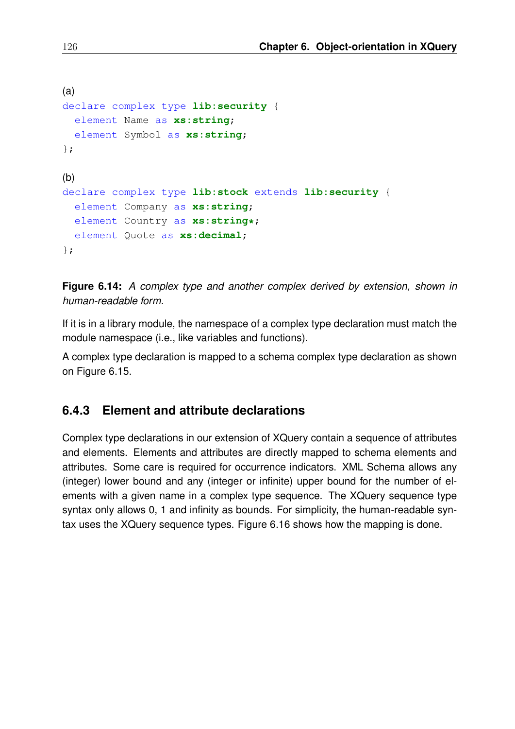(a)

```
declare complex type lib:security {
  element Name as xs:string;
  element Symbol as xs:string;
};
```

(b)

```
declare complex type lib:stock extends lib:security {
  element Company as xs:string;
  element Country as xs:string*;
  element Quote as xs:decimal;
};
```

**Figure 6.14:** *A complex type and another complex derived by extension, shown in human-readable form.*

If it is in a library module, the namespace of a complex type declaration must match the module namespace (i.e., like variables and functions).

A complex type declaration is mapped to a schema complex type declaration as shown on Figure 6.15.

### 6.4.3 Element and attribute declarations

Complex type declarations in our extension of XQuery contain a sequence of attributes and elements. Elements and attributes are directly mapped to schema elements and attributes. Some care is required for occurrence indicators. XML Schema allows any (integer) lower bound and any (integer or infinite) upper bound for the number of elements with a given name in a complex type sequence. The XQuery sequence type syntax only allows 0, 1 and infinity as bounds. For simplicity, the human-readable syntax uses the XQuery sequence types. Figure 6.16 shows how the mapping is done.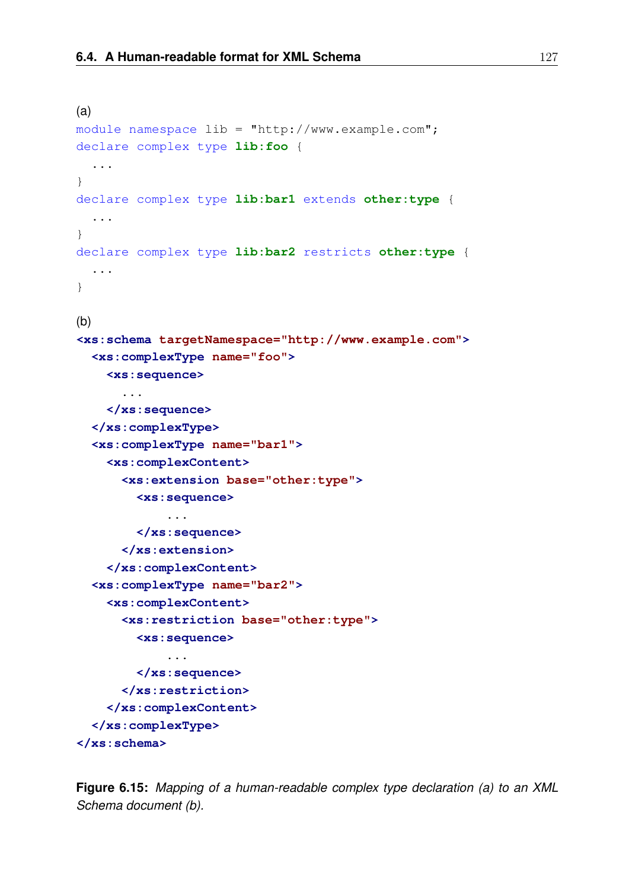(a)

```
module namespace lib = "http://www.example.com";
declare complex type lib:foo {
  ...
}
declare complex type lib:bar1 extends other:type {
  ...
}
declare complex type lib:bar2 restricts other:type {
  ...
}
```

(b)

```
<xs:schema targetNamespace="http://www.example.com">
  <xs:complexType name="foo">
    <xs:sequence>
      ...
    </xs:sequence>
  </xs:complexType>
  <xs:complexType name="bar1">
    <xs:complexContent>
      <xs:extension base="other:type">
        <xs:sequence>
            ...
        </xs:sequence>
      </xs:extension>
    </xs:complexContent>
  <xs:complexType name="bar2">
    <xs:complexContent>
      <xs:restriction base="other:type">
        <xs:sequence>
            ...
        </xs:sequence>
      </xs:restriction>
    </xs:complexContent>
  </xs:complexType>
</xs:schema>
```

**Figure 6.15:** *Mapping of a human-readable complex type declaration (a) to an XML Schema document (b).*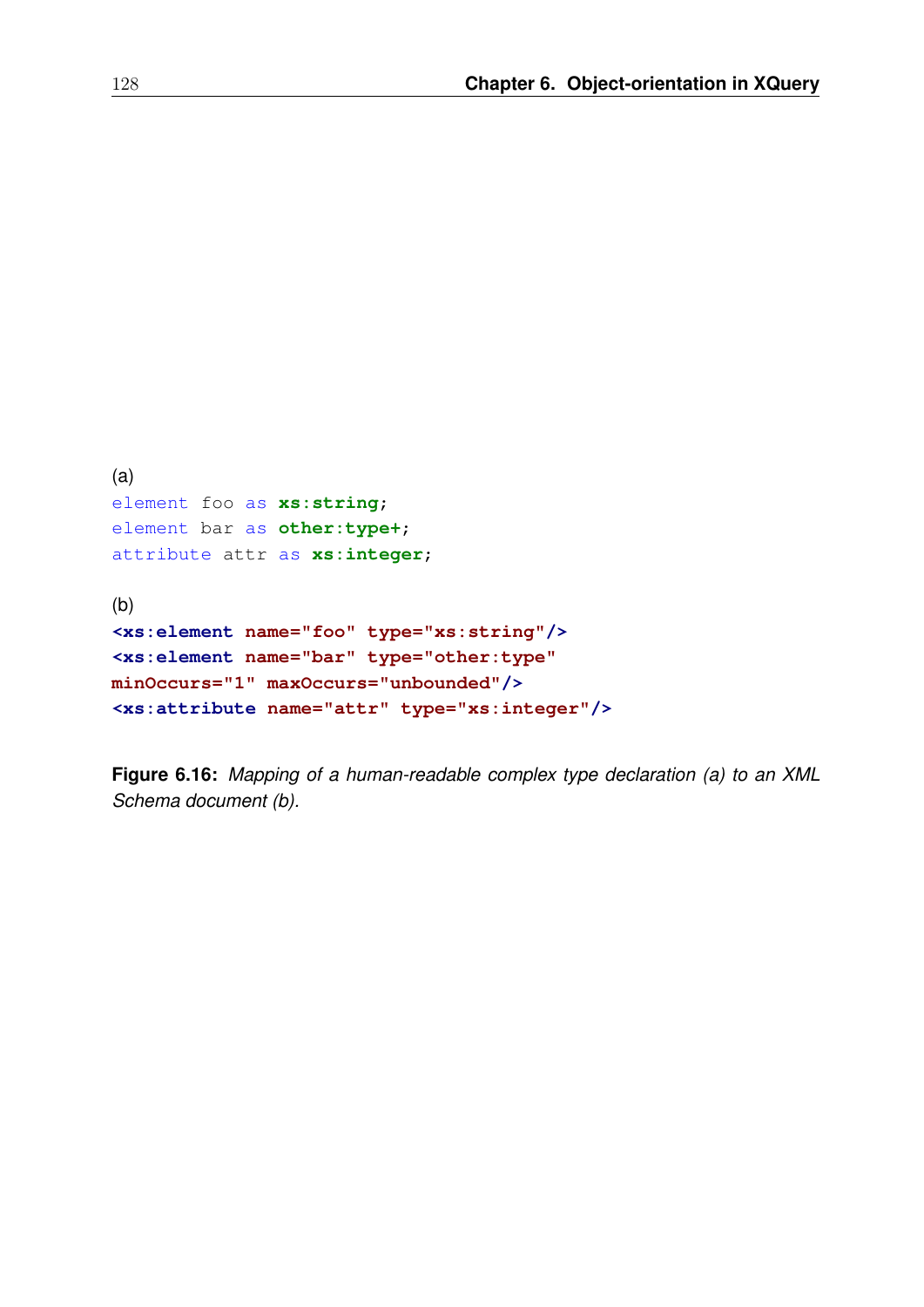(a)

```
element foo as xs:string;
element bar as other:type+;
attribute attr as xs:integer;
```

(b)

```
<xs:element name="foo" type="xs:string"/>
<xs:element name="bar" type="other:type"
minOccurs="1" maxOccurs="unbounded"/>
<xs:attribute name="attr" type="xs:integer"/>
```

**Figure 6.16:** *Mapping of a human-readable complex type declaration (a) to an XML Schema document (b).*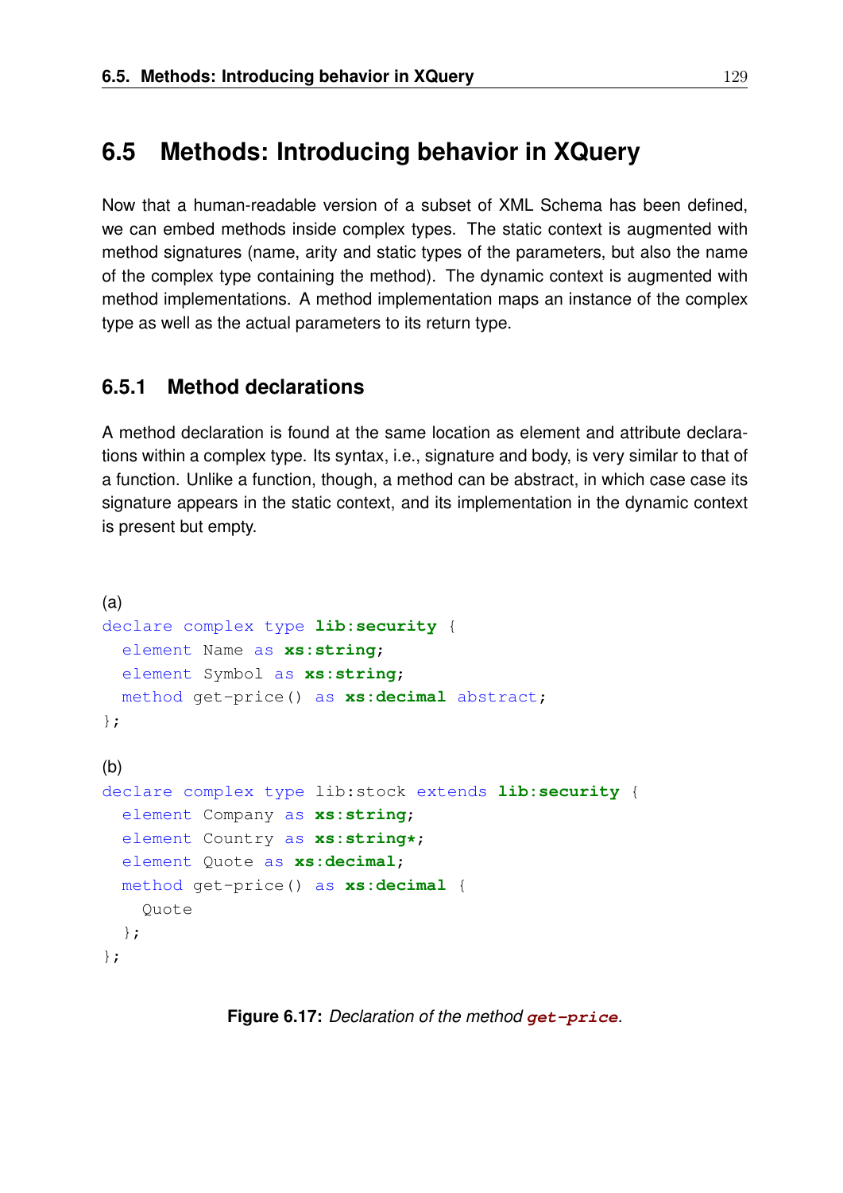## 6.5 Methods: Introducing behavior in XQuery

Now that a human-readable version of a subset of XML Schema has been defined, we can embed methods inside complex types. The static context is augmented with method signatures (name, arity and static types of the parameters, but also the name of the complex type containing the method). The dynamic context is augmented with method implementations. A method implementation maps an instance of the complex type as well as the actual parameters to its return type.

### 6.5.1 Method declarations

A method declaration is found at the same location as element and attribute declarations within a complex type. Its syntax, i.e., signature and body, is very similar to that of a function. Unlike a function, though, a method can be abstract, in which case case its signature appears in the static context, and its implementation in the dynamic context is present but empty.

(a)

```
declare complex type lib:security {
  element Name as xs:string;
  element Symbol as xs:string;
  method get-price() as xs:decimal abstract;
};
```

(b)

```
declare complex type lib:stock extends lib:security {
  element Company as xs:string;
  element Country as xs:string*;
  element Quote as xs:decimal;
  method get-price() as xs:decimal {
    Quote
  };
};
```

**Figure 6.17:** *Declaration of the method `get-price`.*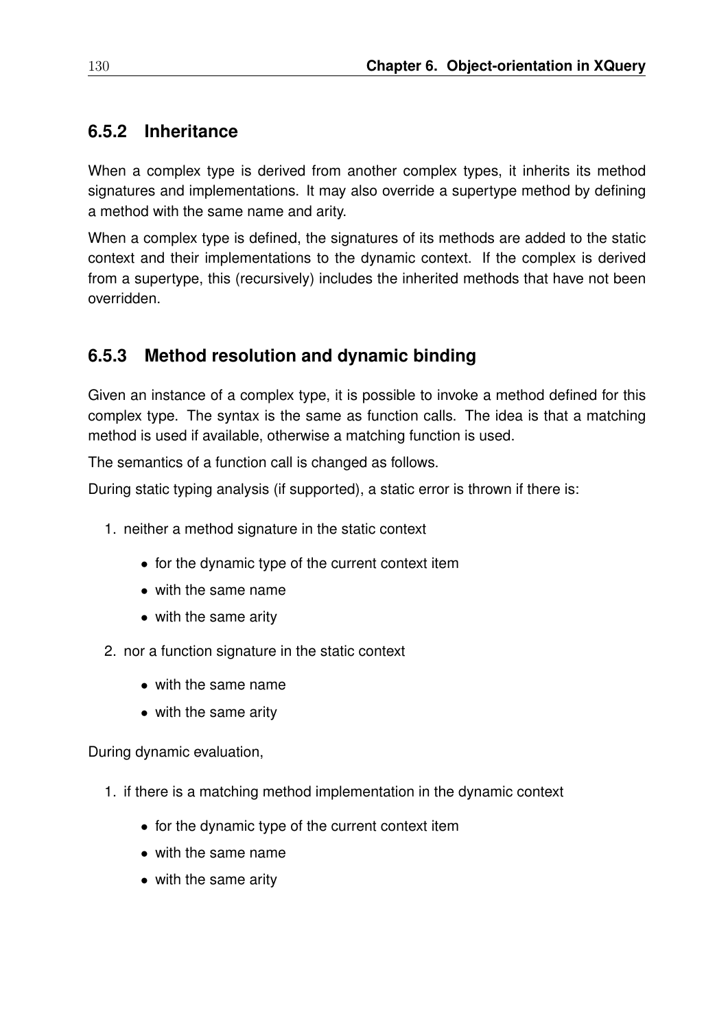### 6.5.2 Inheritance

When a complex type is derived from another complex types, it inherits its method signatures and implementations. It may also override a supertype method by defining a method with the same name and arity.

When a complex type is defined, the signatures of its methods are added to the static context and their implementations to the dynamic context. If the complex is derived from a supertype, this (recursively) includes the inherited methods that have not been overridden.

### 6.5.3 Method resolution and dynamic binding

Given an instance of a complex type, it is possible to invoke a method defined for this complex type. The syntax is the same as function calls. The idea is that a matching method is used if available, otherwise a matching function is used.

The semantics of a function call is changed as follows.

During static typing analysis (if supported), a static error is thrown if there is:

1. neither a method signature in the static context
   - for the dynamic type of the current context item
   - with the same name
   - with the same arity
2. nor a function signature in the static context
   - with the same name
   - with the same arity

During dynamic evaluation,

1. if there is a matching method implementation in the dynamic context
   - for the dynamic type of the current context item
   - with the same name
   - with the same arity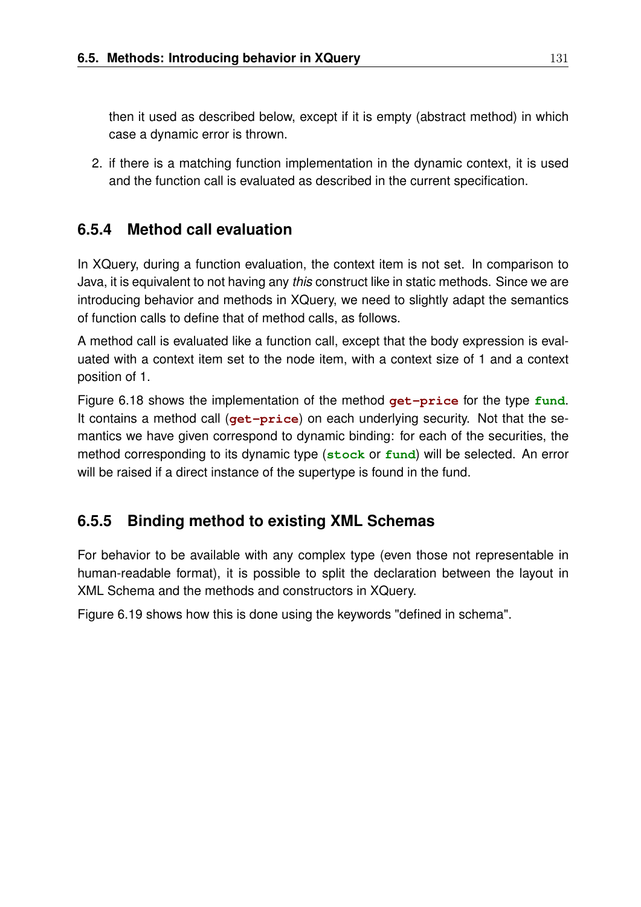then it used as described below, except if it is empty (abstract method) in which case a dynamic error is thrown.

2. if there is a matching function implementation in the dynamic context, it is used and the function call is evaluated as described in the current specification.

### 6.5.4 Method call evaluation

In XQuery, during a function evaluation, the context item is not set. In comparison to Java, it is equivalent to not having any *this* construct like in static methods. Since we are introducing behavior and methods in XQuery, we need to slightly adapt the semantics of function calls to define that of method calls, as follows.

A method call is evaluated like a function call, except that the body expression is evaluated with a context item set to the node item, with a context size of 1 and a context position of 1.

Figure 6.18 shows the implementation of the method **`get-price`** for the type **`fund`**. It contains a method call (**`get-price`**) on each underlying security. Not that the semantics we have given correspond to dynamic binding: for each of the securities, the method corresponding to its dynamic type (**`stock`** or **`fund`**) will be selected. An error will be raised if a direct instance of the supertype is found in the fund.

### 6.5.5 Binding method to existing XML Schemas

For behavior to be available with any complex type (even those not representable in human-readable format), it is possible to split the declaration between the layout in XML Schema and the methods and constructors in XQuery.

Figure 6.19 shows how this is done using the keywords "defined in schema".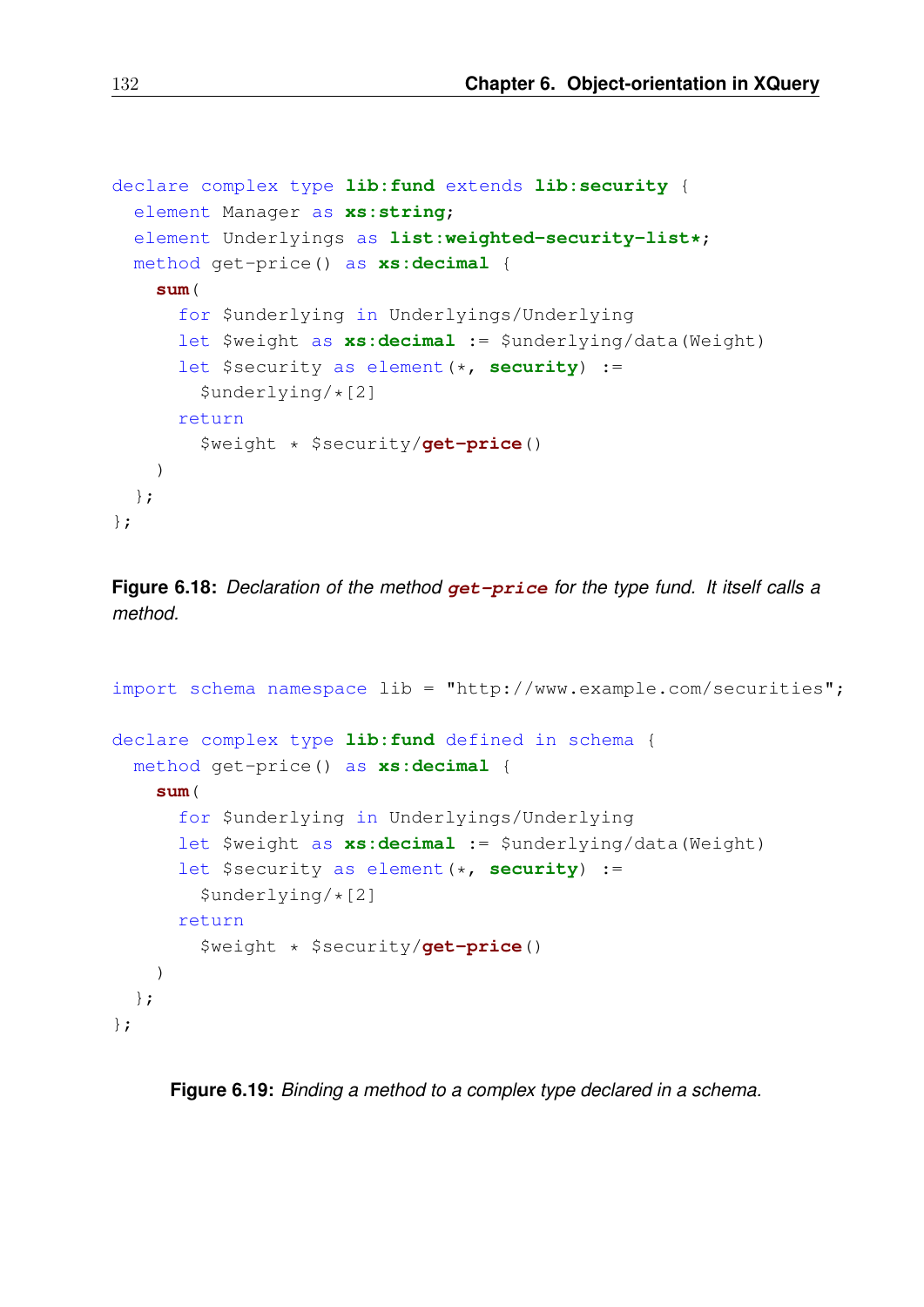```
declare complex type lib:fund extends lib:security {
  element Manager as xs:string;
  element Underlyings as list:weighted-security-list*;
  method get-price() as xs:decimal {
    sum(
      for $underlying in Underlyings/Underlying
      let $weight as xs:decimal := $underlying/data(Weight)
      let $security as element(*, security) :=
        $underlying/*[2]
      return
        $weight * $security/get-price()
    )
  };
};
```

**Figure 6.18:** *Declaration of the method* ***get-price*** *for the type fund. It itself calls a method.*

```
import schema namespace lib = "http://www.example.com/securities";

declare complex type lib:fund defined in schema {
  method get-price() as xs:decimal {
    sum(
      for $underlying in Underlyings/Underlying
      let $weight as xs:decimal := $underlying/data(Weight)
      let $security as element(*, security) :=
        $underlying/*[2]
      return
        $weight * $security/get-price()
    )
  };
};
```

**Figure 6.19:** *Binding a method to a complex type declared in a schema.*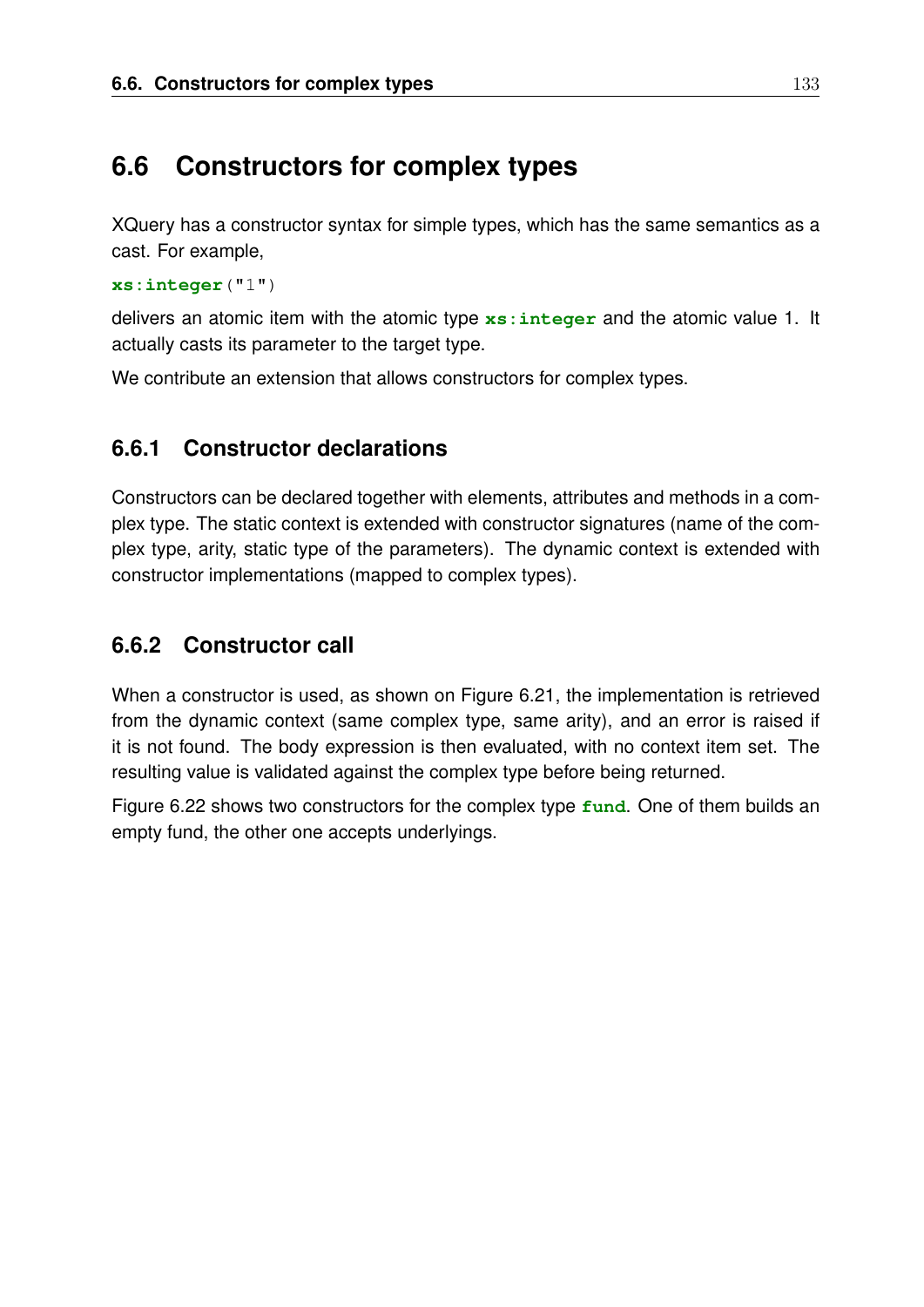## 6.6 Constructors for complex types

XQuery has a constructor syntax for simple types, which has the same semantics as a cast. For example,

```
xs:integer("1")
```

delivers an atomic item with the atomic type `xs:integer` and the atomic value 1. It actually casts its parameter to the target type.

We contribute an extension that allows constructors for complex types.

### 6.6.1 Constructor declarations

Constructors can be declared together with elements, attributes and methods in a complex type. The static context is extended with constructor signatures (name of the complex type, arity, static type of the parameters). The dynamic context is extended with constructor implementations (mapped to complex types).

### 6.6.2 Constructor call

When a constructor is used, as shown on Figure 6.21, the implementation is retrieved from the dynamic context (same complex type, same arity), and an error is raised if it is not found. The body expression is then evaluated, with no context item set. The resulting value is validated against the complex type before being returned.

Figure 6.22 shows two constructors for the complex type `fund`. One of them builds an empty fund, the other one accepts underlyings.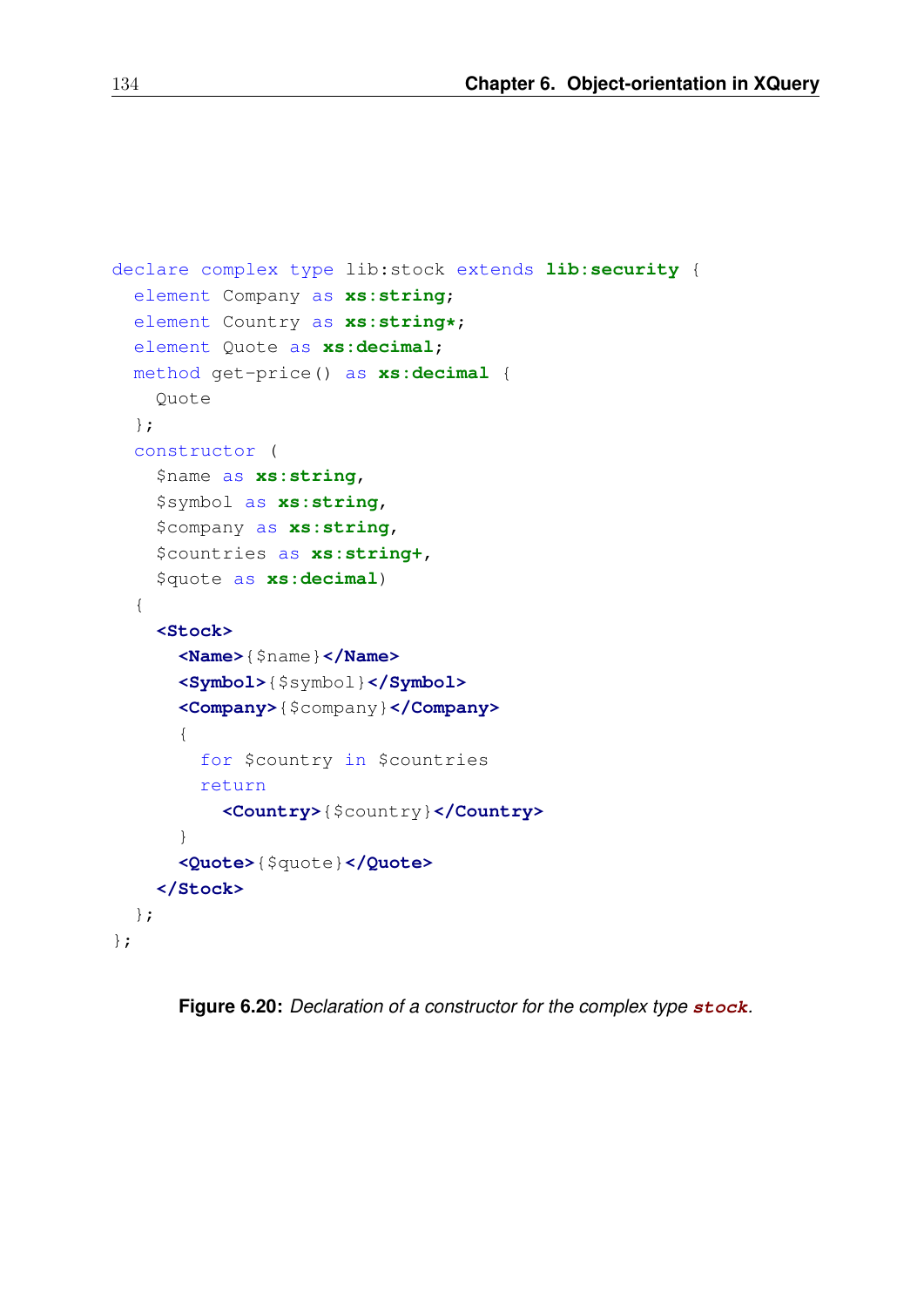```
declare complex type lib:stock extends lib:security {
  element Company as xs:string;
  element Country as xs:string*;
  element Quote as xs:decimal;
  method get-price() as xs:decimal {
    Quote
  };
  constructor (
    $name as xs:string,
    $symbol as xs:string,
    $company as xs:string,
    $countries as xs:string+,
    $quote as xs:decimal)
  {
    <Stock>
      <Name>{$name}</Name>
      <Symbol>{$symbol}</Symbol>
      <Company>{$company}</Company>
      {
        for $country in $countries
        return
          <Country>{$country}</Country>
      }
      <Quote>{$quote}</Quote>
    </Stock>
  };
};
```

**Figure 6.20:** *Declaration of a constructor for the complex type* ***stock***.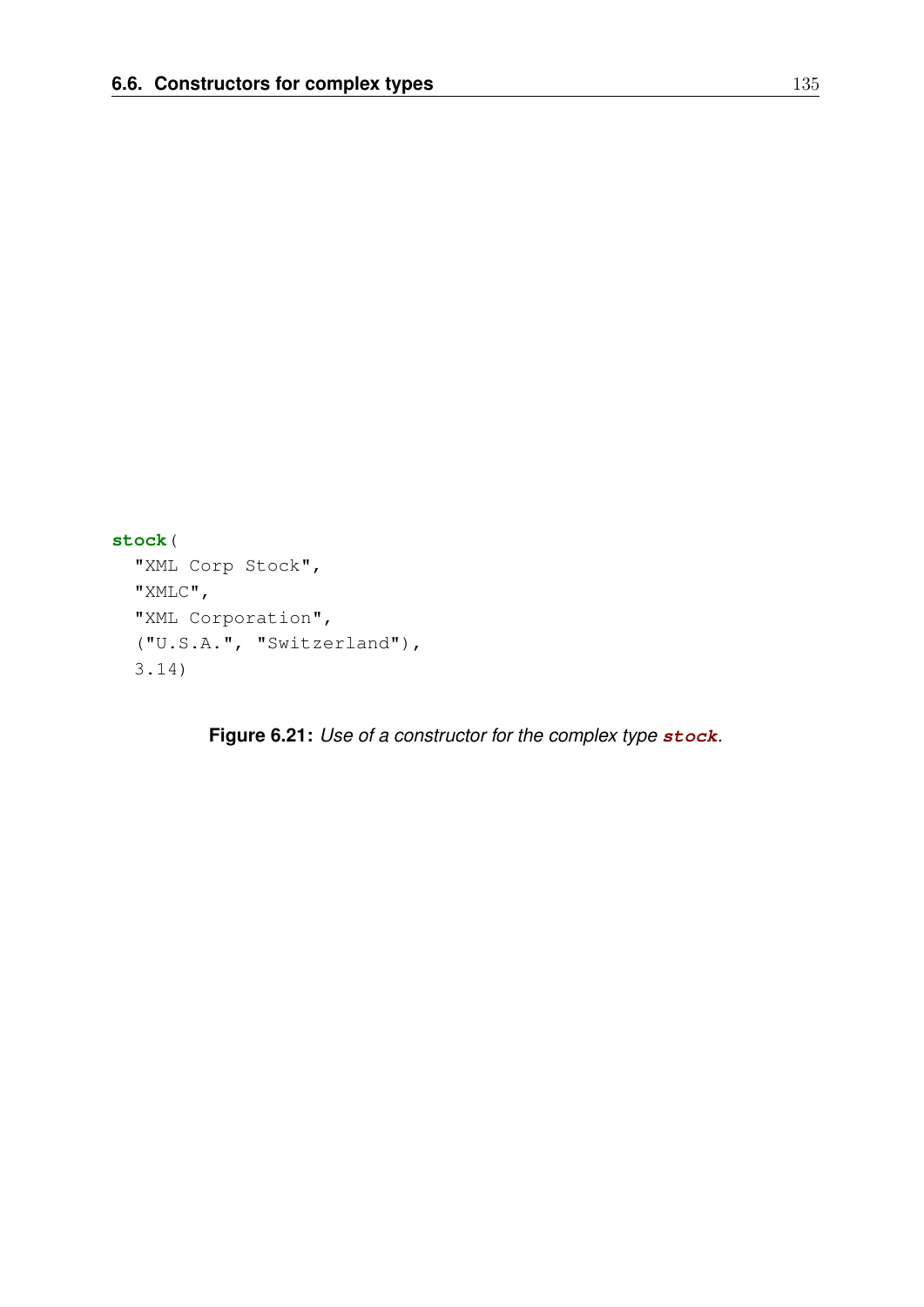```
stock(
  "XML Corp Stock",
  "XMLC",
  "XML Corporation",
  ("U.S.A.", "Switzerland"),
  3.14)
```

**Figure 6.21:** *Use of a constructor for the complex type* ***`stock`***.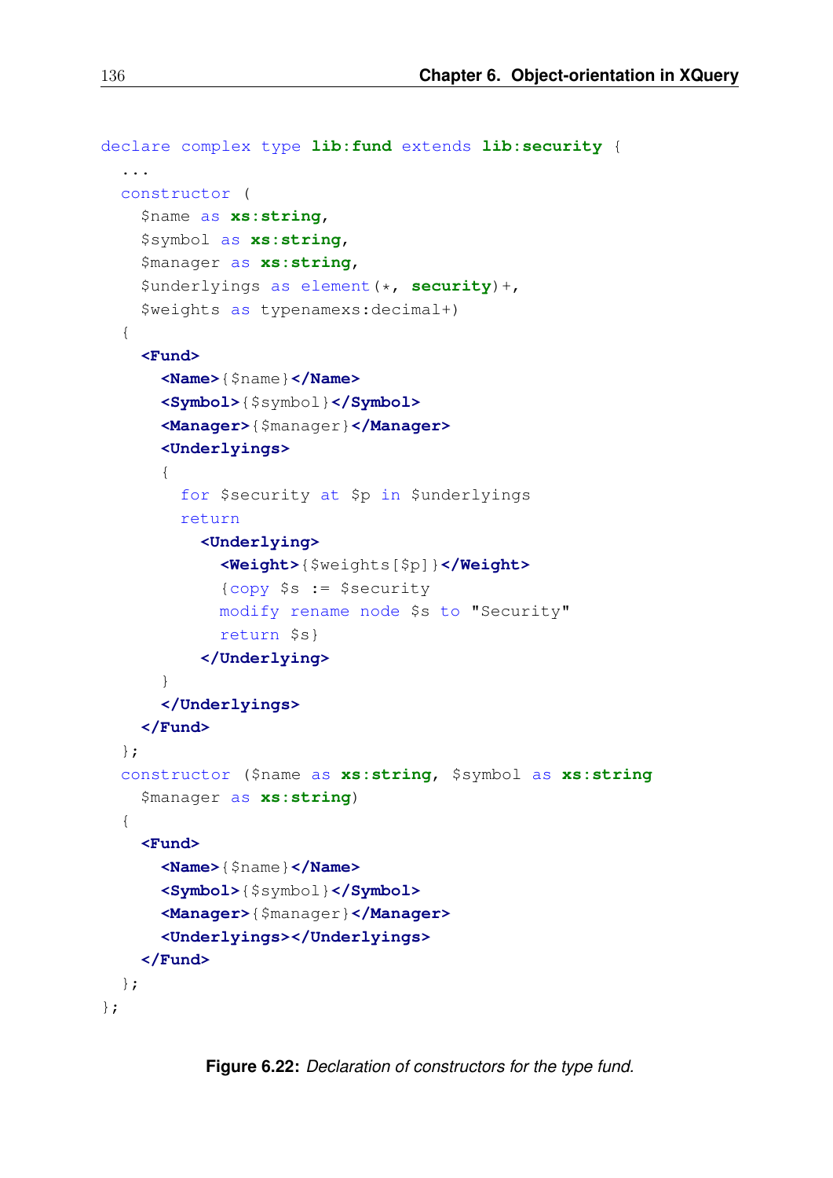```
declare complex type lib:fund extends lib:security {
  ...
  constructor (
    $name as xs:string,
    $symbol as xs:string,
    $manager as xs:string,
    $underlyings as element(*, security)+,
    $weights as typenamexs:decimal+)
  {
    <Fund>
      <Name>{$name}</Name>
      <Symbol>{$symbol}</Symbol>
      <Manager>{$manager}</Manager>
      <Underlyings>
      {
        for $security at $p in $underlyings
        return
          <Underlying>
            <Weight>{$weights[$p]}</Weight>
            {copy $s := $security
            modify rename node $s to "Security"
            return $s}
          </Underlying>
      }
      </Underlyings>
    </Fund>
  };
  constructor ($name as xs:string, $symbol as xs:string
    $manager as xs:string)
  {
    <Fund>
      <Name>{$name}</Name>
      <Symbol>{$symbol}</Symbol>
      <Manager>{$manager}</Manager>
      <Underlyings></Underlyings>
    </Fund>
  };
};
```

**Figure 6.22:** *Declaration of constructors for the type fund.*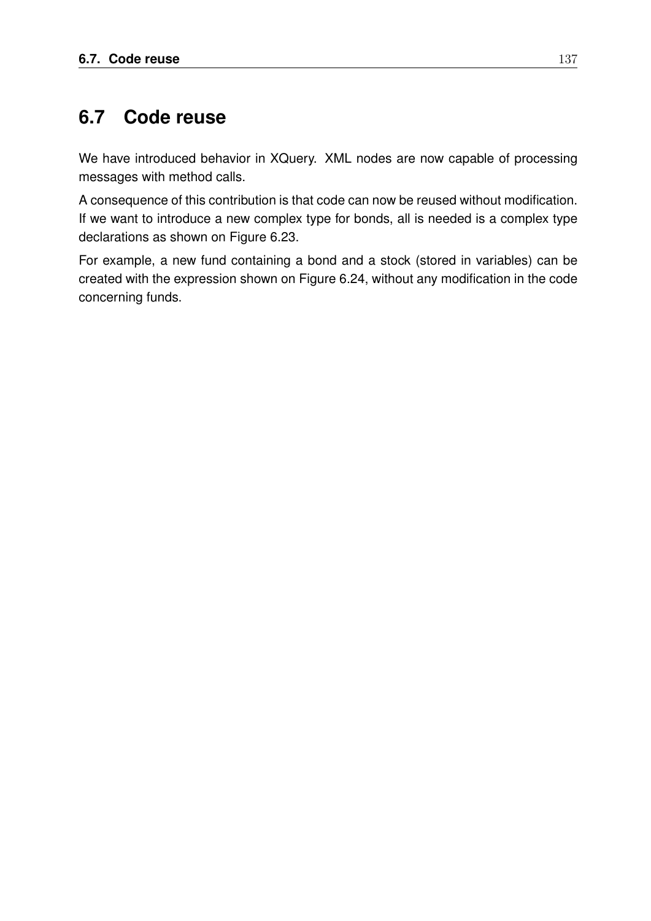## 6.7 Code reuse

We have introduced behavior in XQuery. XML nodes are now capable of processing messages with method calls.

A consequence of this contribution is that code can now be reused without modification. If we want to introduce a new complex type for bonds, all is needed is a complex type declarations as shown on Figure 6.23.

For example, a new fund containing a bond and a stock (stored in variables) can be created with the expression shown on Figure 6.24, without any modification in the code concerning funds.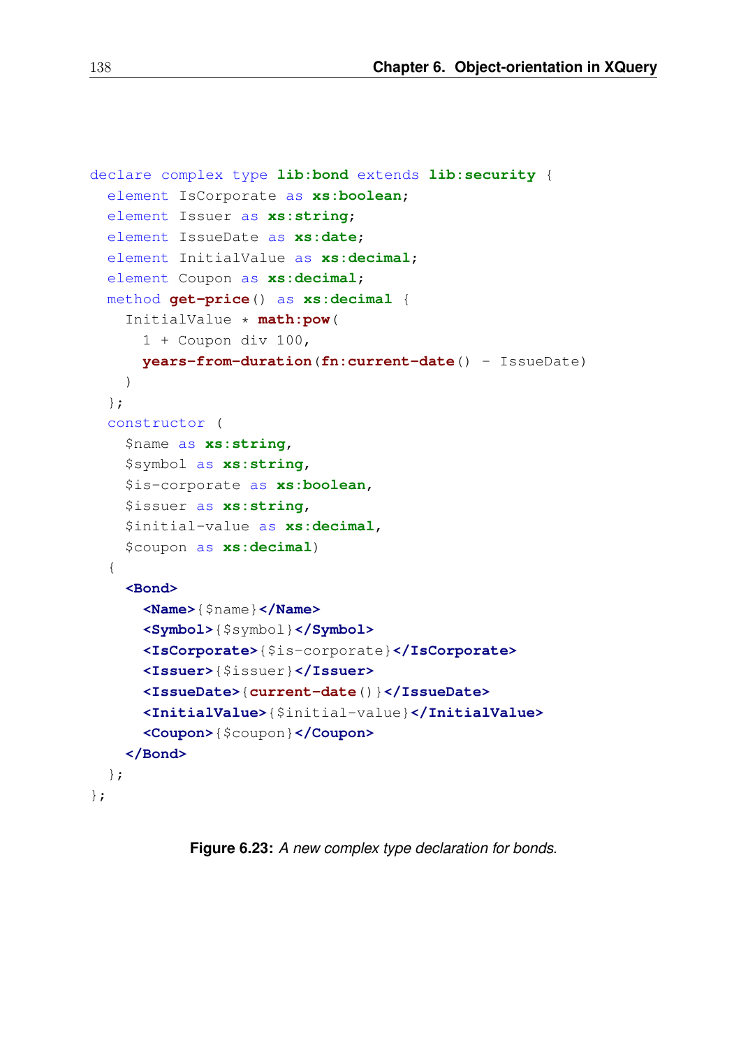```
declare complex type lib:bond extends lib:security {
  element IsCorporate as xs:boolean;
  element Issuer as xs:string;
  element IssueDate as xs:date;
  element InitialValue as xs:decimal;
  element Coupon as xs:decimal;
  method get-price() as xs:decimal {
    InitialValue * math:pow(
      1 + Coupon div 100,
      years-from-duration(fn:current-date() - IssueDate)
    )
  };
  constructor (
    $name as xs:string,
    $symbol as xs:string,
    $is-corporate as xs:boolean,
    $issuer as xs:string,
    $initial-value as xs:decimal,
    $coupon as xs:decimal)
  {
    <Bond>
      <Name>{$name}</Name>
      <Symbol>{$symbol}</Symbol>
      <IsCorporate>{$is-corporate}</IsCorporate>
      <Issuer>{$issuer}</Issuer>
      <IssueDate>{current-date()}</IssueDate>
      <InitialValue>{$initial-value}</InitialValue>
      <Coupon>{$coupon}</Coupon>
    </Bond>
  };
};
```

**Figure 6.23:** *A new complex type declaration for bonds.*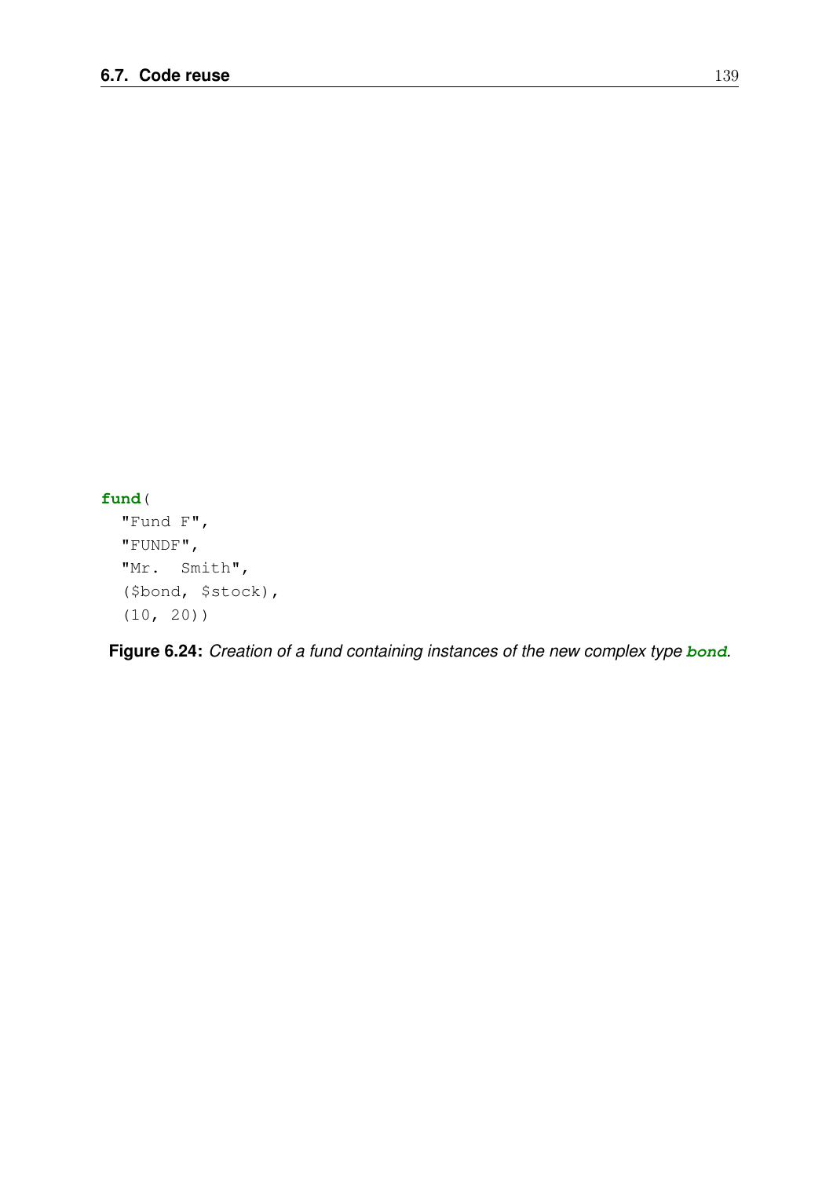```
fund(
  "Fund F",
  "FUNDF",
  "Mr.  Smith",
  ($bond, $stock),
  (10, 20))
```

**Figure 6.24:** *Creation of a fund containing instances of the new complex type* ***bond****.*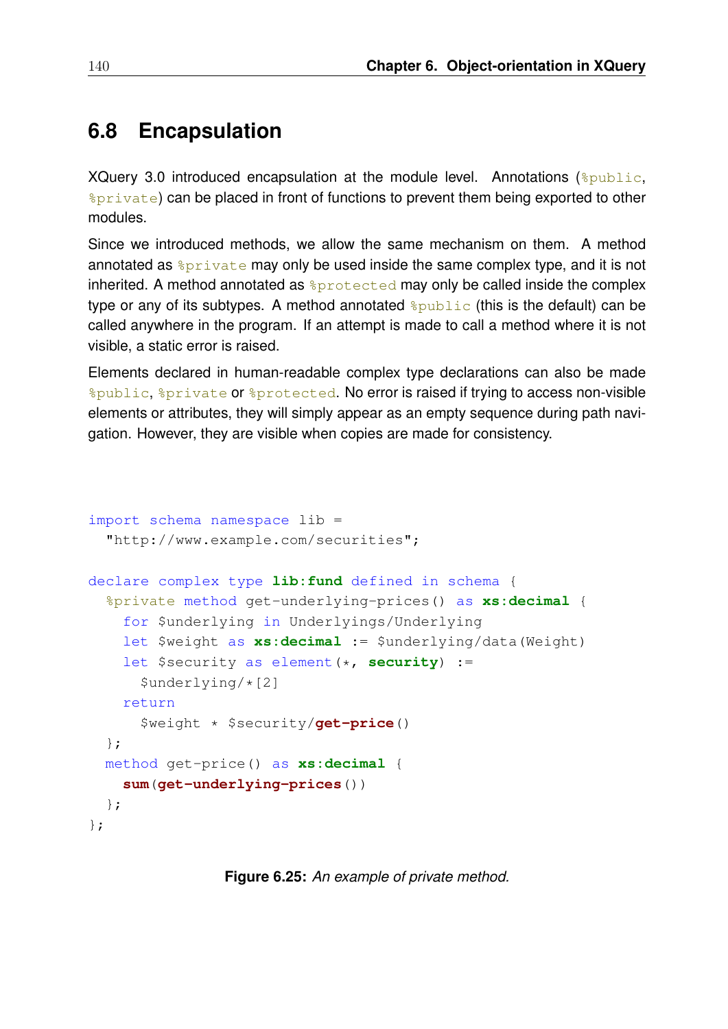## 6.8 Encapsulation

XQuery 3.0 introduced encapsulation at the module level. Annotations (`%public`, `%private`) can be placed in front of functions to prevent them being exported to other modules.

Since we introduced methods, we allow the same mechanism on them. A method annotated as `%private` may only be used inside the same complex type, and it is not inherited. A method annotated as `%protected` may only be called inside the complex type or any of its subtypes. A method annotated `%public` (this is the default) can be called anywhere in the program. If an attempt is made to call a method where it is not visible, a static error is raised.

Elements declared in human-readable complex type declarations can also be made `%public`, `%private` or `%protected`. No error is raised if trying to access non-visible elements or attributes, they will simply appear as an empty sequence during path navigation. However, they are visible when copies are made for consistency.

```
import schema namespace lib =
  "http://www.example.com/securities";

declare complex type lib:fund defined in schema {
  %private method get-underlying-prices() as xs:decimal {
    for $underlying in Underlyings/Underlying
    let $weight as xs:decimal := $underlying/data(Weight)
    let $security as element(*, security) :=
      $underlying/*[2]
    return
      $weight * $security/get-price()
  };
  method get-price() as xs:decimal {
    sum(get-underlying-prices())
  };
};
```

**Figure 6.25:** *An example of private method.*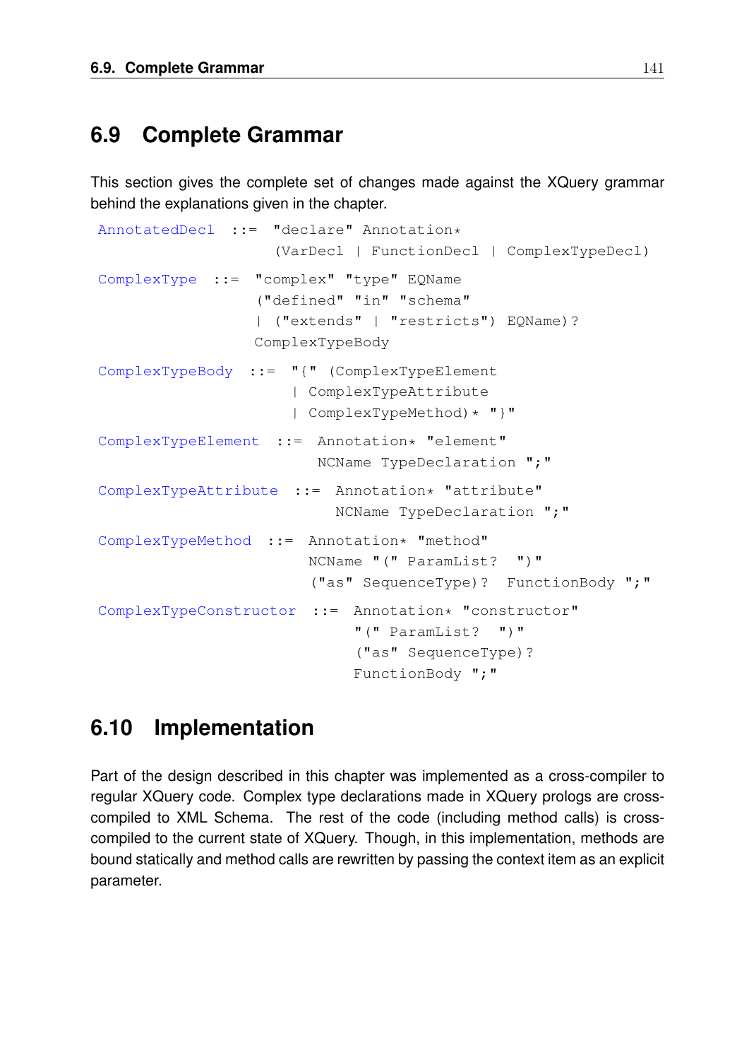## 6.9 Complete Grammar

This section gives the complete set of changes made against the XQuery grammar behind the explanations given in the chapter.

```
AnnotatedDecl  ::=  "declare" Annotation*
                    (VarDecl | FunctionDecl | ComplexTypeDecl)

ComplexType  ::=  "complex" "type" EQName
                  ("defined" "in" "schema"
                  | ("extends" | "restricts") EQName)?
                  ComplexTypeBody

ComplexTypeBody  ::=  "{" (ComplexTypeElement
                      | ComplexTypeAttribute
                      | ComplexTypeMethod)* "}"

ComplexTypeElement  ::=  Annotation* "element"
                         NCName TypeDeclaration ";"

ComplexTypeAttribute  ::=  Annotation* "attribute"
                           NCName TypeDeclaration ";"

ComplexTypeMethod  ::=  Annotation* "method"
                        NCName "(" ParamList?  ")"
                        ("as" SequenceType)?  FunctionBody ";"

ComplexTypeConstructor  ::=  Annotation* "constructor"
                             "(" ParamList?  ")"
                             ("as" SequenceType)?
                             FunctionBody ";"
```

## 6.10 Implementation

Part of the design described in this chapter was implemented as a cross-compiler to regular XQuery code. Complex type declarations made in XQuery prologs are cross-compiled to XML Schema. The rest of the code (including method calls) is cross-compiled to the current state of XQuery. Though, in this implementation, methods are bound statically and method calls are rewritten by passing the context item as an explicit parameter.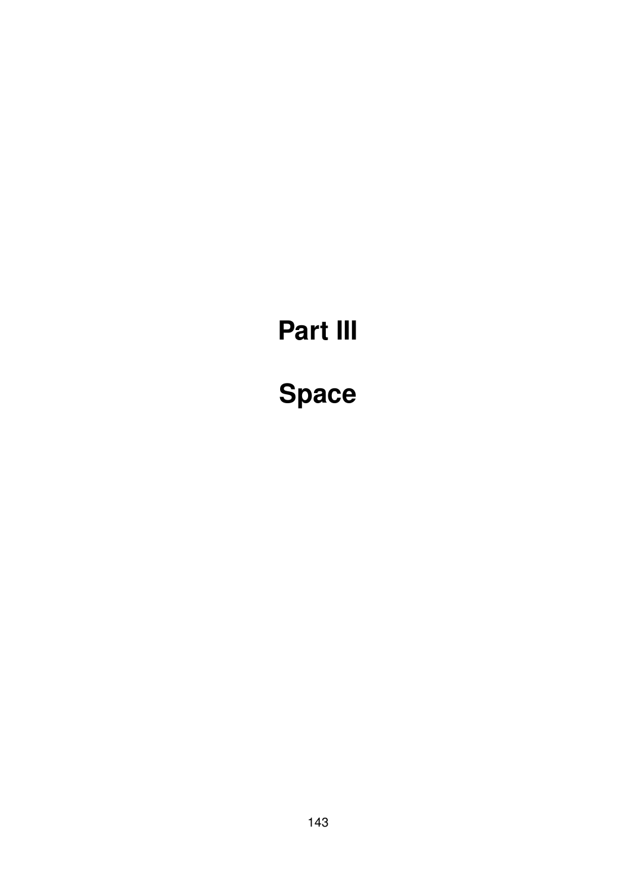# Part III

# Space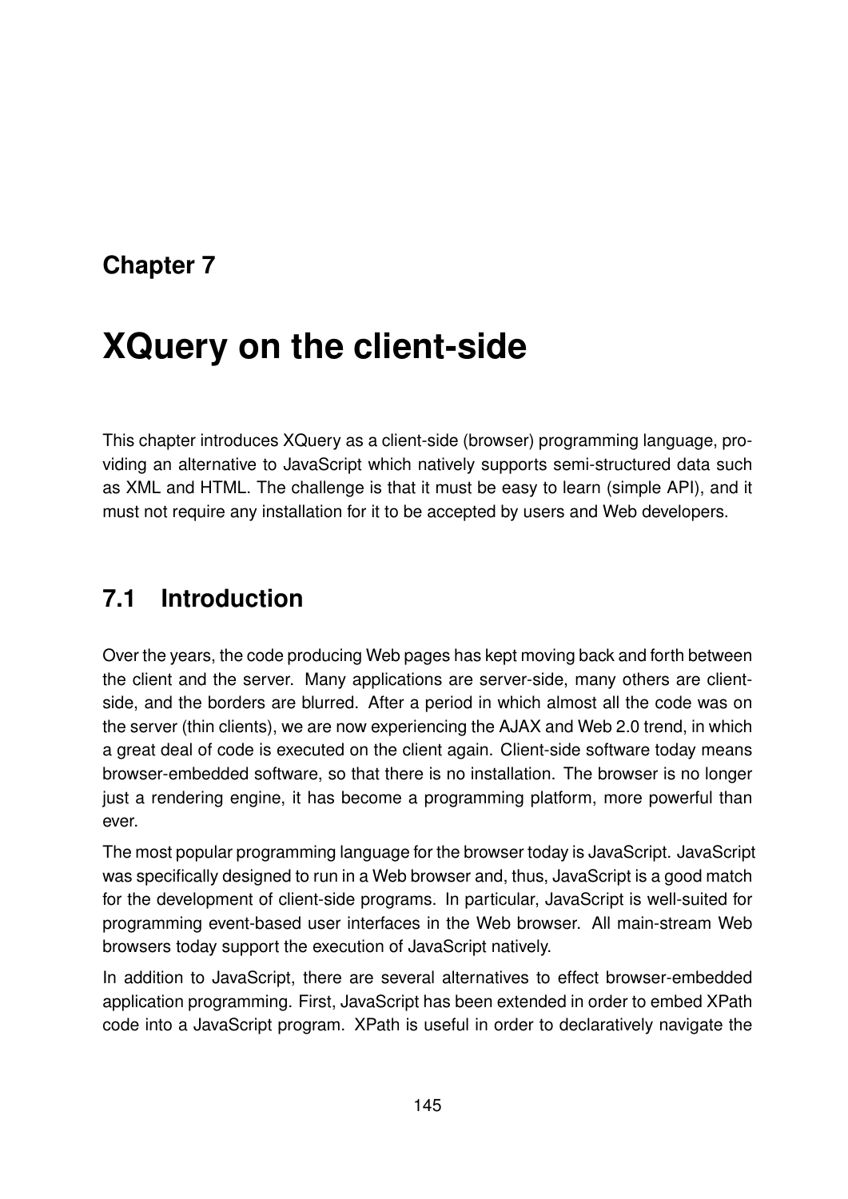# Chapter 7

# XQuery on the client-side

This chapter introduces XQuery as a client-side (browser) programming language, providing an alternative to JavaScript which natively supports semi-structured data such as XML and HTML. The challenge is that it must be easy to learn (simple API), and it must not require any installation for it to be accepted by users and Web developers.

## 7.1 Introduction

Over the years, the code producing Web pages has kept moving back and forth between the client and the server. Many applications are server-side, many others are client-side, and the borders are blurred. After a period in which almost all the code was on the server (thin clients), we are now experiencing the AJAX and Web 2.0 trend, in which a great deal of code is executed on the client again. Client-side software today means browser-embedded software, so that there is no installation. The browser is no longer just a rendering engine, it has become a programming platform, more powerful than ever.

The most popular programming language for the browser today is JavaScript. JavaScript was specifically designed to run in a Web browser and, thus, JavaScript is a good match for the development of client-side programs. In particular, JavaScript is well-suited for programming event-based user interfaces in the Web browser. All main-stream Web browsers today support the execution of JavaScript natively.

In addition to JavaScript, there are several alternatives to effect browser-embedded application programming. First, JavaScript has been extended in order to embed XPath code into a JavaScript program. XPath is useful in order to declaratively navigate the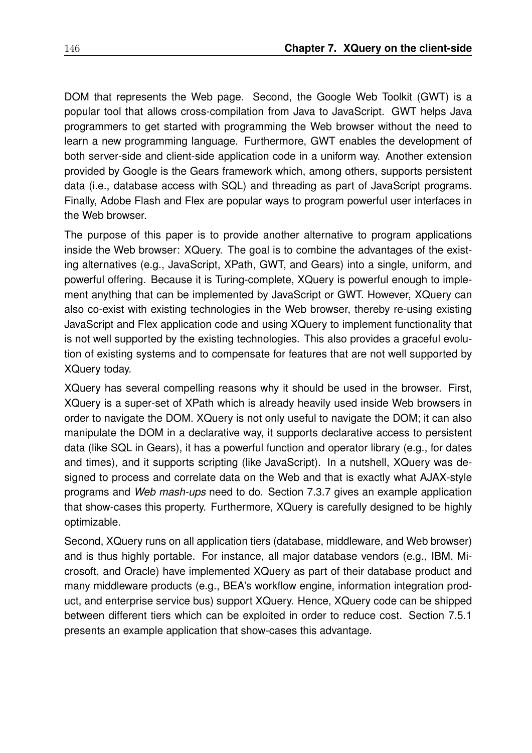DOM that represents the Web page. Second, the Google Web Toolkit (GWT) is a popular tool that allows cross-compilation from Java to JavaScript. GWT helps Java programmers to get started with programming the Web browser without the need to learn a new programming language. Furthermore, GWT enables the development of both server-side and client-side application code in a uniform way. Another extension provided by Google is the Gears framework which, among others, supports persistent data (i.e., database access with SQL) and threading as part of JavaScript programs. Finally, Adobe Flash and Flex are popular ways to program powerful user interfaces in the Web browser.

The purpose of this paper is to provide another alternative to program applications inside the Web browser: XQuery. The goal is to combine the advantages of the existing alternatives (e.g., JavaScript, XPath, GWT, and Gears) into a single, uniform, and powerful offering. Because it is Turing-complete, XQuery is powerful enough to implement anything that can be implemented by JavaScript or GWT. However, XQuery can also co-exist with existing technologies in the Web browser, thereby re-using existing JavaScript and Flex application code and using XQuery to implement functionality that is not well supported by the existing technologies. This also provides a graceful evolution of existing systems and to compensate for features that are not well supported by XQuery today.

XQuery has several compelling reasons why it should be used in the browser. First, XQuery is a super-set of XPath which is already heavily used inside Web browsers in order to navigate the DOM. XQuery is not only useful to navigate the DOM; it can also manipulate the DOM in a declarative way, it supports declarative access to persistent data (like SQL in Gears), it has a powerful function and operator library (e.g., for dates and times), and it supports scripting (like JavaScript). In a nutshell, XQuery was designed to process and correlate data on the Web and that is exactly what AJAX-style programs and *Web mash-ups* need to do. Section 7.3.7 gives an example application that show-cases this property. Furthermore, XQuery is carefully designed to be highly optimizable.

Second, XQuery runs on all application tiers (database, middleware, and Web browser) and is thus highly portable. For instance, all major database vendors (e.g., IBM, Microsoft, and Oracle) have implemented XQuery as part of their database product and many middleware products (e.g., BEA's workflow engine, information integration product, and enterprise service bus) support XQuery. Hence, XQuery code can be shipped between different tiers which can be exploited in order to reduce cost. Section 7.5.1 presents an example application that show-cases this advantage.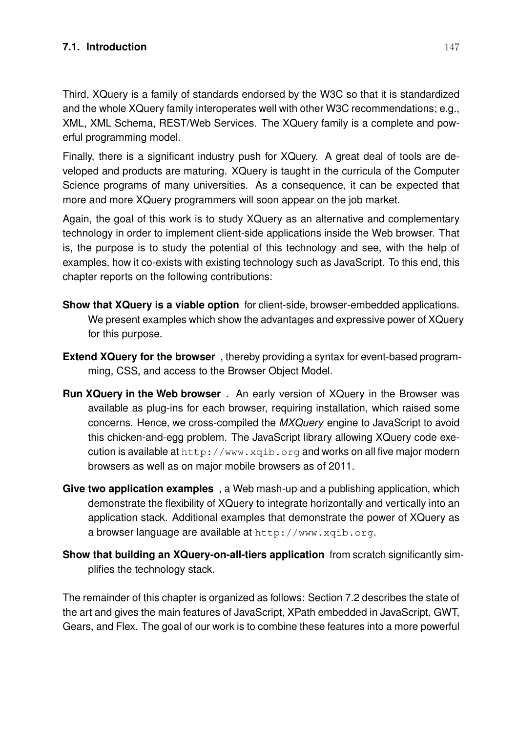Third, XQuery is a family of standards endorsed by the W3C so that it is standardized and the whole XQuery family interoperates well with other W3C recommendations; e.g., XML, XML Schema, REST/Web Services. The XQuery family is a complete and powerful programming model.

Finally, there is a significant industry push for XQuery. A great deal of tools are developed and products are maturing. XQuery is taught in the curricula of the Computer Science programs of many universities. As a consequence, it can be expected that more and more XQuery programmers will soon appear on the job market.

Again, the goal of this work is to study XQuery as an alternative and complementary technology in order to implement client-side applications inside the Web browser. That is, the purpose is to study the potential of this technology and see, with the help of examples, how it co-exists with existing technology such as JavaScript. To this end, this chapter reports on the following contributions:

**Show that XQuery is a viable option** for client-side, browser-embedded applications. We present examples which show the advantages and expressive power of XQuery for this purpose.

**Extend XQuery for the browser** , thereby providing a syntax for event-based programming, CSS, and access to the Browser Object Model.

**Run XQuery in the Web browser** . An early version of XQuery in the Browser was available as plug-ins for each browser, requiring installation, which raised some concerns. Hence, we cross-compiled the *MXQuery* engine to JavaScript to avoid this chicken-and-egg problem. The JavaScript library allowing XQuery code execution is available at `http://www.xqib.org` and works on all five major modern browsers as well as on major mobile browsers as of 2011.

**Give two application examples** , a Web mash-up and a publishing application, which demonstrate the flexibility of XQuery to integrate horizontally and vertically into an application stack. Additional examples that demonstrate the power of XQuery as a browser language are available at `http://www.xqib.org`.

**Show that building an XQuery-on-all-tiers application** from scratch significantly simplifies the technology stack.

The remainder of this chapter is organized as follows: Section 7.2 describes the state of the art and gives the main features of JavaScript, XPath embedded in JavaScript, GWT, Gears, and Flex. The goal of our work is to combine these features into a more powerful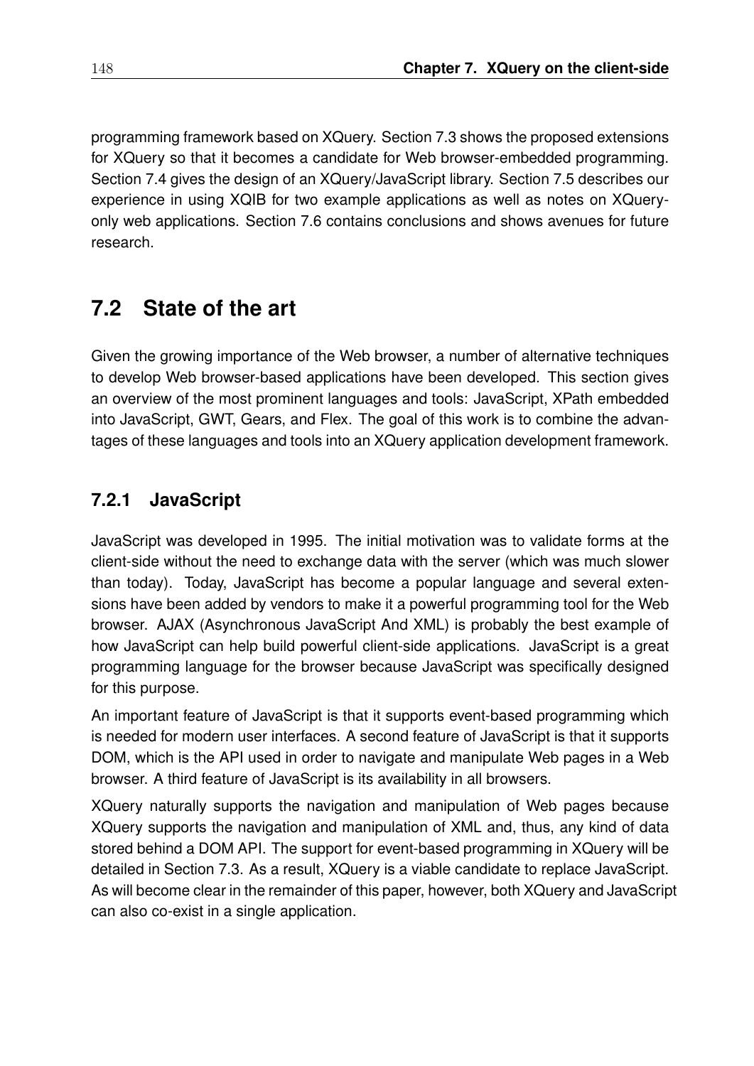programming framework based on XQuery. Section 7.3 shows the proposed extensions for XQuery so that it becomes a candidate for Web browser-embedded programming. Section 7.4 gives the design of an XQuery/JavaScript library. Section 7.5 describes our experience in using XQIB for two example applications as well as notes on XQuery-only web applications. Section 7.6 contains conclusions and shows avenues for future research.

## 7.2 State of the art

Given the growing importance of the Web browser, a number of alternative techniques to develop Web browser-based applications have been developed. This section gives an overview of the most prominent languages and tools: JavaScript, XPath embedded into JavaScript, GWT, Gears, and Flex. The goal of this work is to combine the advantages of these languages and tools into an XQuery application development framework.

### 7.2.1 JavaScript

JavaScript was developed in 1995. The initial motivation was to validate forms at the client-side without the need to exchange data with the server (which was much slower than today). Today, JavaScript has become a popular language and several extensions have been added by vendors to make it a powerful programming tool for the Web browser. AJAX (Asynchronous JavaScript And XML) is probably the best example of how JavaScript can help build powerful client-side applications. JavaScript is a great programming language for the browser because JavaScript was specifically designed for this purpose.

An important feature of JavaScript is that it supports event-based programming which is needed for modern user interfaces. A second feature of JavaScript is that it supports DOM, which is the API used in order to navigate and manipulate Web pages in a Web browser. A third feature of JavaScript is its availability in all browsers.

XQuery naturally supports the navigation and manipulation of Web pages because XQuery supports the navigation and manipulation of XML and, thus, any kind of data stored behind a DOM API. The support for event-based programming in XQuery will be detailed in Section 7.3. As a result, XQuery is a viable candidate to replace JavaScript. As will become clear in the remainder of this paper, however, both XQuery and JavaScript can also co-exist in a single application.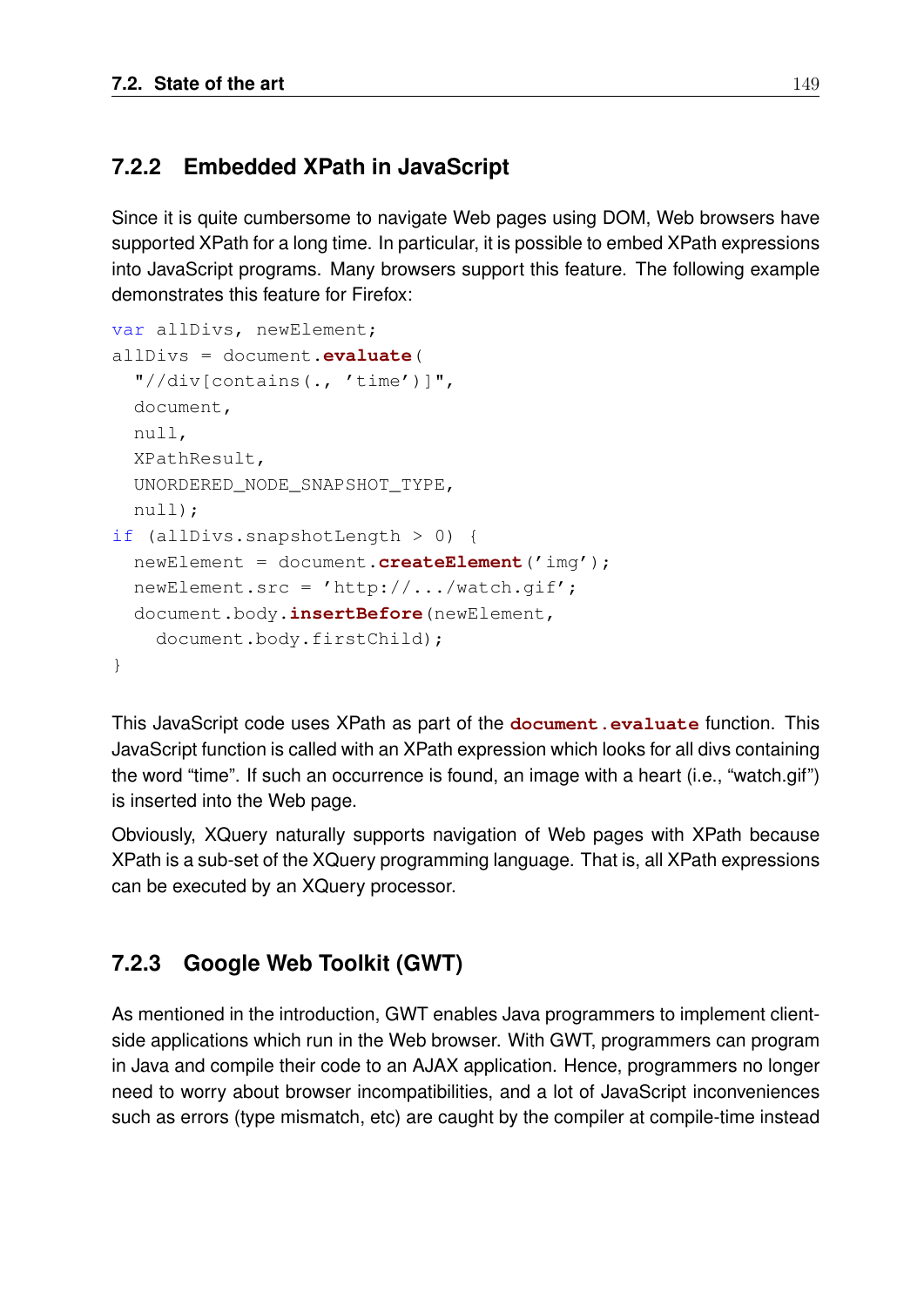### 7.2.2 Embedded XPath in JavaScript

Since it is quite cumbersome to navigate Web pages using DOM, Web browsers have supported XPath for a long time. In particular, it is possible to embed XPath expressions into JavaScript programs. Many browsers support this feature. The following example demonstrates this feature for Firefox:

```
var allDivs, newElement;
allDivs = document.evaluate(
  "//div[contains(., 'time')]",
  document,
  null,
  XPathResult,
  UNORDERED_NODE_SNAPSHOT_TYPE,
  null);
if (allDivs.snapshotLength > 0) {
  newElement = document.createElement('img');
  newElement.src = 'http://.../watch.gif';
  document.body.insertBefore(newElement,
    document.body.firstChild);
}
```

This JavaScript code uses XPath as part of the **document.evaluate** function. This JavaScript function is called with an XPath expression which looks for all divs containing the word “time”. If such an occurrence is found, an image with a heart (i.e., “watch.gif”) is inserted into the Web page.

Obviously, XQuery naturally supports navigation of Web pages with XPath because XPath is a sub-set of the XQuery programming language. That is, all XPath expressions can be executed by an XQuery processor.

### 7.2.3 Google Web Toolkit (GWT)

As mentioned in the introduction, GWT enables Java programmers to implement client-side applications which run in the Web browser. With GWT, programmers can program in Java and compile their code to an AJAX application. Hence, programmers no longer need to worry about browser incompatibilities, and a lot of JavaScript inconveniences such as errors (type mismatch, etc) are caught by the compiler at compile-time instead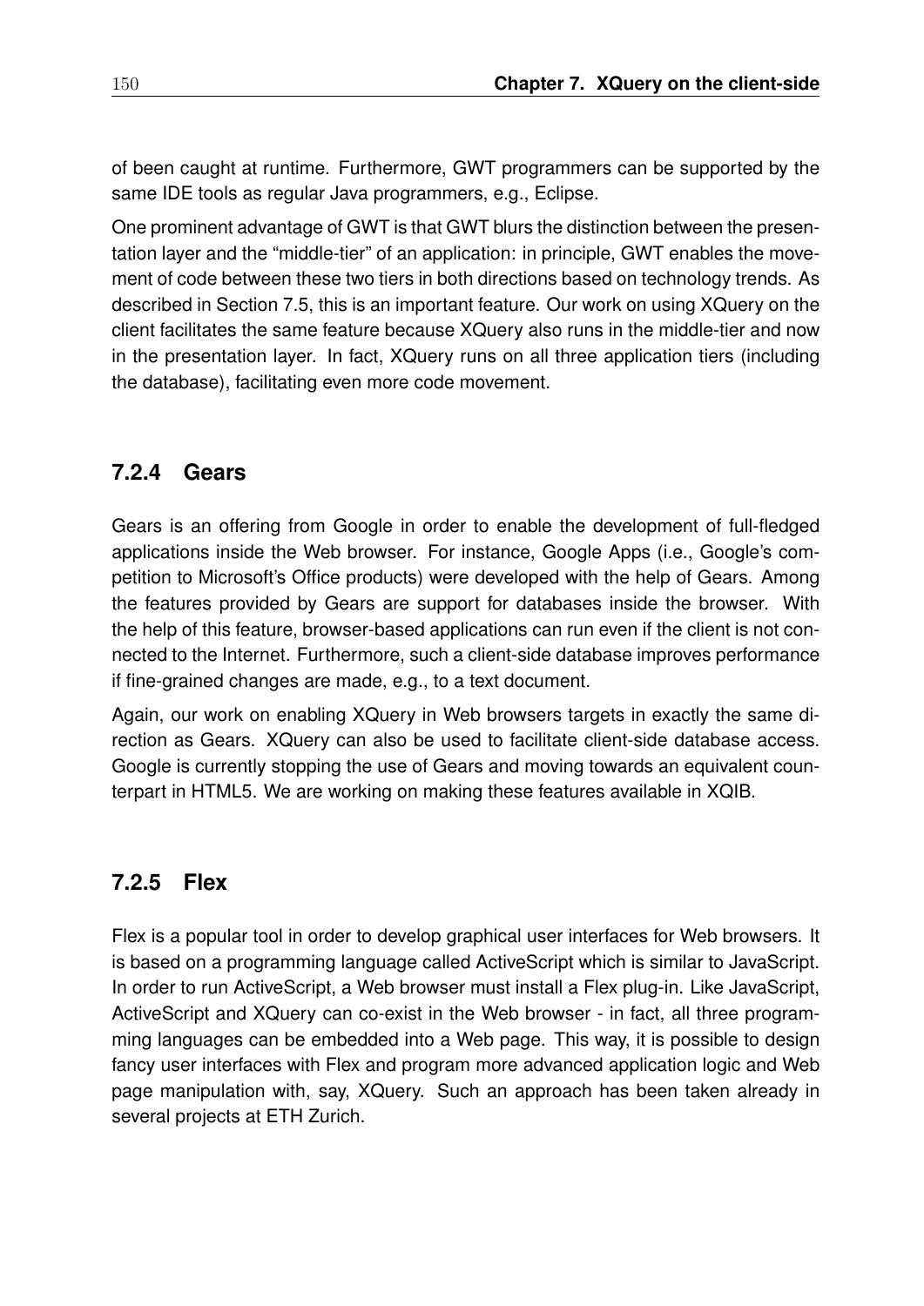of been caught at runtime. Furthermore, GWT programmers can be supported by the same IDE tools as regular Java programmers, e.g., Eclipse.

One prominent advantage of GWT is that GWT blurs the distinction between the presentation layer and the "middle-tier" of an application: in principle, GWT enables the movement of code between these two tiers in both directions based on technology trends. As described in Section 7.5, this is an important feature. Our work on using XQuery on the client facilitates the same feature because XQuery also runs in the middle-tier and now in the presentation layer. In fact, XQuery runs on all three application tiers (including the database), facilitating even more code movement.

### 7.2.4 Gears

Gears is an offering from Google in order to enable the development of full-fledged applications inside the Web browser. For instance, Google Apps (i.e., Google's competition to Microsoft's Office products) were developed with the help of Gears. Among the features provided by Gears are support for databases inside the browser. With the help of this feature, browser-based applications can run even if the client is not connected to the Internet. Furthermore, such a client-side database improves performance if fine-grained changes are made, e.g., to a text document.

Again, our work on enabling XQuery in Web browsers targets in exactly the same direction as Gears. XQuery can also be used to facilitate client-side database access. Google is currently stopping the use of Gears and moving towards an equivalent counterpart in HTML5. We are working on making these features available in XQIB.

### 7.2.5 Flex

Flex is a popular tool in order to develop graphical user interfaces for Web browsers. It is based on a programming language called ActiveScript which is similar to JavaScript. In order to run ActiveScript, a Web browser must install a Flex plug-in. Like JavaScript, ActiveScript and XQuery can co-exist in the Web browser - in fact, all three programming languages can be embedded into a Web page. This way, it is possible to design fancy user interfaces with Flex and program more advanced application logic and Web page manipulation with, say, XQuery. Such an approach has been taken already in several projects at ETH Zurich.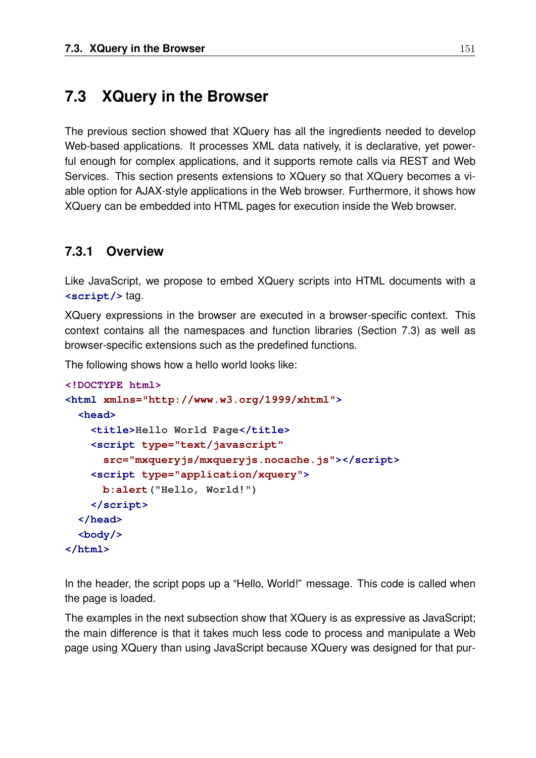## 7.3 XQuery in the Browser

The previous section showed that XQuery has all the ingredients needed to develop Web-based applications. It processes XML data natively, it is declarative, yet powerful enough for complex applications, and it supports remote calls via REST and Web Services. This section presents extensions to XQuery so that XQuery becomes a viable option for AJAX-style applications in the Web browser. Furthermore, it shows how XQuery can be embedded into HTML pages for execution inside the Web browser.

### 7.3.1 Overview

Like JavaScript, we propose to embed XQuery scripts into HTML documents with a `<script/>` tag.

XQuery expressions in the browser are executed in a browser-specific context. This context contains all the namespaces and function libraries (Section 7.3) as well as browser-specific extensions such as the predefined functions.

The following shows how a hello world looks like:

```
<!DOCTYPE html>
<html xmlns="http://www.w3.org/1999/xhtml">
  <head>
    <title>Hello World Page</title>
    <script type="text/javascript"
      src="mxqueryjs/mxqueryjs.nocache.js"></script>
    <script type="application/xquery">
      b:alert("Hello, World!")
    </script>
  </head>
  <body/>
</html>
```

In the header, the script pops up a "Hello, World!" message. This code is called when the page is loaded.

The examples in the next subsection show that XQuery is as expressive as JavaScript; the main difference is that it takes much less code to process and manipulate a Web page using XQuery than using JavaScript because XQuery was designed for that pur-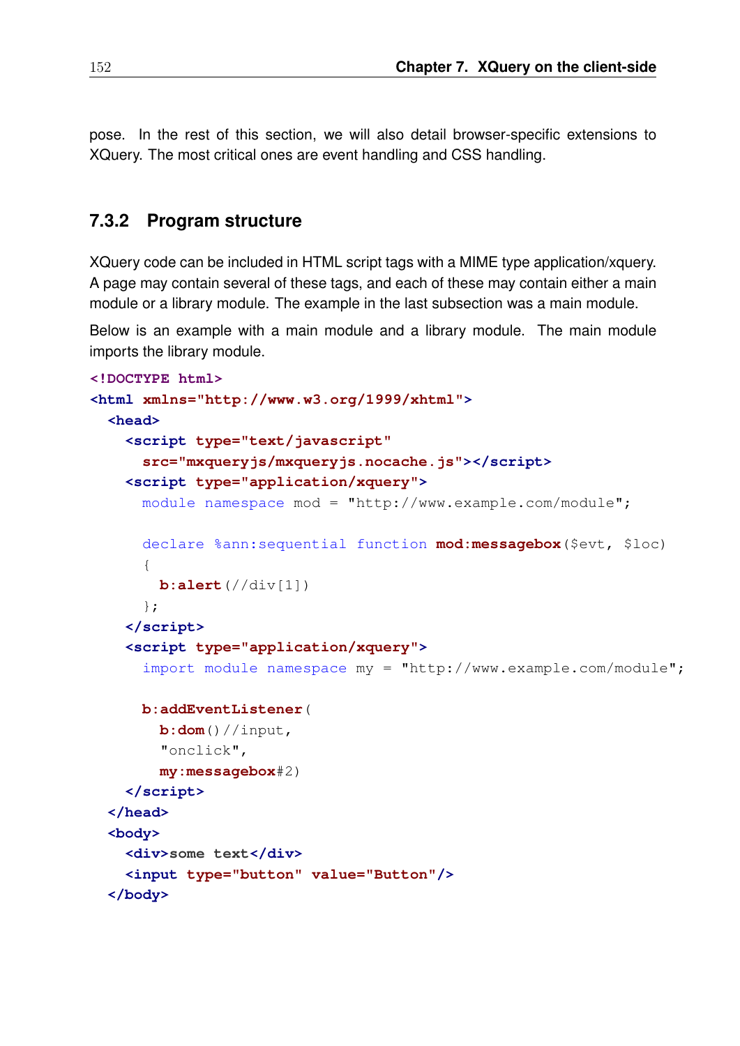pose. In the rest of this section, we will also detail browser-specific extensions to XQuery. The most critical ones are event handling and CSS handling.

### 7.3.2 Program structure

XQuery code can be included in HTML script tags with a MIME type application/xquery. A page may contain several of these tags, and each of these may contain either a main module or a library module. The example in the last subsection was a main module.

Below is an example with a main module and a library module. The main module imports the library module.

```
<!DOCTYPE html>
<html xmlns="http://www.w3.org/1999/xhtml">
  <head>
    <script type="text/javascript"
      src="mxqueryjs/mxqueryjs.nocache.js"></script>
    <script type="application/xquery">
      module namespace mod = "http://www.example.com/module";

      declare %ann:sequential function mod:messagebox($evt, $loc)
      {
        b:alert(//div[1])
      };
    </script>
    <script type="application/xquery">
      import module namespace my = "http://www.example.com/module";

      b:addEventListener(
        b:dom()//input,
        "onclick",
        my:messagebox#2)
    </script>
  </head>
  <body>
    <div>some text</div>
    <input type="button" value="Button"/>
  </body>
```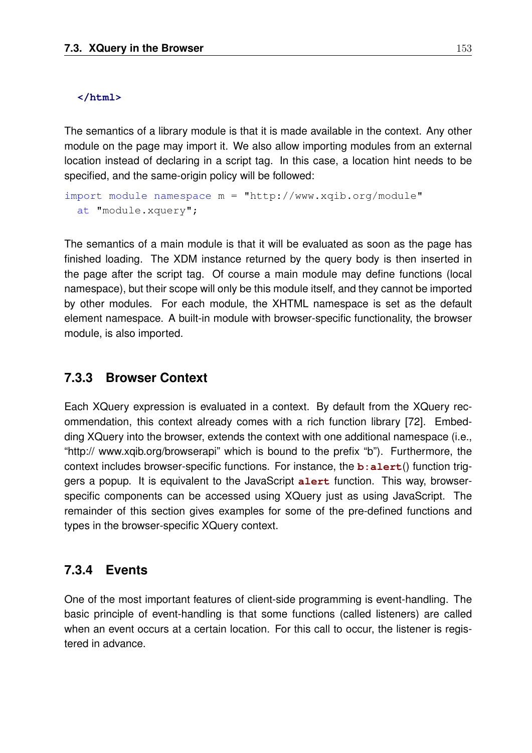```
</html>
```

The semantics of a library module is that it is made available in the context. Any other module on the page may import it. We also allow importing modules from an external location instead of declaring in a script tag. In this case, a location hint needs to be specified, and the same-origin policy will be followed:

```
import module namespace m = "http://www.xqib.org/module"
  at "module.xquery";
```

The semantics of a main module is that it will be evaluated as soon as the page has finished loading. The XDM instance returned by the query body is then inserted in the page after the script tag. Of course a main module may define functions (local namespace), but their scope will only be this module itself, and they cannot be imported by other modules. For each module, the XHTML namespace is set as the default element namespace. A built-in module with browser-specific functionality, the browser module, is also imported.

### 7.3.3 Browser Context

Each XQuery expression is evaluated in a context. By default from the XQuery recommendation, this context already comes with a rich function library [72]. Embedding XQuery into the browser, extends the context with one additional namespace (i.e., “http:// www.xqib.org/browserapi” which is bound to the prefix “b”). Furthermore, the context includes browser-specific functions. For instance, the `b:alert()` function triggers a popup. It is equivalent to the JavaScript `alert` function. This way, browser-specific components can be accessed using XQuery just as using JavaScript. The remainder of this section gives examples for some of the pre-defined functions and types in the browser-specific XQuery context.

### 7.3.4 Events

One of the most important features of client-side programming is event-handling. The basic principle of event-handling is that some functions (called listeners) are called when an event occurs at a certain location. For this call to occur, the listener is registered in advance.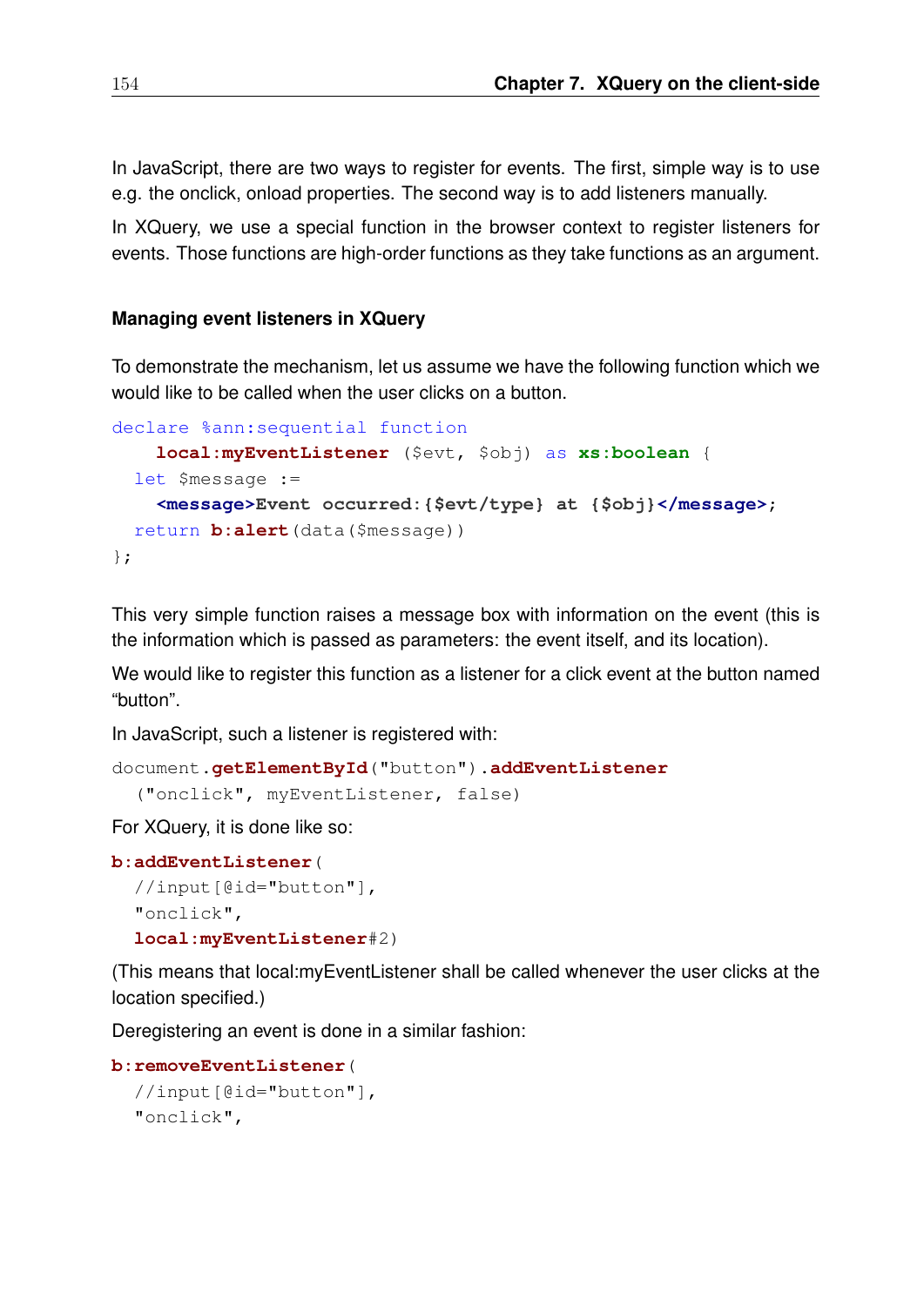In JavaScript, there are two ways to register for events. The first, simple way is to use e.g. the onclick, onload properties. The second way is to add listeners manually.

In XQuery, we use a special function in the browser context to register listeners for events. Those functions are high-order functions as they take functions as an argument.

### Managing event listeners in XQuery

To demonstrate the mechanism, let us assume we have the following function which we would like to be called when the user clicks on a button.

```
declare %ann:sequential function
    local:myEventListener ($evt, $obj) as xs:boolean {
  let $message :=
    <message>Event occurred:{$evt/type} at {$obj}</message>;
  return b:alert(data($message))
};
```

This very simple function raises a message box with information on the event (this is the information which is passed as parameters: the event itself, and its location).

We would like to register this function as a listener for a click event at the button named "button".

In JavaScript, such a listener is registered with:

```
document.getElementById("button").addEventListener
  ("onclick", myEventListener, false)
```

For XQuery, it is done like so:

```
b:addEventListener(
  //input[@id="button"],
  "onclick",
  local:myEventListener#2)
```

(This means that local:myEventListener shall be called whenever the user clicks at the location specified.)

Deregistering an event is done in a similar fashion:

```
b:removeEventListener(
  //input[@id="button"],
  "onclick",
```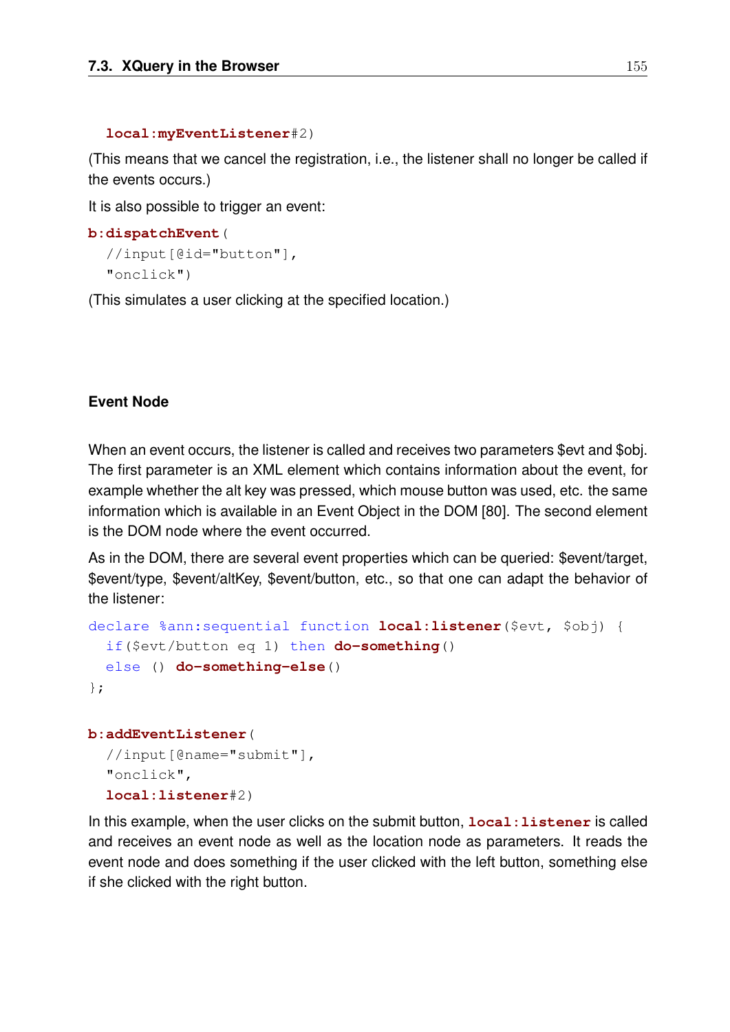```
  local:myEventListener#2)
```

(This means that we cancel the registration, i.e., the listener shall no longer be called if the events occurs.)

It is also possible to trigger an event:

```
b:dispatchEvent(
  //input[@id="button"],
  "onclick")
```

(This simulates a user clicking at the specified location.)

### Event Node

When an event occurs, the listener is called and receives two parameters $evt and $obj. The first parameter is an XML element which contains information about the event, for example whether the alt key was pressed, which mouse button was used, etc. the same information which is available in an Event Object in the DOM [80]. The second element is the DOM node where the event occurred.

As in the DOM, there are several event properties which can be queried: $event/target, $event/type, $event/altKey, $event/button, etc., so that one can adapt the behavior of the listener:

```
declare %ann:sequential function local:listener($evt, $obj) {
  if($evt/button eq 1) then do-something()
  else () do-something-else()
};

b:addEventListener(
  //input[@name="submit"],
  "onclick",
  local:listener#2)
```

In this example, when the user clicks on the submit button, `local:listener` is called and receives an event node as well as the location node as parameters. It reads the event node and does something if the user clicked with the left button, something else if she clicked with the right button.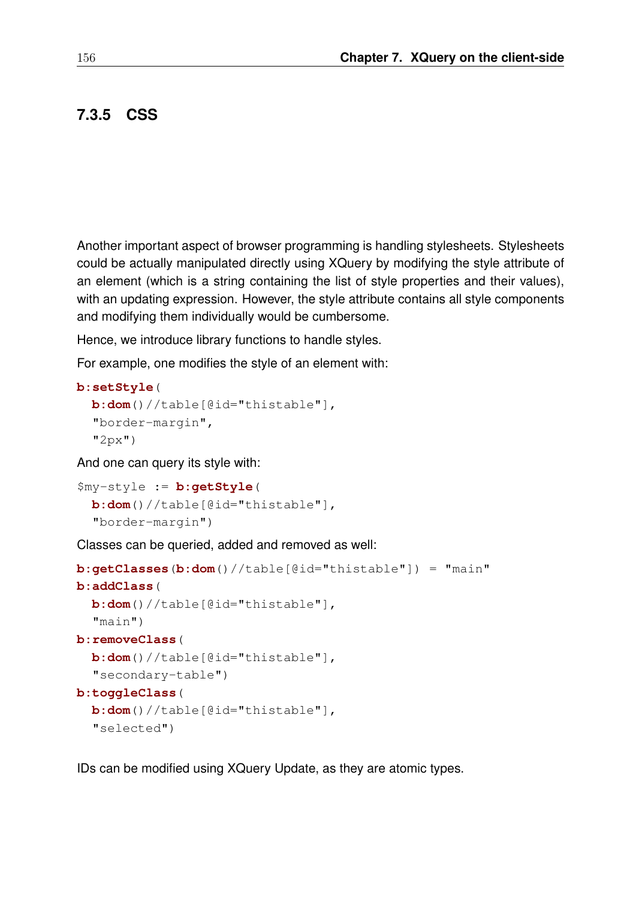### 7.3.5 CSS

Another important aspect of browser programming is handling stylesheets. Stylesheets could be actually manipulated directly using XQuery by modifying the style attribute of an element (which is a string containing the list of style properties and their values), with an updating expression. However, the style attribute contains all style components and modifying them individually would be cumbersome.

Hence, we introduce library functions to handle styles.

For example, one modifies the style of an element with:

```
b:setStyle(
  b:dom()//table[@id="thistable"],
  "border-margin",
  "2px")
```

And one can query its style with:

```
$my-style := b:getStyle(
  b:dom()//table[@id="thistable"],
  "border-margin")
```

Classes can be queried, added and removed as well:

```
b:getClasses(b:dom()//table[@id="thistable"]) = "main"
b:addClass(
  b:dom()//table[@id="thistable"],
  "main")
b:removeClass(
  b:dom()//table[@id="thistable"],
  "secondary-table")
b:toggleClass(
  b:dom()//table[@id="thistable"],
  "selected")
```

IDs can be modified using XQuery Update, as they are atomic types.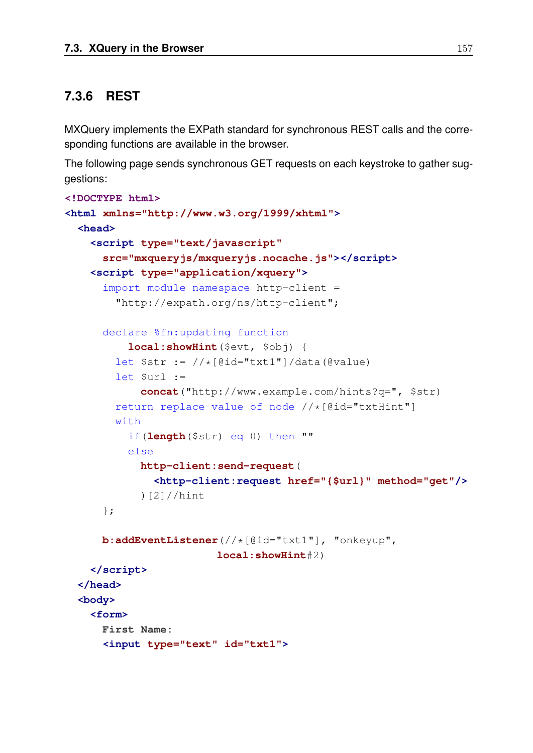### 7.3.6 REST

MXQuery implements the EXPath standard for synchronous REST calls and the corresponding functions are available in the browser.

The following page sends synchronous GET requests on each keystroke to gather suggestions:

```
<!DOCTYPE html>
<html xmlns="http://www.w3.org/1999/xhtml">
  <head>
    <script type="text/javascript"
      src="mxqueryjs/mxqueryjs.nocache.js"></script>
    <script type="application/xquery">
      import module namespace http-client =
        "http://expath.org/ns/http-client";

      declare %fn:updating function
          local:showHint($evt, $obj) {
        let $str := //*[@id="txt1"]/data(@value)
        let $url :=
            concat("http://www.example.com/hints?q=", $str)
        return replace value of node //*[@id="txtHint"]
        with
          if(length($str) eq 0) then ""
          else
            http-client:send-request(
              <http-client:request href="{$url}" method="get"/>
            )[2]//hint
      };

      b:addEventListener(//*[@id="txt1"], "onkeyup",
                         local:showHint#2)
    </script>
  </head>
  <body>
    <form>
      First Name:
      <input type="text" id="txt1">
```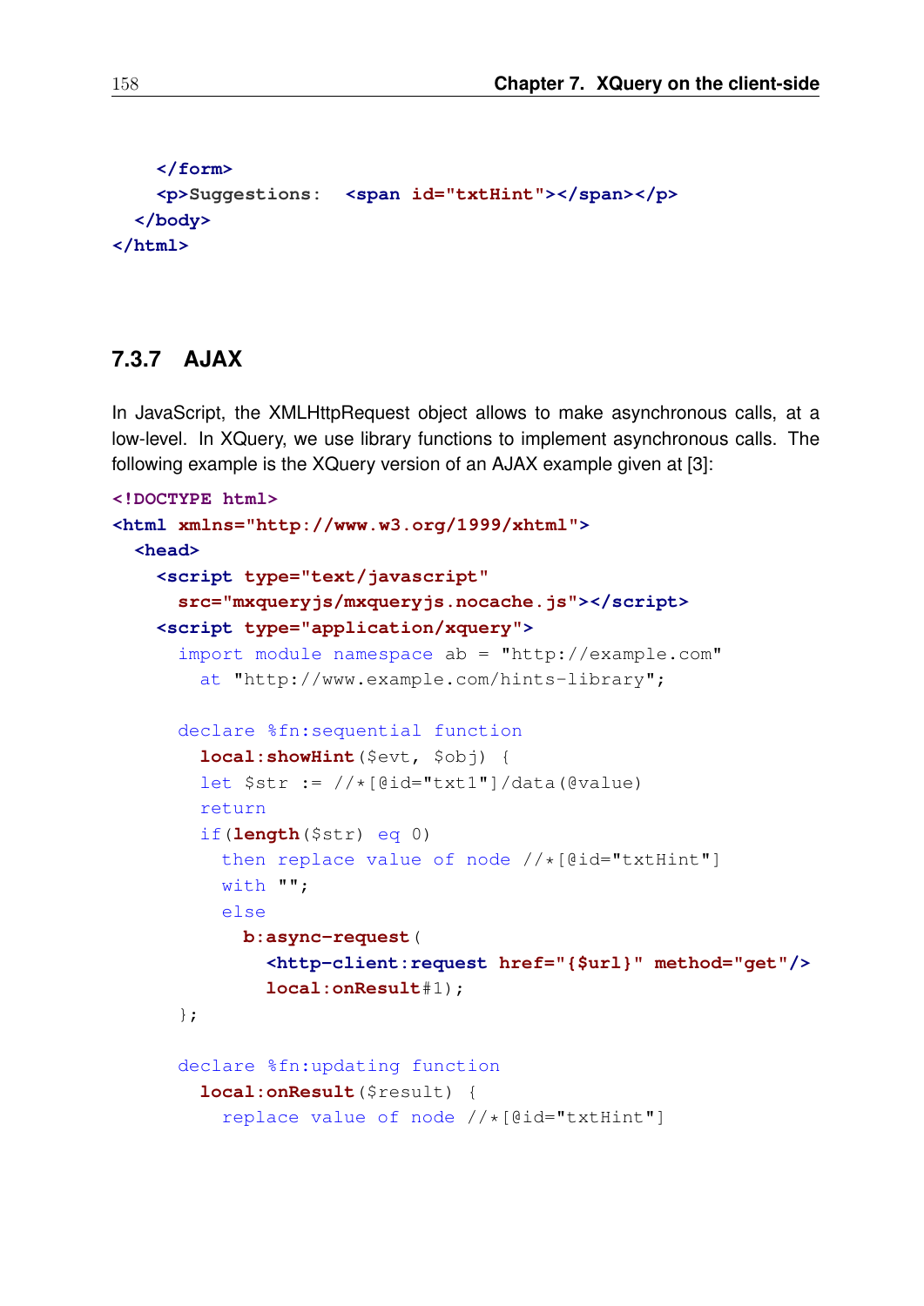```
    </form>
    <p>Suggestions:  <span id="txtHint"></span></p>
  </body>
</html>
```

### 7.3.7 AJAX

In JavaScript, the XMLHttpRequest object allows to make asynchronous calls, at a low-level. In XQuery, we use library functions to implement asynchronous calls. The following example is the XQuery version of an AJAX example given at [3]:

```
<!DOCTYPE html>
<html xmlns="http://www.w3.org/1999/xhtml">
  <head>
    <script type="text/javascript"
      src="mxqueryjs/mxqueryjs.nocache.js"></script>
    <script type="application/xquery">
      import module namespace ab = "http://example.com"
        at "http://www.example.com/hints-library";

      declare %fn:sequential function
        local:showHint($evt, $obj) {
        let $str := //*[@id="txt1"]/data(@value)
        return
        if(length($str) eq 0)
          then replace value of node //*[@id="txtHint"]
          with "";
          else
            b:async-request(
              <http-client:request href="{$url}" method="get"/>
              local:onResult#1);
      };

      declare %fn:updating function
        local:onResult($result) {
          replace value of node //*[@id="txtHint"]
```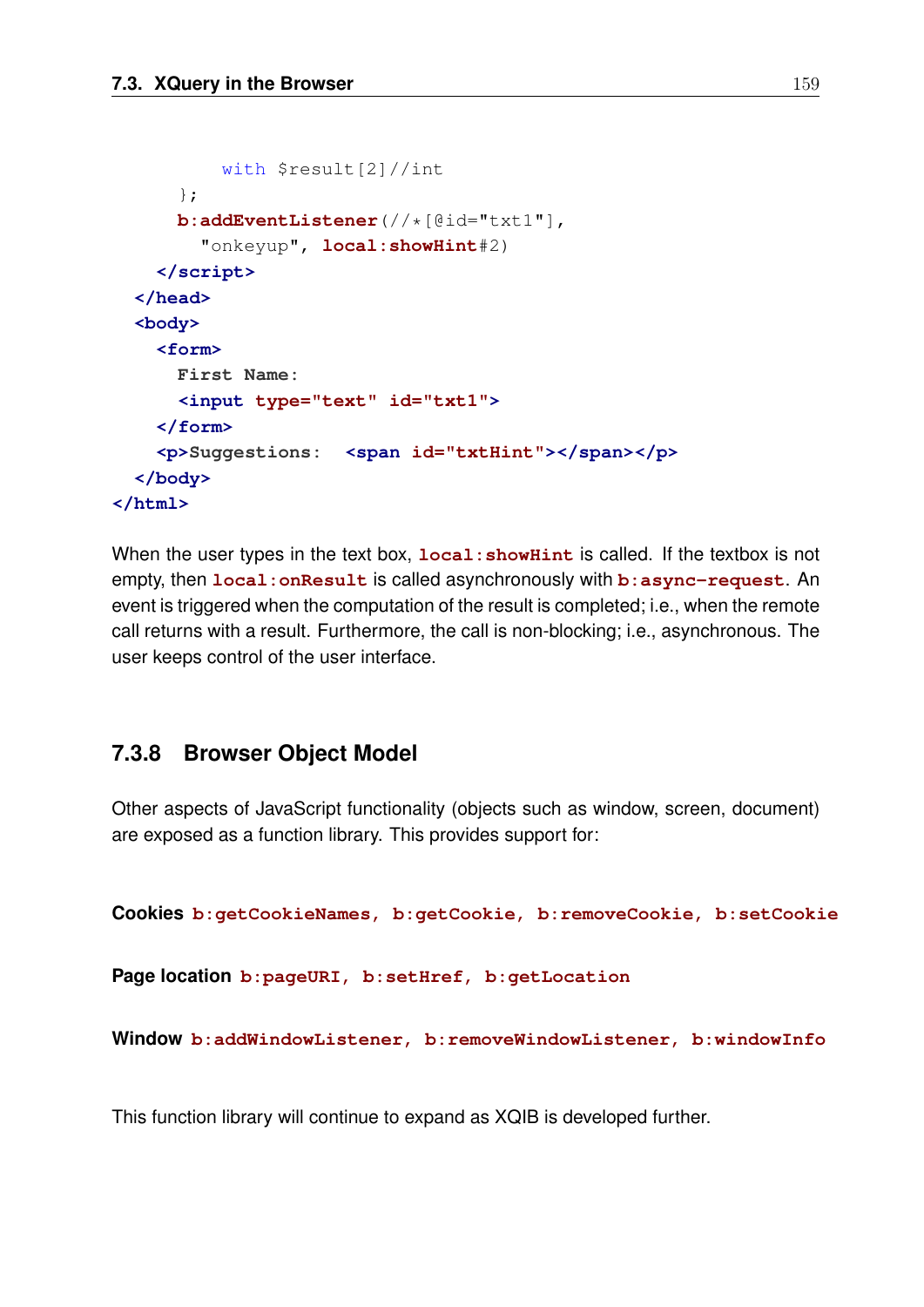```
        with $result[2]//int
      };
      b:addEventListener(//*[@id="txt1"],
        "onkeyup", local:showHint#2)
    </script>
  </head>
  <body>
    <form>
      First Name:
      <input type="text" id="txt1">
    </form>
    <p>Suggestions:  <span id="txtHint"></span></p>
  </body>
</html>
```

When the user types in the text box, `local:showHint` is called. If the textbox is not empty, then `local:onResult` is called asynchronously with `b:async-request`. An event is triggered when the computation of the result is completed; i.e., when the remote call returns with a result. Furthermore, the call is non-blocking; i.e., asynchronous. The user keeps control of the user interface.

### 7.3.8 Browser Object Model

Other aspects of JavaScript functionality (objects such as window, screen, document) are exposed as a function library. This provides support for:

**Cookies** `b:getCookieNames, b:getCookie, b:removeCookie, b:setCookie`

**Page location** `b:pageURI, b:setHref, b:getLocation`

**Window** `b:addWindowListener, b:removeWindowListener, b:windowInfo`

This function library will continue to expand as XQIB is developed further.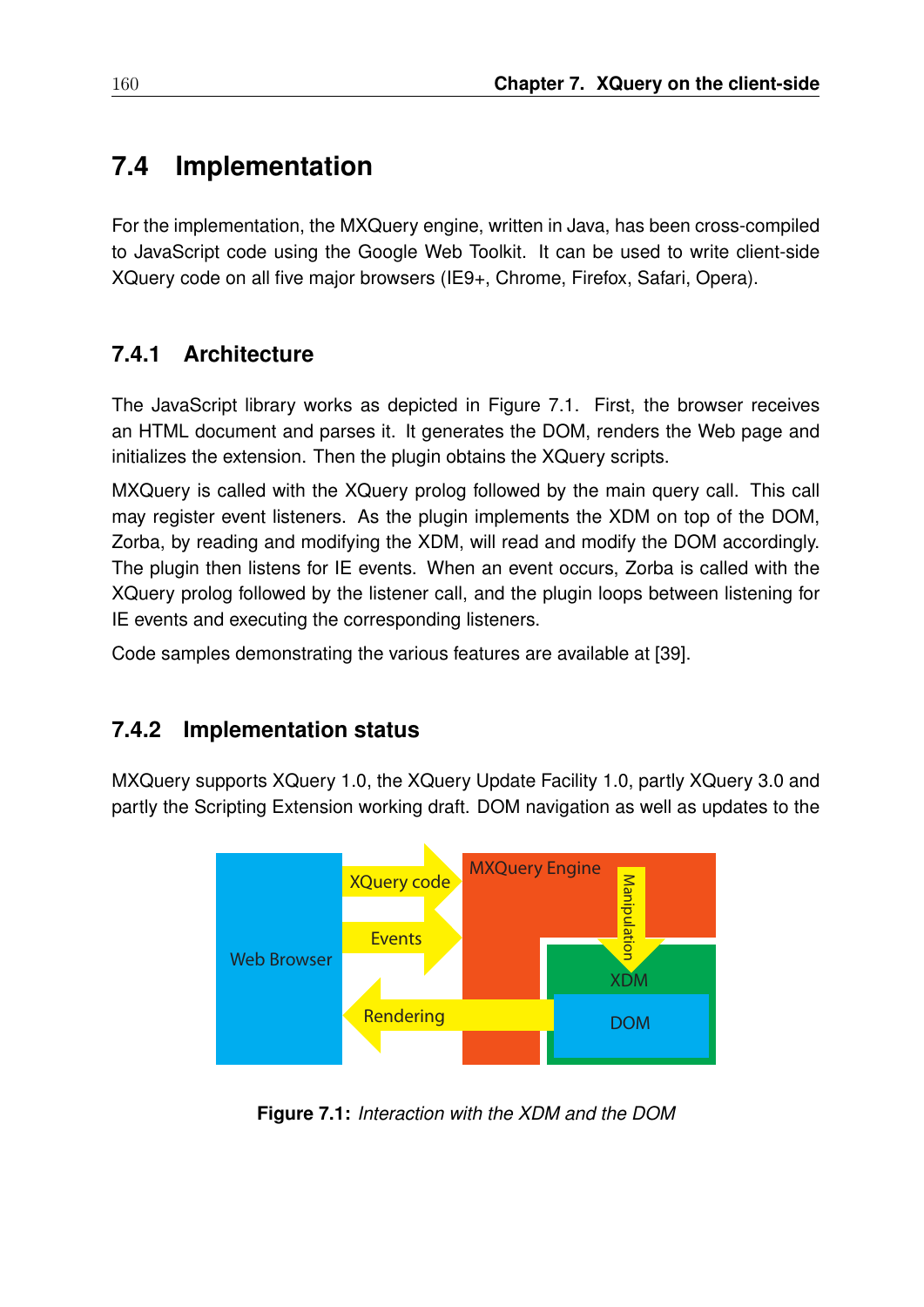## 7.4 Implementation

For the implementation, the MXQuery engine, written in Java, has been cross-compiled to JavaScript code using the Google Web Toolkit. It can be used to write client-side XQuery code on all five major browsers (IE9+, Chrome, Firefox, Safari, Opera).

### 7.4.1 Architecture

The JavaScript library works as depicted in Figure 7.1. First, the browser receives an HTML document and parses it. It generates the DOM, renders the Web page and initializes the extension. Then the plugin obtains the XQuery scripts.

MXQuery is called with the XQuery prolog followed by the main query call. This call may register event listeners. As the plugin implements the XDM on top of the DOM, Zorba, by reading and modifying the XDM, will read and modify the DOM accordingly. The plugin then listens for IE events. When an event occurs, Zorba is called with the XQuery prolog followed by the listener call, and the plugin loops between listening for IE events and executing the corresponding listeners.

Code samples demonstrating the various features are available at [39].

### 7.4.2 Implementation status

MXQuery supports XQuery 1.0, the XQuery Update Facility 1.0, partly XQuery 3.0 and partly the Scripting Extension working draft. DOM navigation as well as updates to the

**Figure 7.1:** *Interaction with the XDM and the DOM*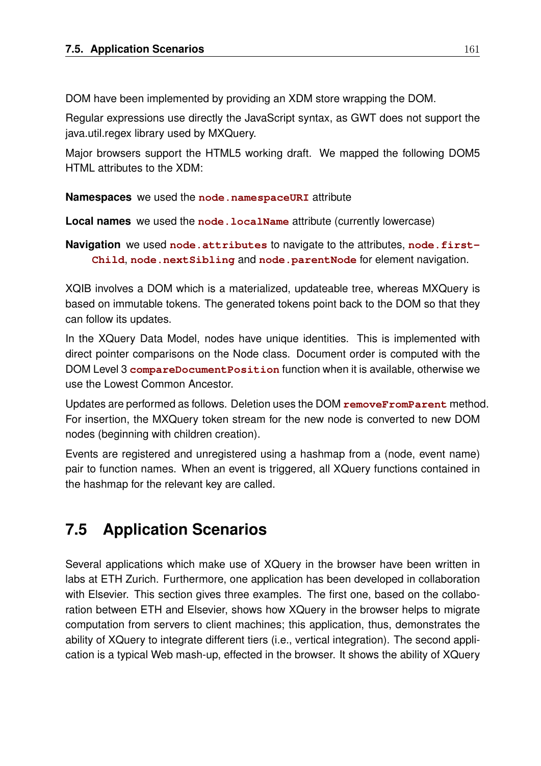DOM have been implemented by providing an XDM store wrapping the DOM.

Regular expressions use directly the JavaScript syntax, as GWT does not support the java.util.regex library used by MXQuery.

Major browsers support the HTML5 working draft. We mapped the following DOM5 HTML attributes to the XDM:

**Namespaces** we used the `node.namespaceURI` attribute

**Local names** we used the `node.localName` attribute (currently lowercase)

**Navigation** we used `node.attributes` to navigate to the attributes, `node.firstChild`, `node.nextSibling` and `node.parentNode` for element navigation.

XQIB involves a DOM which is a materialized, updateable tree, whereas MXQuery is based on immutable tokens. The generated tokens point back to the DOM so that they can follow its updates.

In the XQuery Data Model, nodes have unique identities. This is implemented with direct pointer comparisons on the Node class. Document order is computed with the DOM Level 3 `compareDocumentPosition` function when it is available, otherwise we use the Lowest Common Ancestor.

Updates are performed as follows. Deletion uses the DOM `removeFromParent` method. For insertion, the MXQuery token stream for the new node is converted to new DOM nodes (beginning with children creation).

Events are registered and unregistered using a hashmap from a (node, event name) pair to function names. When an event is triggered, all XQuery functions contained in the hashmap for the relevant key are called.

## 7.5 Application Scenarios

Several applications which make use of XQuery in the browser have been written in labs at ETH Zurich. Furthermore, one application has been developed in collaboration with Elsevier. This section gives three examples. The first one, based on the collaboration between ETH and Elsevier, shows how XQuery in the browser helps to migrate computation from servers to client machines; this application, thus, demonstrates the ability of XQuery to integrate different tiers (i.e., vertical integration). The second application is a typical Web mash-up, effected in the browser. It shows the ability of XQuery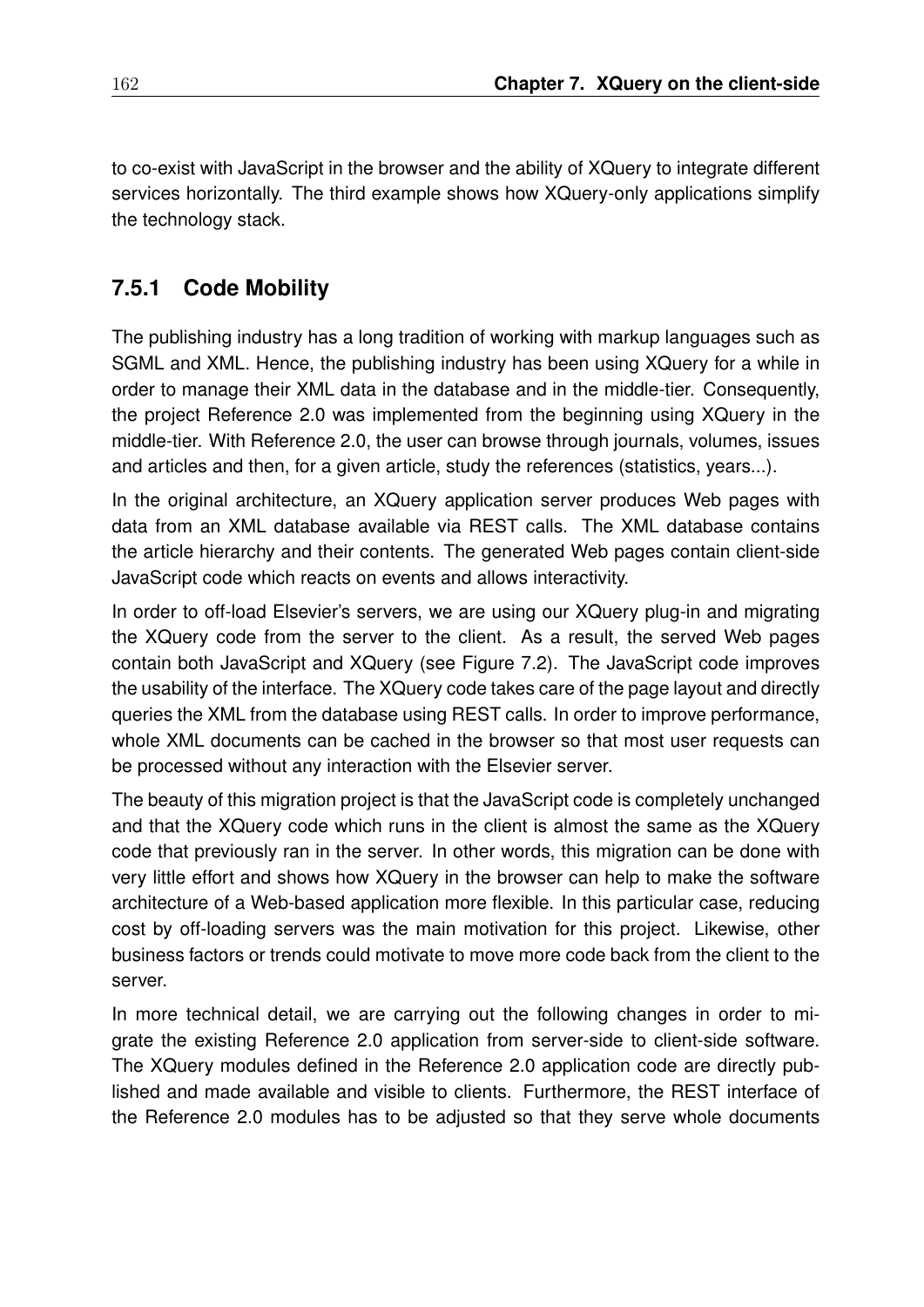to co-exist with JavaScript in the browser and the ability of XQuery to integrate different services horizontally. The third example shows how XQuery-only applications simplify the technology stack.

### 7.5.1 Code Mobility

The publishing industry has a long tradition of working with markup languages such as SGML and XML. Hence, the publishing industry has been using XQuery for a while in order to manage their XML data in the database and in the middle-tier. Consequently, the project Reference 2.0 was implemented from the beginning using XQuery in the middle-tier. With Reference 2.0, the user can browse through journals, volumes, issues and articles and then, for a given article, study the references (statistics, years...).

In the original architecture, an XQuery application server produces Web pages with data from an XML database available via REST calls. The XML database contains the article hierarchy and their contents. The generated Web pages contain client-side JavaScript code which reacts on events and allows interactivity.

In order to off-load Elsevier's servers, we are using our XQuery plug-in and migrating the XQuery code from the server to the client. As a result, the served Web pages contain both JavaScript and XQuery (see Figure 7.2). The JavaScript code improves the usability of the interface. The XQuery code takes care of the page layout and directly queries the XML from the database using REST calls. In order to improve performance, whole XML documents can be cached in the browser so that most user requests can be processed without any interaction with the Elsevier server.

The beauty of this migration project is that the JavaScript code is completely unchanged and that the XQuery code which runs in the client is almost the same as the XQuery code that previously ran in the server. In other words, this migration can be done with very little effort and shows how XQuery in the browser can help to make the software architecture of a Web-based application more flexible. In this particular case, reducing cost by off-loading servers was the main motivation for this project. Likewise, other business factors or trends could motivate to move more code back from the client to the server.

In more technical detail, we are carrying out the following changes in order to migrate the existing Reference 2.0 application from server-side to client-side software. The XQuery modules defined in the Reference 2.0 application code are directly published and made available and visible to clients. Furthermore, the REST interface of the Reference 2.0 modules has to be adjusted so that they serve whole documents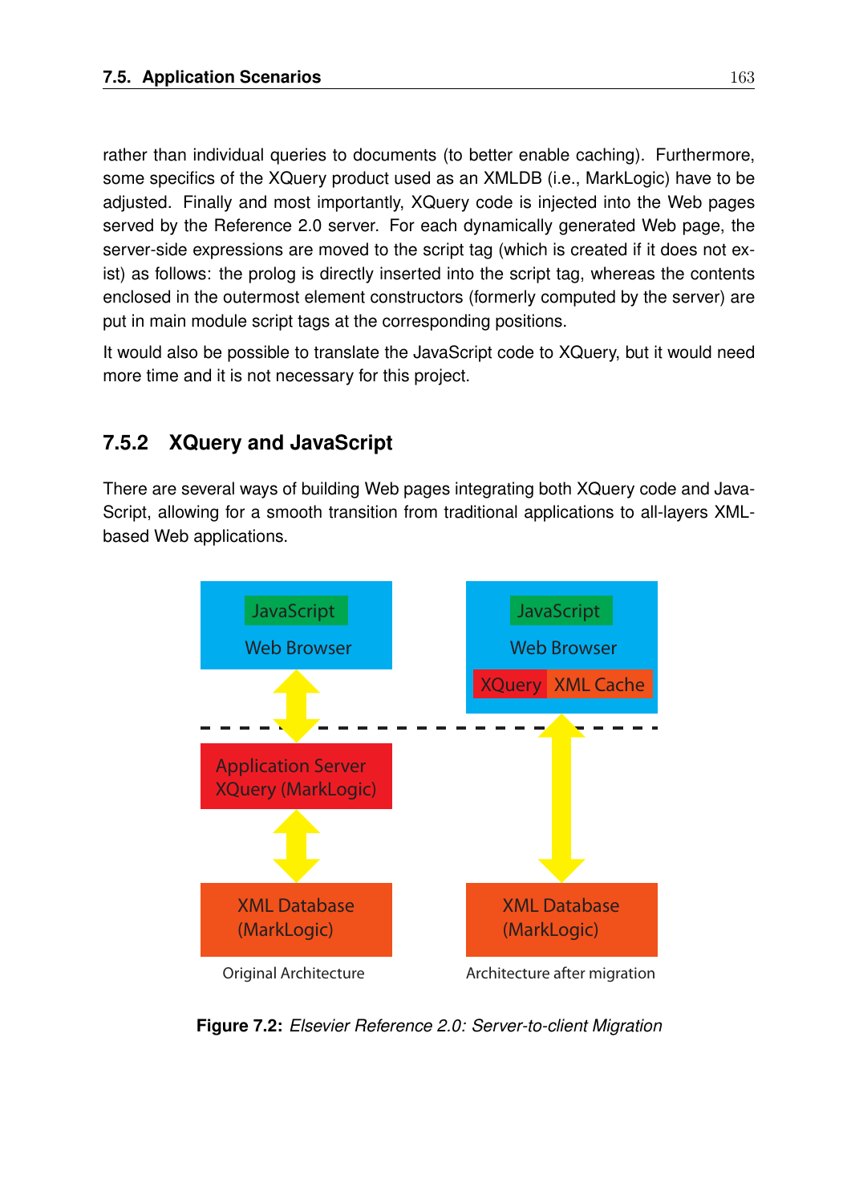rather than individual queries to documents (to better enable caching). Furthermore, some specifics of the XQuery product used as an XMLDB (i.e., MarkLogic) have to be adjusted. Finally and most importantly, XQuery code is injected into the Web pages served by the Reference 2.0 server. For each dynamically generated Web page, the server-side expressions are moved to the script tag (which is created if it does not exist) as follows: the prolog is directly inserted into the script tag, whereas the contents enclosed in the outermost element constructors (formerly computed by the server) are put in main module script tags at the corresponding positions.

It would also be possible to translate the JavaScript code to XQuery, but it would need more time and it is not necessary for this project.

### 7.5.2 XQuery and JavaScript

There are several ways of building Web pages integrating both XQuery code and JavaScript, allowing for a smooth transition from traditional applications to all-layers XML-based Web applications.

**Figure 7.2:** *Elsevier Reference 2.0: Server-to-client Migration*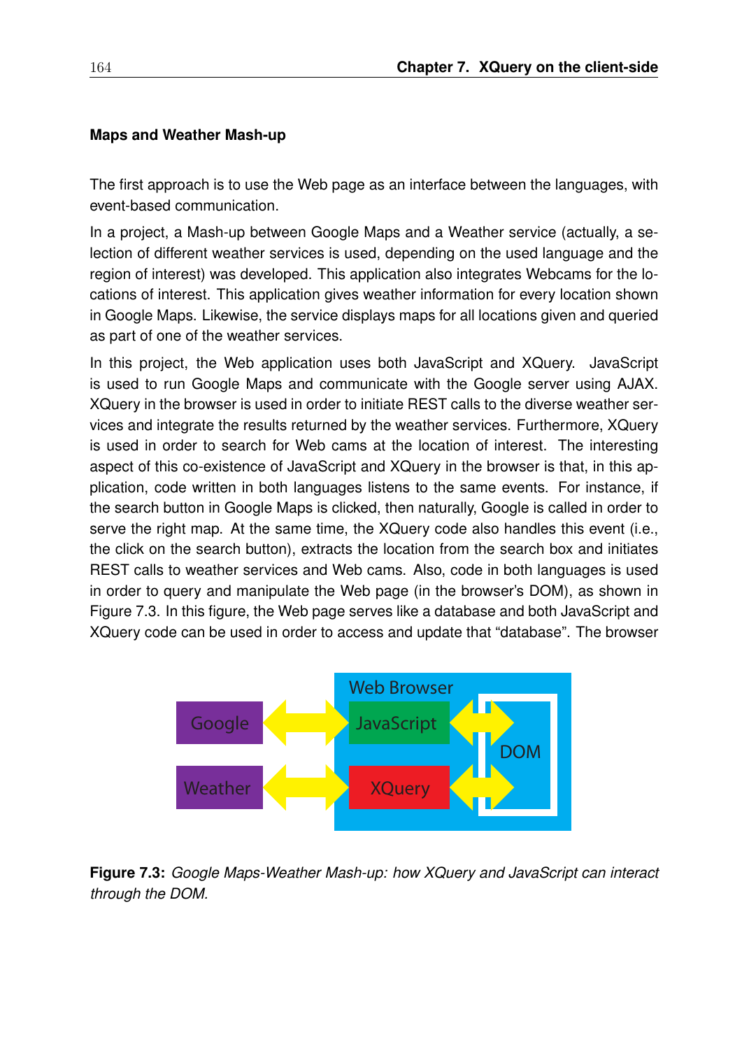#### Maps and Weather Mash-up

The first approach is to use the Web page as an interface between the languages, with event-based communication.

In a project, a Mash-up between Google Maps and a Weather service (actually, a selection of different weather services is used, depending on the used language and the region of interest) was developed. This application also integrates Webcams for the locations of interest. This application gives weather information for every location shown in Google Maps. Likewise, the service displays maps for all locations given and queried as part of one of the weather services.

In this project, the Web application uses both JavaScript and XQuery. JavaScript is used to run Google Maps and communicate with the Google server using AJAX. XQuery in the browser is used in order to initiate REST calls to the diverse weather services and integrate the results returned by the weather services. Furthermore, XQuery is used in order to search for Web cams at the location of interest. The interesting aspect of this co-existence of JavaScript and XQuery in the browser is that, in this application, code written in both languages listens to the same events. For instance, if the search button in Google Maps is clicked, then naturally, Google is called in order to serve the right map. At the same time, the XQuery code also handles this event (i.e., the click on the search button), extracts the location from the search box and initiates REST calls to weather services and Web cams. Also, code in both languages is used in order to query and manipulate the Web page (in the browser's DOM), as shown in Figure 7.3. In this figure, the Web page serves like a database and both JavaScript and XQuery code can be used in order to access and update that "database". The browser

**Figure 7.3:** *Google Maps-Weather Mash-up: how XQuery and JavaScript can interact through the DOM.*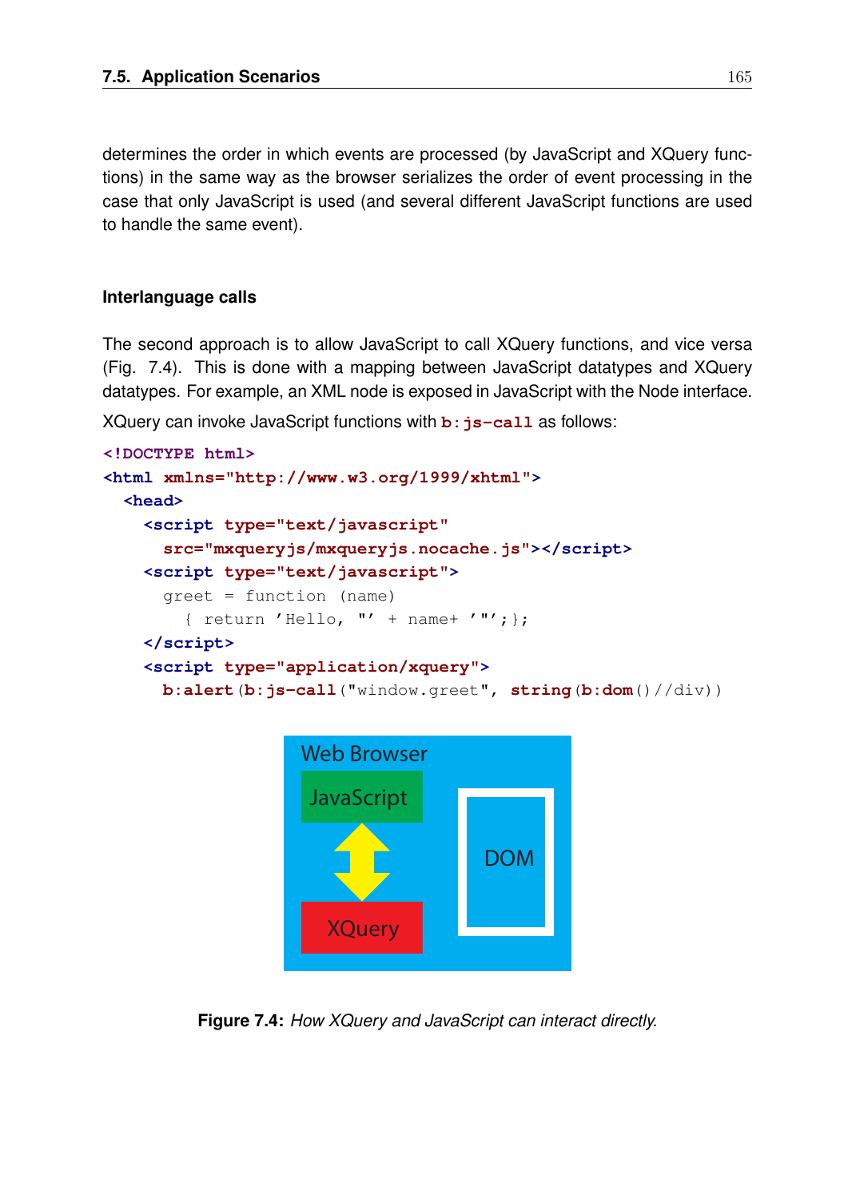determines the order in which events are processed (by JavaScript and XQuery functions) in the same way as the browser serializes the order of event processing in the case that only JavaScript is used (and several different JavaScript functions are used to handle the same event).

#### Interlanguage calls

The second approach is to allow JavaScript to call XQuery functions, and vice versa (Fig. 7.4). This is done with a mapping between JavaScript datatypes and XQuery datatypes. For example, an XML node is exposed in JavaScript with the Node interface.

XQuery can invoke JavaScript functions with `b:js-call` as follows:

```
<!DOCTYPE html>
<html xmlns="http://www.w3.org/1999/xhtml">
  <head>
    <script type="text/javascript"
      src="mxqueryjs/mxqueryjs.nocache.js"></script>
    <script type="text/javascript">
      greet = function (name)
        { return 'Hello, "' + name+ '"';};
    </script>
    <script type="application/xquery">
      b:alert(b:js-call("window.greet", string(b:dom()//div))
```

**Figure 7.4:** *How XQuery and JavaScript can interact directly.*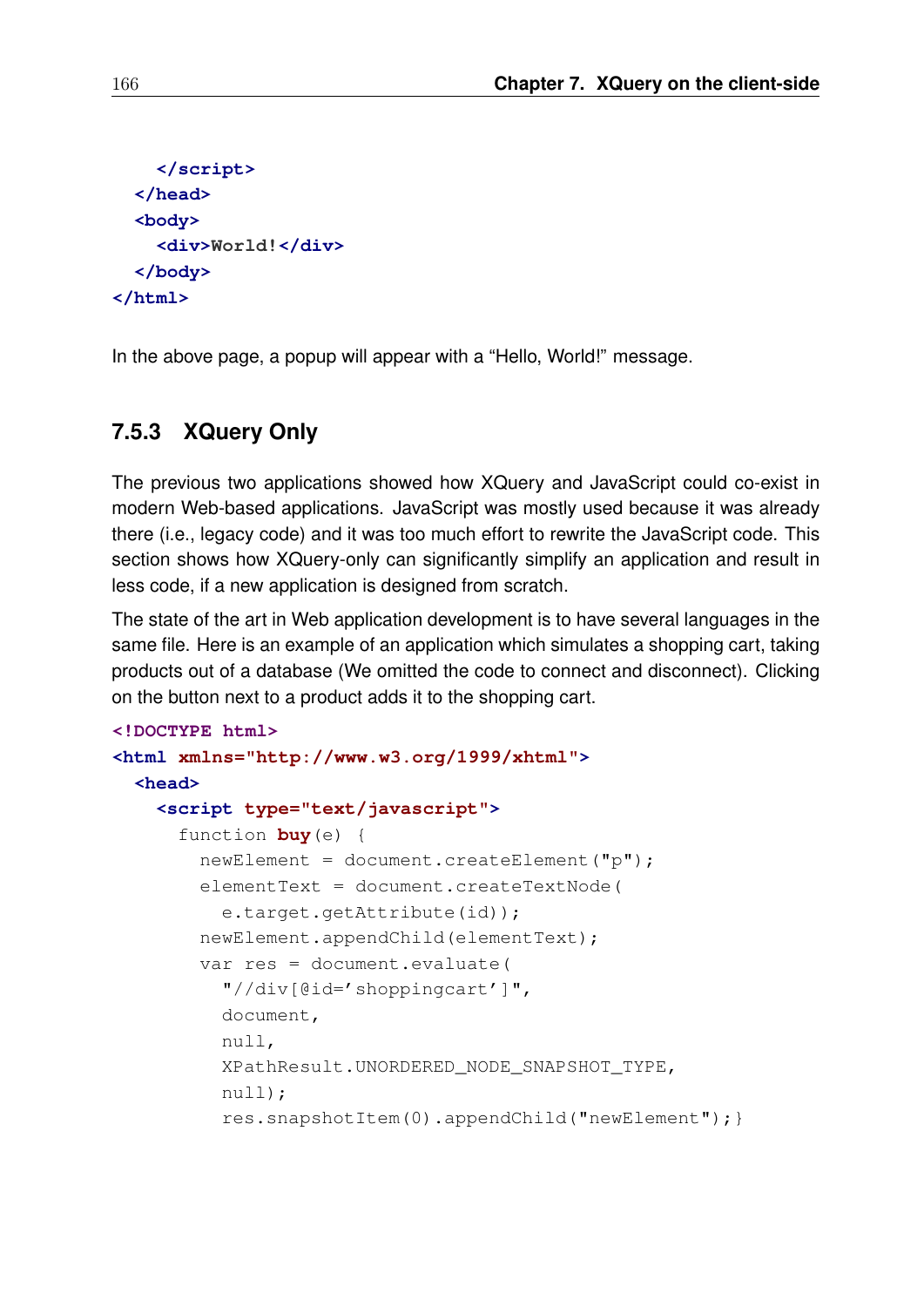```
    </script>
  </head>
  <body>
    <div>World!</div>
  </body>
</html>
```

In the above page, a popup will appear with a “Hello, World!” message.

### 7.5.3 XQuery Only

The previous two applications showed how XQuery and JavaScript could co-exist in modern Web-based applications. JavaScript was mostly used because it was already there (i.e., legacy code) and it was too much effort to rewrite the JavaScript code. This section shows how XQuery-only can significantly simplify an application and result in less code, if a new application is designed from scratch.

The state of the art in Web application development is to have several languages in the same file. Here is an example of an application which simulates a shopping cart, taking products out of a database (We omitted the code to connect and disconnect). Clicking on the button next to a product adds it to the shopping cart.

```
<!DOCTYPE html>
<html xmlns="http://www.w3.org/1999/xhtml">
  <head>
    <script type="text/javascript">
      function buy(e) {
        newElement = document.createElement("p");
        elementText = document.createTextNode(
          e.target.getAttribute(id));
        newElement.appendChild(elementText);
        var res = document.evaluate(
          "//div[@id='shoppingcart']",
          document,
          null,
          XPathResult.UNORDERED_NODE_SNAPSHOT_TYPE,
          null);
          res.snapshotItem(0).appendChild("newElement");}
```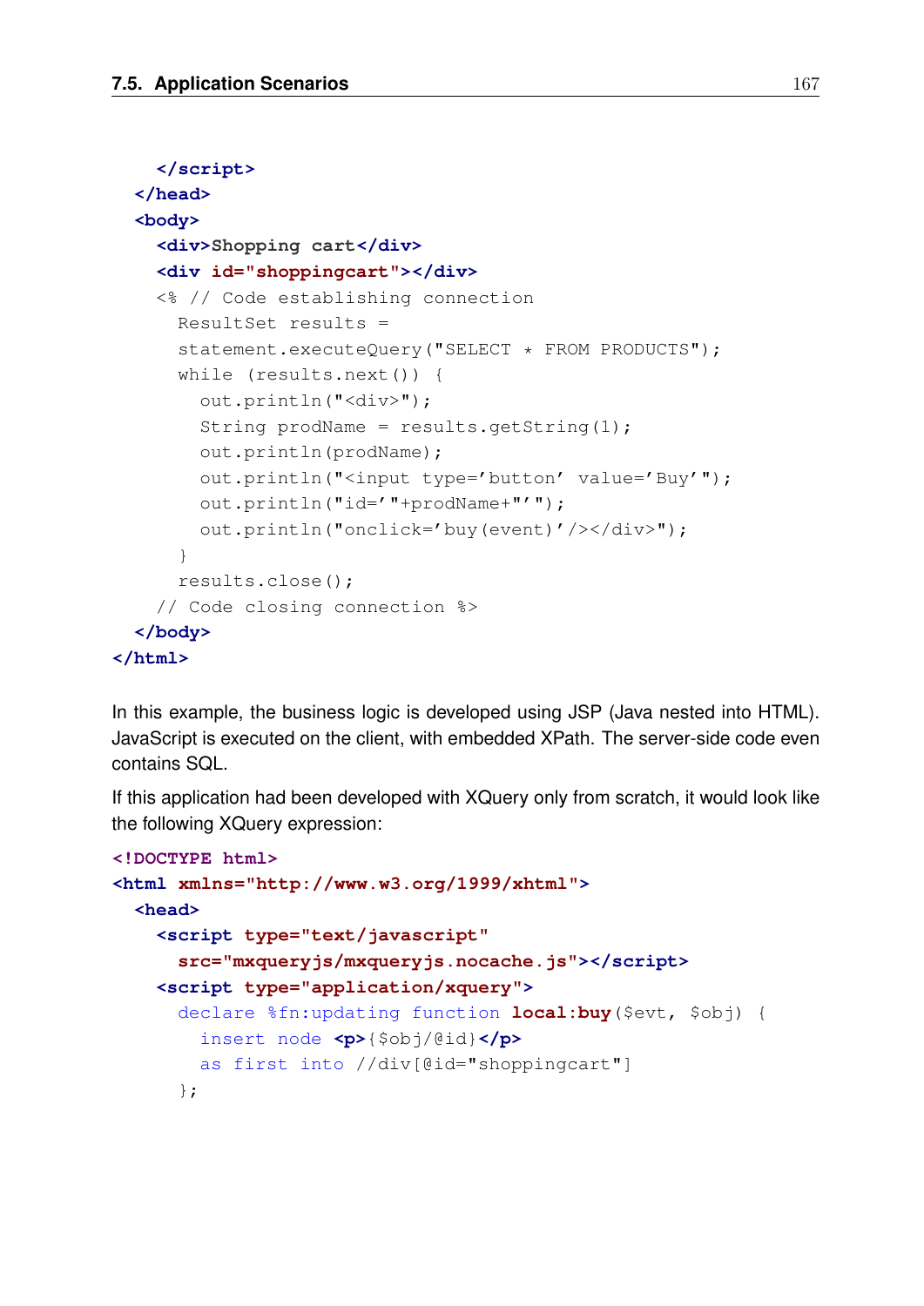```
    </script>
  </head>
  <body>
    <div>Shopping cart</div>
    <div id="shoppingcart"></div>
    <% // Code establishing connection
      ResultSet results =
      statement.executeQuery("SELECT * FROM PRODUCTS");
      while (results.next()) {
        out.println("<div>");
        String prodName = results.getString(1);
        out.println(prodName);
        out.println("<input type='button' value='Buy'");
        out.println("id='"+prodName+"'");
        out.println("onclick='buy(event)'/></div>");
      }
      results.close();
    // Code closing connection %>
  </body>
</html>
```

In this example, the business logic is developed using JSP (Java nested into HTML). JavaScript is executed on the client, with embedded XPath. The server-side code even contains SQL.

If this application had been developed with XQuery only from scratch, it would look like the following XQuery expression:

```
<!DOCTYPE html>
<html xmlns="http://www.w3.org/1999/xhtml">
  <head>
    <script type="text/javascript"
      src="mxqueryjs/mxqueryjs.nocache.js"></script>
    <script type="application/xquery">
      declare %fn:updating function local:buy($evt, $obj) {
        insert node <p>{$obj/@id}</p>
        as first into //div[@id="shoppingcart"]
      };
```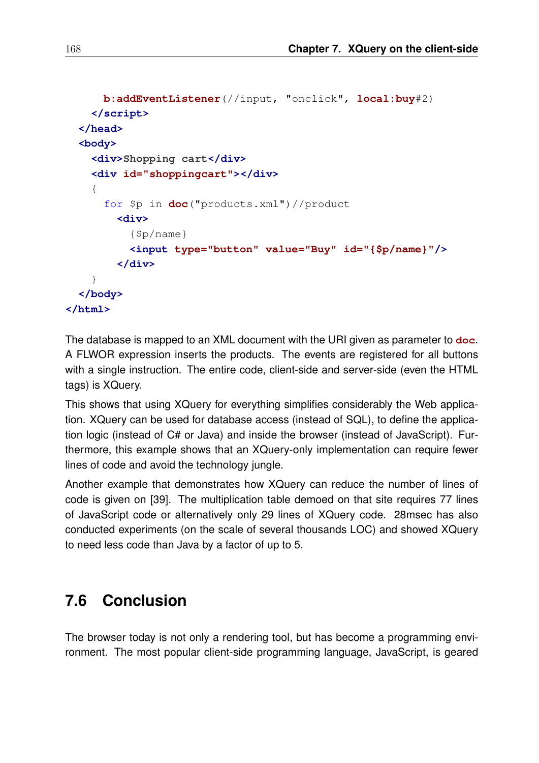```
      b:addEventListener(//input, "onclick", local:buy#2)
    </script>
  </head>
  <body>
    <div>Shopping cart</div>
    <div id="shoppingcart"></div>
    {
      for $p in doc("products.xml")//product
        <div>
          {$p/name}
          <input type="button" value="Buy" id="{$p/name}"/>
        </div>
    }
  </body>
</html>
```

The database is mapped to an XML document with the URI given as parameter to **doc**. A FLWOR expression inserts the products. The events are registered for all buttons with a single instruction. The entire code, client-side and server-side (even the HTML tags) is XQuery.

This shows that using XQuery for everything simplifies considerably the Web application. XQuery can be used for database access (instead of SQL), to define the application logic (instead of C# or Java) and inside the browser (instead of JavaScript). Furthermore, this example shows that an XQuery-only implementation can require fewer lines of code and avoid the technology jungle.

Another example that demonstrates how XQuery can reduce the number of lines of code is given on [39]. The multiplication table demoed on that site requires 77 lines of JavaScript code or alternatively only 29 lines of XQuery code. 28msec has also conducted experiments (on the scale of several thousands LOC) and showed XQuery to need less code than Java by a factor of up to 5.

## 7.6 Conclusion

The browser today is not only a rendering tool, but has become a programming environment. The most popular client-side programming language, JavaScript, is geared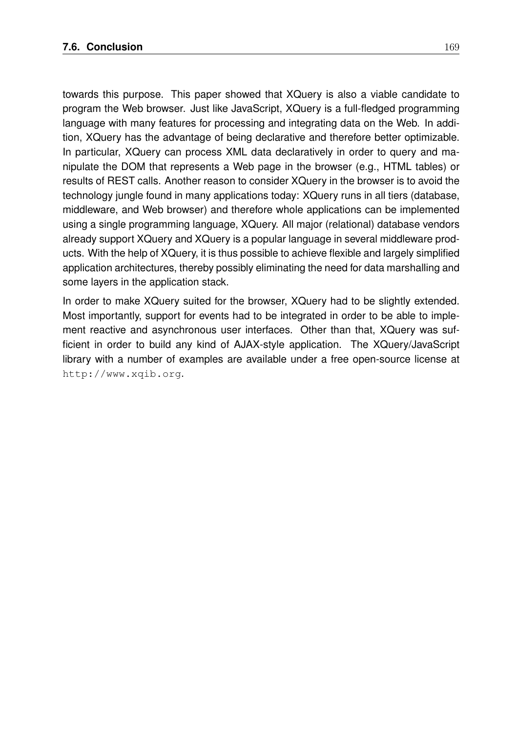towards this purpose. This paper showed that XQuery is also a viable candidate to program the Web browser. Just like JavaScript, XQuery is a full-fledged programming language with many features for processing and integrating data on the Web. In addition, XQuery has the advantage of being declarative and therefore better optimizable. In particular, XQuery can process XML data declaratively in order to query and manipulate the DOM that represents a Web page in the browser (e.g., HTML tables) or results of REST calls. Another reason to consider XQuery in the browser is to avoid the technology jungle found in many applications today: XQuery runs in all tiers (database, middleware, and Web browser) and therefore whole applications can be implemented using a single programming language, XQuery. All major (relational) database vendors already support XQuery and XQuery is a popular language in several middleware products. With the help of XQuery, it is thus possible to achieve flexible and largely simplified application architectures, thereby possibly eliminating the need for data marshalling and some layers in the application stack.

In order to make XQuery suited for the browser, XQuery had to be slightly extended. Most importantly, support for events had to be integrated in order to be able to implement reactive and asynchronous user interfaces. Other than that, XQuery was sufficient in order to build any kind of AJAX-style application. The XQuery/JavaScript library with a number of examples are available under a free open-source license at `http://www.xqib.org`.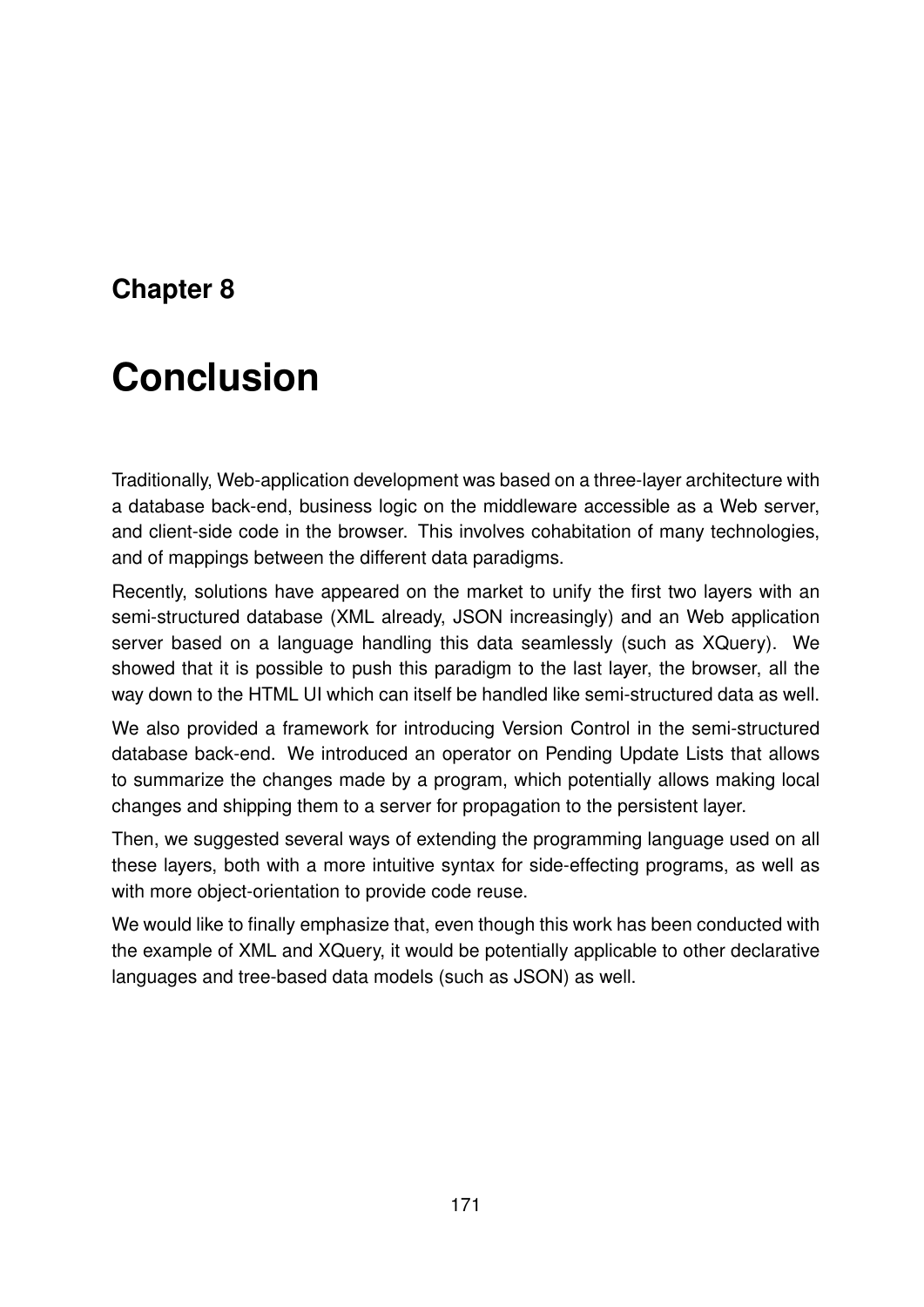# Chapter 8

# Conclusion

Traditionally, Web-application development was based on a three-layer architecture with a database back-end, business logic on the middleware accessible as a Web server, and client-side code in the browser. This involves cohabitation of many technologies, and of mappings between the different data paradigms.

Recently, solutions have appeared on the market to unify the first two layers with an semi-structured database (XML already, JSON increasingly) and an Web application server based on a language handling this data seamlessly (such as XQuery). We showed that it is possible to push this paradigm to the last layer, the browser, all the way down to the HTML UI which can itself be handled like semi-structured data as well.

We also provided a framework for introducing Version Control in the semi-structured database back-end. We introduced an operator on Pending Update Lists that allows to summarize the changes made by a program, which potentially allows making local changes and shipping them to a server for propagation to the persistent layer.

Then, we suggested several ways of extending the programming language used on all these layers, both with a more intuitive syntax for side-effecting programs, as well as with more object-orientation to provide code reuse.

We would like to finally emphasize that, even though this work has been conducted with the example of XML and XQuery, it would be potentially applicable to other declarative languages and tree-based data models (such as JSON) as well.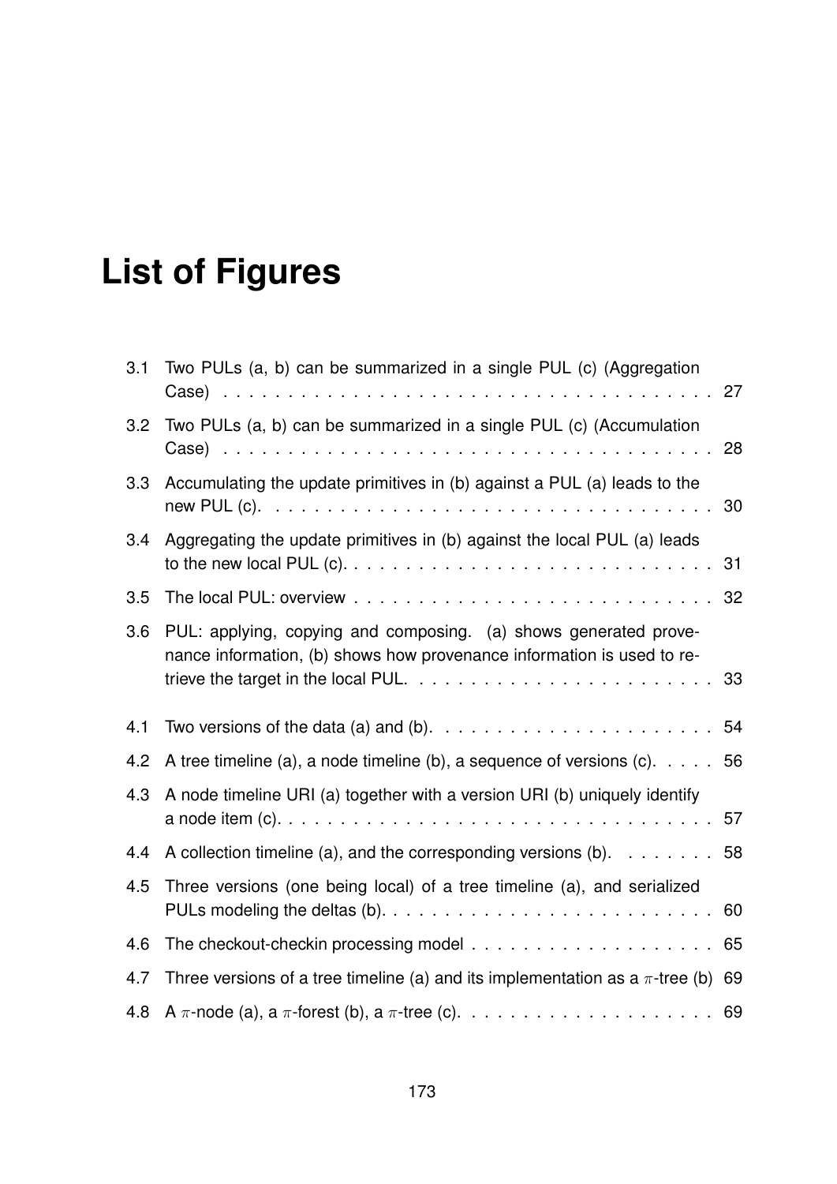# List of Figures

3.1 Two PULs (a, b) can be summarized in a single PUL (c) (Aggregation Case) . . . . . . . . . . . . . . . . . . . . . . . . . . . . . . . . . . . . . . 27

3.2 Two PULs (a, b) can be summarized in a single PUL (c) (Accumulation Case) . . . . . . . . . . . . . . . . . . . . . . . . . . . . . . . . . . . . . . 28

3.3 Accumulating the update primitives in (b) against a PUL (a) leads to the new PUL (c). . . . . . . . . . . . . . . . . . . . . . . . . . . . . . . . . . . . 30

3.4 Aggregating the update primitives in (b) against the local PUL (a) leads to the new local PUL (c). . . . . . . . . . . . . . . . . . . . . . . . . . . . 31

3.5 The local PUL: overview . . . . . . . . . . . . . . . . . . . . . . . . . . . . 32

3.6 PUL: applying, copying and composing. (a) shows generated provenance information, (b) shows how provenance information is used to retrieve the target in the local PUL. . . . . . . . . . . . . . . . . . . . . . . 33

4.1 Two versions of the data (a) and (b). . . . . . . . . . . . . . . . . . . . . 54

4.2 A tree timeline (a), a node timeline (b), a sequence of versions (c). . . . . 56

4.3 A node timeline URI (a) together with a version URI (b) uniquely identify a node item (c). . . . . . . . . . . . . . . . . . . . . . . . . . . . . . . . . . 57

4.4 A collection timeline (a), and the corresponding versions (b). . . . . . . . 58

4.5 Three versions (one being local) of a tree timeline (a), and serialized PULs modeling the deltas (b). . . . . . . . . . . . . . . . . . . . . . . . . . 60

4.6 The checkout-checkin processing model . . . . . . . . . . . . . . . . . . . 65

4.7 Three versions of a tree timeline (a) and its implementation as a $\pi$-tree (b) 69

4.8 A $\pi$-node (a), a $\pi$-forest (b), a $\pi$-tree (c). . . . . . . . . . . . . . . . . . . . 69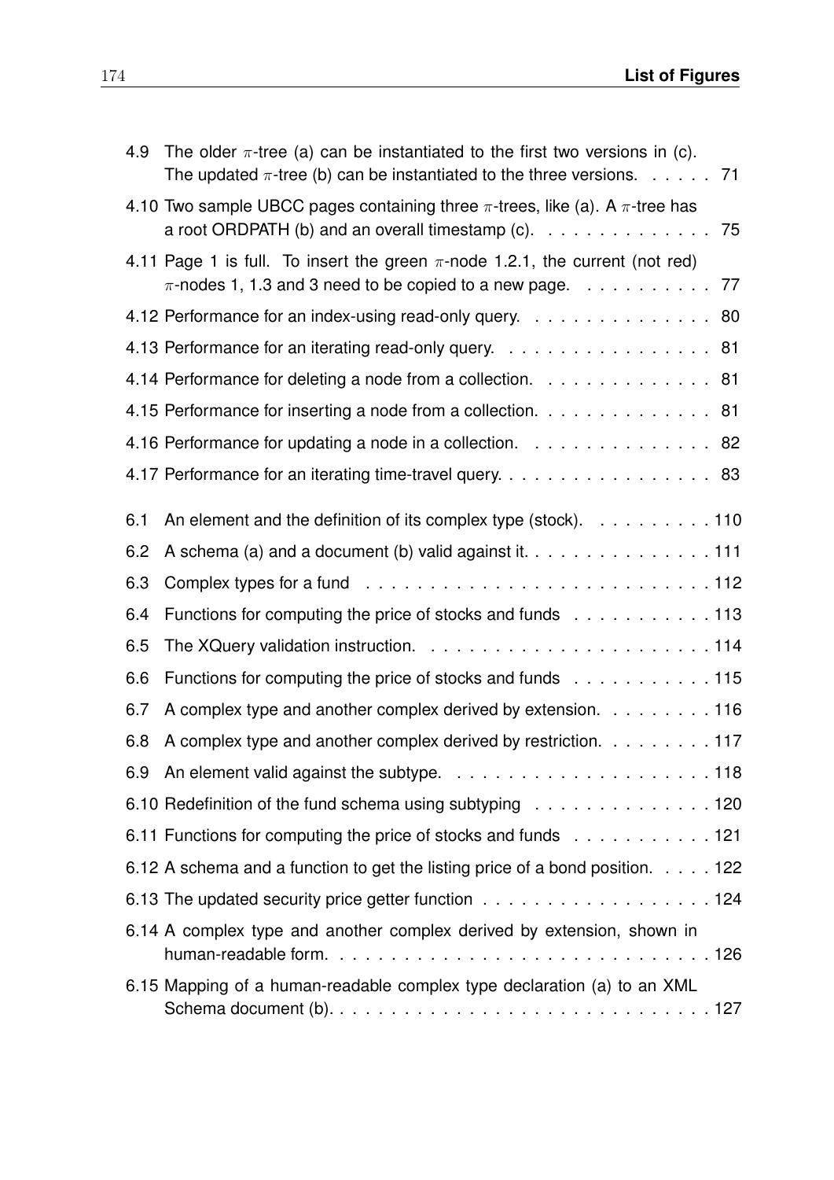4.9 The older $\pi$-tree (a) can be instantiated to the first two versions in (c). The updated $\pi$-tree (b) can be instantiated to the three versions. . . . . . 71

4.10 Two sample UBCC pages containing three $\pi$-trees, like (a). A $\pi$-tree has a root ORDPATH (b) and an overall timestamp (c). . . . . . . . . . . . . . 75

4.11 Page 1 is full. To insert the green $\pi$-node 1.2.1, the current (not red) $\pi$-nodes 1, 1.3 and 3 need to be copied to a new page. . . . . . . . . . . 77

4.12 Performance for an index-using read-only query. . . . . . . . . . . . . . . 80

4.13 Performance for an iterating read-only query. . . . . . . . . . . . . . . . . 81

4.14 Performance for deleting a node from a collection. . . . . . . . . . . . . . 81

4.15 Performance for inserting a node from a collection. . . . . . . . . . . . . . 81

4.16 Performance for updating a node in a collection. . . . . . . . . . . . . . . 82

4.17 Performance for an iterating time-travel query. . . . . . . . . . . . . . . . . 83

6.1 An element and the definition of its complex type (stock). . . . . . . . . . 110

6.2 A schema (a) and a document (b) valid against it. . . . . . . . . . . . . . . 111

6.3 Complex types for a fund . . . . . . . . . . . . . . . . . . . . . . . . . . 112

6.4 Functions for computing the price of stocks and funds . . . . . . . . . . . 113

6.5 The XQuery validation instruction. . . . . . . . . . . . . . . . . . . . . . . 114

6.6 Functions for computing the price of stocks and funds . . . . . . . . . . . 115

6.7 A complex type and another complex derived by extension. . . . . . . . . 116

6.8 A complex type and another complex derived by restriction. . . . . . . . . 117

6.9 An element valid against the subtype. . . . . . . . . . . . . . . . . . . . . 118

6.10 Redefinition of the fund schema using subtyping . . . . . . . . . . . . . . 120

6.11 Functions for computing the price of stocks and funds . . . . . . . . . . . 121

6.12 A schema and a function to get the listing price of a bond position. . . . . 122

6.13 The updated security price getter function . . . . . . . . . . . . . . . . . 124

6.14 A complex type and another complex derived by extension, shown in human-readable form. . . . . . . . . . . . . . . . . . . . . . . . . . . . . 126

6.15 Mapping of a human-readable complex type declaration (a) to an XML Schema document (b). . . . . . . . . . . . . . . . . . . . . . . . . . . . . 127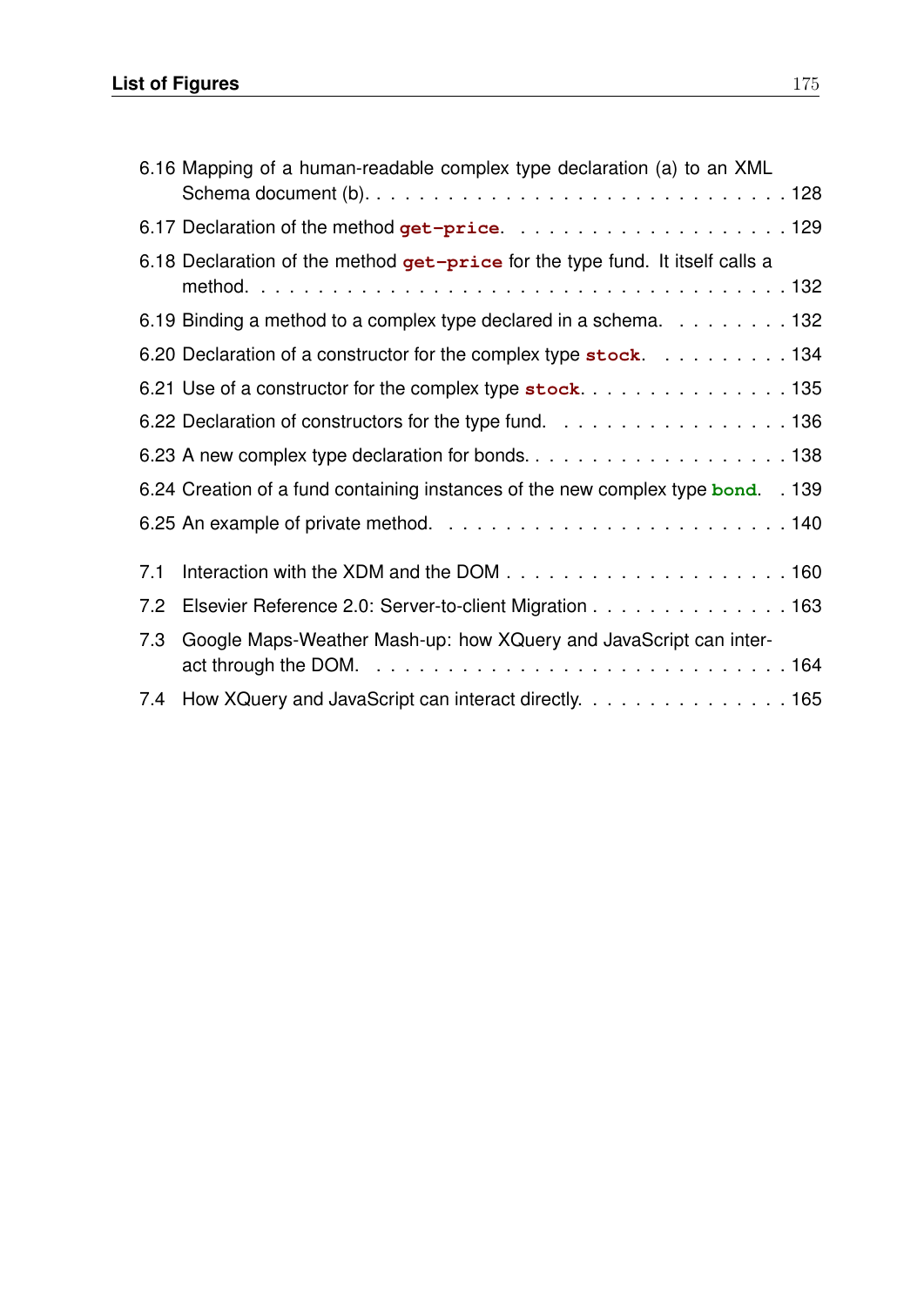6.16 Mapping of a human-readable complex type declaration (a) to an XML Schema document (b). . . . . . . . . . . . . . . . . . . . . . . . . . . . 128

6.17 Declaration of the method `get-price`. . . . . . . . . . . . . . . . . . . . 129

6.18 Declaration of the method `get-price` for the type fund. It itself calls a method. . . . . . . . . . . . . . . . . . . . . . . . . . . . . . . . . . . . 132

6.19 Binding a method to a complex type declared in a schema. . . . . . . . . 132

6.20 Declaration of a constructor for the complex type `stock`. . . . . . . . . . 134

6.21 Use of a constructor for the complex type `stock`. . . . . . . . . . . . . . . 135

6.22 Declaration of constructors for the type fund. . . . . . . . . . . . . . . . . 136

6.23 A new complex type declaration for bonds. . . . . . . . . . . . . . . . . . . 138

6.24 Creation of a fund containing instances of the new complex type `bond`. . 139

6.25 An example of private method. . . . . . . . . . . . . . . . . . . . . . . . 140

7.1 Interaction with the XDM and the DOM . . . . . . . . . . . . . . . . . . . 160

7.2 Elsevier Reference 2.0: Server-to-client Migration . . . . . . . . . . . . . . 163

7.3 Google Maps-Weather Mash-up: how XQuery and JavaScript can interact through the DOM. . . . . . . . . . . . . . . . . . . . . . . . . . . . . 164

7.4 How XQuery and JavaScript can interact directly. . . . . . . . . . . . . . . 165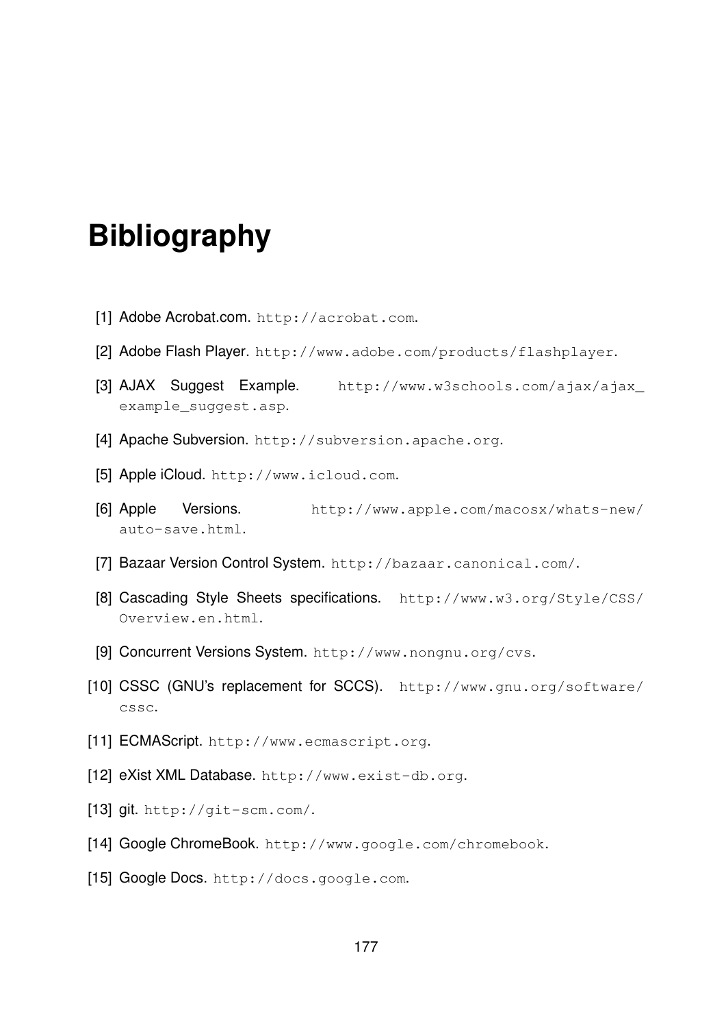# Bibliography

[1] Adobe Acrobat.com. `http://acrobat.com`.

[2] Adobe Flash Player. `http://www.adobe.com/products/flashplayer`.

[3] AJAX Suggest Example. `http://www.w3schools.com/ajax/ajax_example_suggest.asp`.

[4] Apache Subversion. `http://subversion.apache.org`.

[5] Apple iCloud. `http://www.icloud.com`.

[6] Apple Versions. `http://www.apple.com/macosx/whats-new/auto-save.html`.

[7] Bazaar Version Control System. `http://bazaar.canonical.com/`.

[8] Cascading Style Sheets specifications. `http://www.w3.org/Style/CSS/Overview.en.html`.

[9] Concurrent Versions System. `http://www.nongnu.org/cvs`.

[10] CSSC (GNU's replacement for SCCS). `http://www.gnu.org/software/cssc`.

[11] ECMAScript. `http://www.ecmascript.org`.

[12] eXist XML Database. `http://www.exist-db.org`.

[13] git. `http://git-scm.com/`.

[14] Google ChromeBook. `http://www.google.com/chromebook`.

[15] Google Docs. `http://docs.google.com`.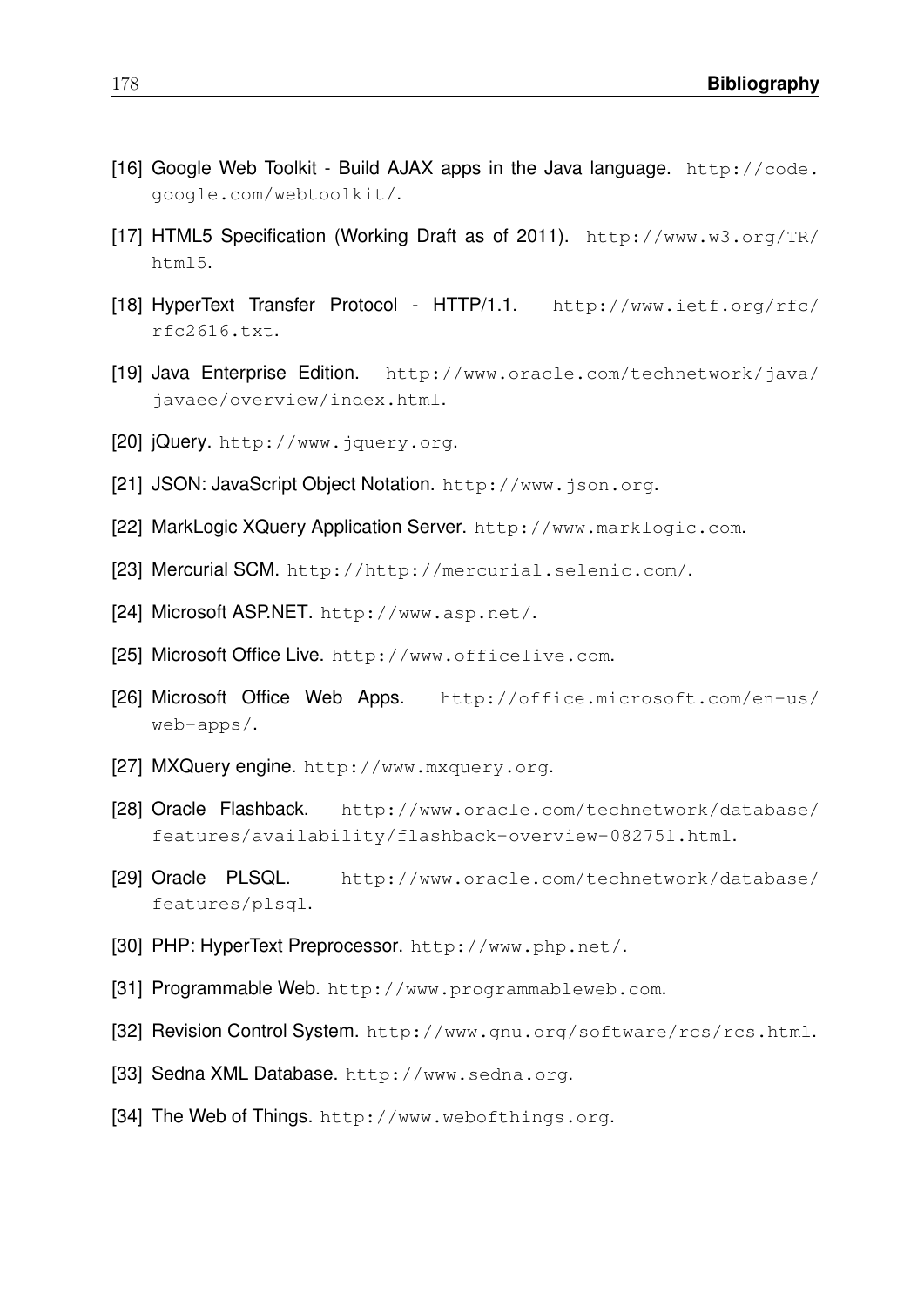[16] Google Web Toolkit - Build AJAX apps in the Java language. http://code.google.com/webtoolkit/.

[17] HTML5 Specification (Working Draft as of 2011). http://www.w3.org/TR/html5.

[18] HyperText Transfer Protocol - HTTP/1.1. http://www.ietf.org/rfc/rfc2616.txt.

[19] Java Enterprise Edition. http://www.oracle.com/technetwork/java/javaee/overview/index.html.

[20] jQuery. http://www.jquery.org.

[21] JSON: JavaScript Object Notation. http://www.json.org.

[22] MarkLogic XQuery Application Server. http://www.marklogic.com.

[23] Mercurial SCM. http://http://mercurial.selenic.com/.

[24] Microsoft ASP.NET. http://www.asp.net/.

[25] Microsoft Office Live. http://www.officelive.com.

[26] Microsoft Office Web Apps. http://office.microsoft.com/en-us/web-apps/.

[27] MXQuery engine. http://www.mxquery.org.

[28] Oracle Flashback. http://www.oracle.com/technetwork/database/features/availability/flashback-overview-082751.html.

[29] Oracle PLSQL. http://www.oracle.com/technetwork/database/features/plsql.

[30] PHP: HyperText Preprocessor. http://www.php.net/.

[31] Programmable Web. http://www.programmableweb.com.

[32] Revision Control System. http://www.gnu.org/software/rcs/rcs.html.

[33] Sedna XML Database. http://www.sedna.org.

[34] The Web of Things. http://www.webofthings.org.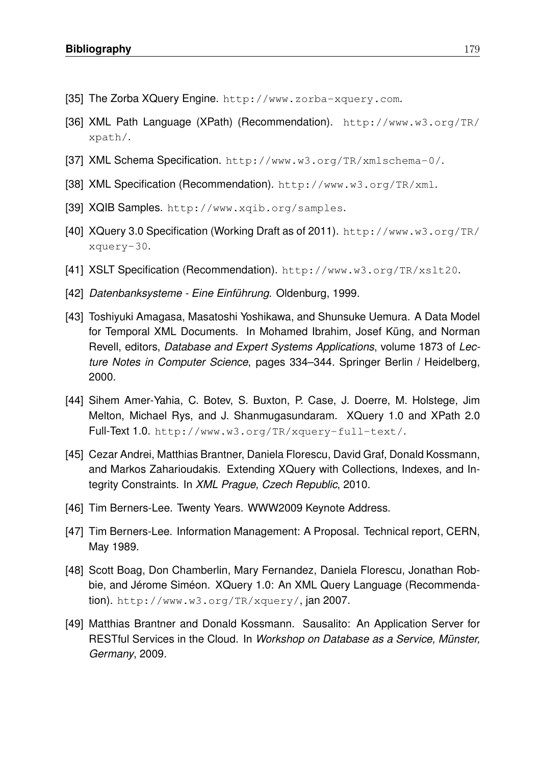[35] The Zorba XQuery Engine. http://www.zorba-xquery.com.

[36] XML Path Language (XPath) (Recommendation). http://www.w3.org/TR/xpath/.

[37] XML Schema Specification. http://www.w3.org/TR/xmlschema-0/.

[38] XML Specification (Recommendation). http://www.w3.org/TR/xml.

[39] XQIB Samples. http://www.xqib.org/samples.

[40] XQuery 3.0 Specification (Working Draft as of 2011). http://www.w3.org/TR/xquery-30.

[41] XSLT Specification (Recommendation). http://www.w3.org/TR/xslt20.

[42] *Datenbanksysteme - Eine Einführung*. Oldenburg, 1999.

[43] Toshiyuki Amagasa, Masatoshi Yoshikawa, and Shunsuke Uemura. A Data Model for Temporal XML Documents. In Mohamed Ibrahim, Josef Küng, and Norman Revell, editors, *Database and Expert Systems Applications*, volume 1873 of *Lecture Notes in Computer Science*, pages 334–344. Springer Berlin / Heidelberg, 2000.

[44] Sihem Amer-Yahia, C. Botev, S. Buxton, P. Case, J. Doerre, M. Holstege, Jim Melton, Michael Rys, and J. Shanmugasundaram. XQuery 1.0 and XPath 2.0 Full-Text 1.0. http://www.w3.org/TR/xquery-full-text/.

[45] Cezar Andrei, Matthias Brantner, Daniela Florescu, David Graf, Donald Kossmann, and Markos Zaharioudakis. Extending XQuery with Collections, Indexes, and Integrity Constraints. In *XML Prague, Czech Republic*, 2010.

[46] Tim Berners-Lee. Twenty Years. WWW2009 Keynote Address.

[47] Tim Berners-Lee. Information Management: A Proposal. Technical report, CERN, May 1989.

[48] Scott Boag, Don Chamberlin, Mary Fernandez, Daniela Florescu, Jonathan Robbie, and Jérome Siméon. XQuery 1.0: An XML Query Language (Recommendation). http://www.w3.org/TR/xquery/, jan 2007.

[49] Matthias Brantner and Donald Kossmann. Sausalito: An Application Server for RESTful Services in the Cloud. In *Workshop on Database as a Service, Münster, Germany*, 2009.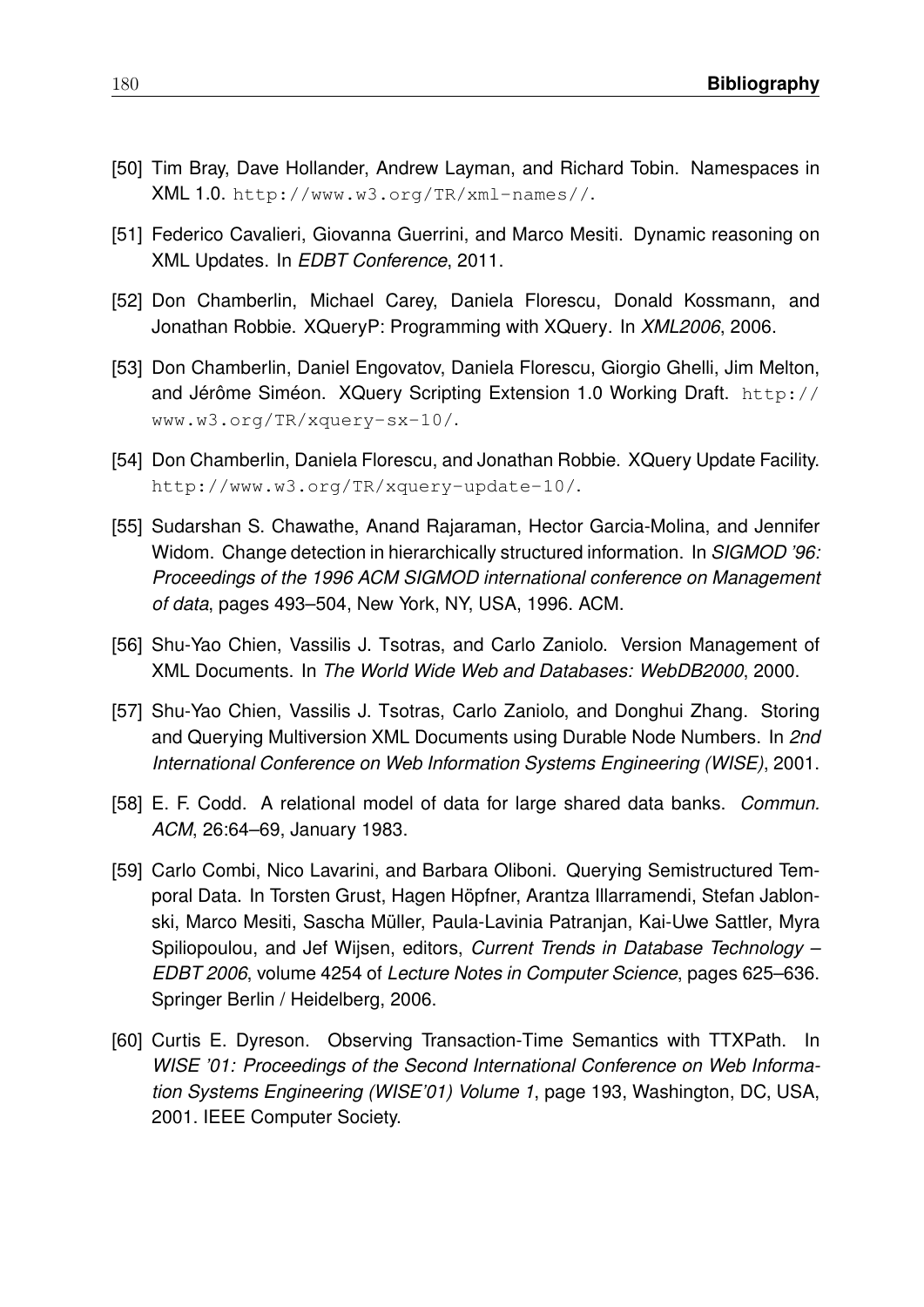[50] Tim Bray, Dave Hollander, Andrew Layman, and Richard Tobin. Namespaces in XML 1.0. http://www.w3.org/TR/xml-names//.

[51] Federico Cavalieri, Giovanna Guerrini, and Marco Mesiti. Dynamic reasoning on XML Updates. In *EDBT Conference*, 2011.

[52] Don Chamberlin, Michael Carey, Daniela Florescu, Donald Kossmann, and Jonathan Robbie. XQueryP: Programming with XQuery. In *XML2006*, 2006.

[53] Don Chamberlin, Daniel Engovatov, Daniela Florescu, Giorgio Ghelli, Jim Melton, and Jérôme Siméon. XQuery Scripting Extension 1.0 Working Draft. http://www.w3.org/TR/xquery-sx-10/.

[54] Don Chamberlin, Daniela Florescu, and Jonathan Robbie. XQuery Update Facility. http://www.w3.org/TR/xquery-update-10/.

[55] Sudarshan S. Chawathe, Anand Rajaraman, Hector Garcia-Molina, and Jennifer Widom. Change detection in hierarchically structured information. In *SIGMOD '96: Proceedings of the 1996 ACM SIGMOD international conference on Management of data*, pages 493–504, New York, NY, USA, 1996. ACM.

[56] Shu-Yao Chien, Vassilis J. Tsotras, and Carlo Zaniolo. Version Management of XML Documents. In *The World Wide Web and Databases: WebDB2000*, 2000.

[57] Shu-Yao Chien, Vassilis J. Tsotras, Carlo Zaniolo, and Donghui Zhang. Storing and Querying Multiversion XML Documents using Durable Node Numbers. In *2nd International Conference on Web Information Systems Engineering (WISE)*, 2001.

[58] E. F. Codd. A relational model of data for large shared data banks. *Commun. ACM*, 26:64–69, January 1983.

[59] Carlo Combi, Nico Lavarini, and Barbara Oliboni. Querying Semistructured Temporal Data. In Torsten Grust, Hagen Höpfner, Arantza Illarramendi, Stefan Jablonski, Marco Mesiti, Sascha Müller, Paula-Lavinia Patranjan, Kai-Uwe Sattler, Myra Spiliopoulou, and Jef Wijsen, editors, *Current Trends in Database Technology – EDBT 2006*, volume 4254 of *Lecture Notes in Computer Science*, pages 625–636. Springer Berlin / Heidelberg, 2006.

[60] Curtis E. Dyreson. Observing Transaction-Time Semantics with TTXPath. In *WISE '01: Proceedings of the Second International Conference on Web Information Systems Engineering (WISE'01) Volume 1*, page 193, Washington, DC, USA, 2001. IEEE Computer Society.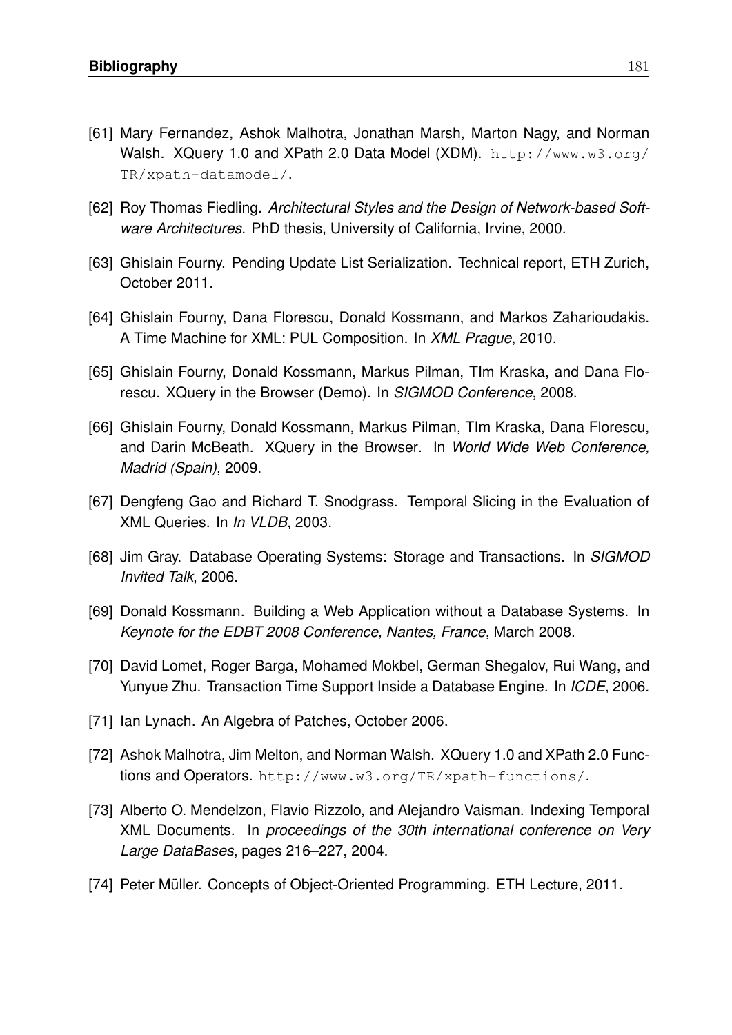[61] Mary Fernandez, Ashok Malhotra, Jonathan Marsh, Marton Nagy, and Norman Walsh. XQuery 1.0 and XPath 2.0 Data Model (XDM). `http://www.w3.org/TR/xpath-datamodel/`.

[62] Roy Thomas Fiedling. *Architectural Styles and the Design of Network-based Software Architectures*. PhD thesis, University of California, Irvine, 2000.

[63] Ghislain Fourny. Pending Update List Serialization. Technical report, ETH Zurich, October 2011.

[64] Ghislain Fourny, Dana Florescu, Donald Kossmann, and Markos Zaharioudakis. A Time Machine for XML: PUL Composition. In *XML Prague*, 2010.

[65] Ghislain Fourny, Donald Kossmann, Markus Pilman, TIm Kraska, and Dana Florescu. XQuery in the Browser (Demo). In *SIGMOD Conference*, 2008.

[66] Ghislain Fourny, Donald Kossmann, Markus Pilman, TIm Kraska, Dana Florescu, and Darin McBeath. XQuery in the Browser. In *World Wide Web Conference, Madrid (Spain)*, 2009.

[67] Dengfeng Gao and Richard T. Snodgrass. Temporal Slicing in the Evaluation of XML Queries. In *In VLDB*, 2003.

[68] Jim Gray. Database Operating Systems: Storage and Transactions. In *SIGMOD Invited Talk*, 2006.

[69] Donald Kossmann. Building a Web Application without a Database Systems. In *Keynote for the EDBT 2008 Conference, Nantes, France*, March 2008.

[70] David Lomet, Roger Barga, Mohamed Mokbel, German Shegalov, Rui Wang, and Yunyue Zhu. Transaction Time Support Inside a Database Engine. In *ICDE*, 2006.

[71] Ian Lynach. An Algebra of Patches, October 2006.

[72] Ashok Malhotra, Jim Melton, and Norman Walsh. XQuery 1.0 and XPath 2.0 Functions and Operators. `http://www.w3.org/TR/xpath-functions/`.

[73] Alberto O. Mendelzon, Flavio Rizzolo, and Alejandro Vaisman. Indexing Temporal XML Documents. In *proceedings of the 30th international conference on Very Large DataBases*, pages 216–227, 2004.

[74] Peter Müller. Concepts of Object-Oriented Programming. ETH Lecture, 2011.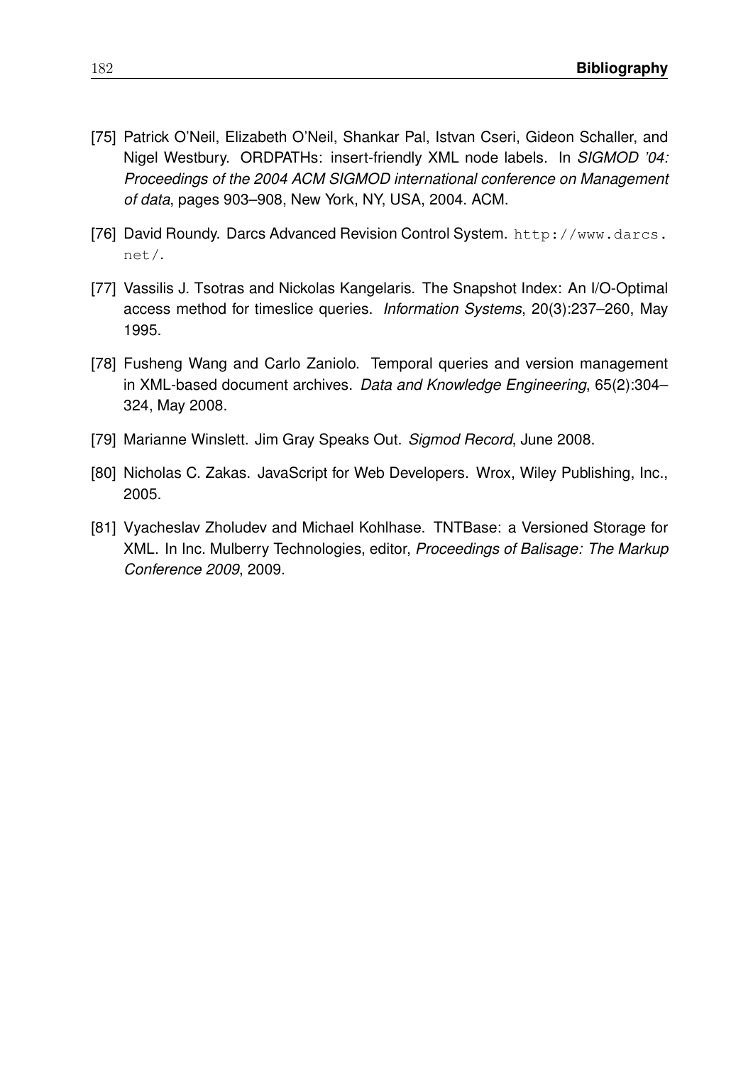[75] Patrick O'Neil, Elizabeth O'Neil, Shankar Pal, Istvan Cseri, Gideon Schaller, and Nigel Westbury. ORDPATHs: insert-friendly XML node labels. In *SIGMOD '04: Proceedings of the 2004 ACM SIGMOD international conference on Management of data*, pages 903–908, New York, NY, USA, 2004. ACM.

[76] David Roundy. Darcs Advanced Revision Control System. `http://www.darcs.net/`.

[77] Vassilis J. Tsotras and Nickolas Kangelaris. The Snapshot Index: An I/O-Optimal access method for timeslice queries. *Information Systems*, 20(3):237–260, May 1995.

[78] Fusheng Wang and Carlo Zaniolo. Temporal queries and version management in XML-based document archives. *Data and Knowledge Engineering*, 65(2):304–324, May 2008.

[79] Marianne Winslett. Jim Gray Speaks Out. *Sigmod Record*, June 2008.

[80] Nicholas C. Zakas. JavaScript for Web Developers. Wrox, Wiley Publishing, Inc., 2005.

[81] Vyacheslav Zholudev and Michael Kohlhase. TNTBase: a Versioned Storage for XML. In Inc. Mulberry Technologies, editor, *Proceedings of Balisage: The Markup Conference 2009*, 2009.